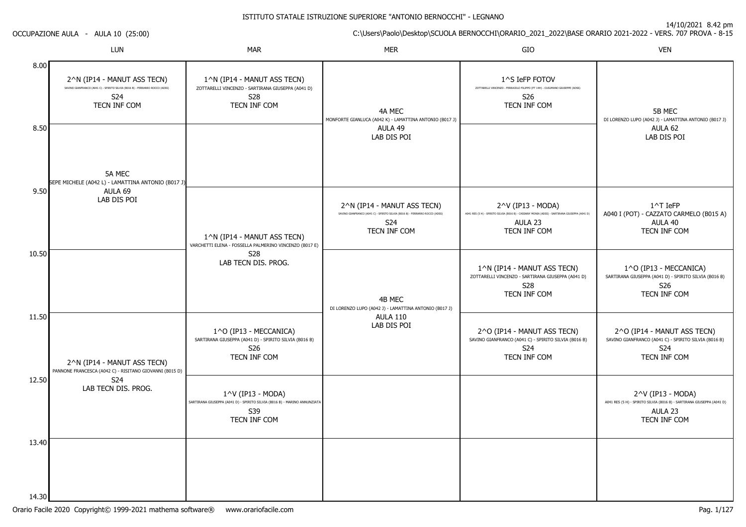# ISTITUTO STATALE ISTRUZIONE SUPERIORE "ANTONIO BERNOCCHI" - LEGNANO

OCCUPAZIONE AULA - AULA 10 (25:00)

14/10/2021 8.42 pm

C:\Users\Paolo\Desktop\SCUOLA BERNOCCHI\ORARIO_2021_2022\BASE ORARIO 2021-2022 - VERS. 707 PROVA - 8-15

| | LUN | MAR | MER | GIO | VEN |
|---|---|---|---|---|---|
| 8.00 | 2^N (IP14 - MANUT ASS TECN)<br>SAVINO GIANFRANCO (A041 C) - SPIRITO SILVIA (B016 B) - FERRARRO ROCCO (ADSS)<br>S24<br>TECN INF COM | 1^N (IP14 - MANUT ASS TECN)<br>ZOTTARELLI VINCENZO - SARTIRANA GIUSEPPA (A041 D)<br>S28<br>TECN INF COM | 4A MEC<br>MONFORTE GIANLUCA (A042 K) - LAMATTINA ANTONIO (B017 J)<br>AULA 49<br>LAB DIS POI | 1^S IeFP FOTOV<br>ZOTTARELLI VINCENZO - FERRAIOLO FILIPPO (PT 14H) - CUSUMANO GIUSEPPE (ADSS)<br>S26<br>TECN INF COM | 5B MEC<br>DI LORENZO LUPO (A042 J) - LAMATTINA ANTONIO (B017 J)<br>AULA 62<br>LAB DIS POI |
| 8.50 | 5A MEC<br>SEPE MICHELE (A042 L) - LAMATTINA ANTONIO (B017 J)<br>AULA 69<br>LAB DIS POI | | | | |
| 9.50 | | 1^N (IP14 - MANUT ASS TECN)<br>VARCHETTI ELENA - FOSSELLA PALMERINO VINCENZO (B017 E)<br>S28<br>LAB TECN DIS. PROG. | 2^N (IP14 - MANUT ASS TECN)<br>SAVINO GIANFRANCO (A041 C) - SPIRITO SILVIA (B016 B) - FERRARRO ROCCO (ADSS)<br>S24<br>TECN INF COM | 2^V (IP13 - MODA)<br>A041 RES (5 H) - SPIRITO SILVIA (B016 B) - CASSARA' MONIA (ADSS) - SARTIRANA GIUSEPPA (A041 D)<br>AULA 23<br>TECN INF COM | 1^T IeFP<br>A040 I (POT) - CAZZATO CARMELO (B015 A)<br>AULA 40<br>TECN INF COM |
| 10.50 | | | 4B MEC<br>DI LORENZO LUPO (A042 J) - LAMATTINA ANTONIO (B017 J)<br>AULA 110<br>LAB DIS POI | 1^N (IP14 - MANUT ASS TECN)<br>ZOTTARELLI VINCENZO - SARTIRANA GIUSEPPA (A041 D)<br>S28<br>TECN INF COM | 1^O (IP13 - MECCANICA)<br>SARTIRANA GIUSEPPA (A041 D) - SPIRITO SILVIA (B016 B)<br>S26<br>TECN INF COM |
| 11.50 | 2^N (IP14 - MANUT ASS TECN)<br>PANNONE FRANCESCA (A042 C) - RISITANO GIOVANNI (B015 D)<br>S24<br>LAB TECN DIS. PROG. | 1^O (IP13 - MECCANICA)<br>SARTIRANA GIUSEPPA (A041 D) - SPIRITO SILVIA (B016 B)<br>S26<br>TECN INF COM | | 2^O (IP14 - MANUT ASS TECN)<br>SAVINO GIANFRANCO (A041 C) - SPIRITO SILVIA (B016 B)<br>S24<br>TECN INF COM | 2^O (IP14 - MANUT ASS TECN)<br>SAVINO GIANFRANCO (A041 C) - SPIRITO SILVIA (B016 B)<br>S24<br>TECN INF COM |
| 12.50 | | 1^V (IP13 - MODA)<br>SARTIRANA GIUSEPPA (A041 D) - SPIRITO SILVIA (B016 B) - MARINO ANNUNZIATA<br>S39<br>TECN INF COM | | | 2^V (IP13 - MODA)<br>A041 RES (5 H) - SPIRITO SILVIA (B016 B) - SARTIRANA GIUSEPPA (A041 D)<br>AULA 23<br>TECN INF COM |
| 13.40 | | | | | |
| 14.30 | | | | | |

Orario Facile 2020 Copyright© 1999-2021 mathema software® www.orariofacile.com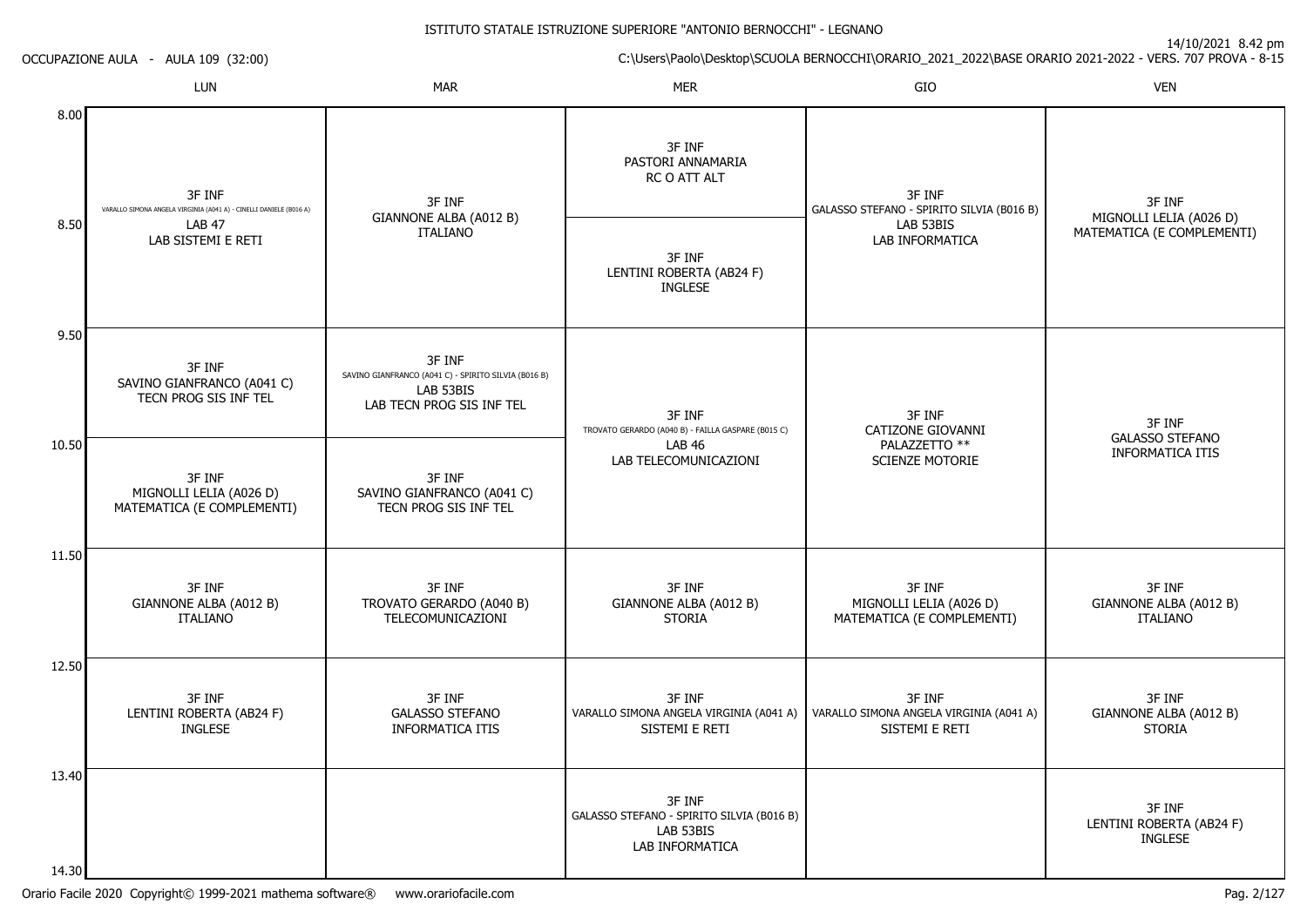ISTITUTO STATALE ISTRUZIONE SUPERIORE "ANTONIO BERNOCCHI" - LEGNANO

OCCUPAZIONE AULA - AULA 109 (32:00)

14/10/2021 8.42 pm

C:\Users\Paolo\Desktop\SCUOLA BERNOCCHI\ORARIO_2021_2022\BASE ORARIO 2021-2022 - VERS. 707 PROVA - 8-15

| | LUN | MAR | MER | GIO | VEN |
|---|---|---|---|---|---|
| 8.00 | 3F INF<br>VARALLO SIMONA ANGELA VIRGINIA (A041 A) - CINELLI DANIELE (B016 A)<br>LAB 47<br>LAB SISTEMI E RETI | 3F INF<br>GIANNONE ALBA (A012 B)<br>ITALIANO | 3F INF<br>PASTORI ANNAMARIA<br>RC O ATT ALT | 3F INF<br>GALASSO STEFANO - SPIRITO SILVIA (B016 B)<br>LAB 53BIS<br>LAB INFORMATICA | 3F INF<br>MIGNOLLI LELIA (A026 D)<br>MATEMATICA (E COMPLEMENTI) |
| 8.50 | | | 3F INF<br>LENTINI ROBERTA (AB24 F)<br>INGLESE | | |
| 9.50 | 3F INF<br>SAVINO GIANFRANCO (A041 C)<br>TECN PROG SIS INF TEL | 3F INF<br>SAVINO GIANFRANCO (A041 C) - SPIRITO SILVIA (B016 B)<br>LAB 53BIS<br>LAB TECN PROG SIS INF TEL | 3F INF<br>TROVATO GERARDO (A040 B) - FAILLA GASPARE (B015 C)<br>LAB 46<br>LAB TELECOMUNICAZIONI | 3F INF<br>CATIZONE GIOVANNI<br>PALAZZETTO **<br>SCIENZE MOTORIE | 3F INF<br>GALASSO STEFANO<br>INFORMATICA ITIS |
| 10.50 | 3F INF<br>MIGNOLLI LELIA (A026 D)<br>MATEMATICA (E COMPLEMENTI) | 3F INF<br>SAVINO GIANFRANCO (A041 C)<br>TECN PROG SIS INF TEL | | | |
| 11.50 | 3F INF<br>GIANNONE ALBA (A012 B)<br>ITALIANO | 3F INF<br>TROVATO GERARDO (A040 B)<br>TELECOMUNICAZIONI | 3F INF<br>GIANNONE ALBA (A012 B)<br>STORIA | 3F INF<br>MIGNOLLI LELIA (A026 D)<br>MATEMATICA (E COMPLEMENTI) | 3F INF<br>GIANNONE ALBA (A012 B)<br>ITALIANO |
| 12.50 | 3F INF<br>LENTINI ROBERTA (AB24 F)<br>INGLESE | 3F INF<br>GALASSO STEFANO<br>INFORMATICA ITIS | 3F INF<br>VARALLO SIMONA ANGELA VIRGINIA (A041 A)<br>SISTEMI E RETI | 3F INF<br>VARALLO SIMONA ANGELA VIRGINIA (A041 A)<br>SISTEMI E RETI | 3F INF<br>GIANNONE ALBA (A012 B)<br>STORIA |
| 13.40 | | | 3F INF<br>GALASSO STEFANO - SPIRITO SILVIA (B016 B)<br>LAB 53BIS<br>LAB INFORMATICA | | 3F INF<br>LENTINI ROBERTA (AB24 F)<br>INGLESE |
| 14.30 | | | | | |

Orario Facile 2020 Copyright© 1999-2021 mathema software® www.orariofacile.com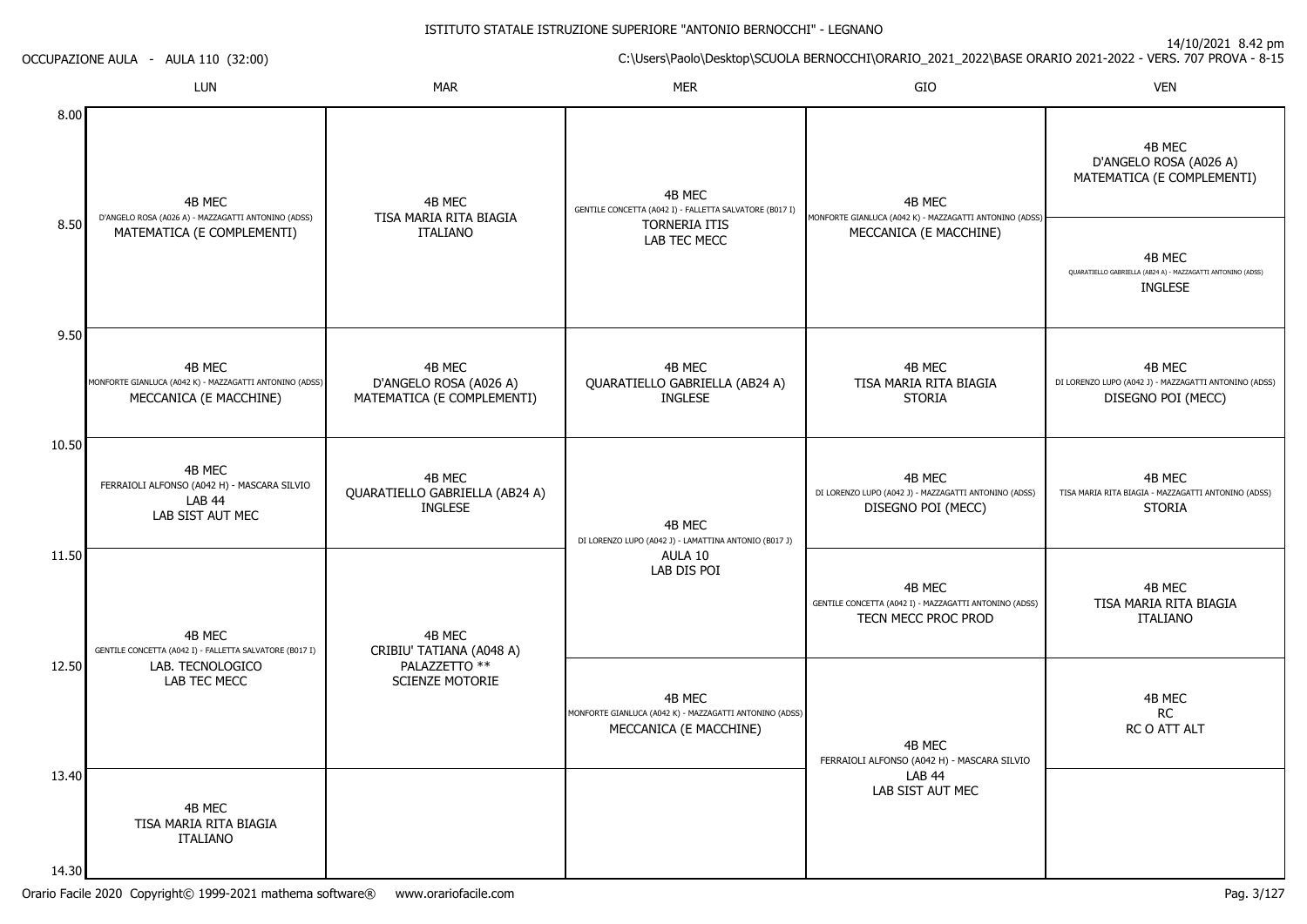ISTITUTO STATALE ISTRUZIONE SUPERIORE "ANTONIO BERNOCCHI" - LEGNANO

14/10/2021 8.42 pm

OCCUPAZIONE AULA - AULA 110 (32:00)

C:\Users\Paolo\Desktop\SCUOLA BERNOCCHI\ORARIO_2021_2022\BASE ORARIO 2021-2022 - VERS. 707 PROVA - 8-15

| | LUN | MAR | MER | GIO | VEN |
|---|---|---|---|---|---|
| 8.00 | 4B MEC<br>D'ANGELO ROSA (A026 A) - MAZZAGATTI ANTONINO (ADSS)<br>MATEMATICA (E COMPLEMENTI) | 4B MEC<br>TISA MARIA RITA BIAGIA<br>ITALIANO | 4B MEC<br>GENTILE CONCETTA (A042 I) - FALLETTA SALVATORE (B017 I)<br>TORNERIA ITIS<br>LAB TEC MECC | 4B MEC<br>MONFORTE GIANLUCA (A042 K) - MAZZAGATTI ANTONINO (ADSS)<br>MECCANICA (E MACCHINE) | 4B MEC<br>D'ANGELO ROSA (A026 A)<br>MATEMATICA (E COMPLEMENTI) |
| 8.50 | | | | | 4B MEC<br>QUARATIELLO GABRIELLA (AB24 A) - MAZZAGATTI ANTONINO (ADSS)<br>INGLESE |
| 9.50 | 4B MEC<br>MONFORTE GIANLUCA (A042 K) - MAZZAGATTI ANTONINO (ADSS)<br>MECCANICA (E MACCHINE) | 4B MEC<br>D'ANGELO ROSA (A026 A)<br>MATEMATICA (E COMPLEMENTI) | 4B MEC<br>QUARATIELLO GABRIELLA (AB24 A)<br>INGLESE | 4B MEC<br>TISA MARIA RITA BIAGIA<br>STORIA | 4B MEC<br>DI LORENZO LUPO (A042 J) - MAZZAGATTI ANTONINO (ADSS)<br>DISEGNO POI (MECC) |
| 10.50 | 4B MEC<br>FERRAIOLI ALFONSO (A042 H) - MASCARA SILVIO<br>LAB 44<br>LAB SIST AUT MEC | 4B MEC<br>QUARATIELLO GABRIELLA (AB24 A)<br>INGLESE | 4B MEC<br>DI LORENZO LUPO (A042 J) - LAMATTINA ANTONIO (B017 J)<br>AULA 10<br>LAB DIS POI | 4B MEC<br>DI LORENZO LUPO (A042 J) - MAZZAGATTI ANTONINO (ADSS)<br>DISEGNO POI (MECC) | 4B MEC<br>TISA MARIA RITA BIAGIA - MAZZAGATTI ANTONINO (ADSS)<br>STORIA |
| 11.50 | 4B MEC<br>GENTILE CONCETTA (A042 I) - FALLETTA SALVATORE (B017 I)<br>LAB. TECNOLOGICO<br>LAB TEC MECC | 4B MEC<br>CRIBIU' TATIANA (A048 A)<br>PALAZZETTO **<br>SCIENZE MOTORIE | | 4B MEC<br>GENTILE CONCETTA (A042 I) - MAZZAGATTI ANTONINO (ADSS)<br>TECN MECC PROC PROD | 4B MEC<br>TISA MARIA RITA BIAGIA<br>ITALIANO |
| 12.50 | | | 4B MEC<br>MONFORTE GIANLUCA (A042 K) - MAZZAGATTI ANTONINO (ADSS)<br>MECCANICA (E MACCHINE) | 4B MEC<br>FERRAIOLI ALFONSO (A042 H) - MASCARA SILVIO<br>LAB 44<br>LAB SIST AUT MEC | 4B MEC<br>RC<br>RC O ATT ALT |
| 13.40 | 4B MEC<br>TISA MARIA RITA BIAGIA<br>ITALIANO | | | | |
| 14.30 | | | | | |

Orario Facile 2020 Copyright© 1999-2021 mathema software® www.orariofacile.com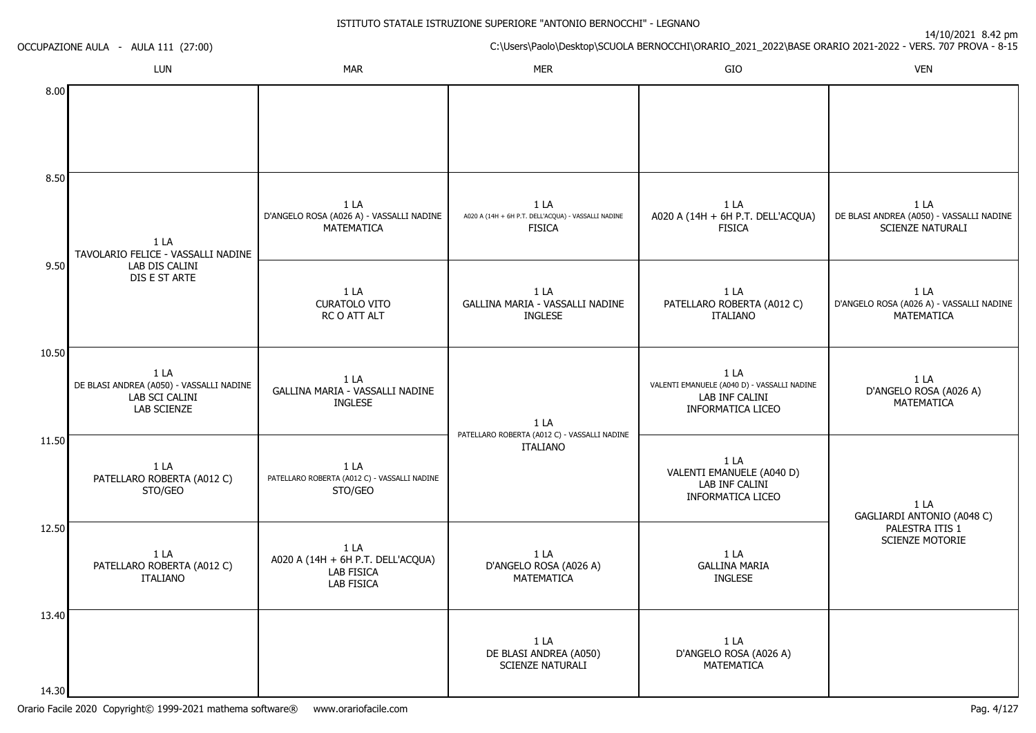ISTITUTO STATALE ISTRUZIONE SUPERIORE "ANTONIO BERNOCCHI" - LEGNANO

OCCUPAZIONE AULA - AULA 111 (27:00)

14/10/2021 8.42 pm

C:\Users\Paolo\Desktop\SCUOLA BERNOCCHI\ORARIO_2021_2022\BASE ORARIO 2021-2022 - VERS. 707 PROVA - 8-15

| | LUN | MAR | MER | GIO | VEN |
|---|---|---|---|---|---|
| 8.00 | | | | | |
| 8.50 | 1 LA<br>TAVOLARIO FELICE - VASSALLI NADINE<br>LAB DIS CALINI<br>DIS E ST ARTE | 1 LA<br>D'ANGELO ROSA (A026 A) - VASSALLI NADINE<br>MATEMATICA | 1 LA<br>A020 A (14H + 6H P.T. DELL'ACQUA) - VASSALLI NADINE<br>FISICA | 1 LA<br>A020 A (14H + 6H P.T. DELL'ACQUA)<br>FISICA | 1 LA<br>DE BLASI ANDREA (A050) - VASSALLI NADINE<br>SCIENZE NATURALI |
| 9.50 | | 1 LA<br>CURATOLO VITO<br>RC O ATT ALT | 1 LA<br>GALLINA MARIA - VASSALLI NADINE<br>INGLESE | 1 LA<br>PATELLARO ROBERTA (A012 C)<br>ITALIANO | 1 LA<br>D'ANGELO ROSA (A026 A) - VASSALLI NADINE<br>MATEMATICA |
| 10.50 | 1 LA<br>DE BLASI ANDREA (A050) - VASSALLI NADINE<br>LAB SCI CALINI<br>LAB SCIENZE | 1 LA<br>GALLINA MARIA - VASSALLI NADINE<br>INGLESE | 1 LA<br>PATELLARO ROBERTA (A012 C) - VASSALLI NADINE<br>ITALIANO | 1 LA<br>VALENTI EMANUELE (A040 D) - VASSALLI NADINE<br>LAB INF CALINI<br>INFORMATICA LICEO | 1 LA<br>D'ANGELO ROSA (A026 A)<br>MATEMATICA |
| 11.50 | 1 LA<br>PATELLARO ROBERTA (A012 C)<br>STO/GEO | 1 LA<br>PATELLARO ROBERTA (A012 C) - VASSALLI NADINE<br>STO/GEO | | 1 LA<br>VALENTI EMANUELE (A040 D)<br>LAB INF CALINI<br>INFORMATICA LICEO | 1 LA<br>GAGLIARDI ANTONIO (A048 C)<br>PALESTRA ITIS 1<br>SCIENZE MOTORIE |
| 12.50 | 1 LA<br>PATELLARO ROBERTA (A012 C)<br>ITALIANO | 1 LA<br>A020 A (14H + 6H P.T. DELL'ACQUA)<br>LAB FISICA<br>LAB FISICA | 1 LA<br>D'ANGELO ROSA (A026 A)<br>MATEMATICA | 1 LA<br>GALLINA MARIA<br>INGLESE | |
| 13.40 | | | 1 LA<br>DE BLASI ANDREA (A050)<br>SCIENZE NATURALI | 1 LA<br>D'ANGELO ROSA (A026 A)<br>MATEMATICA | |
| 14.30 | | | | | |

Orario Facile 2020 Copyright© 1999-2021 mathema software® www.orariofacile.com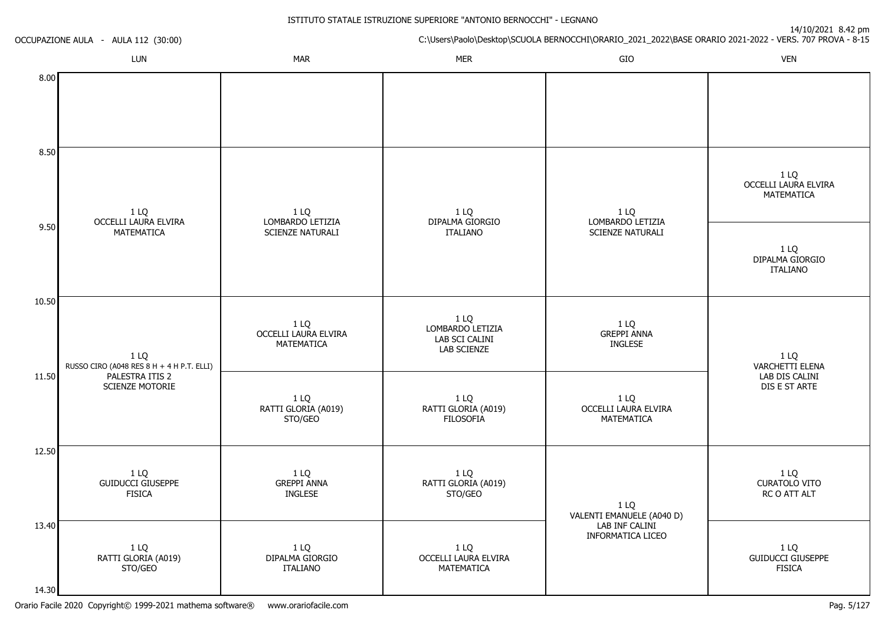ISTITUTO STATALE ISTRUZIONE SUPERIORE "ANTONIO BERNOCCHI" - LEGNANO

OCCUPAZIONE AULA - AULA 112 (30:00)

14/10/2021 8.42 pm

C:\Users\Paolo\Desktop\SCUOLA BERNOCCHI\ORARIO_2021_2022\BASE ORARIO 2021-2022 - VERS. 707 PROVA - 8-15

| | LUN | MAR | MER | GIO | VEN |
|---|---|---|---|---|---|
| 8.00 | | | | | |
| 8.50 | 1 LQ OCCELLI LAURA ELVIRA MATEMATICA | 1 LQ LOMBARDO LETIZIA SCIENZE NATURALI | 1 LQ DIPALMA GIORGIO ITALIANO | 1 LQ LOMBARDO LETIZIA SCIENZE NATURALI | 1 LQ OCCELLI LAURA ELVIRA MATEMATICA |
| 9.50 | 1 LQ OCCELLI LAURA ELVIRA MATEMATICA | 1 LQ LOMBARDO LETIZIA SCIENZE NATURALI | 1 LQ DIPALMA GIORGIO ITALIANO | 1 LQ LOMBARDO LETIZIA SCIENZE NATURALI | 1 LQ DIPALMA GIORGIO ITALIANO |
| 10.50 | 1 LQ RUSSO CIRO (A048 RES 8 H + 4 H P.T. ELLI) PALESTRA ITIS 2 SCIENZE MOTORIE | 1 LQ OCCELLI LAURA ELVIRA MATEMATICA | 1 LQ LOMBARDO LETIZIA LAB SCI CALINI LAB SCIENZE | 1 LQ GREPPI ANNA INGLESE | 1 LQ VARCHETTI ELENA LAB DIS CALINI DIS E ST ARTE |
| 11.50 | 1 LQ RUSSO CIRO (A048 RES 8 H + 4 H P.T. ELLI) PALESTRA ITIS 2 SCIENZE MOTORIE | 1 LQ RATTI GLORIA (A019) STO/GEO | 1 LQ RATTI GLORIA (A019) FILOSOFIA | 1 LQ OCCELLI LAURA ELVIRA MATEMATICA | 1 LQ VARCHETTI ELENA LAB DIS CALINI DIS E ST ARTE |
| 12.50 | 1 LQ GUIDUCCI GIUSEPPE FISICA | 1 LQ GREPPI ANNA INGLESE | 1 LQ RATTI GLORIA (A019) STO/GEO | 1 LQ VALENTI EMANUELE (A040 D) LAB INF CALINI INFORMATICA LICEO | 1 LQ CURATOLO VITO RC O ATT ALT |
| 13.40 | 1 LQ RATTI GLORIA (A019) STO/GEO | 1 LQ DIPALMA GIORGIO ITALIANO | 1 LQ OCCELLI LAURA ELVIRA MATEMATICA | 1 LQ VALENTI EMANUELE (A040 D) LAB INF CALINI INFORMATICA LICEO | 1 LQ GUIDUCCI GIUSEPPE FISICA |
| 14.30 | | | | | |

Orario Facile 2020 Copyright© 1999-2021 mathema software® www.orariofacile.com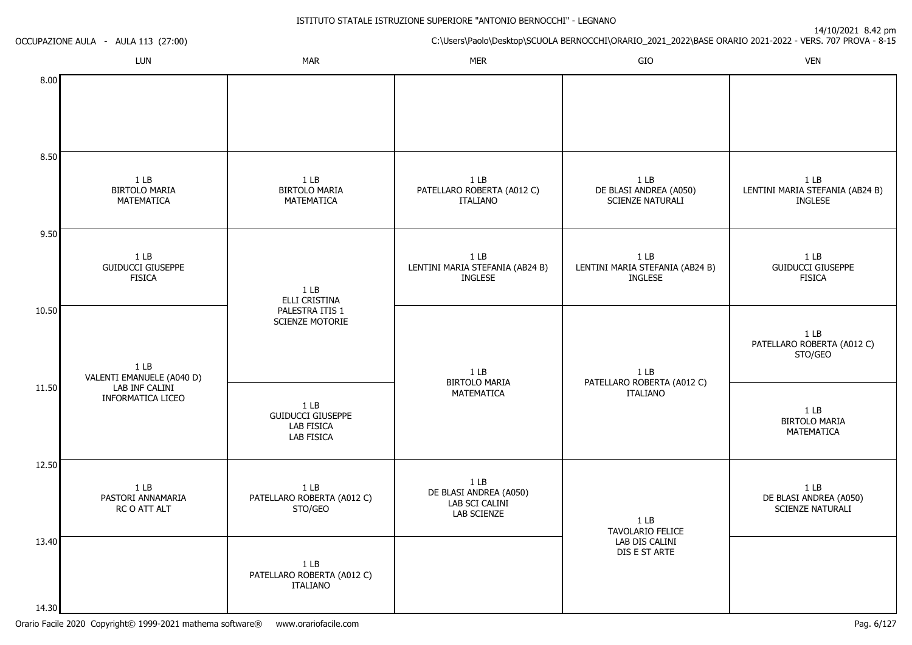ISTITUTO STATALE ISTRUZIONE SUPERIORE "ANTONIO BERNOCCHI" - LEGNANO

OCCUPAZIONE AULA - AULA 113 (27:00)

14/10/2021 8.42 pm

C:\Users\Paolo\Desktop\SCUOLA BERNOCCHI\ORARIO_2021_2022\BASE ORARIO 2021-2022 - VERS. 707 PROVA - 8-15

| | LUN | MAR | MER | GIO | VEN |
|---|---|---|---|---|---|
| 8.00 | | | | | |
| 8.50 | 1 LB<br>BIRTOLO MARIA<br>MATEMATICA | 1 LB<br>BIRTOLO MARIA<br>MATEMATICA | 1 LB<br>PATELLARO ROBERTA (A012 C)<br>ITALIANO | 1 LB<br>DE BLASI ANDREA (A050)<br>SCIENZE NATURALI | 1 LB<br>LENTINI MARIA STEFANIA (AB24 B)<br>INGLESE |
| 9.50 | 1 LB<br>GUIDUCCI GIUSEPPE<br>FISICA | 1 LB<br>ELLI CRISTINA<br>PALESTRA ITIS 1<br>SCIENZE MOTORIE | 1 LB<br>LENTINI MARIA STEFANIA (AB24 B)<br>INGLESE | 1 LB<br>LENTINI MARIA STEFANIA (AB24 B)<br>INGLESE | 1 LB<br>GUIDUCCI GIUSEPPE<br>FISICA |
| 10.50 | 1 LB<br>VALENTI EMANUELE (A040 D)<br>LAB INF CALINI<br>INFORMATICA LICEO | 1 LB<br>ELLI CRISTINA<br>PALESTRA ITIS 1<br>SCIENZE MOTORIE | 1 LB<br>BIRTOLO MARIA<br>MATEMATICA | 1 LB<br>PATELLARO ROBERTA (A012 C)<br>ITALIANO | 1 LB<br>PATELLARO ROBERTA (A012 C)<br>STO/GEO |
| 11.50 | 1 LB<br>VALENTI EMANUELE (A040 D)<br>LAB INF CALINI<br>INFORMATICA LICEO | 1 LB<br>GUIDUCCI GIUSEPPE<br>LAB FISICA<br>LAB FISICA | 1 LB<br>BIRTOLO MARIA<br>MATEMATICA | 1 LB<br>PATELLARO ROBERTA (A012 C)<br>ITALIANO | 1 LB<br>BIRTOLO MARIA<br>MATEMATICA |
| 12.50 | 1 LB<br>PASTORI ANNAMARIA<br>RC O ATT ALT | 1 LB<br>PATELLARO ROBERTA (A012 C)<br>STO/GEO | 1 LB<br>DE BLASI ANDREA (A050)<br>LAB SCI CALINI<br>LAB SCIENZE | 1 LB<br>TAVOLARIO FELICE<br>LAB DIS CALINI<br>DIS E ST ARTE | 1 LB<br>DE BLASI ANDREA (A050)<br>SCIENZE NATURALI |
| 13.40 | | 1 LB<br>PATELLARO ROBERTA (A012 C)<br>ITALIANO | | 1 LB<br>TAVOLARIO FELICE<br>LAB DIS CALINI<br>DIS E ST ARTE | |
| 14.30 | | | | | |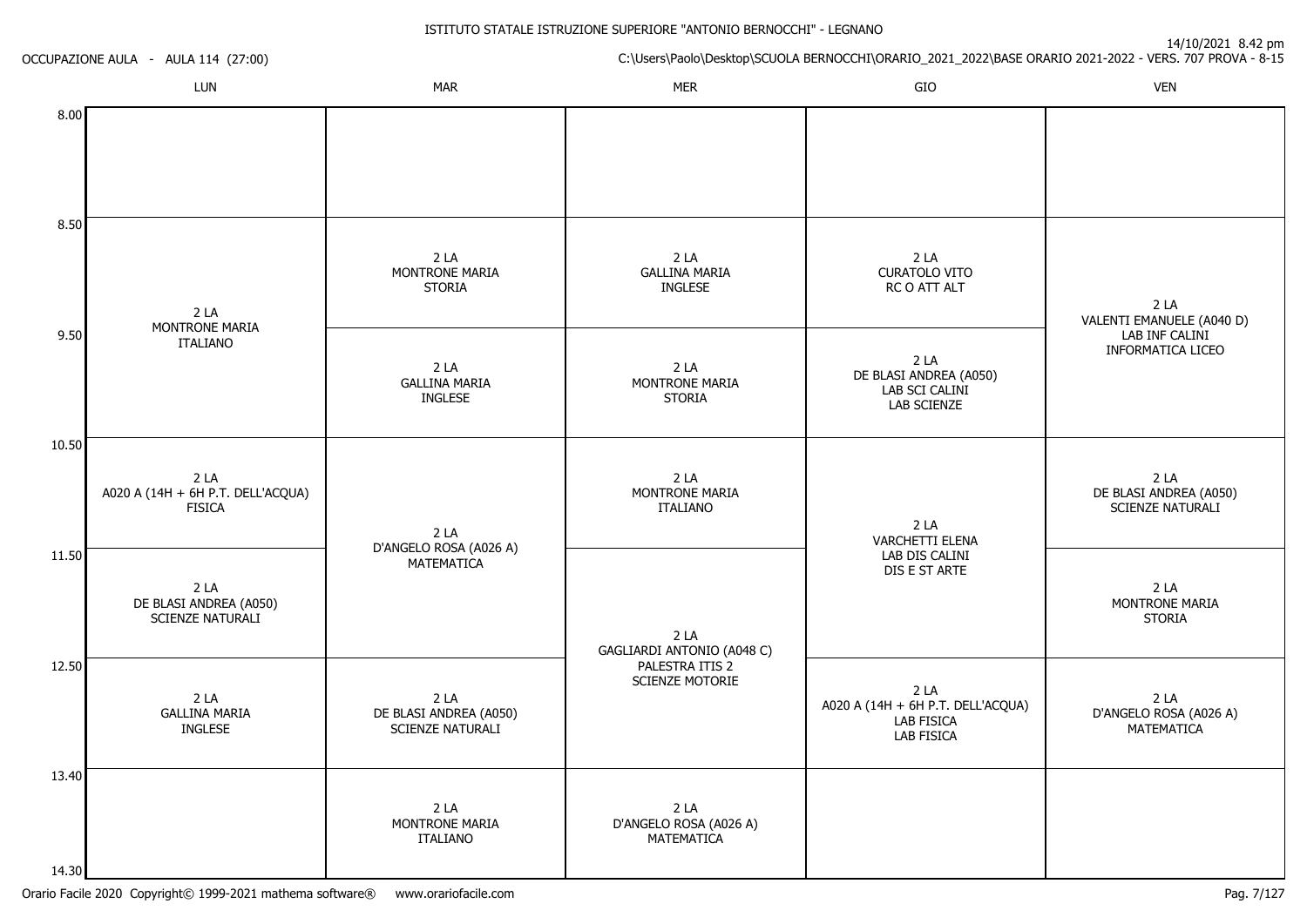ISTITUTO STATALE ISTRUZIONE SUPERIORE "ANTONIO BERNOCCHI" - LEGNANO

OCCUPAZIONE AULA - AULA 114 (27:00)

14/10/2021 8.42 pm

C:\Users\Paolo\Desktop\SCUOLA BERNOCCHI\ORARIO_2021_2022\BASE ORARIO 2021-2022 - VERS. 707 PROVA - 8-15

| | LUN | MAR | MER | GIO | VEN |
|---|---|---|---|---|---|
| 8.00 | | | | | |
| 8.50 | 2 LA MONTRONE MARIA ITALIANO | 2 LA MONTRONE MARIA STORIA | 2 LA GALLINA MARIA INGLESE | 2 LA CURATOLO VITO RC O ATT ALT | 2 LA VALENTI EMANUELE (A040 D) LAB INF CALINI INFORMATICA LICEO |
| 9.50 | 2 LA MONTRONE MARIA ITALIANO | 2 LA GALLINA MARIA INGLESE | 2 LA MONTRONE MARIA STORIA | 2 LA DE BLASI ANDREA (A050) LAB SCI CALINI LAB SCIENZE | 2 LA VALENTI EMANUELE (A040 D) LAB INF CALINI INFORMATICA LICEO |
| 10.50 | 2 LA A020 A (14H + 6H P.T. DELL'ACQUA) FISICA | 2 LA D'ANGELO ROSA (A026 A) MATEMATICA | 2 LA MONTRONE MARIA ITALIANO | 2 LA VARCHETTI ELENA LAB DIS CALINI DIS E ST ARTE | 2 LA DE BLASI ANDREA (A050) SCIENZE NATURALI |
| 11.50 | 2 LA DE BLASI ANDREA (A050) SCIENZE NATURALI | 2 LA D'ANGELO ROSA (A026 A) MATEMATICA | 2 LA GAGLIARDI ANTONIO (A048 C) PALESTRA ITIS 2 SCIENZE MOTORIE | 2 LA VARCHETTI ELENA LAB DIS CALINI DIS E ST ARTE | 2 LA MONTRONE MARIA STORIA |
| 12.50 | 2 LA GALLINA MARIA INGLESE | 2 LA DE BLASI ANDREA (A050) SCIENZE NATURALI | 2 LA GAGLIARDI ANTONIO (A048 C) PALESTRA ITIS 2 SCIENZE MOTORIE | 2 LA A020 A (14H + 6H P.T. DELL'ACQUA) LAB FISICA LAB FISICA | 2 LA D'ANGELO ROSA (A026 A) MATEMATICA |
| 13.40 | | 2 LA MONTRONE MARIA ITALIANO | 2 LA D'ANGELO ROSA (A026 A) MATEMATICA | | |
| 14.30 | | | | | |

Orario Facile 2020 Copyright© 1999-2021 mathema software® www.orariofacile.com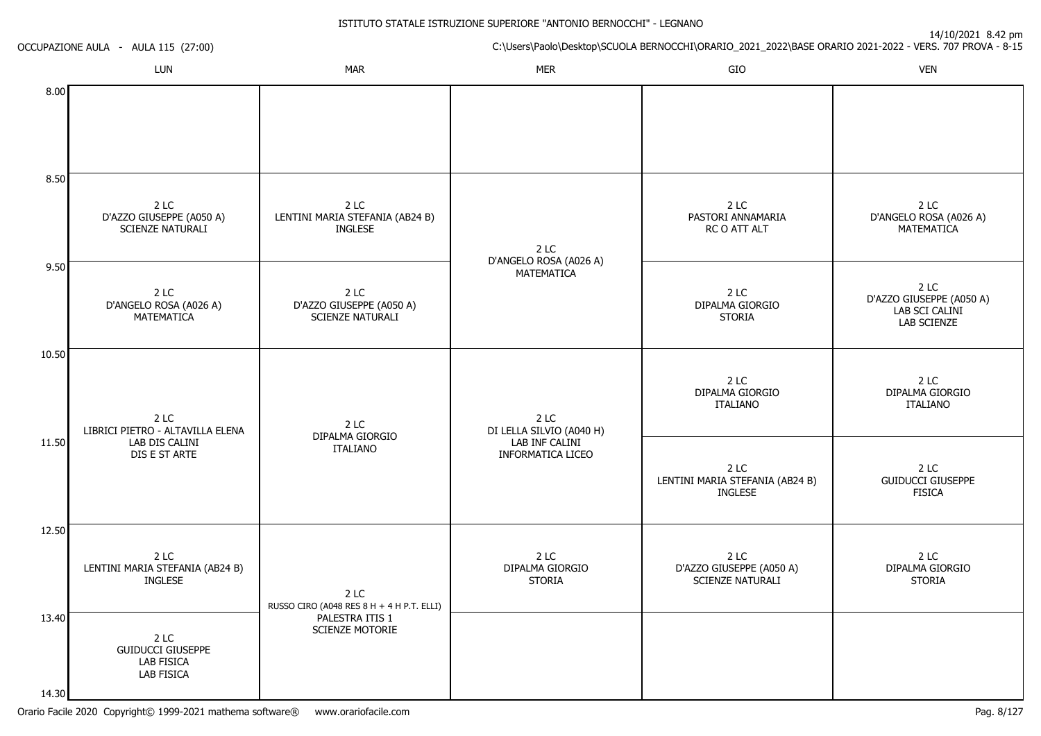ISTITUTO STATALE ISTRUZIONE SUPERIORE "ANTONIO BERNOCCHI" - LEGNANO

14/10/2021 8.42 pm

OCCUPAZIONE AULA - AULA 115 (27:00)

C:\Users\Paolo\Desktop\SCUOLA BERNOCCHI\ORARIO_2021_2022\BASE ORARIO 2021-2022 - VERS. 707 PROVA - 8-15

| | LUN | MAR | MER | GIO | VEN |
|---|---|---|---|---|---|
| 8.00 | | | | | |
| 8.50 | 2 LC<br>D'AZZO GIUSEPPE (A050 A)<br>SCIENZE NATURALI | 2 LC<br>LENTINI MARIA STEFANIA (AB24 B)<br>INGLESE | 2 LC<br>D'ANGELO ROSA (A026 A)<br>MATEMATICA | 2 LC<br>PASTORI ANNAMARIA<br>RC O ATT ALT | 2 LC<br>D'ANGELO ROSA (A026 A)<br>MATEMATICA |
| 9.50 | 2 LC<br>D'ANGELO ROSA (A026 A)<br>MATEMATICA | 2 LC<br>D'AZZO GIUSEPPE (A050 A)<br>SCIENZE NATURALI | | 2 LC<br>DIPALMA GIORGIO<br>STORIA | 2 LC<br>D'AZZO GIUSEPPE (A050 A)<br>LAB SCI CALINI<br>LAB SCIENZE |
| 10.50 | 2 LC<br>LIBRICI PIETRO - ALTAVILLA ELENA<br>LAB DIS CALINI<br>DIS E ST ARTE | 2 LC<br>DIPALMA GIORGIO<br>ITALIANO | 2 LC<br>DI LELLA SILVIO (A040 H)<br>LAB INF CALINI<br>INFORMATICA LICEO | 2 LC<br>DIPALMA GIORGIO<br>ITALIANO | 2 LC<br>DIPALMA GIORGIO<br>ITALIANO |
| 11.50 | | | | 2 LC<br>LENTINI MARIA STEFANIA (AB24 B)<br>INGLESE | 2 LC<br>GUIDUCCI GIUSEPPE<br>FISICA |
| 12.50 | 2 LC<br>LENTINI MARIA STEFANIA (AB24 B)<br>INGLESE | 2 LC<br>RUSSO CIRO (A048 RES 8 H + 4 H P.T. ELLI)<br>PALESTRA ITIS 1<br>SCIENZE MOTORIE | 2 LC<br>DIPALMA GIORGIO<br>STORIA | 2 LC<br>D'AZZO GIUSEPPE (A050 A)<br>SCIENZE NATURALI | 2 LC<br>DIPALMA GIORGIO<br>STORIA |
| 13.40 | 2 LC<br>GUIDUCCI GIUSEPPE<br>LAB FISICA<br>LAB FISICA | | | | |
| 14.30 | | | | | |

Orario Facile 2020 Copyright© 1999-2021 mathema software® www.orariofacile.com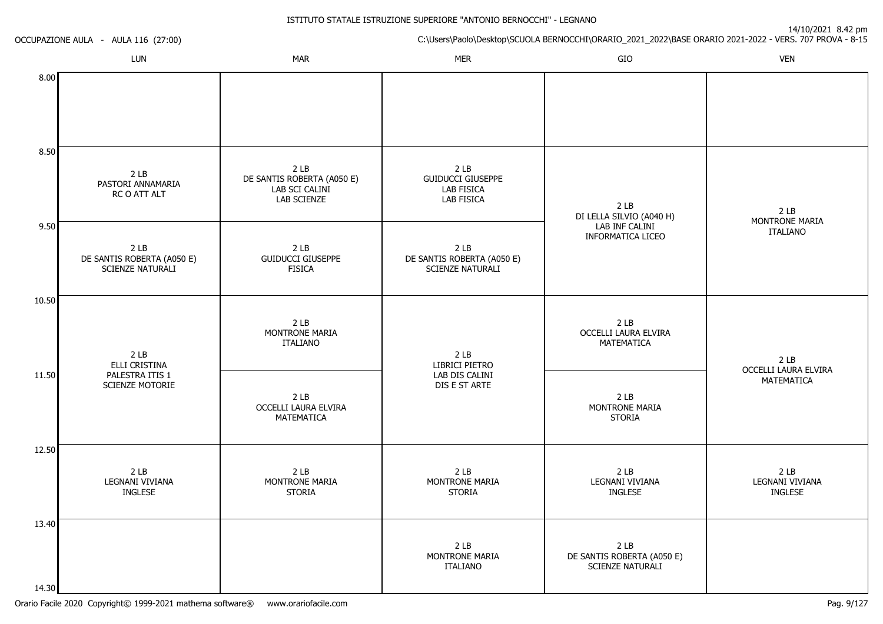ISTITUTO STATALE ISTRUZIONE SUPERIORE "ANTONIO BERNOCCHI" - LEGNANO

OCCUPAZIONE AULA - AULA 116 (27:00)

14/10/2021 8.42 pm

C:\Users\Paolo\Desktop\SCUOLA BERNOCCHI\ORARIO_2021_2022\BASE ORARIO 2021-2022 - VERS. 707 PROVA - 8-15

| | LUN | MAR | MER | GIO | VEN |
|---|---|---|---|---|---|
| 8.00 | | | | | |
| 8.50 | 2 LB<br>PASTORI ANNAMARIA<br>RC O ATT ALT | 2 LB<br>DE SANTIS ROBERTA (A050 E)<br>LAB SCI CALINI<br>LAB SCIENZE | 2 LB<br>GUIDUCCI GIUSEPPE<br>LAB FISICA<br>LAB FISICA | 2 LB<br>DI LELLA SILVIO (A040 H)<br>LAB INF CALINI<br>INFORMATICA LICEO | 2 LB<br>MONTRONE MARIA<br>ITALIANO |
| 9.50 | 2 LB<br>DE SANTIS ROBERTA (A050 E)<br>SCIENZE NATURALI | 2 LB<br>GUIDUCCI GIUSEPPE<br>FISICA | 2 LB<br>DE SANTIS ROBERTA (A050 E)<br>SCIENZE NATURALI | | |
| 10.50 | 2 LB<br>ELLI CRISTINA<br>PALESTRA ITIS 1<br>SCIENZE MOTORIE | 2 LB<br>MONTRONE MARIA<br>ITALIANO | 2 LB<br>LIBRICI PIETRO<br>LAB DIS CALINI<br>DIS E ST ARTE | 2 LB<br>OCCELLI LAURA ELVIRA<br>MATEMATICA | 2 LB<br>OCCELLI LAURA ELVIRA<br>MATEMATICA |
| 11.50 | | 2 LB<br>OCCELLI LAURA ELVIRA<br>MATEMATICA | | 2 LB<br>MONTRONE MARIA<br>STORIA | |
| 12.50 | 2 LB<br>LEGNANI VIVIANA<br>INGLESE | 2 LB<br>MONTRONE MARIA<br>STORIA | 2 LB<br>MONTRONE MARIA<br>STORIA | 2 LB<br>LEGNANI VIVIANA<br>INGLESE | 2 LB<br>LEGNANI VIVIANA<br>INGLESE |
| 13.40 | | | 2 LB<br>MONTRONE MARIA<br>ITALIANO | 2 LB<br>DE SANTIS ROBERTA (A050 E)<br>SCIENZE NATURALI | |
| 14.30 | | | | | |

Orario Facile 2020 Copyright© 1999-2021 mathema software® www.orariofacile.com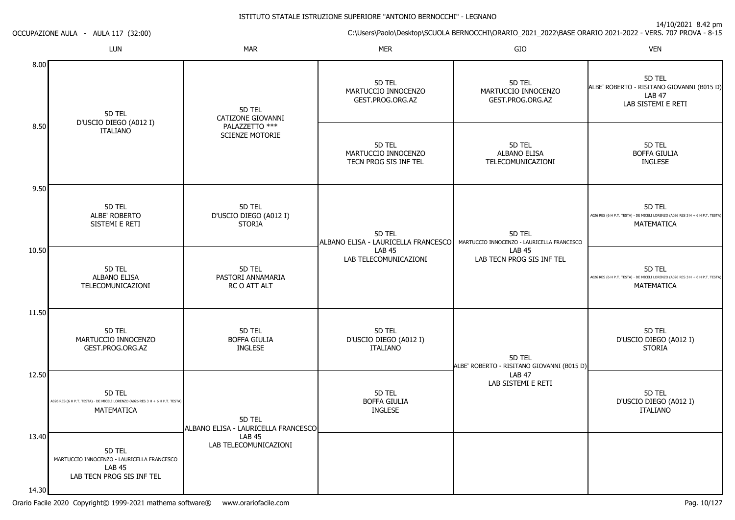ISTITUTO STATALE ISTRUZIONE SUPERIORE "ANTONIO BERNOCCHI" - LEGNANO

OCCUPAZIONE AULA - AULA 117 (32:00)

14/10/2021 8.42 pm

C:\Users\Paolo\Desktop\SCUOLA BERNOCCHI\ORARIO_2021_2022\BASE ORARIO 2021-2022 - VERS. 707 PROVA - 8-15

| | LUN | MAR | MER | GIO | VEN |
|---|---|---|---|---|---|
| 8.00 | 5D TEL D'USCIO DIEGO (A012 I) ITALIANO | 5D TEL CATIZONE GIOVANNI PALAZZETTO *** SCIENZE MOTORIE | 5D TEL MARTUCCIO INNOCENZO GEST.PROG.ORG.AZ | 5D TEL MARTUCCIO INNOCENZO GEST.PROG.ORG.AZ | 5D TEL ALBE' ROBERTO - RISITANO GIOVANNI (B015 D) LAB 47 LAB SISTEMI E RETI |
| 8.50 | | | 5D TEL MARTUCCIO INNOCENZO TECN PROG SIS INF TEL | 5D TEL ALBANO ELISA TELECOMUNICAZIONI | 5D TEL BOFFA GIULIA INGLESE |
| 9.50 | 5D TEL ALBE' ROBERTO SISTEMI E RETI | 5D TEL D'USCIO DIEGO (A012 I) STORIA | 5D TEL ALBANO ELISA - LAURICELLA FRANCESCO LAB 45 LAB TELECOMUNICAZIONI | 5D TEL MARTUCCIO INNOCENZO - LAURICELLA FRANCESCO LAB 45 LAB TECN PROG SIS INF TEL | 5D TEL A026 RES (6 H P.T. TESTA) - DE MICELI LORENZO (A026 RES 3 H + 6 H P.T. TESTA) MATEMATICA |
| 10.50 | 5D TEL ALBANO ELISA TELECOMUNICAZIONI | 5D TEL PASTORI ANNAMARIA RC O ATT ALT | | | 5D TEL A026 RES (6 H P.T. TESTA) - DE MICELI LORENZO (A026 RES 3 H + 6 H P.T. TESTA) MATEMATICA |
| 11.50 | 5D TEL MARTUCCIO INNOCENZO GEST.PROG.ORG.AZ | 5D TEL BOFFA GIULIA INGLESE | 5D TEL D'USCIO DIEGO (A012 I) ITALIANO | 5D TEL ALBE' ROBERTO - RISITANO GIOVANNI (B015 D) LAB 47 LAB SISTEMI E RETI | 5D TEL D'USCIO DIEGO (A012 I) STORIA |
| 12.50 | 5D TEL A026 RES (6 H P.T. TESTA) - DE MICELI LORENZO (A026 RES 3 H + 6 H P.T. TESTA) MATEMATICA | 5D TEL ALBANO ELISA - LAURICELLA FRANCESCO LAB 45 LAB TELECOMUNICAZIONI | 5D TEL BOFFA GIULIA INGLESE | | 5D TEL D'USCIO DIEGO (A012 I) ITALIANO |
| 13.40 | 5D TEL MARTUCCIO INNOCENZO - LAURICELLA FRANCESCO LAB 45 LAB TECN PROG SIS INF TEL | | | | |
| 14.30 | | | | | |

Orario Facile 2020 Copyright© 1999-2021 mathema software® www.orariofacile.com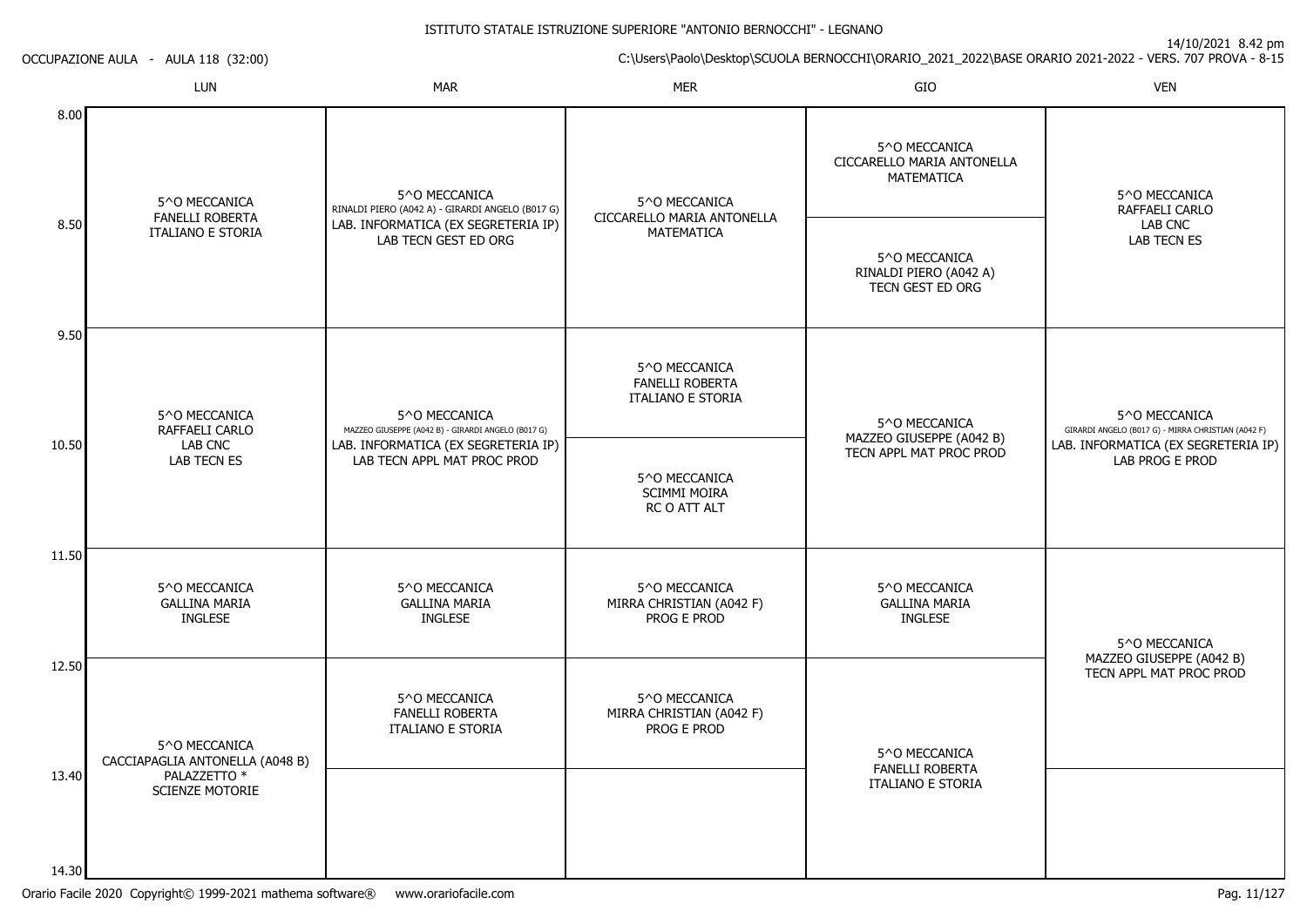ISTITUTO STATALE ISTRUZIONE SUPERIORE "ANTONIO BERNOCCHI" - LEGNANO

OCCUPAZIONE AULA - AULA 118 (32:00)

14/10/2021 8.42 pm

C:\Users\Paolo\Desktop\SCUOLA BERNOCCHI\ORARIO_2021_2022\BASE ORARIO 2021-2022 - VERS. 707 PROVA - 8-15

| | LUN | MAR | MER | GIO | VEN |
|---|---|---|---|---|---|
| 8.00 | 5^O MECCANICA<br>FANELLI ROBERTA<br>ITALIANO E STORIA | 5^O MECCANICA<br>RINALDI PIERO (A042 A) - GIRARDI ANGELO (B017 G)<br>LAB. INFORMATICA (EX SEGRETERIA IP)<br>LAB TECN GEST ED ORG | 5^O MECCANICA<br>CICCARELLO MARIA ANTONELLA<br>MATEMATICA | 5^O MECCANICA<br>CICCARELLO MARIA ANTONELLA<br>MATEMATICA | 5^O MECCANICA<br>RAFFAELI CARLO<br>LAB CNC<br>LAB TECN ES |
| 8.50 | | | | 5^O MECCANICA<br>RINALDI PIERO (A042 A)<br>TECN GEST ED ORG | |
| 9.50 | 5^O MECCANICA<br>RAFFAELI CARLO<br>LAB CNC<br>LAB TECN ES | 5^O MECCANICA<br>MAZZEO GIUSEPPE (A042 B) - GIRARDI ANGELO (B017 G)<br>LAB. INFORMATICA (EX SEGRETERIA IP)<br>LAB TECN APPL MAT PROC PROD | 5^O MECCANICA<br>FANELLI ROBERTA<br>ITALIANO E STORIA | 5^O MECCANICA<br>MAZZEO GIUSEPPE (A042 B)<br>TECN APPL MAT PROC PROD | 5^O MECCANICA<br>GIRARDI ANGELO (B017 G) - MIRRA CHRISTIAN (A042 F)<br>LAB. INFORMATICA (EX SEGRETERIA IP)<br>LAB PROG E PROD |
| 10.50 | | | 5^O MECCANICA<br>SCIMMI MOIRA<br>RC O ATT ALT | | |
| 11.50 | 5^O MECCANICA<br>GALLINA MARIA<br>INGLESE | 5^O MECCANICA<br>GALLINA MARIA<br>INGLESE | 5^O MECCANICA<br>MIRRA CHRISTIAN (A042 F)<br>PROG E PROD | 5^O MECCANICA<br>GALLINA MARIA<br>INGLESE | 5^O MECCANICA<br>MAZZEO GIUSEPPE (A042 B)<br>TECN APPL MAT PROC PROD |
| 12.50 | 5^O MECCANICA<br>CACCIAPAGLIA ANTONELLA (A048 B)<br>PALAZZETTO *<br>SCIENZE MOTORIE | 5^O MECCANICA<br>FANELLI ROBERTA<br>ITALIANO E STORIA | 5^O MECCANICA<br>MIRRA CHRISTIAN (A042 F)<br>PROG E PROD | 5^O MECCANICA<br>FANELLI ROBERTA<br>ITALIANO E STORIA | |
| 13.40 | | | | | |
| 14.30 | | | | | |

Orario Facile 2020 Copyright© 1999-2021 mathema software® www.orariofacile.com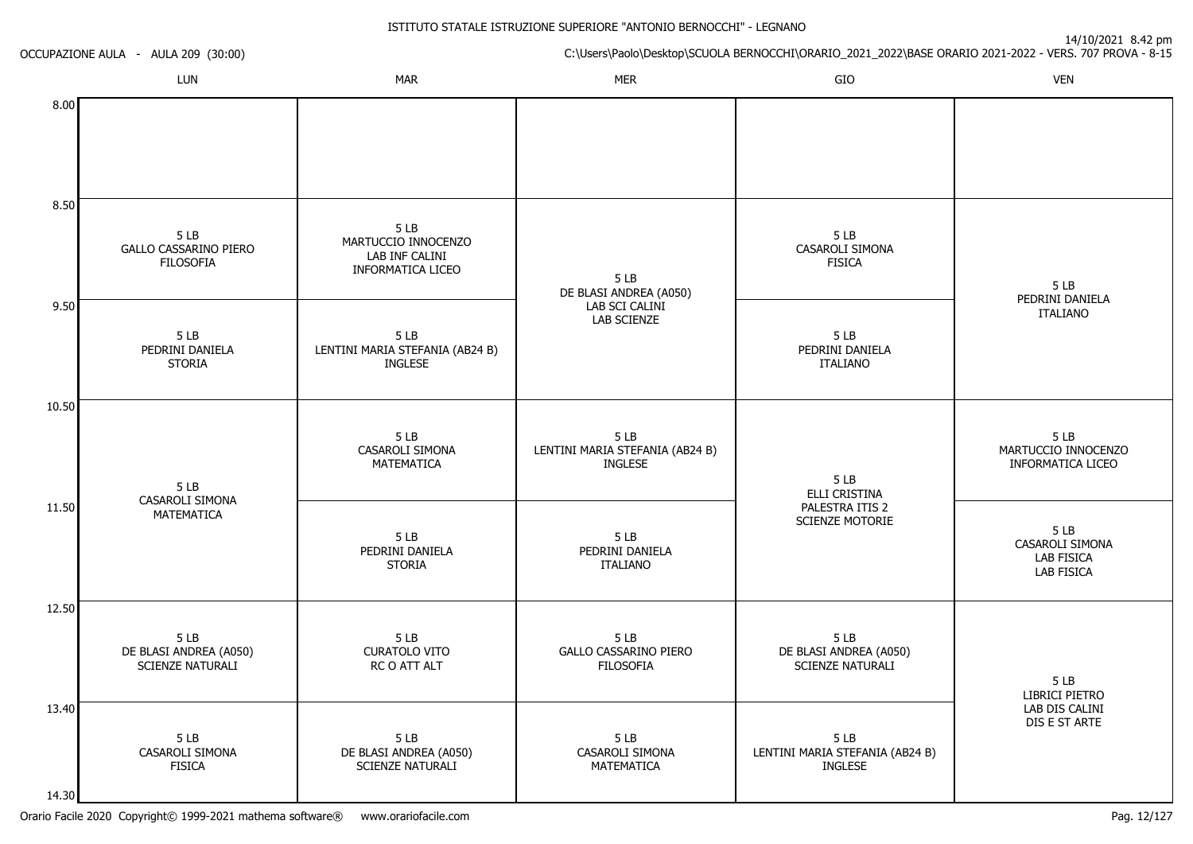ISTITUTO STATALE ISTRUZIONE SUPERIORE "ANTONIO BERNOCCHI" - LEGNANO

OCCUPAZIONE AULA - AULA 209 (30:00)

14/10/2021 8.42 pm

C:\Users\Paolo\Desktop\SCUOLA BERNOCCHI\ORARIO_2021_2022\BASE ORARIO 2021-2022 - VERS. 707 PROVA - 8-15

| | LUN | MAR | MER | GIO | VEN |
|---|---|---|---|---|---|
| 8.00 | | | | | |
| 8.50 | 5 LB GALLO CASSARINO PIERO FILOSOFIA | 5 LB MARTUCCIO INNOCENZO LAB INF CALINI INFORMATICA LICEO | 5 LB DE BLASI ANDREA (A050) LAB SCI CALINI LAB SCIENZE | 5 LB CASAROLI SIMONA FISICA | 5 LB PEDRINI DANIELA ITALIANO |
| 9.50 | 5 LB PEDRINI DANIELA STORIA | 5 LB LENTINI MARIA STEFANIA (AB24 B) INGLESE | | 5 LB PEDRINI DANIELA ITALIANO | |
| 10.50 | 5 LB CASAROLI SIMONA MATEMATICA | 5 LB CASAROLI SIMONA MATEMATICA | 5 LB LENTINI MARIA STEFANIA (AB24 B) INGLESE | 5 LB ELLI CRISTINA PALESTRA ITIS 2 SCIENZE MOTORIE | 5 LB MARTUCCIO INNOCENZO INFORMATICA LICEO |
| 11.50 | | 5 LB PEDRINI DANIELA STORIA | 5 LB PEDRINI DANIELA ITALIANO | | 5 LB CASAROLI SIMONA LAB FISICA LAB FISICA |
| 12.50 | 5 LB DE BLASI ANDREA (A050) SCIENZE NATURALI | 5 LB CURATOLO VITO RC O ATT ALT | 5 LB GALLO CASSARINO PIERO FILOSOFIA | 5 LB DE BLASI ANDREA (A050) SCIENZE NATURALI | 5 LB LIBRICI PIETRO LAB DIS CALINI DIS E ST ARTE |
| 13.40 | 5 LB CASAROLI SIMONA FISICA | 5 LB DE BLASI ANDREA (A050) SCIENZE NATURALI | 5 LB CASAROLI SIMONA MATEMATICA | 5 LB LENTINI MARIA STEFANIA (AB24 B) INGLESE | |
| 14.30 | | | | | |

Orario Facile 2020 Copyright© 1999-2021 mathema software® www.orariofacile.com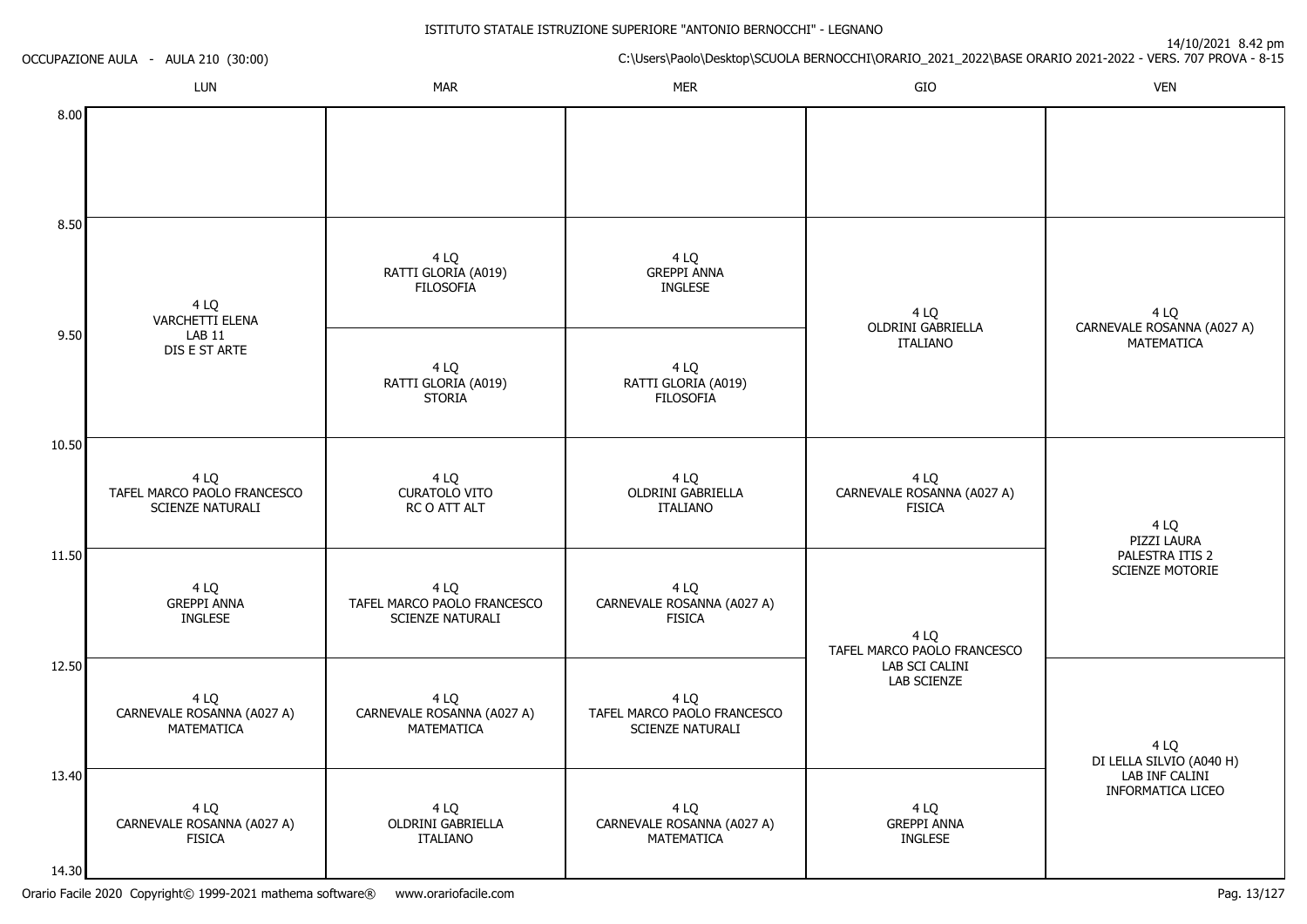ISTITUTO STATALE ISTRUZIONE SUPERIORE "ANTONIO BERNOCCHI" - LEGNANO

OCCUPAZIONE AULA - AULA 210 (30:00)

14/10/2021 8.42 pm

C:\Users\Paolo\Desktop\SCUOLA BERNOCCHI\ORARIO_2021_2022\BASE ORARIO 2021-2022 - VERS. 707 PROVA - 8-15

| | LUN | MAR | MER | GIO | VEN |
|---|---|---|---|---|---|
| 8.00 | | | | | |
| 8.50 | 4 LQ VARCHETTI ELENA LAB 11 DIS E ST ARTE | 4 LQ RATTI GLORIA (A019) FILOSOFIA | 4 LQ GREPPI ANNA INGLESE | 4 LQ OLDRINI GABRIELLA ITALIANO | 4 LQ CARNEVALE ROSANNA (A027 A) MATEMATICA |
| 9.50 | | 4 LQ RATTI GLORIA (A019) STORIA | 4 LQ RATTI GLORIA (A019) FILOSOFIA | | |
| 10.50 | 4 LQ TAFEL MARCO PAOLO FRANCESCO SCIENZE NATURALI | 4 LQ CURATOLO VITO RC O ATT ALT | 4 LQ OLDRINI GABRIELLA ITALIANO | 4 LQ CARNEVALE ROSANNA (A027 A) FISICA | 4 LQ PIZZI LAURA PALESTRA ITIS 2 SCIENZE MOTORIE |
| 11.50 | 4 LQ GREPPI ANNA INGLESE | 4 LQ TAFEL MARCO PAOLO FRANCESCO SCIENZE NATURALI | 4 LQ CARNEVALE ROSANNA (A027 A) FISICA | 4 LQ TAFEL MARCO PAOLO FRANCESCO LAB SCI CALINI LAB SCIENZE | |
| 12.50 | 4 LQ CARNEVALE ROSANNA (A027 A) MATEMATICA | 4 LQ CARNEVALE ROSANNA (A027 A) MATEMATICA | 4 LQ TAFEL MARCO PAOLO FRANCESCO SCIENZE NATURALI | | 4 LQ DI LELLA SILVIO (A040 H) LAB INF CALINI INFORMATICA LICEO |
| 13.40 | 4 LQ CARNEVALE ROSANNA (A027 A) FISICA | 4 LQ OLDRINI GABRIELLA ITALIANO | 4 LQ CARNEVALE ROSANNA (A027 A) MATEMATICA | 4 LQ GREPPI ANNA INGLESE | |
| 14.30 | | | | | |

Orario Facile 2020 Copyright© 1999-2021 mathema software® www.orariofacile.com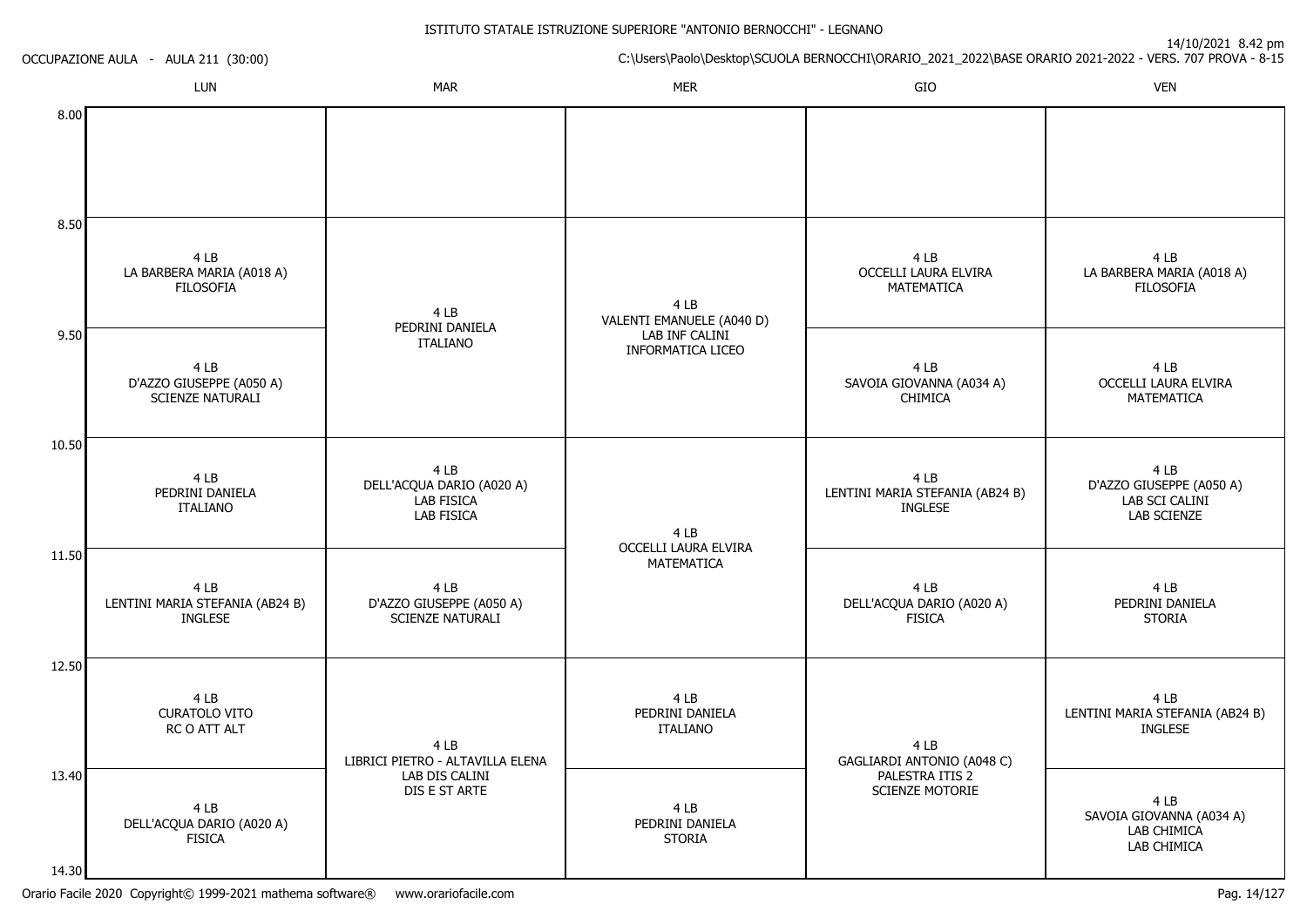ISTITUTO STATALE ISTRUZIONE SUPERIORE "ANTONIO BERNOCCHI" - LEGNANO

OCCUPAZIONE AULA - AULA 211 (30:00)

14/10/2021 8.42 pm

C:\Users\Paolo\Desktop\SCUOLA BERNOCCHI\ORARIO_2021_2022\BASE ORARIO 2021-2022 - VERS. 707 PROVA - 8-15

| | LUN | MAR | MER | GIO | VEN |
|---|---|---|---|---|---|
| 8.00 | | | | | |
| 8.50 | 4 LB LA BARBERA MARIA (A018 A) FILOSOFIA | 4 LB PEDRINI DANIELA ITALIANO | 4 LB VALENTI EMANUELE (A040 D) LAB INF CALINI INFORMATICA LICEO | 4 LB OCCELLI LAURA ELVIRA MATEMATICA | 4 LB LA BARBERA MARIA (A018 A) FILOSOFIA |
| 9.50 | 4 LB D'AZZO GIUSEPPE (A050 A) SCIENZE NATURALI | | | 4 LB SAVOIA GIOVANNA (A034 A) CHIMICA | 4 LB OCCELLI LAURA ELVIRA MATEMATICA |
| 10.50 | 4 LB PEDRINI DANIELA ITALIANO | 4 LB DELL'ACQUA DARIO (A020 A) LAB FISICA LAB FISICA | 4 LB OCCELLI LAURA ELVIRA MATEMATICA | 4 LB LENTINI MARIA STEFANIA (AB24 B) INGLESE | 4 LB D'AZZO GIUSEPPE (A050 A) LAB SCI CALINI LAB SCIENZE |
| 11.50 | 4 LB LENTINI MARIA STEFANIA (AB24 B) INGLESE | 4 LB D'AZZO GIUSEPPE (A050 A) SCIENZE NATURALI | | 4 LB DELL'ACQUA DARIO (A020 A) FISICA | 4 LB PEDRINI DANIELA STORIA |
| 12.50 | 4 LB CURATOLO VITO RC O ATT ALT | 4 LB LIBRICI PIETRO - ALTAVILLA ELENA LAB DIS CALINI DIS E ST ARTE | 4 LB PEDRINI DANIELA ITALIANO | 4 LB GAGLIARDI ANTONIO (A048 C) PALESTRA ITIS 2 SCIENZE MOTORIE | 4 LB LENTINI MARIA STEFANIA (AB24 B) INGLESE |
| 13.40 | 4 LB DELL'ACQUA DARIO (A020 A) FISICA | | 4 LB PEDRINI DANIELA STORIA | | 4 LB SAVOIA GIOVANNA (A034 A) LAB CHIMICA LAB CHIMICA |
| 14.30 | | | | | |

Orario Facile 2020 Copyright© 1999-2021 mathema software® www.orariofacile.com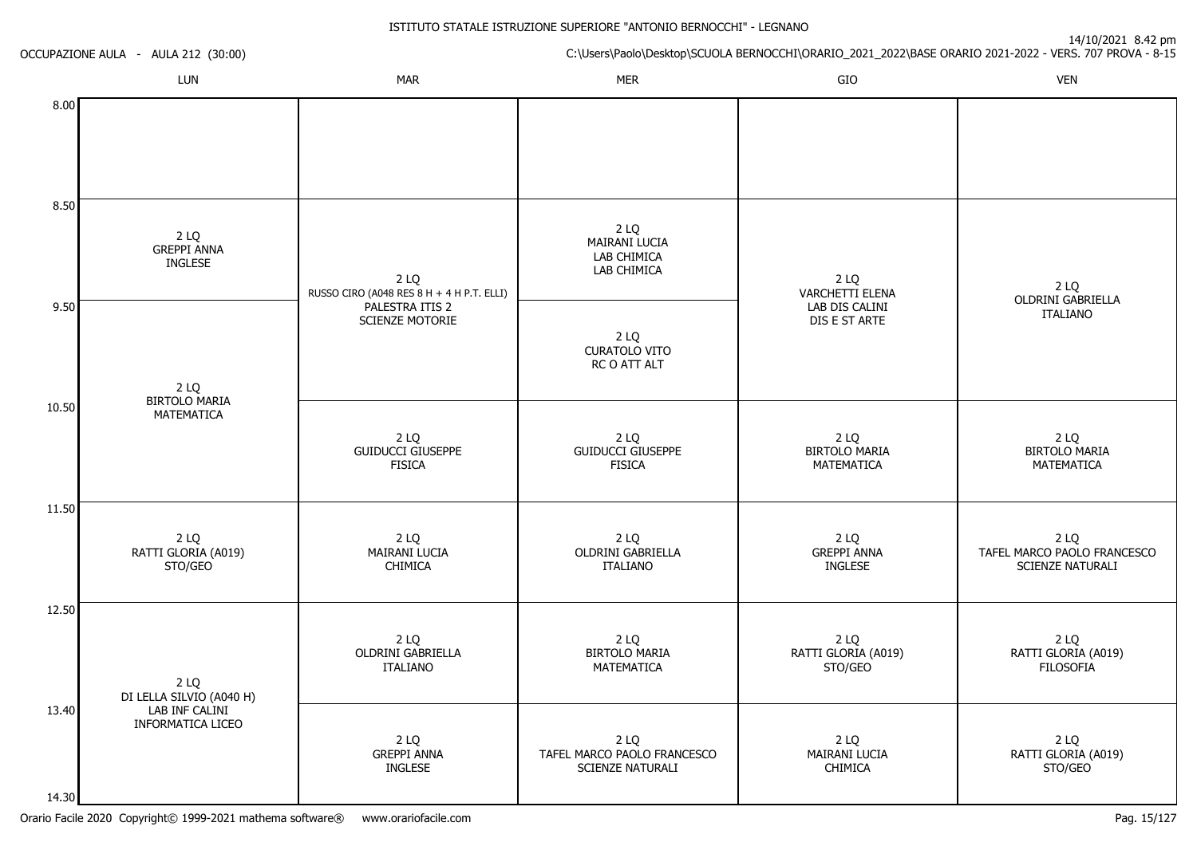ISTITUTO STATALE ISTRUZIONE SUPERIORE "ANTONIO BERNOCCHI" - LEGNANO

OCCUPAZIONE AULA - AULA 212 (30:00)

14/10/2021 8.42 pm

C:\Users\Paolo\Desktop\SCUOLA BERNOCCHI\ORARIO_2021_2022\BASE ORARIO 2021-2022 - VERS. 707 PROVA - 8-15

| | LUN | MAR | MER | GIO | VEN |
|---|---|---|---|---|---|
| 8.00 | | | | | |
| 8.50 | 2 LQ GREPPI ANNA INGLESE | 2 LQ RUSSO CIRO (A048 RES 8 H + 4 H P.T. ELLI) PALESTRA ITIS 2 SCIENZE MOTORIE | 2 LQ MAIRANI LUCIA LAB CHIMICA LAB CHIMICA | 2 LQ VARCHETTI ELENA LAB DIS CALINI DIS E ST ARTE | 2 LQ OLDRINI GABRIELLA ITALIANO |
| 9.50 | 2 LQ BIRTOLO MARIA MATEMATICA | | 2 LQ CURATOLO VITO RC O ATT ALT | | |
| 10.50 | | 2 LQ GUIDUCCI GIUSEPPE FISICA | 2 LQ GUIDUCCI GIUSEPPE FISICA | 2 LQ BIRTOLO MARIA MATEMATICA | 2 LQ BIRTOLO MARIA MATEMATICA |
| 11.50 | 2 LQ RATTI GLORIA (A019) STO/GEO | 2 LQ MAIRANI LUCIA CHIMICA | 2 LQ OLDRINI GABRIELLA ITALIANO | 2 LQ GREPPI ANNA INGLESE | 2 LQ TAFEL MARCO PAOLO FRANCESCO SCIENZE NATURALI |
| 12.50 | 2 LQ DI LELLA SILVIO (A040 H) LAB INF CALINI INFORMATICA LICEO | 2 LQ OLDRINI GABRIELLA ITALIANO | 2 LQ BIRTOLO MARIA MATEMATICA | 2 LQ RATTI GLORIA (A019) STO/GEO | 2 LQ RATTI GLORIA (A019) FILOSOFIA |
| 13.40 | | 2 LQ GREPPI ANNA INGLESE | 2 LQ TAFEL MARCO PAOLO FRANCESCO SCIENZE NATURALI | 2 LQ MAIRANI LUCIA CHIMICA | 2 LQ RATTI GLORIA (A019) STO/GEO |
| 14.30 | | | | | |

Orario Facile 2020 Copyright© 1999-2021 mathema software® www.orariofacile.com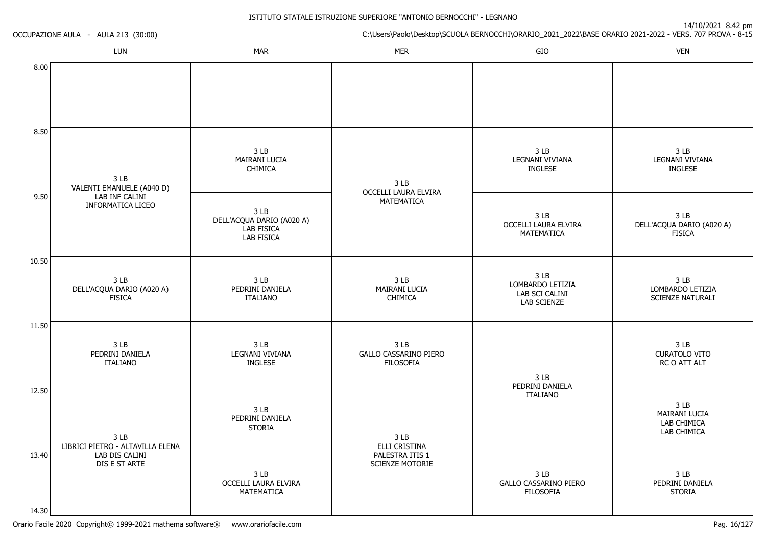ISTITUTO STATALE ISTRUZIONE SUPERIORE "ANTONIO BERNOCCHI" - LEGNANO

OCCUPAZIONE AULA - AULA 213 (30:00)

14/10/2021 8.42 pm

C:\Users\Paolo\Desktop\SCUOLA BERNOCCHI\ORARIO_2021_2022\BASE ORARIO 2021-2022 - VERS. 707 PROVA - 8-15

| | LUN | MAR | MER | GIO | VEN |
|---|---|---|---|---|---|
| 8.00 | | | | | |
| 8.50 | 3 LB VALENTI EMANUELE (A040 D) LAB INF CALINI INFORMATICA LICEO | 3 LB MAIRANI LUCIA CHIMICA | 3 LB OCCELLI LAURA ELVIRA MATEMATICA | 3 LB LEGNANI VIVIANA INGLESE | 3 LB LEGNANI VIVIANA INGLESE |
| 9.50 | | 3 LB DELL'ACQUA DARIO (A020 A) LAB FISICA LAB FISICA | | 3 LB OCCELLI LAURA ELVIRA MATEMATICA | 3 LB DELL'ACQUA DARIO (A020 A) FISICA |
| 10.50 | 3 LB DELL'ACQUA DARIO (A020 A) FISICA | 3 LB PEDRINI DANIELA ITALIANO | 3 LB MAIRANI LUCIA CHIMICA | 3 LB LOMBARDO LETIZIA LAB SCI CALINI LAB SCIENZE | 3 LB LOMBARDO LETIZIA SCIENZE NATURALI |
| 11.50 | 3 LB PEDRINI DANIELA ITALIANO | 3 LB LEGNANI VIVIANA INGLESE | 3 LB GALLO CASSARINO PIERO FILOSOFIA | 3 LB PEDRINI DANIELA ITALIANO | 3 LB CURATOLO VITO RC O ATT ALT |
| 12.50 | 3 LB LIBRICI PIETRO - ALTAVILLA ELENA LAB DIS CALINI DIS E ST ARTE | 3 LB PEDRINI DANIELA STORIA | 3 LB ELLI CRISTINA PALESTRA ITIS 1 SCIENZE MOTORIE | | 3 LB MAIRANI LUCIA LAB CHIMICA LAB CHIMICA |
| 13.40 | | 3 LB OCCELLI LAURA ELVIRA MATEMATICA | | 3 LB GALLO CASSARINO PIERO FILOSOFIA | 3 LB PEDRINI DANIELA STORIA |
| 14.30 | | | | | |

Orario Facile 2020 Copyright© 1999-2021 mathema software® www.orariofacile.com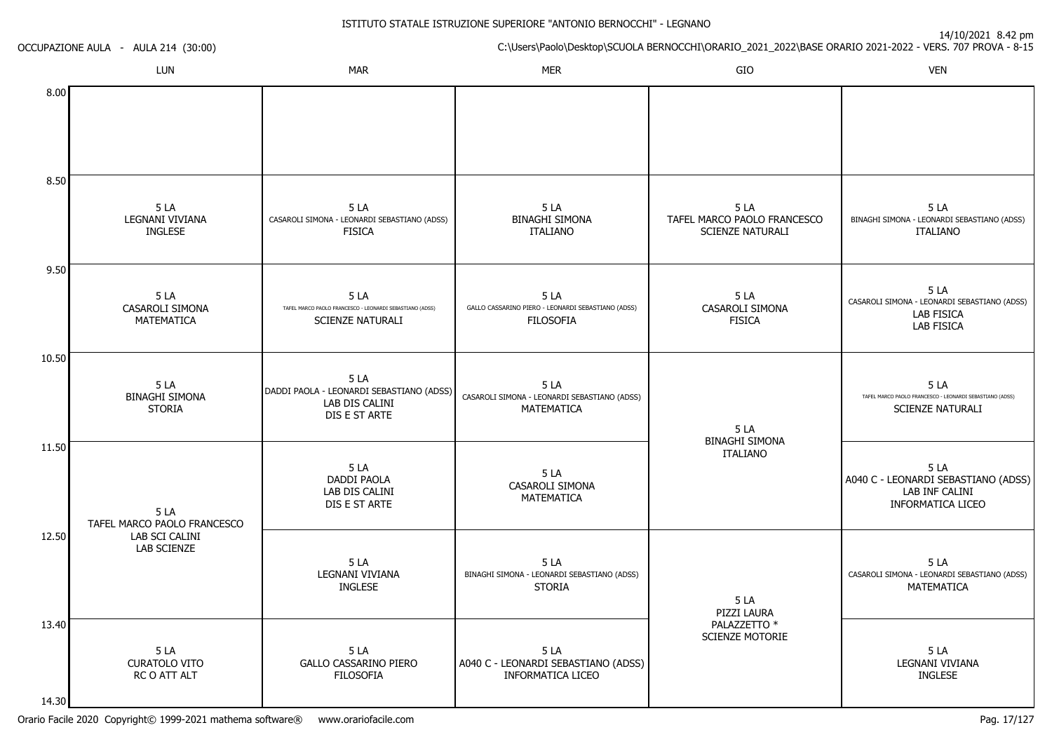ISTITUTO STATALE ISTRUZIONE SUPERIORE "ANTONIO BERNOCCHI" - LEGNANO

OCCUPAZIONE AULA - AULA 214 (30:00)

14/10/2021 8.42 pm

C:\Users\Paolo\Desktop\SCUOLA BERNOCCHI\ORARIO_2021_2022\BASE ORARIO 2021-2022 - VERS. 707 PROVA - 8-15

| | LUN | MAR | MER | GIO | VEN |
|---|---|---|---|---|---|
| 8.00 | | | | | |
| 8.50 | 5 LA<br>LEGNANI VIVIANA<br>INGLESE | 5 LA<br>CASAROLI SIMONA - LEONARDI SEBASTIANO (ADSS)<br>FISICA | 5 LA<br>BINAGHI SIMONA<br>ITALIANO | 5 LA<br>TAFEL MARCO PAOLO FRANCESCO<br>SCIENZE NATURALI | 5 LA<br>BINAGHI SIMONA - LEONARDI SEBASTIANO (ADSS)<br>ITALIANO |
| 9.50 | 5 LA<br>CASAROLI SIMONA<br>MATEMATICA | 5 LA<br>TAFEL MARCO PAOLO FRANCESCO - LEONARDI SEBASTIANO (ADSS)<br>SCIENZE NATURALI | 5 LA<br>GALLO CASSARINO PIERO - LEONARDI SEBASTIANO (ADSS)<br>FILOSOFIA | 5 LA<br>CASAROLI SIMONA<br>FISICA | 5 LA<br>CASAROLI SIMONA - LEONARDI SEBASTIANO (ADSS)<br>LAB FISICA<br>LAB FISICA |
| 10.50 | 5 LA<br>BINAGHI SIMONA<br>STORIA | 5 LA<br>DADDI PAOLA - LEONARDI SEBASTIANO (ADSS)<br>LAB DIS CALINI<br>DIS E ST ARTE | 5 LA<br>CASAROLI SIMONA - LEONARDI SEBASTIANO (ADSS)<br>MATEMATICA | 5 LA<br>BINAGHI SIMONA<br>ITALIANO | 5 LA<br>TAFEL MARCO PAOLO FRANCESCO - LEONARDI SEBASTIANO (ADSS)<br>SCIENZE NATURALI |
| 11.50 | 5 LA<br>TAFEL MARCO PAOLO FRANCESCO<br>LAB SCI CALINI<br>LAB SCIENZE | 5 LA<br>DADDI PAOLA<br>LAB DIS CALINI<br>DIS E ST ARTE | 5 LA<br>CASAROLI SIMONA<br>MATEMATICA | (5 LA BINAGHI SIMONA ITALIANO) | 5 LA<br>A040 C - LEONARDI SEBASTIANO (ADSS)<br>LAB INF CALINI<br>INFORMATICA LICEO |
| 12.50 | (5 LA TAFEL MARCO PAOLO FRANCESCO LAB SCI CALINI LAB SCIENZE) | 5 LA<br>LEGNANI VIVIANA<br>INGLESE | 5 LA<br>BINAGHI SIMONA - LEONARDI SEBASTIANO (ADSS)<br>STORIA | 5 LA<br>PIZZI LAURA<br>PALAZZETTO *<br>SCIENZE MOTORIE | 5 LA<br>CASAROLI SIMONA - LEONARDI SEBASTIANO (ADSS)<br>MATEMATICA |
| 13.40 | 5 LA<br>CURATOLO VITO<br>RC O ATT ALT | 5 LA<br>GALLO CASSARINO PIERO<br>FILOSOFIA | 5 LA<br>A040 C - LEONARDI SEBASTIANO (ADSS)<br>INFORMATICA LICEO | (5 LA PIZZI LAURA PALAZZETTO * SCIENZE MOTORIE) | 5 LA<br>LEGNANI VIVIANA<br>INGLESE |
| 14.30 | | | | | |

Orario Facile 2020 Copyright© 1999-2021 mathema software® www.orariofacile.com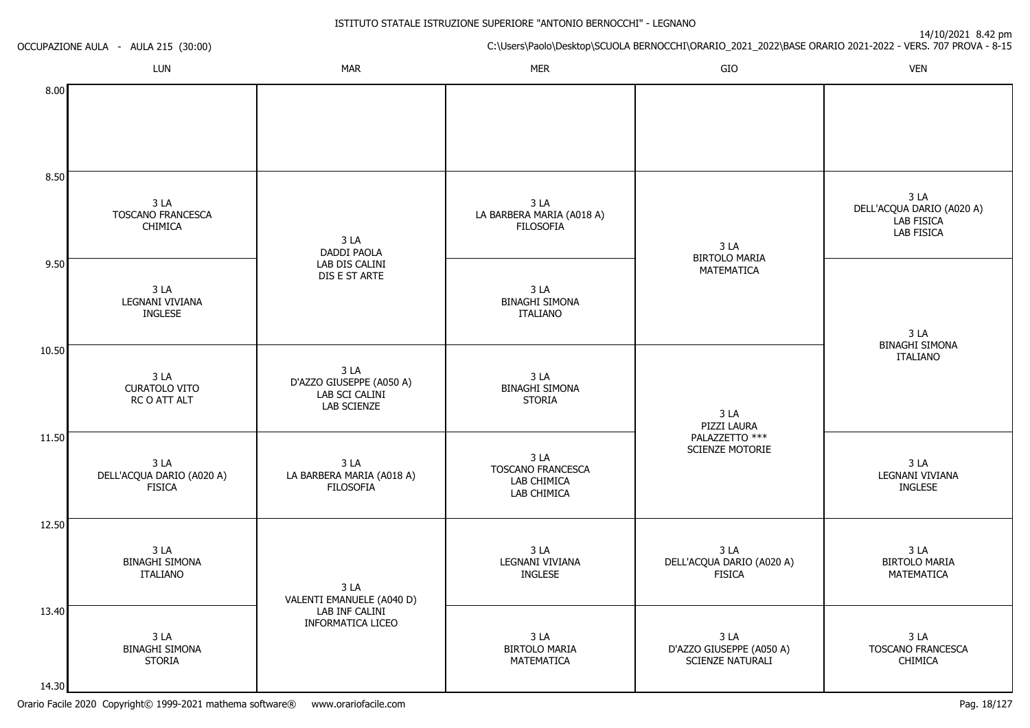ISTITUTO STATALE ISTRUZIONE SUPERIORE "ANTONIO BERNOCCHI" - LEGNANO

OCCUPAZIONE AULA - AULA 215 (30:00)

14/10/2021 8.42 pm

C:\Users\Paolo\Desktop\SCUOLA BERNOCCHI\ORARIO_2021_2022\BASE ORARIO 2021-2022 - VERS. 707 PROVA - 8-15

| | LUN | MAR | MER | GIO | VEN |
|---|---|---|---|---|---|
| 8.00 | | | | | |
| 8.50 | 3 LA TOSCANO FRANCESCA CHIMICA | 3 LA DADDI PAOLA LAB DIS CALINI DIS E ST ARTE | 3 LA LA BARBERA MARIA (A018 A) FILOSOFIA | 3 LA BIRTOLO MARIA MATEMATICA | 3 LA DELL'ACQUA DARIO (A020 A) LAB FISICA LAB FISICA |
| 9.50 | 3 LA LEGNANI VIVIANA INGLESE | 3 LA DADDI PAOLA LAB DIS CALINI DIS E ST ARTE | 3 LA BINAGHI SIMONA ITALIANO | 3 LA BIRTOLO MARIA MATEMATICA | 3 LA BINAGHI SIMONA ITALIANO |
| 10.50 | 3 LA CURATOLO VITO RC O ATT ALT | 3 LA D'AZZO GIUSEPPE (A050 A) LAB SCI CALINI LAB SCIENZE | 3 LA BINAGHI SIMONA STORIA | 3 LA PIZZI LAURA PALAZZETTO *** SCIENZE MOTORIE | 3 LA BINAGHI SIMONA ITALIANO |
| 11.50 | 3 LA DELL'ACQUA DARIO (A020 A) FISICA | 3 LA LA BARBERA MARIA (A018 A) FILOSOFIA | 3 LA TOSCANO FRANCESCA LAB CHIMICA LAB CHIMICA | 3 LA PIZZI LAURA PALAZZETTO *** SCIENZE MOTORIE | 3 LA LEGNANI VIVIANA INGLESE |
| 12.50 | 3 LA BINAGHI SIMONA ITALIANO | 3 LA VALENTI EMANUELE (A040 D) LAB INF CALINI INFORMATICA LICEO | 3 LA LEGNANI VIVIANA INGLESE | 3 LA DELL'ACQUA DARIO (A020 A) FISICA | 3 LA BIRTOLO MARIA MATEMATICA |
| 13.40 | 3 LA BINAGHI SIMONA STORIA | 3 LA VALENTI EMANUELE (A040 D) LAB INF CALINI INFORMATICA LICEO | 3 LA BIRTOLO MARIA MATEMATICA | 3 LA D'AZZO GIUSEPPE (A050 A) SCIENZE NATURALI | 3 LA TOSCANO FRANCESCA CHIMICA |
| 14.30 | | | | | |

Orario Facile 2020 Copyright© 1999-2021 mathema software® www.orariofacile.com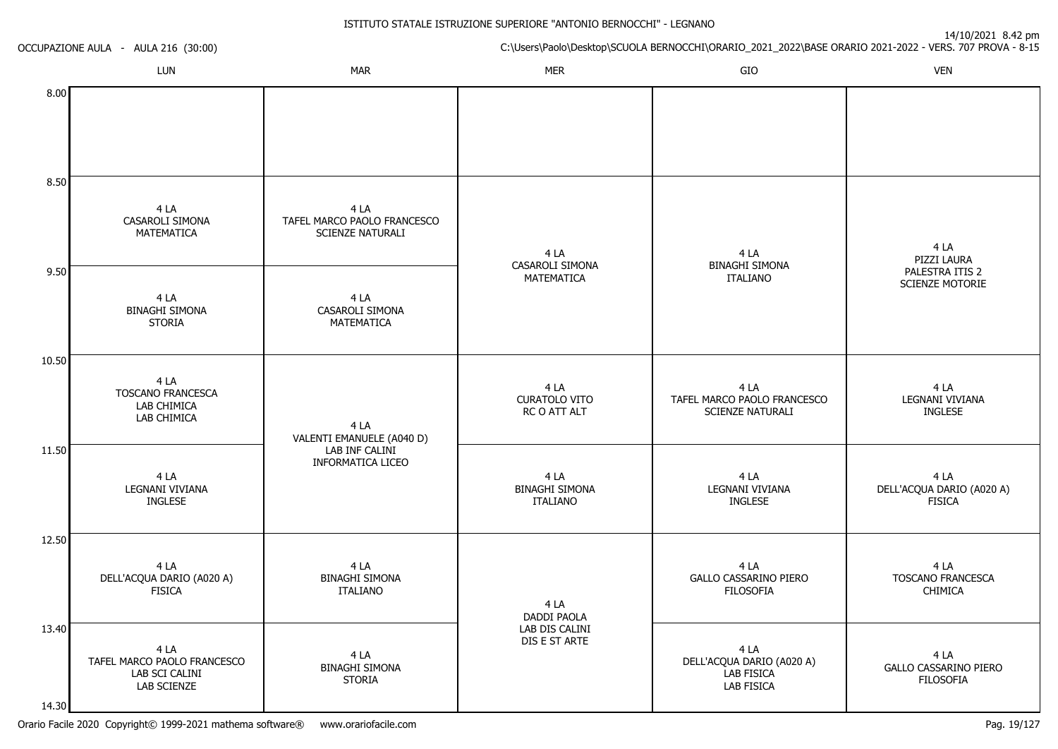ISTITUTO STATALE ISTRUZIONE SUPERIORE "ANTONIO BERNOCCHI" - LEGNANO

OCCUPAZIONE AULA - AULA 216 (30:00)

14/10/2021 8.42 pm

C:\Users\Paolo\Desktop\SCUOLA BERNOCCHI\ORARIO_2021_2022\BASE ORARIO 2021-2022 - VERS. 707 PROVA - 8-15

| | LUN | MAR | MER | GIO | VEN |
|---|---|---|---|---|---|
| 8.00 | | | | | |
| 8.50 | 4 LA<br>CASAROLI SIMONA<br>MATEMATICA | 4 LA<br>TAFEL MARCO PAOLO FRANCESCO<br>SCIENZE NATURALI | 4 LA<br>CASAROLI SIMONA<br>MATEMATICA | 4 LA<br>BINAGHI SIMONA<br>ITALIANO | 4 LA<br>PIZZI LAURA<br>PALESTRA ITIS 2<br>SCIENZE MOTORIE |
| 9.50 | 4 LA<br>BINAGHI SIMONA<br>STORIA | 4 LA<br>CASAROLI SIMONA<br>MATEMATICA | | | |
| 10.50 | 4 LA<br>TOSCANO FRANCESCA<br>LAB CHIMICA<br>LAB CHIMICA | 4 LA<br>VALENTI EMANUELE (A040 D)<br>LAB INF CALINI<br>INFORMATICA LICEO | 4 LA<br>CURATOLO VITO<br>RC O ATT ALT | 4 LA<br>TAFEL MARCO PAOLO FRANCESCO<br>SCIENZE NATURALI | 4 LA<br>LEGNANI VIVIANA<br>INGLESE |
| 11.50 | 4 LA<br>LEGNANI VIVIANA<br>INGLESE | | 4 LA<br>BINAGHI SIMONA<br>ITALIANO | 4 LA<br>LEGNANI VIVIANA<br>INGLESE | 4 LA<br>DELL'ACQUA DARIO (A020 A)<br>FISICA |
| 12.50 | 4 LA<br>DELL'ACQUA DARIO (A020 A)<br>FISICA | 4 LA<br>BINAGHI SIMONA<br>ITALIANO | 4 LA<br>DADDI PAOLA<br>LAB DIS CALINI<br>DIS E ST ARTE | 4 LA<br>GALLO CASSARINO PIERO<br>FILOSOFIA | 4 LA<br>TOSCANO FRANCESCA<br>CHIMICA |
| 13.40 | 4 LA<br>TAFEL MARCO PAOLO FRANCESCO<br>LAB SCI CALINI<br>LAB SCIENZE | 4 LA<br>BINAGHI SIMONA<br>STORIA | | 4 LA<br>DELL'ACQUA DARIO (A020 A)<br>LAB FISICA<br>LAB FISICA | 4 LA<br>GALLO CASSARINO PIERO<br>FILOSOFIA |
| 14.30 | | | | | |

Orario Facile 2020 Copyright© 1999-2021 mathema software® www.orariofacile.com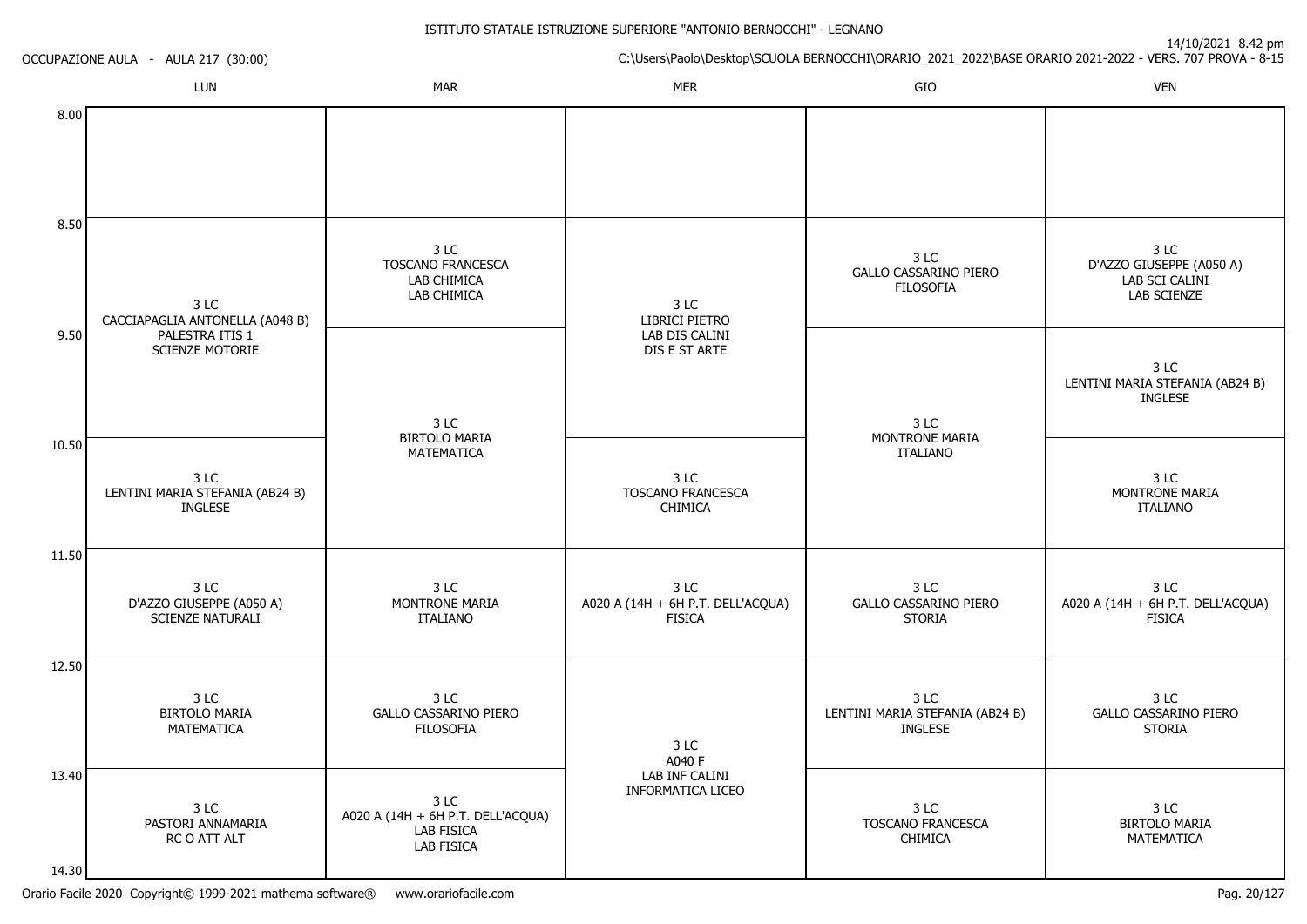ISTITUTO STATALE ISTRUZIONE SUPERIORE "ANTONIO BERNOCCHI" - LEGNANO

OCCUPAZIONE AULA - AULA 217 (30:00)

14/10/2021 8.42 pm

C:\Users\Paolo\Desktop\SCUOLA BERNOCCHI\ORARIO_2021_2022\BASE ORARIO 2021-2022 - VERS. 707 PROVA - 8-15

| | LUN | MAR | MER | GIO | VEN |
|---|---|---|---|---|---|
| 8.00 | | | | | |
| 8.50 | 3 LC CACCIAPAGLIA ANTONELLA (A048 B) PALESTRA ITIS 1 SCIENZE MOTORIE | 3 LC TOSCANO FRANCESCA LAB CHIMICA LAB CHIMICA | 3 LC LIBRICI PIETRO LAB DIS CALINI DIS E ST ARTE | 3 LC GALLO CASSARINO PIERO FILOSOFIA | 3 LC D'AZZO GIUSEPPE (A050 A) LAB SCI CALINI LAB SCIENZE |
| 9.50 | (cont.) | 3 LC BIRTOLO MARIA MATEMATICA | (cont.) | 3 LC MONTRONE MARIA ITALIANO | 3 LC LENTINI MARIA STEFANIA (AB24 B) INGLESE |
| 10.50 | 3 LC LENTINI MARIA STEFANIA (AB24 B) INGLESE | (cont.) | 3 LC TOSCANO FRANCESCA CHIMICA | (cont.) | 3 LC MONTRONE MARIA ITALIANO |
| 11.50 | 3 LC D'AZZO GIUSEPPE (A050 A) SCIENZE NATURALI | 3 LC MONTRONE MARIA ITALIANO | 3 LC A020 A (14H + 6H P.T. DELL'ACQUA) FISICA | 3 LC GALLO CASSARINO PIERO STORIA | 3 LC A020 A (14H + 6H P.T. DELL'ACQUA) FISICA |
| 12.50 | 3 LC BIRTOLO MARIA MATEMATICA | 3 LC GALLO CASSARINO PIERO FILOSOFIA | 3 LC A040 F LAB INF CALINI INFORMATICA LICEO | 3 LC LENTINI MARIA STEFANIA (AB24 B) INGLESE | 3 LC GALLO CASSARINO PIERO STORIA |
| 13.40 | 3 LC PASTORI ANNAMARIA RC O ATT ALT | 3 LC A020 A (14H + 6H P.T. DELL'ACQUA) LAB FISICA LAB FISICA | (cont.) | 3 LC TOSCANO FRANCESCA CHIMICA | 3 LC BIRTOLO MARIA MATEMATICA |
| 14.30 | | | | | |

Orario Facile 2020 Copyright© 1999-2021 mathema software® www.orariofacile.com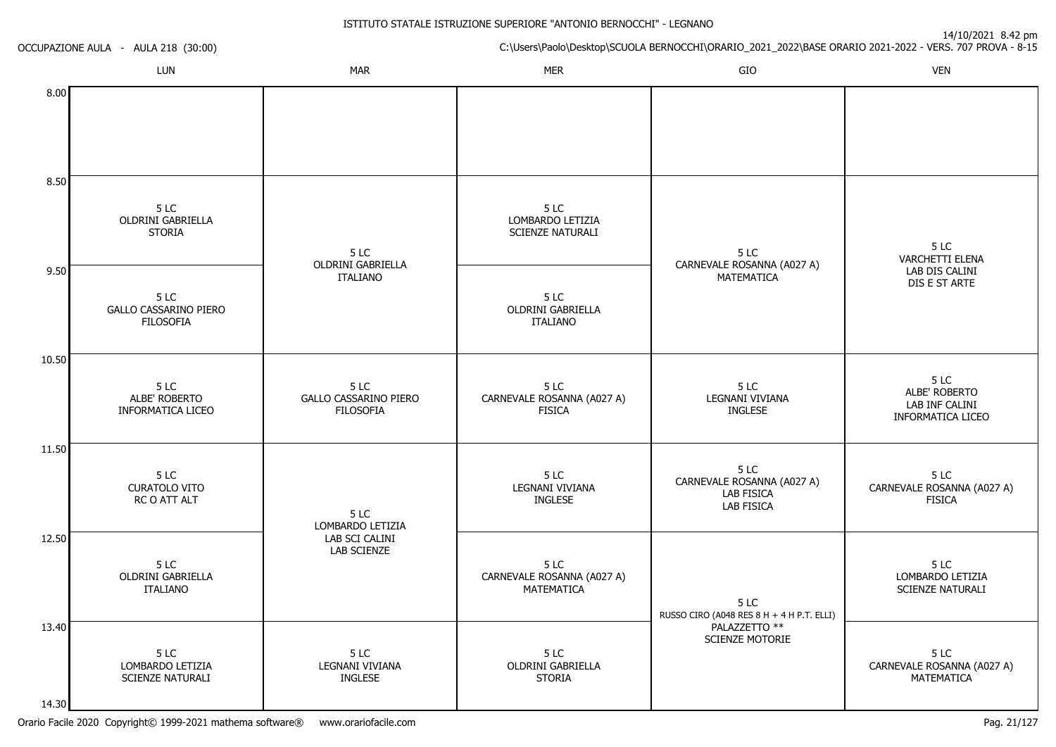ISTITUTO STATALE ISTRUZIONE SUPERIORE "ANTONIO BERNOCCHI" - LEGNANO

OCCUPAZIONE AULA - AULA 218 (30:00)

14/10/2021 8.42 pm

C:\Users\Paolo\Desktop\SCUOLA BERNOCCHI\ORARIO_2021_2022\BASE ORARIO 2021-2022 - VERS. 707 PROVA - 8-15

| | LUN | MAR | MER | GIO | VEN |
|---|---|---|---|---|---|
| 8.00 | | | | | |
| 8.50 | 5 LC<br>OLDRINI GABRIELLA<br>STORIA | 5 LC<br>OLDRINI GABRIELLA<br>ITALIANO | 5 LC<br>LOMBARDO LETIZIA<br>SCIENZE NATURALI | 5 LC<br>CARNEVALE ROSANNA (A027 A)<br>MATEMATICA | 5 LC<br>VARCHETTI ELENA<br>LAB DIS CALINI<br>DIS E ST ARTE |
| 9.50 | 5 LC<br>GALLO CASSARINO PIERO<br>FILOSOFIA | | 5 LC<br>OLDRINI GABRIELLA<br>ITALIANO | | |
| 10.50 | 5 LC<br>ALBE' ROBERTO<br>INFORMATICA LICEO | 5 LC<br>GALLO CASSARINO PIERO<br>FILOSOFIA | 5 LC<br>CARNEVALE ROSANNA (A027 A)<br>FISICA | 5 LC<br>LEGNANI VIVIANA<br>INGLESE | 5 LC<br>ALBE' ROBERTO<br>LAB INF CALINI<br>INFORMATICA LICEO |
| 11.50 | 5 LC<br>CURATOLO VITO<br>RC O ATT ALT | 5 LC<br>LOMBARDO LETIZIA<br>LAB SCI CALINI<br>LAB SCIENZE | 5 LC<br>LEGNANI VIVIANA<br>INGLESE | 5 LC<br>CARNEVALE ROSANNA (A027 A)<br>LAB FISICA<br>LAB FISICA | 5 LC<br>CARNEVALE ROSANNA (A027 A)<br>FISICA |
| 12.50 | 5 LC<br>OLDRINI GABRIELLA<br>ITALIANO | | 5 LC<br>CARNEVALE ROSANNA (A027 A)<br>MATEMATICA | 5 LC<br>RUSSO CIRO (A048 RES 8 H + 4 H P.T. ELLI)<br>PALAZZETTO **<br>SCIENZE MOTORIE | 5 LC<br>LOMBARDO LETIZIA<br>SCIENZE NATURALI |
| 13.40 | 5 LC<br>LOMBARDO LETIZIA<br>SCIENZE NATURALI | 5 LC<br>LEGNANI VIVIANA<br>INGLESE | 5 LC<br>OLDRINI GABRIELLA<br>STORIA | | 5 LC<br>CARNEVALE ROSANNA (A027 A)<br>MATEMATICA |
| 14.30 | | | | | |

Orario Facile 2020 Copyright© 1999-2021 mathema software® www.orariofacile.com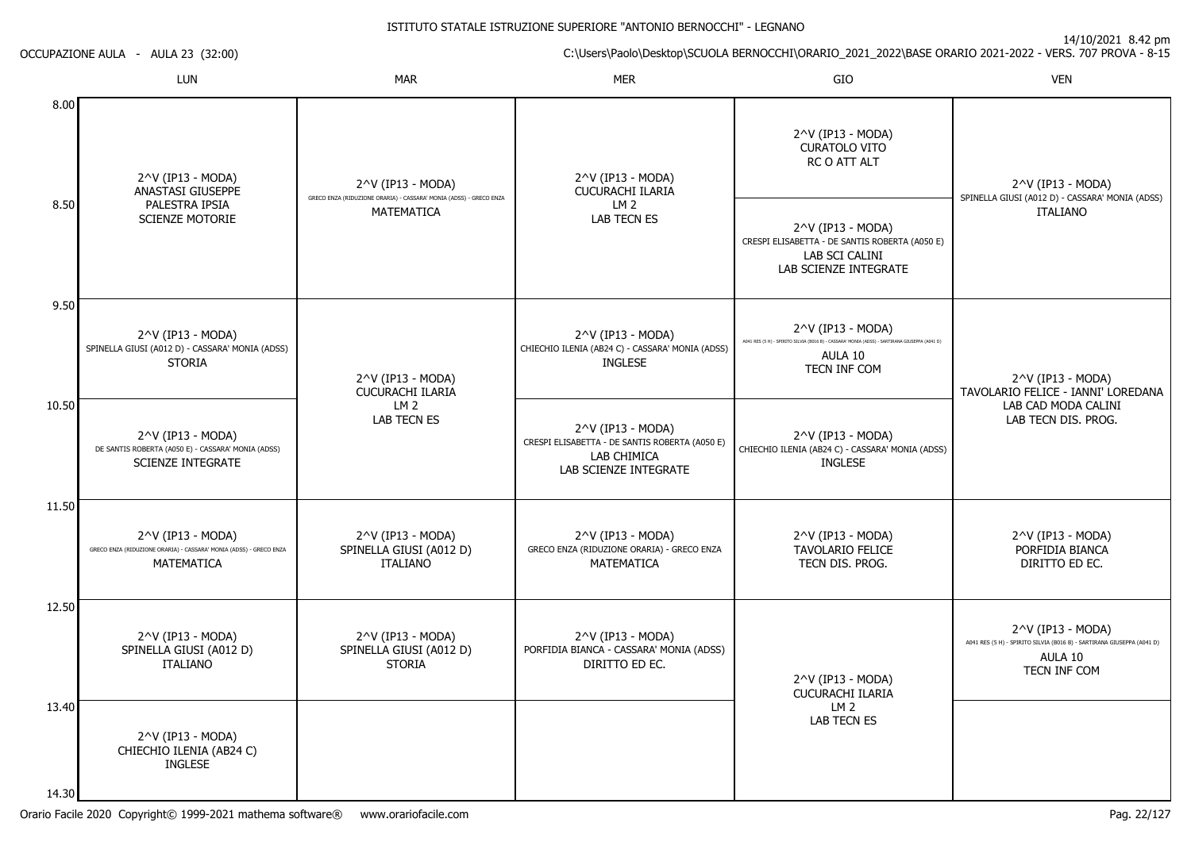ISTITUTO STATALE ISTRUZIONE SUPERIORE "ANTONIO BERNOCCHI" - LEGNANO

OCCUPAZIONE AULA - AULA 23 (32:00)

14/10/2021 8.42 pm

C:\Users\Paolo\Desktop\SCUOLA BERNOCCHI\ORARIO_2021_2022\BASE ORARIO 2021-2022 - VERS. 707 PROVA - 8-15

| Ora | LUN | MAR | MER | GIO | VEN |
|---|---|---|---|---|---|
| 8.00 | 2^V (IP13 - MODA) ANASTASI GIUSEPPE PALESTRA IPSIA SCIENZE MOTORIE | 2^V (IP13 - MODA) GRECO ENZA (RIDUZIONE ORARIA) - CASSARA' MONIA (ADSS) - GRECO ENZA MATEMATICA | 2^V (IP13 - MODA) CUCURACHI ILARIA LM 2 LAB TECN ES | 2^V (IP13 - MODA) CURATOLO VITO RC O ATT ALT | 2^V (IP13 - MODA) SPINELLA GIUSI (A012 D) - CASSARA' MONIA (ADSS) ITALIANO |
| 8.50 | | | | 2^V (IP13 - MODA) CRESPI ELISABETTA - DE SANTIS ROBERTA (A050 E) LAB SCI CALINI LAB SCIENZE INTEGRATE | |
| 9.50 | 2^V (IP13 - MODA) SPINELLA GIUSI (A012 D) - CASSARA' MONIA (ADSS) STORIA | 2^V (IP13 - MODA) CUCURACHI ILARIA LM 2 LAB TECN ES | 2^V (IP13 - MODA) CHIECHIO ILENIA (AB24 C) - CASSARA' MONIA (ADSS) INGLESE | 2^V (IP13 - MODA) A041 RES (5 H) - SPIRITO SILVIA (B016 B) - CASSARA' MONIA (ADSS) - SARTIRANA GIUSEPPA (A041 D) AULA 10 TECN INF COM | 2^V (IP13 - MODA) TAVOLARIO FELICE - IANNI' LOREDANA LAB CAD MODA CALINI LAB TECN DIS. PROG. |
| 10.50 | 2^V (IP13 - MODA) DE SANTIS ROBERTA (A050 E) - CASSARA' MONIA (ADSS) SCIENZE INTEGRATE | | 2^V (IP13 - MODA) CRESPI ELISABETTA - DE SANTIS ROBERTA (A050 E) LAB CHIMICA LAB SCIENZE INTEGRATE | 2^V (IP13 - MODA) CHIECHIO ILENIA (AB24 C) - CASSARA' MONIA (ADSS) INGLESE | |
| 11.50 | 2^V (IP13 - MODA) GRECO ENZA (RIDUZIONE ORARIA) - CASSARA' MONIA (ADSS) - GRECO ENZA MATEMATICA | 2^V (IP13 - MODA) SPINELLA GIUSI (A012 D) ITALIANO | 2^V (IP13 - MODA) GRECO ENZA (RIDUZIONE ORARIA) - GRECO ENZA MATEMATICA | 2^V (IP13 - MODA) TAVOLARIO FELICE TECN DIS. PROG. | 2^V (IP13 - MODA) PORFIDIA BIANCA DIRITTO ED EC. |
| 12.50 | 2^V (IP13 - MODA) SPINELLA GIUSI (A012 D) ITALIANO | 2^V (IP13 - MODA) SPINELLA GIUSI (A012 D) STORIA | 2^V (IP13 - MODA) PORFIDIA BIANCA - CASSARA' MONIA (ADSS) DIRITTO ED EC. | 2^V (IP13 - MODA) CUCURACHI ILARIA LM 2 LAB TECN ES | 2^V (IP13 - MODA) A041 RES (5 H) - SPIRITO SILVIA (B016 B) - SARTIRANA GIUSEPPA (A041 D) AULA 10 TECN INF COM |
| 13.40 | 2^V (IP13 - MODA) CHIECHIO ILENIA (AB24 C) INGLESE | | | | |
| 14.30 | | | | | |

Orario Facile 2020 Copyright© 1999-2021 mathema software® www.orariofacile.com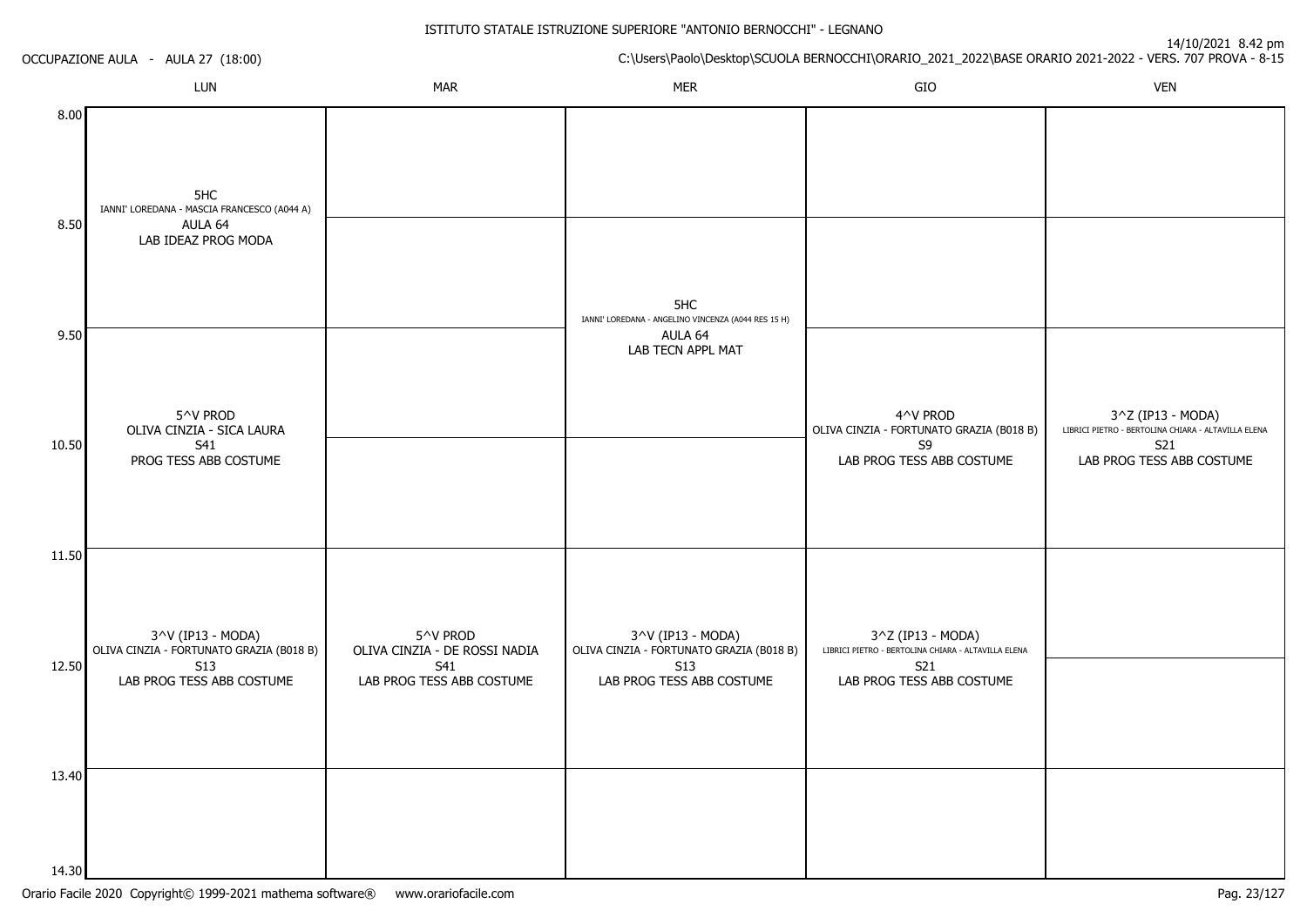ISTITUTO STATALE ISTRUZIONE SUPERIORE "ANTONIO BERNOCCHI" - LEGNANO

OCCUPAZIONE AULA - AULA 27 (18:00)

14/10/2021 8.42 pm

C:\Users\Paolo\Desktop\SCUOLA BERNOCCHI\ORARIO_2021_2022\BASE ORARIO 2021-2022 - VERS. 707 PROVA - 8-15

| | LUN | MAR | MER | GIO | VEN |
|---|---|---|---|---|---|
| 8.00 | 5HC<br>IANNI' LOREDANA - MASCIA FRANCESCO (A044 A)<br>AULA 64<br>LAB IDEAZ PROG MODA | | | | |
| 8.50 | | | 5HC<br>IANNI' LOREDANA - ANGELINO VINCENZA (A044 RES 15 H)<br>AULA 64<br>LAB TECN APPL MAT | | |
| 9.50 | 5^V PROD<br>OLIVA CINZIA - SICA LAURA<br>S41<br>PROG TESS ABB COSTUME | | | 4^V PROD<br>OLIVA CINZIA - FORTUNATO GRAZIA (B018 B)<br>S9<br>LAB PROG TESS ABB COSTUME | 3^Z (IP13 - MODA)<br>LIBRICI PIETRO - BERTOLINA CHIARA - ALTAVILLA ELENA<br>S21<br>LAB PROG TESS ABB COSTUME |
| 10.50 | | | | | |
| 11.50 | 3^V (IP13 - MODA)<br>OLIVA CINZIA - FORTUNATO GRAZIA (B018 B)<br>S13<br>LAB PROG TESS ABB COSTUME | 5^V PROD<br>OLIVA CINZIA - DE ROSSI NADIA<br>S41<br>LAB PROG TESS ABB COSTUME | 3^V (IP13 - MODA)<br>OLIVA CINZIA - FORTUNATO GRAZIA (B018 B)<br>S13<br>LAB PROG TESS ABB COSTUME | 3^Z (IP13 - MODA)<br>LIBRICI PIETRO - BERTOLINA CHIARA - ALTAVILLA ELENA<br>S21<br>LAB PROG TESS ABB COSTUME | |
| 12.50 | | | | | |
| 13.40 | | | | | |
| 14.30 | | | | | |

Orario Facile 2020 Copyright© 1999-2021 mathema software® www.orariofacile.com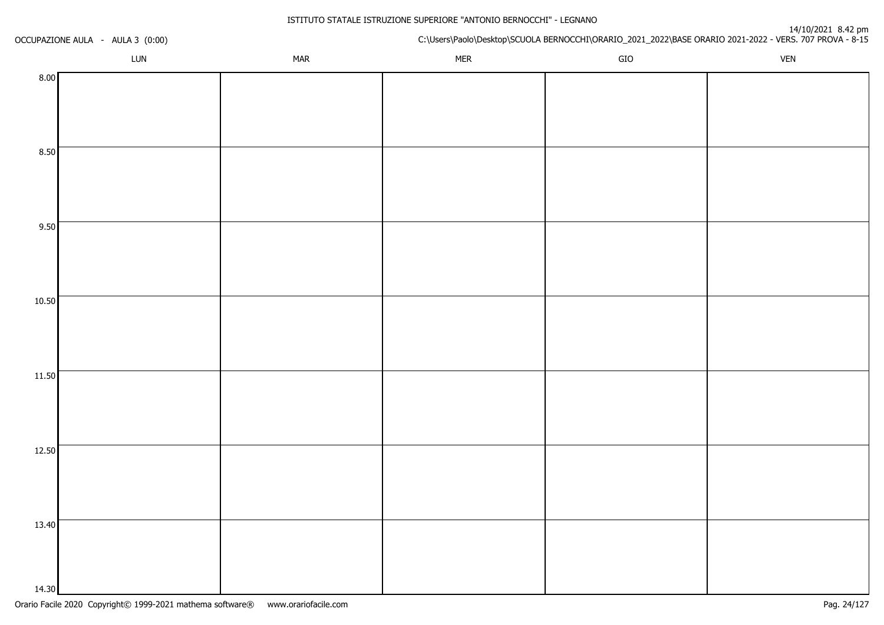ISTITUTO STATALE ISTRUZIONE SUPERIORE "ANTONIO BERNOCCHI" - LEGNANO

OCCUPAZIONE AULA - AULA 3 (0:00)

14/10/2021 8.42 pm

C:\Users\Paolo\Desktop\SCUOLA BERNOCCHI\ORARIO_2021_2022\BASE ORARIO 2021-2022 - VERS. 707 PROVA - 8-15

| | LUN | MAR | MER | GIO | VEN |
|---|---|---|---|---|---|
| 8.00 | | | | | |
| 8.50 | | | | | |
| 9.50 | | | | | |
| 10.50 | | | | | |
| 11.50 | | | | | |
| 12.50 | | | | | |
| 13.40 | | | | | |
| 14.30 | | | | | |

Orario Facile 2020 Copyright© 1999-2021 mathema software® www.orariofacile.com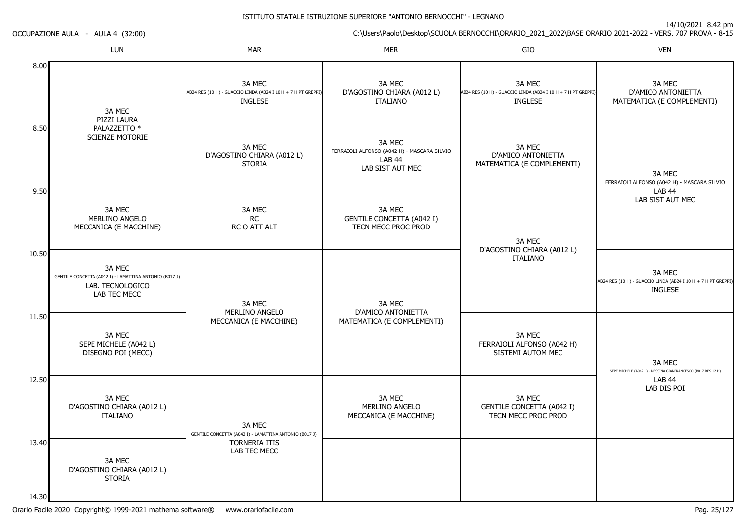ISTITUTO STATALE ISTRUZIONE SUPERIORE "ANTONIO BERNOCCHI" - LEGNANO

14/10/2021 8.42 pm

OCCUPAZIONE AULA - AULA 4 (32:00)

C:\Users\Paolo\Desktop\SCUOLA BERNOCCHI\ORARIO_2021_2022\BASE ORARIO 2021-2022 - VERS. 707 PROVA - 8-15

| | LUN | MAR | MER | GIO | VEN |
|---|---|---|---|---|---|
| 8.00 | 3A MEC PIZZI LAURA PALAZZETTO * SCIENZE MOTORIE | 3A MEC AB24 RES (10 H) - GUACCIO LINDA (AB24 I 10 H + 7 H PT GREPPI) INGLESE | 3A MEC D'AGOSTINO CHIARA (A012 L) ITALIANO | 3A MEC AB24 RES (10 H) - GUACCIO LINDA (AB24 I 10 H + 7 H PT GREPPI) INGLESE | 3A MEC D'AMICO ANTONIETTA MATEMATICA (E COMPLEMENTI) |
| 8.50 | | 3A MEC D'AGOSTINO CHIARA (A012 L) STORIA | 3A MEC FERRAIOLI ALFONSO (A042 H) - MASCARA SILVIO LAB 44 LAB SIST AUT MEC | 3A MEC D'AMICO ANTONIETTA MATEMATICA (E COMPLEMENTI) | 3A MEC FERRAIOLI ALFONSO (A042 H) - MASCARA SILVIO LAB 44 LAB SIST AUT MEC |
| 9.50 | 3A MEC MERLINO ANGELO MECCANICA (E MACCHINE) | 3A MEC RC RC O ATT ALT | 3A MEC GENTILE CONCETTA (A042 I) TECN MECC PROC PROD | 3A MEC D'AGOSTINO CHIARA (A012 L) ITALIANO | |
| 10.50 | 3A MEC GENTILE CONCETTA (A042 I) - LAMATTINA ANTONIO (B017 J) LAB. TECNOLOGICO LAB TEC MECC | 3A MEC MERLINO ANGELO MECCANICA (E MACCHINE) | 3A MEC D'AMICO ANTONIETTA MATEMATICA (E COMPLEMENTI) | | 3A MEC AB24 RES (10 H) - GUACCIO LINDA (AB24 I 10 H + 7 H PT GREPPI) INGLESE |
| 11.50 | 3A MEC SEPE MICHELE (A042 L) DISEGNO POI (MECC) | | | 3A MEC FERRAIOLI ALFONSO (A042 H) SISTEMI AUTOM MEC | 3A MEC SEPE MICHELE (A042 L) - MESSINA GIANFRANCESCO (B017 RES 12 H) LAB 44 LAB DIS POI |
| 12.50 | 3A MEC D'AGOSTINO CHIARA (A012 L) ITALIANO | 3A MEC GENTILE CONCETTA (A042 I) - LAMATTINA ANTONIO (B017 J) TORNERIA ITIS LAB TEC MECC | 3A MEC MERLINO ANGELO MECCANICA (E MACCHINE) | 3A MEC GENTILE CONCETTA (A042 I) TECN MECC PROC PROD | |
| 13.40 | 3A MEC D'AGOSTINO CHIARA (A012 L) STORIA | | | | |
| 14.30 | | | | | |

Orario Facile 2020 Copyright© 1999-2021 mathema software® www.orariofacile.com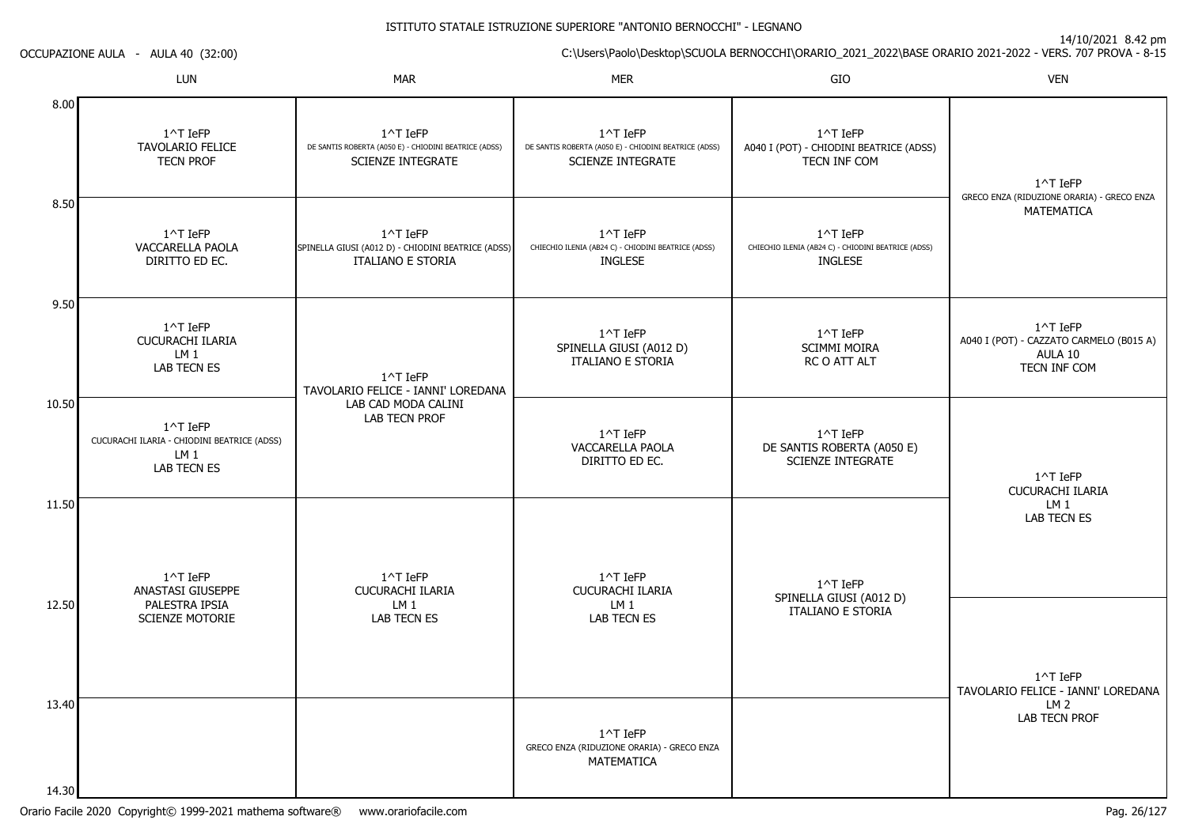ISTITUTO STATALE ISTRUZIONE SUPERIORE "ANTONIO BERNOCCHI" - LEGNANO

14/10/2021 8.42 pm

OCCUPAZIONE AULA - AULA 40 (32:00)

C:\Users\Paolo\Desktop\SCUOLA BERNOCCHI\ORARIO_2021_2022\BASE ORARIO 2021-2022 - VERS. 707 PROVA - 8-15

| | LUN | MAR | MER | GIO | VEN |
|---|---|---|---|---|---|
| 8.00 | 1^T IeFP<br>TAVOLARIO FELICE<br>TECN PROF | 1^T IeFP<br>DE SANTIS ROBERTA (A050 E) - CHIODINI BEATRICE (ADSS)<br>SCIENZE INTEGRATE | 1^T IeFP<br>DE SANTIS ROBERTA (A050 E) - CHIODINI BEATRICE (ADSS)<br>SCIENZE INTEGRATE | 1^T IeFP<br>A040 I (POT) - CHIODINI BEATRICE (ADSS)<br>TECN INF COM | 1^T IeFP<br>GRECO ENZA (RIDUZIONE ORARIA) - GRECO ENZA<br>MATEMATICA (8.00-9.50) |
| 8.50 | 1^T IeFP<br>VACCARELLA PAOLA<br>DIRITTO ED EC. | 1^T IeFP<br>SPINELLA GIUSI (A012 D) - CHIODINI BEATRICE (ADSS)<br>ITALIANO E STORIA | 1^T IeFP<br>CHIECHIO ILENIA (AB24 C) - CHIODINI BEATRICE (ADSS)<br>INGLESE | 1^T IeFP<br>CHIECHIO ILENIA (AB24 C) - CHIODINI BEATRICE (ADSS)<br>INGLESE | |
| 9.50 | 1^T IeFP<br>CUCURACHI ILARIA<br>LM 1<br>LAB TECN ES | 1^T IeFP<br>TAVOLARIO FELICE - IANNI' LOREDANA<br>LAB CAD MODA CALINI<br>LAB TECN PROF (9.50-11.50) | 1^T IeFP<br>SPINELLA GIUSI (A012 D)<br>ITALIANO E STORIA | 1^T IeFP<br>SCIMMI MOIRA<br>RC O ATT ALT | 1^T IeFP<br>A040 I (POT) - CAZZATO CARMELO (B015 A)<br>AULA 10<br>TECN INF COM |
| 10.50 | 1^T IeFP<br>CUCURACHI ILARIA - CHIODINI BEATRICE (ADSS)<br>LM 1<br>LAB TECN ES | | 1^T IeFP<br>VACCARELLA PAOLA<br>DIRITTO ED EC. | 1^T IeFP<br>DE SANTIS ROBERTA (A050 E)<br>SCIENZE INTEGRATE | 1^T IeFP<br>CUCURACHI ILARIA<br>LM 1<br>LAB TECN ES (10.50-12.50) |
| 11.50 | 1^T IeFP<br>ANASTASI GIUSEPPE<br>PALESTRA IPSIA<br>SCIENZE MOTORIE (11.50-13.40) | 1^T IeFP<br>CUCURACHI ILARIA<br>LM 1<br>LAB TECN ES (11.50-13.40) | 1^T IeFP<br>CUCURACHI ILARIA<br>LM 1<br>LAB TECN ES (11.50-13.40) | 1^T IeFP<br>SPINELLA GIUSI (A012 D)<br>ITALIANO E STORIA (11.50-13.40) | |
| 12.50 | | | | | 1^T IeFP<br>TAVOLARIO FELICE - IANNI' LOREDANA<br>LM 2<br>LAB TECN PROF (12.50-14.30) |
| 13.40 | | | 1^T IeFP<br>GRECO ENZA (RIDUZIONE ORARIA) - GRECO ENZA<br>MATEMATICA | | |
| 14.30 | | | | | |

Orario Facile 2020 Copyright© 1999-2021 mathema software® www.orariofacile.com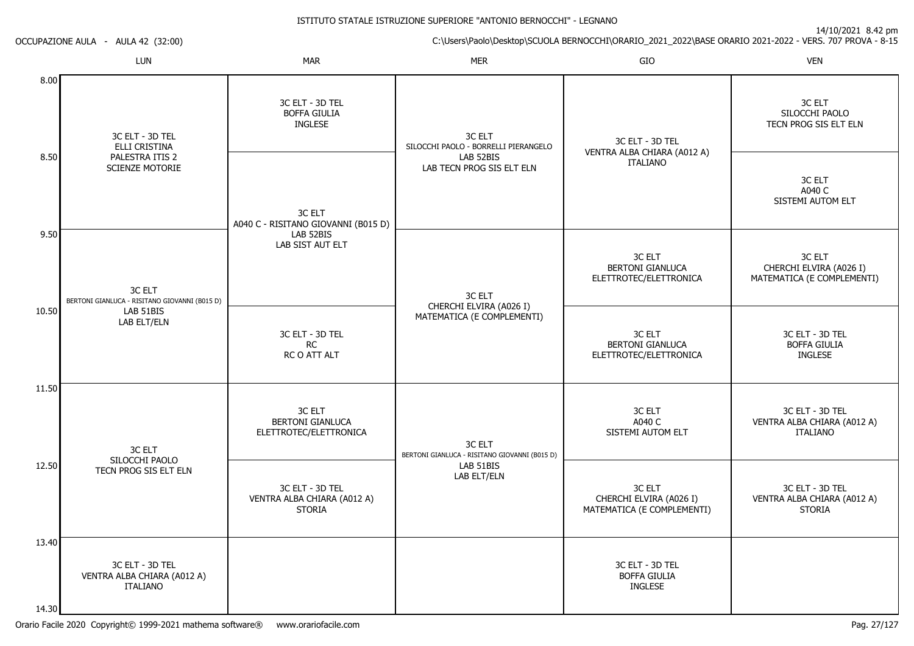ISTITUTO STATALE ISTRUZIONE SUPERIORE "ANTONIO BERNOCCHI" - LEGNANO

OCCUPAZIONE AULA - AULA 42 (32:00)

14/10/2021 8.42 pm

C:\Users\Paolo\Desktop\SCUOLA BERNOCCHI\ORARIO_2021_2022\BASE ORARIO 2021-2022 - VERS. 707 PROVA - 8-15

| | LUN | MAR | MER | GIO | VEN |
|---|---|---|---|---|---|
| 8.00 | 3C ELT - 3D TEL<br>ELLI CRISTINA<br>PALESTRA ITIS 2<br>SCIENZE MOTORIE | 3C ELT - 3D TEL<br>BOFFA GIULIA<br>INGLESE | 3C ELT<br>SILOCCHI PAOLO - BORRELLI PIERANGELO<br>LAB 52BIS<br>LAB TECN PROG SIS ELT ELN | 3C ELT - 3D TEL<br>VENTRA ALBA CHIARA (A012 A)<br>ITALIANO | 3C ELT<br>SILOCCHI PAOLO<br>TECN PROG SIS ELT ELN |
| 8.50 | | 3C ELT<br>A040 C - RISITANO GIOVANNI (B015 D)<br>LAB 52BIS<br>LAB SIST AUT ELT | | | 3C ELT<br>A040 C<br>SISTEMI AUTOM ELT |
| 9.50 | 3C ELT<br>BERTONI GIANLUCA - RISITANO GIOVANNI (B015 D)<br>LAB 51BIS<br>LAB ELT/ELN | | 3C ELT<br>CHERCHI ELVIRA (A026 I)<br>MATEMATICA (E COMPLEMENTI) | 3C ELT<br>BERTONI GIANLUCA<br>ELETTROTEC/ELETTRONICA | 3C ELT<br>CHERCHI ELVIRA (A026 I)<br>MATEMATICA (E COMPLEMENTI) |
| 10.50 | | 3C ELT - 3D TEL<br>RC<br>RC O ATT ALT | | 3C ELT<br>BERTONI GIANLUCA<br>ELETTROTEC/ELETTRONICA | 3C ELT - 3D TEL<br>BOFFA GIULIA<br>INGLESE |
| 11.50 | 3C ELT<br>SILOCCHI PAOLO<br>TECN PROG SIS ELT ELN | 3C ELT<br>BERTONI GIANLUCA<br>ELETTROTEC/ELETTRONICA | 3C ELT<br>BERTONI GIANLUCA - RISITANO GIOVANNI (B015 D)<br>LAB 51BIS<br>LAB ELT/ELN | 3C ELT<br>A040 C<br>SISTEMI AUTOM ELT | 3C ELT - 3D TEL<br>VENTRA ALBA CHIARA (A012 A)<br>ITALIANO |
| 12.50 | | 3C ELT - 3D TEL<br>VENTRA ALBA CHIARA (A012 A)<br>STORIA | | 3C ELT<br>CHERCHI ELVIRA (A026 I)<br>MATEMATICA (E COMPLEMENTI) | 3C ELT - 3D TEL<br>VENTRA ALBA CHIARA (A012 A)<br>STORIA |
| 13.40 | 3C ELT - 3D TEL<br>VENTRA ALBA CHIARA (A012 A)<br>ITALIANO | | | 3C ELT - 3D TEL<br>BOFFA GIULIA<br>INGLESE | |
| 14.30 | | | | | |

Orario Facile 2020 Copyright© 1999-2021 mathema software® www.orariofacile.com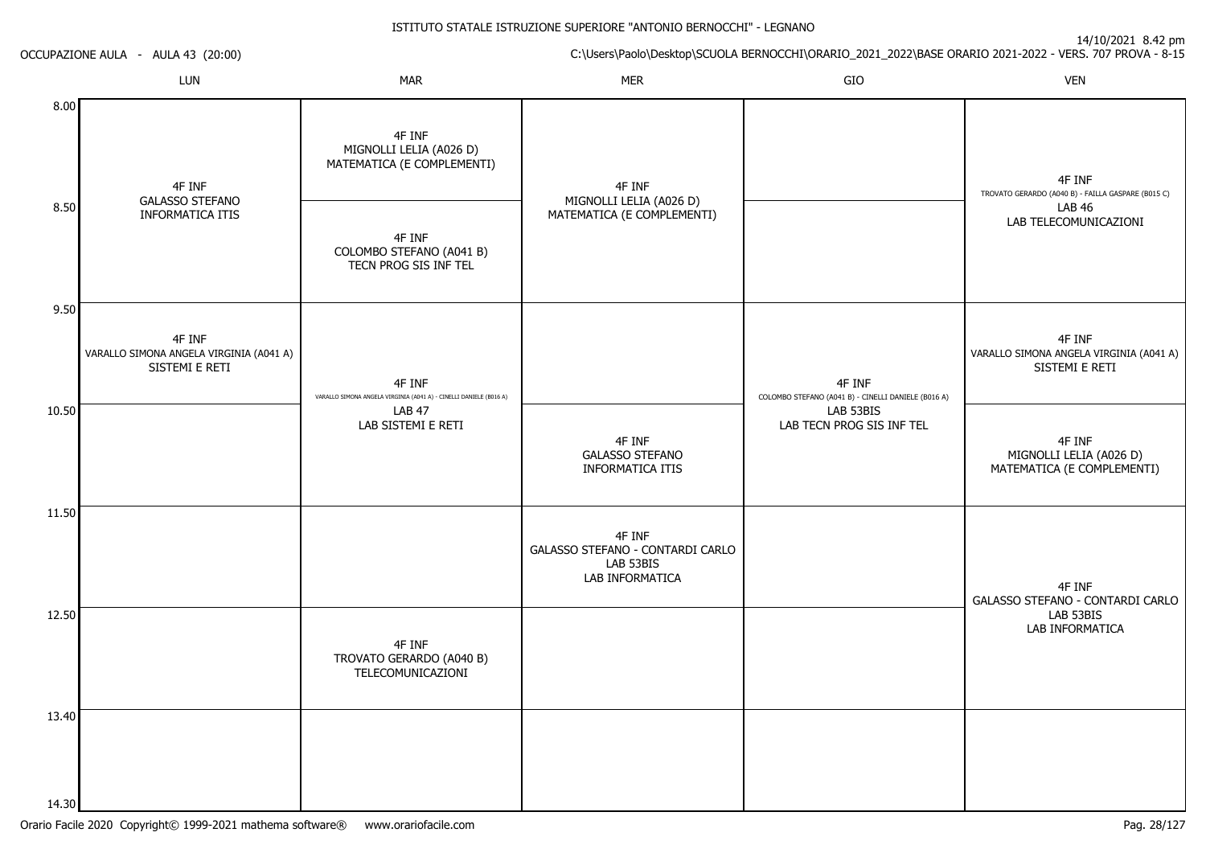ISTITUTO STATALE ISTRUZIONE SUPERIORE "ANTONIO BERNOCCHI" - LEGNANO

OCCUPAZIONE AULA - AULA 43 (20:00)

14/10/2021 8.42 pm

C:\Users\Paolo\Desktop\SCUOLA BERNOCCHI\ORARIO_2021_2022\BASE ORARIO 2021-2022 - VERS. 707 PROVA - 8-15

| | LUN | MAR | MER | GIO | VEN |
|---|---|---|---|---|---|
| 8.00 | 4F INF<br>GALASSO STEFANO<br>INFORMATICA ITIS | 4F INF<br>MIGNOLLI LELIA (A026 D)<br>MATEMATICA (E COMPLEMENTI) | 4F INF<br>MIGNOLLI LELIA (A026 D)<br>MATEMATICA (E COMPLEMENTI) | | 4F INF<br>TROVATO GERARDO (A040 B) - FAILLA GASPARE (B015 C)<br>LAB 46<br>LAB TELECOMUNICAZIONI |
| 8.50 | | 4F INF<br>COLOMBO STEFANO (A041 B)<br>TECN PROG SIS INF TEL | | | |
| 9.50 | 4F INF<br>VARALLO SIMONA ANGELA VIRGINIA (A041 A)<br>SISTEMI E RETI | 4F INF<br>VARALLO SIMONA ANGELA VIRGINIA (A041 A) - CINELLI DANIELE (B016 A)<br>LAB 47<br>LAB SISTEMI E RETI | | 4F INF<br>COLOMBO STEFANO (A041 B) - CINELLI DANIELE (B016 A)<br>LAB 53BIS<br>LAB TECN PROG SIS INF TEL | 4F INF<br>VARALLO SIMONA ANGELA VIRGINIA (A041 A)<br>SISTEMI E RETI |
| 10.50 | | | 4F INF<br>GALASSO STEFANO<br>INFORMATICA ITIS | | 4F INF<br>MIGNOLLI LELIA (A026 D)<br>MATEMATICA (E COMPLEMENTI) |
| 11.50 | | | 4F INF<br>GALASSO STEFANO - CONTARDI CARLO<br>LAB 53BIS<br>LAB INFORMATICA | | 4F INF<br>GALASSO STEFANO - CONTARDI CARLO<br>LAB 53BIS<br>LAB INFORMATICA |
| 12.50 | | 4F INF<br>TROVATO GERARDO (A040 B)<br>TELECOMUNICAZIONI | | | |
| 13.40 | | | | | |
| 14.30 | | | | | |

Orario Facile 2020 Copyright© 1999-2021 mathema software® www.orariofacile.com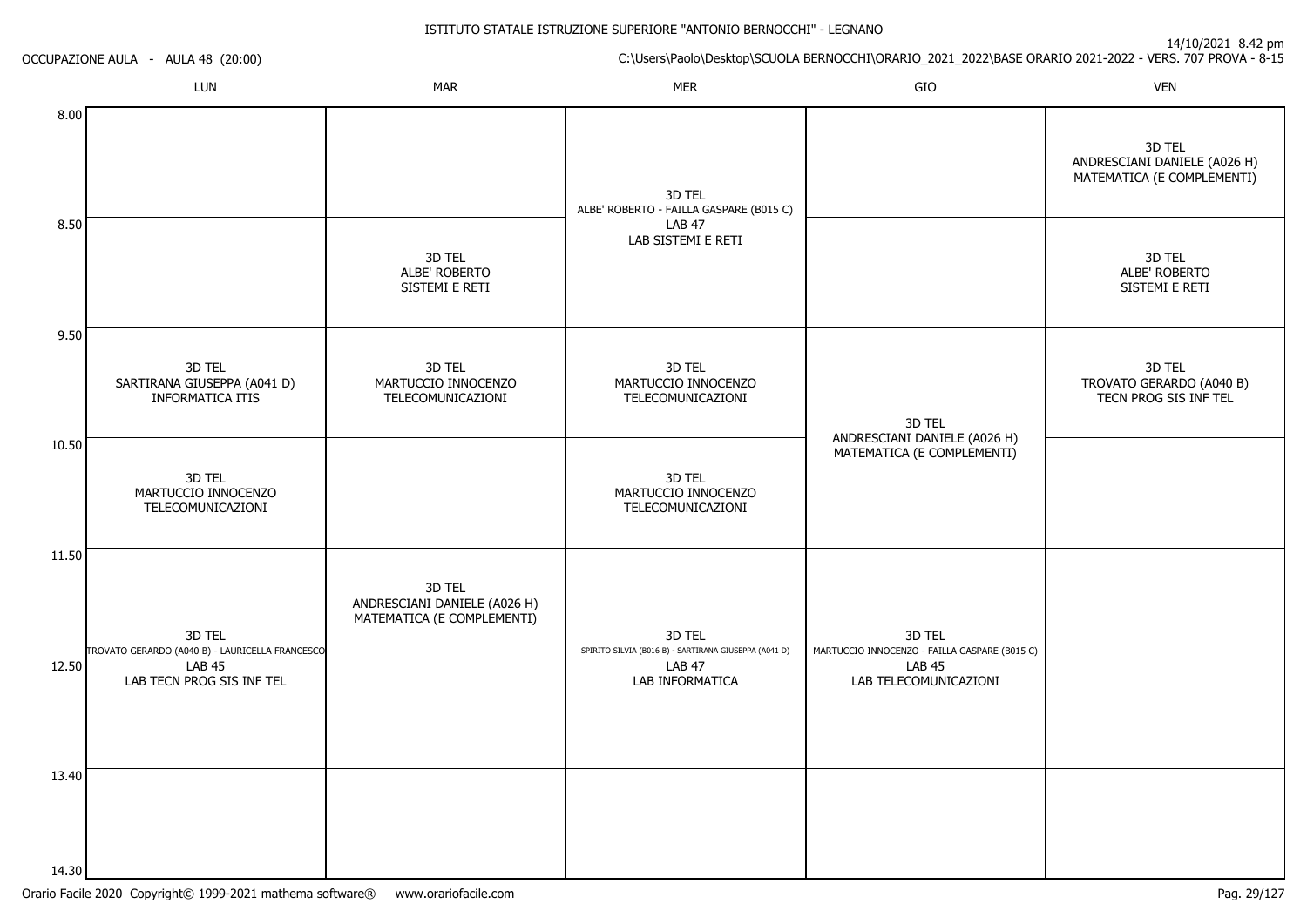ISTITUTO STATALE ISTRUZIONE SUPERIORE "ANTONIO BERNOCCHI" - LEGNANO

OCCUPAZIONE AULA - AULA 48 (20:00)

14/10/2021 8.42 pm

C:\Users\Paolo\Desktop\SCUOLA BERNOCCHI\ORARIO_2021_2022\BASE ORARIO 2021-2022 - VERS. 707 PROVA - 8-15

| | LUN | MAR | MER | GIO | VEN |
|---|---|---|---|---|---|
| 8.00 | | | 3D TEL ALBE' ROBERTO - FAILLA GASPARE (B015 C) LAB 47 LAB SISTEMI E RETI | | 3D TEL ANDRESCIANI DANIELE (A026 H) MATEMATICA (E COMPLEMENTI) |
| 8.50 | | 3D TEL ALBE' ROBERTO SISTEMI E RETI | (continua) | | 3D TEL ALBE' ROBERTO SISTEMI E RETI |
| 9.50 | 3D TEL SARTIRANA GIUSEPPA (A041 D) INFORMATICA ITIS | 3D TEL MARTUCCIO INNOCENZO TELECOMUNICAZIONI | 3D TEL MARTUCCIO INNOCENZO TELECOMUNICAZIONI | 3D TEL ANDRESCIANI DANIELE (A026 H) MATEMATICA (E COMPLEMENTI) | 3D TEL TROVATO GERARDO (A040 B) TECN PROG SIS INF TEL |
| 10.50 | 3D TEL MARTUCCIO INNOCENZO TELECOMUNICAZIONI | | 3D TEL MARTUCCIO INNOCENZO TELECOMUNICAZIONI | (continua) | |
| 11.50 | 3D TEL TROVATO GERARDO (A040 B) - LAURICELLA FRANCESCO LAB 45 LAB TECN PROG SIS INF TEL | 3D TEL ANDRESCIANI DANIELE (A026 H) MATEMATICA (E COMPLEMENTI) | 3D TEL SPIRITO SILVIA (B016 B) - SARTIRANA GIUSEPPA (A041 D) LAB 47 LAB INFORMATICA | 3D TEL MARTUCCIO INNOCENZO - FAILLA GASPARE (B015 C) LAB 45 LAB TELECOMUNICAZIONI | |
| 12.50 | (continua) | | (continua) | (continua) | |
| 13.40 | | | | | |
| 14.30 | | | | | |

Orario Facile 2020 Copyright© 1999-2021 mathema software® www.orariofacile.com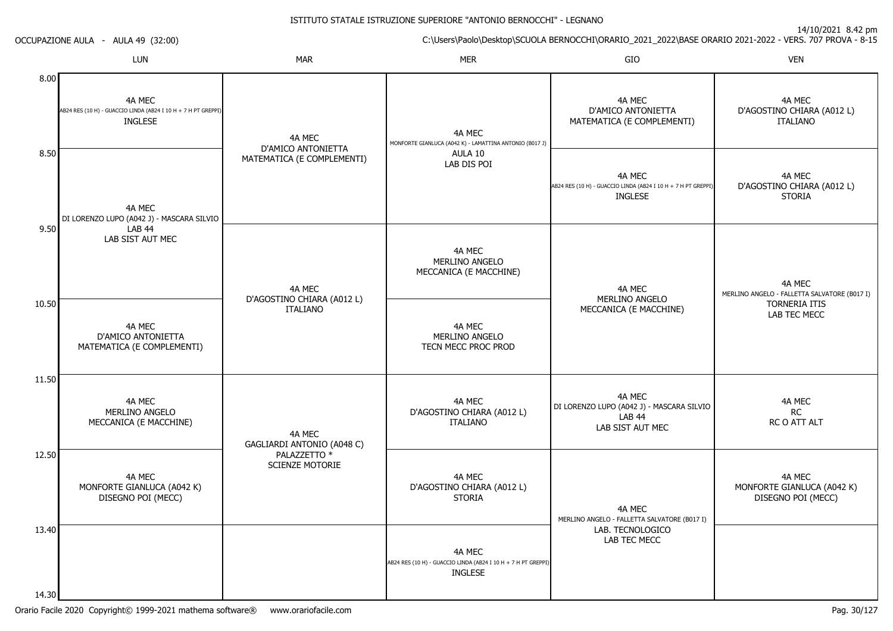ISTITUTO STATALE ISTRUZIONE SUPERIORE "ANTONIO BERNOCCHI" - LEGNANO

14/10/2021 8.42 pm

OCCUPAZIONE AULA - AULA 49 (32:00)

C:\Users\Paolo\Desktop\SCUOLA BERNOCCHI\ORARIO_2021_2022\BASE ORARIO 2021-2022 - VERS. 707 PROVA - 8-15

| | LUN | MAR | MER | GIO | VEN |
|---|---|---|---|---|---|
| 8.00 | 4A MEC<br>AB24 RES (10 H) - GUACCIO LINDA (AB24 I 10 H + 7 H PT GREPPI)<br>INGLESE | 4A MEC<br>D'AMICO ANTONIETTA<br>MATEMATICA (E COMPLEMENTI) | 4A MEC<br>MONFORTE GIANLUCA (A042 K) - LAMATTINA ANTONIO (B017 J)<br>AULA 10<br>LAB DIS POI | 4A MEC<br>D'AMICO ANTONIETTA<br>MATEMATICA (E COMPLEMENTI) | 4A MEC<br>D'AGOSTINO CHIARA (A012 L)<br>ITALIANO |
| 8.50 | 4A MEC<br>DI LORENZO LUPO (A042 J) - MASCARA SILVIO<br>LAB 44<br>LAB SIST AUT MEC | | | 4A MEC<br>AB24 RES (10 H) - GUACCIO LINDA (AB24 I 10 H + 7 H PT GREPPI)<br>INGLESE | 4A MEC<br>D'AGOSTINO CHIARA (A012 L)<br>STORIA |
| 9.50 | | 4A MEC<br>D'AGOSTINO CHIARA (A012 L)<br>ITALIANO | 4A MEC<br>MERLINO ANGELO<br>MECCANICA (E MACCHINE) | 4A MEC<br>MERLINO ANGELO<br>MECCANICA (E MACCHINE) | 4A MEC<br>MERLINO ANGELO - FALLETTA SALVATORE (B017 I)<br>TORNERIA ITIS<br>LAB TEC MECC |
| 10.50 | 4A MEC<br>D'AMICO ANTONIETTA<br>MATEMATICA (E COMPLEMENTI) | | 4A MEC<br>MERLINO ANGELO<br>TECN MECC PROC PROD | | |
| 11.50 | 4A MEC<br>MERLINO ANGELO<br>MECCANICA (E MACCHINE) | 4A MEC<br>GAGLIARDI ANTONIO (A048 C)<br>PALAZZETTO *<br>SCIENZE MOTORIE | 4A MEC<br>D'AGOSTINO CHIARA (A012 L)<br>ITALIANO | 4A MEC<br>DI LORENZO LUPO (A042 J) - MASCARA SILVIO<br>LAB 44<br>LAB SIST AUT MEC | 4A MEC<br>RC<br>RC O ATT ALT |
| 12.50 | 4A MEC<br>MONFORTE GIANLUCA (A042 K)<br>DISEGNO POI (MECC) | | 4A MEC<br>D'AGOSTINO CHIARA (A012 L)<br>STORIA | 4A MEC<br>MERLINO ANGELO - FALLETTA SALVATORE (B017 I)<br>LAB. TECNOLOGICO<br>LAB TEC MECC | 4A MEC<br>MONFORTE GIANLUCA (A042 K)<br>DISEGNO POI (MECC) |
| 13.40 | | | 4A MEC<br>AB24 RES (10 H) - GUACCIO LINDA (AB24 I 10 H + 7 H PT GREPPI)<br>INGLESE | | |
| 14.30 | | | | | |

Orario Facile 2020 Copyright© 1999-2021 mathema software® www.orariofacile.com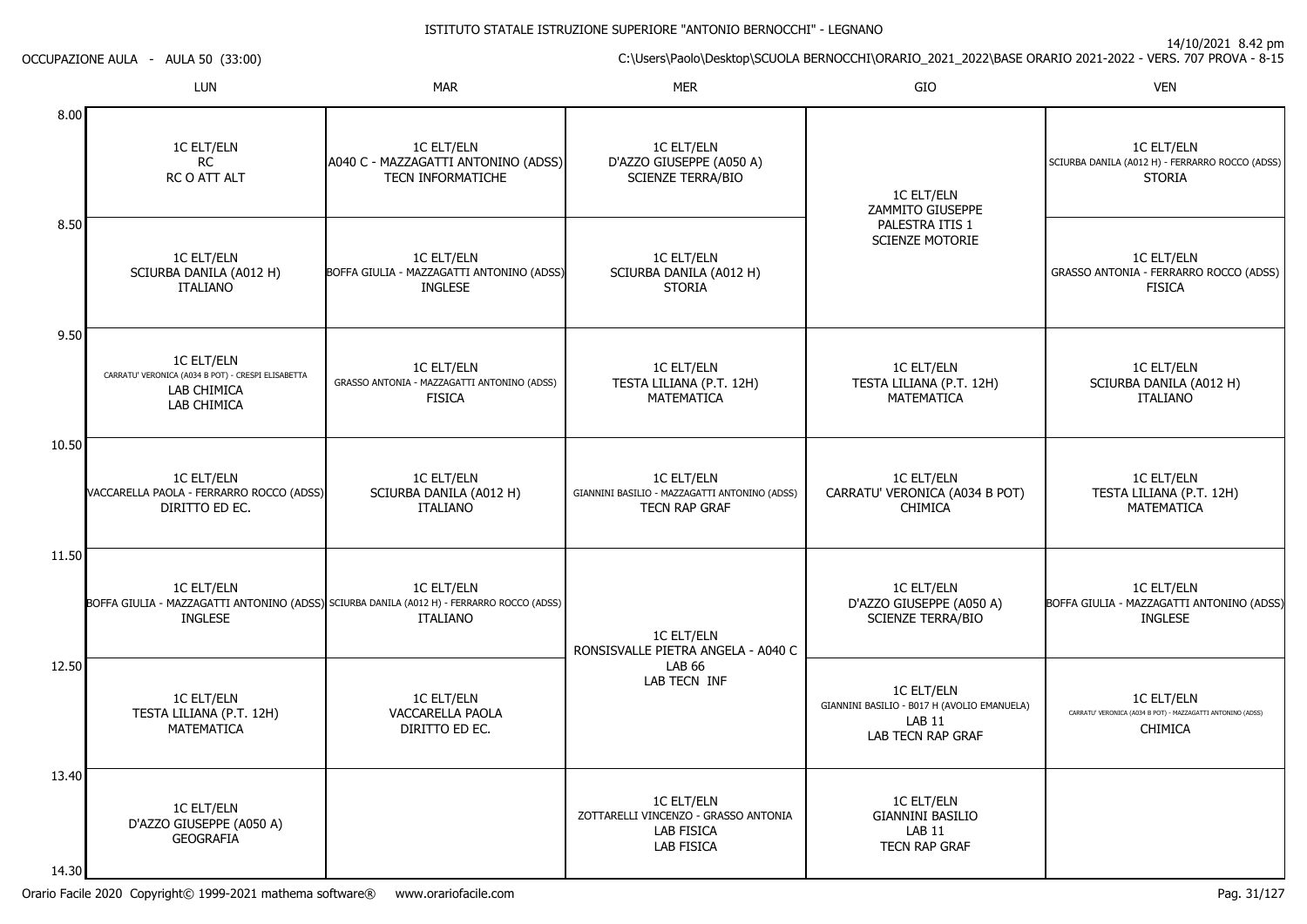ISTITUTO STATALE ISTRUZIONE SUPERIORE "ANTONIO BERNOCCHI" - LEGNANO

OCCUPAZIONE AULA - AULA 50 (33:00)

14/10/2021 8.42 pm

C:\Users\Paolo\Desktop\SCUOLA BERNOCCHI\ORARIO_2021_2022\BASE ORARIO 2021-2022 - VERS. 707 PROVA - 8-15

| | LUN | MAR | MER | GIO | VEN |
|---|---|---|---|---|---|
| 8.00 | 1C ELT/ELN<br>RC<br>RC O ATT ALT | 1C ELT/ELN<br>A040 C - MAZZAGATTI ANTONINO (ADSS)<br>TECN INFORMATICHE | 1C ELT/ELN<br>D'AZZO GIUSEPPE (A050 A)<br>SCIENZE TERRA/BIO | 1C ELT/ELN<br>ZAMMITO GIUSEPPE<br>PALESTRA ITIS 1<br>SCIENZE MOTORIE | 1C ELT/ELN<br>SCIURBA DANILA (A012 H) - FERRARRO ROCCO (ADSS)<br>STORIA |
| 8.50 | 1C ELT/ELN<br>SCIURBA DANILA (A012 H)<br>ITALIANO | 1C ELT/ELN<br>BOFFA GIULIA - MAZZAGATTI ANTONINO (ADSS)<br>INGLESE | 1C ELT/ELN<br>SCIURBA DANILA (A012 H)<br>STORIA | | 1C ELT/ELN<br>GRASSO ANTONIA - FERRARRO ROCCO (ADSS)<br>FISICA |
| 9.50 | 1C ELT/ELN<br>CARRATU' VERONICA (A034 B POT) - CRESPI ELISABETTA<br>LAB CHIMICA<br>LAB CHIMICA | 1C ELT/ELN<br>GRASSO ANTONIA - MAZZAGATTI ANTONINO (ADSS)<br>FISICA | 1C ELT/ELN<br>TESTA LILIANA (P.T. 12H)<br>MATEMATICA | 1C ELT/ELN<br>TESTA LILIANA (P.T. 12H)<br>MATEMATICA | 1C ELT/ELN<br>SCIURBA DANILA (A012 H)<br>ITALIANO |
| 10.50 | 1C ELT/ELN<br>VACCARELLA PAOLA - FERRARRO ROCCO (ADSS)<br>DIRITTO ED EC. | 1C ELT/ELN<br>SCIURBA DANILA (A012 H)<br>ITALIANO | 1C ELT/ELN<br>GIANNINI BASILIO - MAZZAGATTI ANTONINO (ADSS)<br>TECN RAP GRAF | 1C ELT/ELN<br>CARRATU' VERONICA (A034 B POT)<br>CHIMICA | 1C ELT/ELN<br>TESTA LILIANA (P.T. 12H)<br>MATEMATICA |
| 11.50 | 1C ELT/ELN<br>BOFFA GIULIA - MAZZAGATTI ANTONINO (ADSS)<br>INGLESE | 1C ELT/ELN<br>SCIURBA DANILA (A012 H) - FERRARRO ROCCO (ADSS)<br>ITALIANO | 1C ELT/ELN<br>RONSISVALLE PIETRA ANGELA - A040 C<br>LAB 66<br>LAB TECN INF | 1C ELT/ELN<br>D'AZZO GIUSEPPE (A050 A)<br>SCIENZE TERRA/BIO | 1C ELT/ELN<br>BOFFA GIULIA - MAZZAGATTI ANTONINO (ADSS)<br>INGLESE |
| 12.50 | 1C ELT/ELN<br>TESTA LILIANA (P.T. 12H)<br>MATEMATICA | 1C ELT/ELN<br>VACCARELLA PAOLA<br>DIRITTO ED EC. | | 1C ELT/ELN<br>GIANNINI BASILIO - B017 H (AVOLIO EMANUELA)<br>LAB 11<br>LAB TECN RAP GRAF | 1C ELT/ELN<br>CARRATU' VERONICA (A034 B POT) - MAZZAGATTI ANTONINO (ADSS)<br>CHIMICA |
| 13.40 | 1C ELT/ELN<br>D'AZZO GIUSEPPE (A050 A)<br>GEOGRAFIA | | 1C ELT/ELN<br>ZOTTARELLI VINCENZO - GRASSO ANTONIA<br>LAB FISICA<br>LAB FISICA | 1C ELT/ELN<br>GIANNINI BASILIO<br>LAB 11<br>TECN RAP GRAF | |
| 14.30 | | | | | |

Orario Facile 2020 Copyright© 1999-2021 mathema software® www.orariofacile.com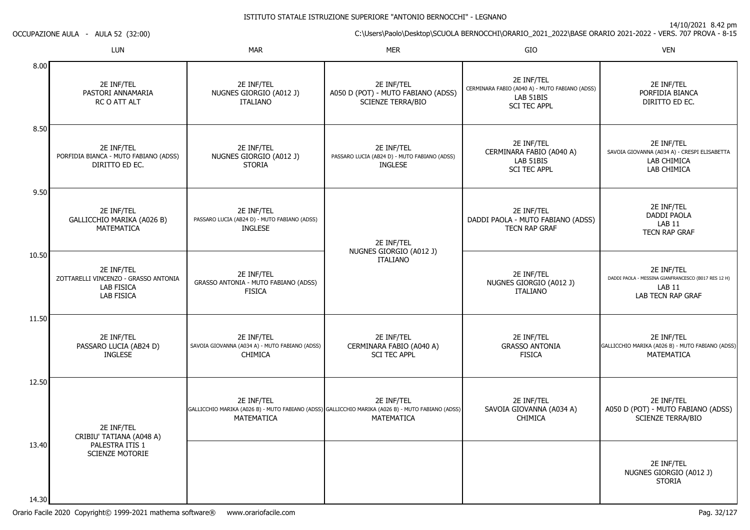ISTITUTO STATALE ISTRUZIONE SUPERIORE "ANTONIO BERNOCCHI" - LEGNANO

14/10/2021 8.42 pm

OCCUPAZIONE AULA - AULA 52 (32:00)

C:\Users\Paolo\Desktop\SCUOLA BERNOCCHI\ORARIO_2021_2022\BASE ORARIO 2021-2022 - VERS. 707 PROVA - 8-15

| | LUN | MAR | MER | GIO | VEN |
|---|---|---|---|---|---|
| 8.00 | 2E INF/TEL<br>PASTORI ANNAMARIA<br>RC O ATT ALT | 2E INF/TEL<br>NUGNES GIORGIO (A012 J)<br>ITALIANO | 2E INF/TEL<br>A050 D (POT) - MUTO FABIANO (ADSS)<br>SCIENZE TERRA/BIO | 2E INF/TEL<br>CERMINARA FABIO (A040 A) - MUTO FABIANO (ADSS)<br>LAB 51BIS<br>SCI TEC APPL | 2E INF/TEL<br>PORFIDIA BIANCA<br>DIRITTO ED EC. |
| 8.50 | 2E INF/TEL<br>PORFIDIA BIANCA - MUTO FABIANO (ADSS)<br>DIRITTO ED EC. | 2E INF/TEL<br>NUGNES GIORGIO (A012 J)<br>STORIA | 2E INF/TEL<br>PASSARO LUCIA (AB24 D) - MUTO FABIANO (ADSS)<br>INGLESE | 2E INF/TEL<br>CERMINARA FABIO (A040 A)<br>LAB 51BIS<br>SCI TEC APPL | 2E INF/TEL<br>SAVOIA GIOVANNA (A034 A) - CRESPI ELISABETTA<br>LAB CHIMICA<br>LAB CHIMICA |
| 9.50 | 2E INF/TEL<br>GALLICCHIO MARIKA (A026 B)<br>MATEMATICA | 2E INF/TEL<br>PASSARO LUCIA (AB24 D) - MUTO FABIANO (ADSS)<br>INGLESE | 2E INF/TEL<br>NUGNES GIORGIO (A012 J)<br>ITALIANO | 2E INF/TEL<br>DADDI PAOLA - MUTO FABIANO (ADSS)<br>TECN RAP GRAF | 2E INF/TEL<br>DADDI PAOLA<br>LAB 11<br>TECN RAP GRAF |
| 10.50 | 2E INF/TEL<br>ZOTTARELLI VINCENZO - GRASSO ANTONIA<br>LAB FISICA<br>LAB FISICA | 2E INF/TEL<br>GRASSO ANTONIA - MUTO FABIANO (ADSS)<br>FISICA | | 2E INF/TEL<br>NUGNES GIORGIO (A012 J)<br>ITALIANO | 2E INF/TEL<br>DADDI PAOLA - MESSINA GIANFRANCESCO (B017 RES 12 H)<br>LAB 11<br>LAB TECN RAP GRAF |
| 11.50 | 2E INF/TEL<br>PASSARO LUCIA (AB24 D)<br>INGLESE | 2E INF/TEL<br>SAVOIA GIOVANNA (A034 A) - MUTO FABIANO (ADSS)<br>CHIMICA | 2E INF/TEL<br>CERMINARA FABIO (A040 A)<br>SCI TEC APPL | 2E INF/TEL<br>GRASSO ANTONIA<br>FISICA | 2E INF/TEL<br>GALLICCHIO MARIKA (A026 B) - MUTO FABIANO (ADSS)<br>MATEMATICA |
| 12.50 | 2E INF/TEL<br>CRIBIU' TATIANA (A048 A)<br>PALESTRA ITIS 1<br>SCIENZE MOTORIE | 2E INF/TEL<br>GALLICCHIO MARIKA (A026 B) - MUTO FABIANO (ADSS)<br>MATEMATICA | 2E INF/TEL<br>GALLICCHIO MARIKA (A026 B) - MUTO FABIANO (ADSS)<br>MATEMATICA | 2E INF/TEL<br>SAVOIA GIOVANNA (A034 A)<br>CHIMICA | 2E INF/TEL<br>A050 D (POT) - MUTO FABIANO (ADSS)<br>SCIENZE TERRA/BIO |
| 13.40 | | | | | 2E INF/TEL<br>NUGNES GIORGIO (A012 J)<br>STORIA |
| 14.30 | | | | | |

Orario Facile 2020 Copyright© 1999-2021 mathema software® www.orariofacile.com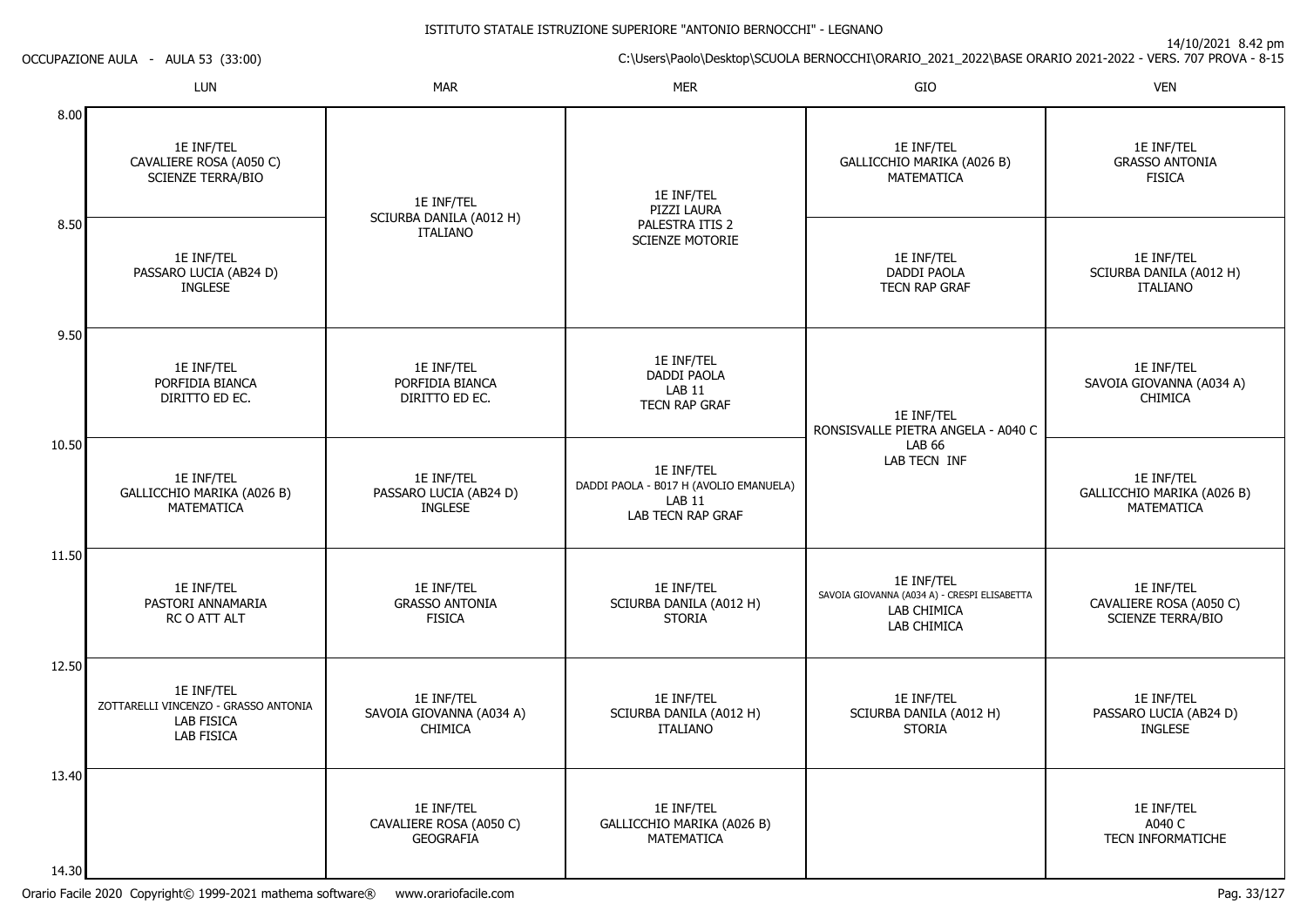ISTITUTO STATALE ISTRUZIONE SUPERIORE "ANTONIO BERNOCCHI" - LEGNANO

14/10/2021 8.42 pm

OCCUPAZIONE AULA - AULA 53 (33:00)

C:\Users\Paolo\Desktop\SCUOLA BERNOCCHI\ORARIO_2021_2022\BASE ORARIO 2021-2022 - VERS. 707 PROVA - 8-15

| | LUN | MAR | MER | GIO | VEN |
|---|---|---|---|---|---|
| 8.00 | 1E INF/TEL<br>CAVALIERE ROSA (A050 C)<br>SCIENZE TERRA/BIO | 1E INF/TEL<br>SCIURBA DANILA (A012 H)<br>ITALIANO | 1E INF/TEL<br>PIZZI LAURA<br>PALESTRA ITIS 2<br>SCIENZE MOTORIE | 1E INF/TEL<br>GALLICCHIO MARIKA (A026 B)<br>MATEMATICA | 1E INF/TEL<br>GRASSO ANTONIA<br>FISICA |
| 8.50 | 1E INF/TEL<br>PASSARO LUCIA (AB24 D)<br>INGLESE | | | 1E INF/TEL<br>DADDI PAOLA<br>TECN RAP GRAF | 1E INF/TEL<br>SCIURBA DANILA (A012 H)<br>ITALIANO |
| 9.50 | 1E INF/TEL<br>PORFIDIA BIANCA<br>DIRITTO ED EC. | 1E INF/TEL<br>PORFIDIA BIANCA<br>DIRITTO ED EC. | 1E INF/TEL<br>DADDI PAOLA<br>LAB 11<br>TECN RAP GRAF | 1E INF/TEL<br>RONSISVALLE PIETRA ANGELA - A040 C<br>LAB 66<br>LAB TECN INF | 1E INF/TEL<br>SAVOIA GIOVANNA (A034 A)<br>CHIMICA |
| 10.50 | 1E INF/TEL<br>GALLICCHIO MARIKA (A026 B)<br>MATEMATICA | 1E INF/TEL<br>PASSARO LUCIA (AB24 D)<br>INGLESE | 1E INF/TEL<br>DADDI PAOLA - B017 H (AVOLIO EMANUELA)<br>LAB 11<br>LAB TECN RAP GRAF | | 1E INF/TEL<br>GALLICCHIO MARIKA (A026 B)<br>MATEMATICA |
| 11.50 | 1E INF/TEL<br>PASTORI ANNAMARIA<br>RC O ATT ALT | 1E INF/TEL<br>GRASSO ANTONIA<br>FISICA | 1E INF/TEL<br>SCIURBA DANILA (A012 H)<br>STORIA | 1E INF/TEL<br>SAVOIA GIOVANNA (A034 A) - CRESPI ELISABETTA<br>LAB CHIMICA<br>LAB CHIMICA | 1E INF/TEL<br>CAVALIERE ROSA (A050 C)<br>SCIENZE TERRA/BIO |
| 12.50 | 1E INF/TEL<br>ZOTTARELLI VINCENZO - GRASSO ANTONIA<br>LAB FISICA<br>LAB FISICA | 1E INF/TEL<br>SAVOIA GIOVANNA (A034 A)<br>CHIMICA | 1E INF/TEL<br>SCIURBA DANILA (A012 H)<br>ITALIANO | 1E INF/TEL<br>SCIURBA DANILA (A012 H)<br>STORIA | 1E INF/TEL<br>PASSARO LUCIA (AB24 D)<br>INGLESE |
| 13.40 | | 1E INF/TEL<br>CAVALIERE ROSA (A050 C)<br>GEOGRAFIA | 1E INF/TEL<br>GALLICCHIO MARIKA (A026 B)<br>MATEMATICA | | 1E INF/TEL<br>A040 C<br>TECN INFORMATICHE |
| 14.30 | | | | | |

Orario Facile 2020 Copyright© 1999-2021 mathema software® www.orariofacile.com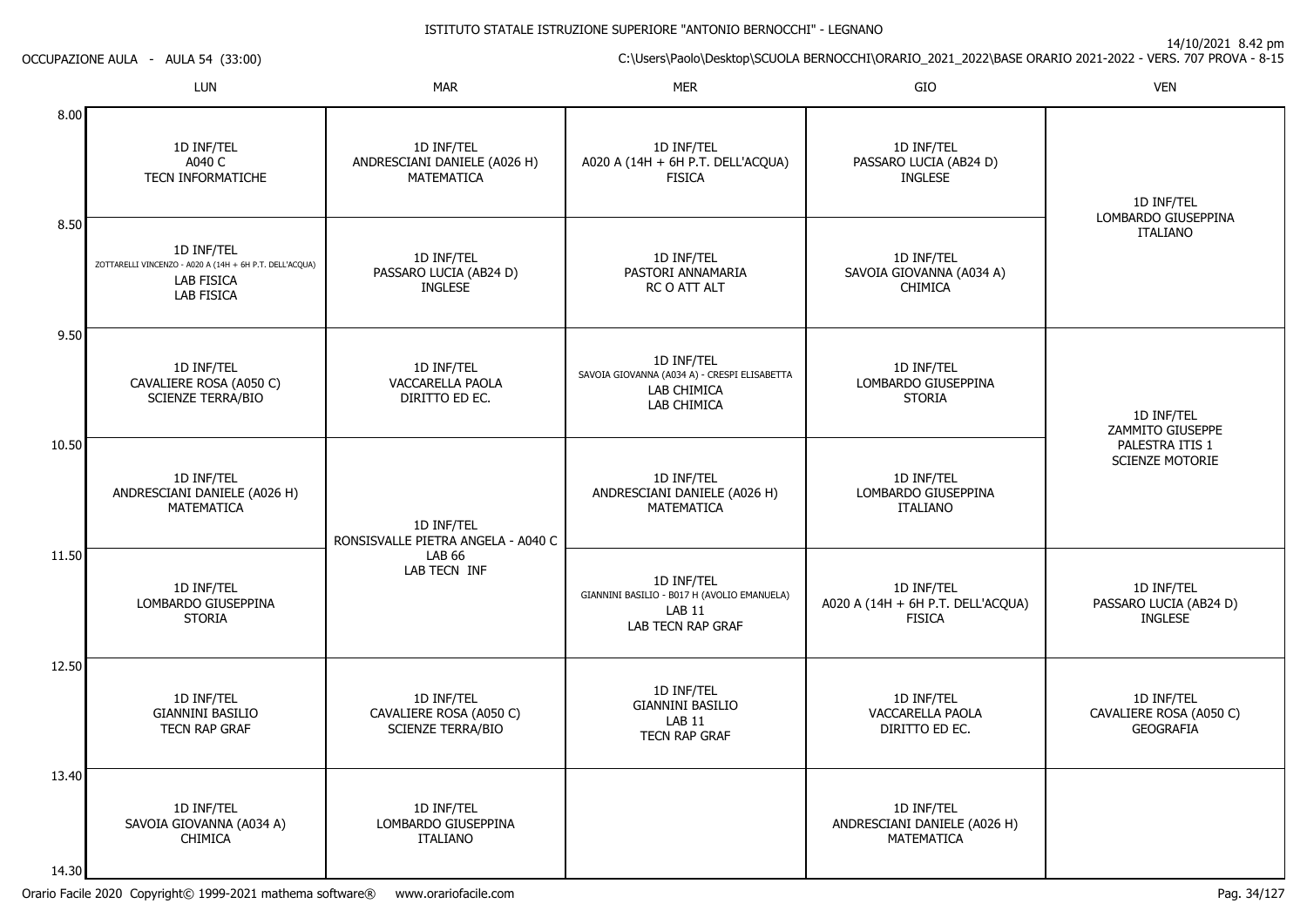ISTITUTO STATALE ISTRUZIONE SUPERIORE "ANTONIO BERNOCCHI" - LEGNANO

OCCUPAZIONE AULA - AULA 54 (33:00)

14/10/2021 8.42 pm

C:\Users\Paolo\Desktop\SCUOLA BERNOCCHI\ORARIO_2021_2022\BASE ORARIO 2021-2022 - VERS. 707 PROVA - 8-15

| | LUN | MAR | MER | GIO | VEN |
|---|---|---|---|---|---|
| 8.00 | 1D INF/TEL<br>A040 C<br>TECN INFORMATICHE | 1D INF/TEL<br>ANDRESCIANI DANIELE (A026 H)<br>MATEMATICA | 1D INF/TEL<br>A020 A (14H + 6H P.T. DELL'ACQUA)<br>FISICA | 1D INF/TEL<br>PASSARO LUCIA (AB24 D)<br>INGLESE | 1D INF/TEL<br>LOMBARDO GIUSEPPINA<br>ITALIANO |
| 8.50 | 1D INF/TEL<br>ZOTTARELLI VINCENZO - A020 A (14H + 6H P.T. DELL'ACQUA)<br>LAB FISICA<br>LAB FISICA | 1D INF/TEL<br>PASSARO LUCIA (AB24 D)<br>INGLESE | 1D INF/TEL<br>PASTORI ANNAMARIA<br>RC O ATT ALT | 1D INF/TEL<br>SAVOIA GIOVANNA (A034 A)<br>CHIMICA | |
| 9.50 | 1D INF/TEL<br>CAVALIERE ROSA (A050 C)<br>SCIENZE TERRA/BIO | 1D INF/TEL<br>VACCARELLA PAOLA<br>DIRITTO ED EC. | 1D INF/TEL<br>SAVOIA GIOVANNA (A034 A) - CRESPI ELISABETTA<br>LAB CHIMICA<br>LAB CHIMICA | 1D INF/TEL<br>LOMBARDO GIUSEPPINA<br>STORIA | 1D INF/TEL<br>ZAMMITO GIUSEPPE<br>PALESTRA ITIS 1<br>SCIENZE MOTORIE |
| 10.50 | 1D INF/TEL<br>ANDRESCIANI DANIELE (A026 H)<br>MATEMATICA | 1D INF/TEL<br>RONSISVALLE PIETRA ANGELA - A040 C<br>LAB 66<br>LAB TECN INF | 1D INF/TEL<br>ANDRESCIANI DANIELE (A026 H)<br>MATEMATICA | 1D INF/TEL<br>LOMBARDO GIUSEPPINA<br>ITALIANO | |
| 11.50 | 1D INF/TEL<br>LOMBARDO GIUSEPPINA<br>STORIA | | 1D INF/TEL<br>GIANNINI BASILIO - B017 H (AVOLIO EMANUELA)<br>LAB 11<br>LAB TECN RAP GRAF | 1D INF/TEL<br>A020 A (14H + 6H P.T. DELL'ACQUA)<br>FISICA | 1D INF/TEL<br>PASSARO LUCIA (AB24 D)<br>INGLESE |
| 12.50 | 1D INF/TEL<br>GIANNINI BASILIO<br>TECN RAP GRAF | 1D INF/TEL<br>CAVALIERE ROSA (A050 C)<br>SCIENZE TERRA/BIO | 1D INF/TEL<br>GIANNINI BASILIO<br>LAB 11<br>TECN RAP GRAF | 1D INF/TEL<br>VACCARELLA PAOLA<br>DIRITTO ED EC. | 1D INF/TEL<br>CAVALIERE ROSA (A050 C)<br>GEOGRAFIA |
| 13.40 | 1D INF/TEL<br>SAVOIA GIOVANNA (A034 A)<br>CHIMICA | 1D INF/TEL<br>LOMBARDO GIUSEPPINA<br>ITALIANO | | 1D INF/TEL<br>ANDRESCIANI DANIELE (A026 H)<br>MATEMATICA | |
| 14.30 | | | | | |

Orario Facile 2020 Copyright© 1999-2021 mathema software® www.orariofacile.com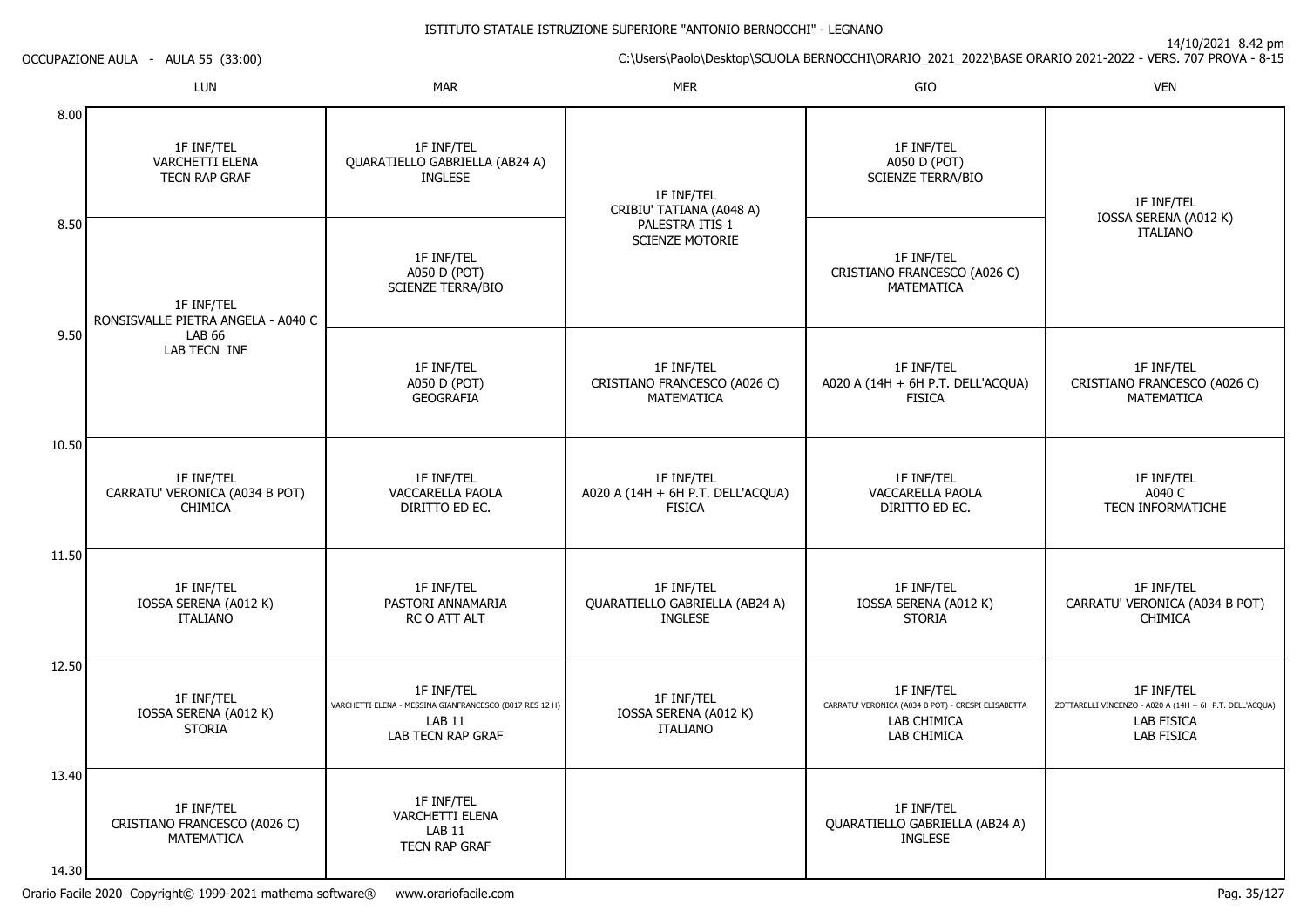# ISTITUTO STATALE ISTRUZIONE SUPERIORE "ANTONIO BERNOCCHI" - LEGNANO

OCCUPAZIONE AULA - AULA 55 (33:00)

14/10/2021 8.42 pm

C:\Users\Paolo\Desktop\SCUOLA BERNOCCHI\ORARIO_2021_2022\BASE ORARIO 2021-2022 - VERS. 707 PROVA - 8-15

| | LUN | MAR | MER | GIO | VEN |
|---|---|---|---|---|---|
| 8.00 | 1F INF/TEL<br>VARCHETTI ELENA<br>TECN RAP GRAF | 1F INF/TEL<br>QUARATIELLO GABRIELLA (AB24 A)<br>INGLESE | 1F INF/TEL<br>CRIBIU' TATIANA (A048 A)<br>PALESTRA ITIS 1<br>SCIENZE MOTORIE | 1F INF/TEL<br>A050 D (POT)<br>SCIENZE TERRA/BIO | 1F INF/TEL<br>IOSSA SERENA (A012 K)<br>ITALIANO |
| 8.50 | 1F INF/TEL<br>RONSISVALLE PIETRA ANGELA - A040 C<br>LAB 66<br>LAB TECN INF | 1F INF/TEL<br>A050 D (POT)<br>SCIENZE TERRA/BIO | | 1F INF/TEL<br>CRISTIANO FRANCESCO (A026 C)<br>MATEMATICA | |
| 9.50 | | 1F INF/TEL<br>A050 D (POT)<br>GEOGRAFIA | 1F INF/TEL<br>CRISTIANO FRANCESCO (A026 C)<br>MATEMATICA | 1F INF/TEL<br>A020 A (14H + 6H P.T. DELL'ACQUA)<br>FISICA | 1F INF/TEL<br>CRISTIANO FRANCESCO (A026 C)<br>MATEMATICA |
| 10.50 | 1F INF/TEL<br>CARRATU' VERONICA (A034 B POT)<br>CHIMICA | 1F INF/TEL<br>VACCARELLA PAOLA<br>DIRITTO ED EC. | 1F INF/TEL<br>A020 A (14H + 6H P.T. DELL'ACQUA)<br>FISICA | 1F INF/TEL<br>VACCARELLA PAOLA<br>DIRITTO ED EC. | 1F INF/TEL<br>A040 C<br>TECN INFORMATICHE |
| 11.50 | 1F INF/TEL<br>IOSSA SERENA (A012 K)<br>ITALIANO | 1F INF/TEL<br>PASTORI ANNAMARIA<br>RC O ATT ALT | 1F INF/TEL<br>QUARATIELLO GABRIELLA (AB24 A)<br>INGLESE | 1F INF/TEL<br>IOSSA SERENA (A012 K)<br>STORIA | 1F INF/TEL<br>CARRATU' VERONICA (A034 B POT)<br>CHIMICA |
| 12.50 | 1F INF/TEL<br>IOSSA SERENA (A012 K)<br>STORIA | 1F INF/TEL<br>VARCHETTI ELENA - MESSINA GIANFRANCESCO (B017 RES 12 H)<br>LAB 11<br>LAB TECN RAP GRAF | 1F INF/TEL<br>IOSSA SERENA (A012 K)<br>ITALIANO | 1F INF/TEL<br>CARRATU' VERONICA (A034 B POT) - CRESPI ELISABETTA<br>LAB CHIMICA<br>LAB CHIMICA | 1F INF/TEL<br>ZOTTARELLI VINCENZO - A020 A (14H + 6H P.T. DELL'ACQUA)<br>LAB FISICA<br>LAB FISICA |
| 13.40 | 1F INF/TEL<br>CRISTIANO FRANCESCO (A026 C)<br>MATEMATICA | 1F INF/TEL<br>VARCHETTI ELENA<br>LAB 11<br>TECN RAP GRAF | | 1F INF/TEL<br>QUARATIELLO GABRIELLA (AB24 A)<br>INGLESE | |
| 14.30 | | | | | |

Orario Facile 2020 Copyright© 1999-2021 mathema software® www.orariofacile.com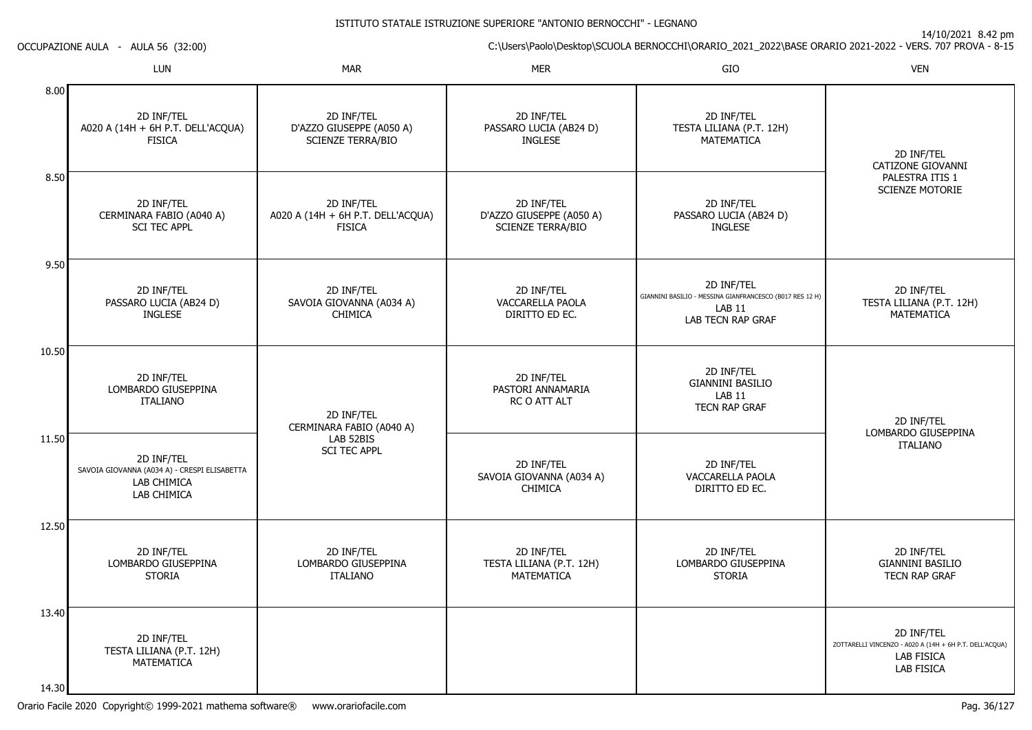ISTITUTO STATALE ISTRUZIONE SUPERIORE "ANTONIO BERNOCCHI" - LEGNANO

14/10/2021 8.42 pm

OCCUPAZIONE AULA - AULA 56 (32:00)

C:\Users\Paolo\Desktop\SCUOLA BERNOCCHI\ORARIO_2021_2022\BASE ORARIO 2021-2022 - VERS. 707 PROVA - 8-15

| | LUN | MAR | MER | GIO | VEN |
|---|---|---|---|---|---|
| 8.00 | 2D INF/TEL<br>A020 A (14H + 6H P.T. DELL'ACQUA)<br>FISICA | 2D INF/TEL<br>D'AZZO GIUSEPPE (A050 A)<br>SCIENZE TERRA/BIO | 2D INF/TEL<br>PASSARO LUCIA (AB24 D)<br>INGLESE | 2D INF/TEL<br>TESTA LILIANA (P.T. 12H)<br>MATEMATICA | 2D INF/TEL<br>CATIZONE GIOVANNI<br>PALESTRA ITIS 1<br>SCIENZE MOTORIE |
| 8.50 | 2D INF/TEL<br>CERMINARA FABIO (A040 A)<br>SCI TEC APPL | 2D INF/TEL<br>A020 A (14H + 6H P.T. DELL'ACQUA)<br>FISICA | 2D INF/TEL<br>D'AZZO GIUSEPPE (A050 A)<br>SCIENZE TERRA/BIO | 2D INF/TEL<br>PASSARO LUCIA (AB24 D)<br>INGLESE | |
| 9.50 | 2D INF/TEL<br>PASSARO LUCIA (AB24 D)<br>INGLESE | 2D INF/TEL<br>SAVOIA GIOVANNA (A034 A)<br>CHIMICA | 2D INF/TEL<br>VACCARELLA PAOLA<br>DIRITTO ED EC. | 2D INF/TEL<br>GIANNINI BASILIO - MESSINA GIANFRANCESCO (B017 RES 12 H)<br>LAB 11<br>LAB TECN RAP GRAF | 2D INF/TEL<br>TESTA LILIANA (P.T. 12H)<br>MATEMATICA |
| 10.50 | 2D INF/TEL<br>LOMBARDO GIUSEPPINA<br>ITALIANO | 2D INF/TEL<br>CERMINARA FABIO (A040 A)<br>LAB 52BIS<br>SCI TEC APPL | 2D INF/TEL<br>PASTORI ANNAMARIA<br>RC O ATT ALT | 2D INF/TEL<br>GIANNINI BASILIO<br>LAB 11<br>TECN RAP GRAF | 2D INF/TEL<br>LOMBARDO GIUSEPPINA<br>ITALIANO |
| 11.50 | 2D INF/TEL<br>SAVOIA GIOVANNA (A034 A) - CRESPI ELISABETTA<br>LAB CHIMICA<br>LAB CHIMICA | | 2D INF/TEL<br>SAVOIA GIOVANNA (A034 A)<br>CHIMICA | 2D INF/TEL<br>VACCARELLA PAOLA<br>DIRITTO ED EC. | |
| 12.50 | 2D INF/TEL<br>LOMBARDO GIUSEPPINA<br>STORIA | 2D INF/TEL<br>LOMBARDO GIUSEPPINA<br>ITALIANO | 2D INF/TEL<br>TESTA LILIANA (P.T. 12H)<br>MATEMATICA | 2D INF/TEL<br>LOMBARDO GIUSEPPINA<br>STORIA | 2D INF/TEL<br>GIANNINI BASILIO<br>TECN RAP GRAF |
| 13.40 | 2D INF/TEL<br>TESTA LILIANA (P.T. 12H)<br>MATEMATICA | | | | 2D INF/TEL<br>ZOTTARELLI VINCENZO - A020 A (14H + 6H P.T. DELL'ACQUA)<br>LAB FISICA<br>LAB FISICA |
| 14.30 | | | | | |

Orario Facile 2020 Copyright© 1999-2021 mathema software® www.orariofacile.com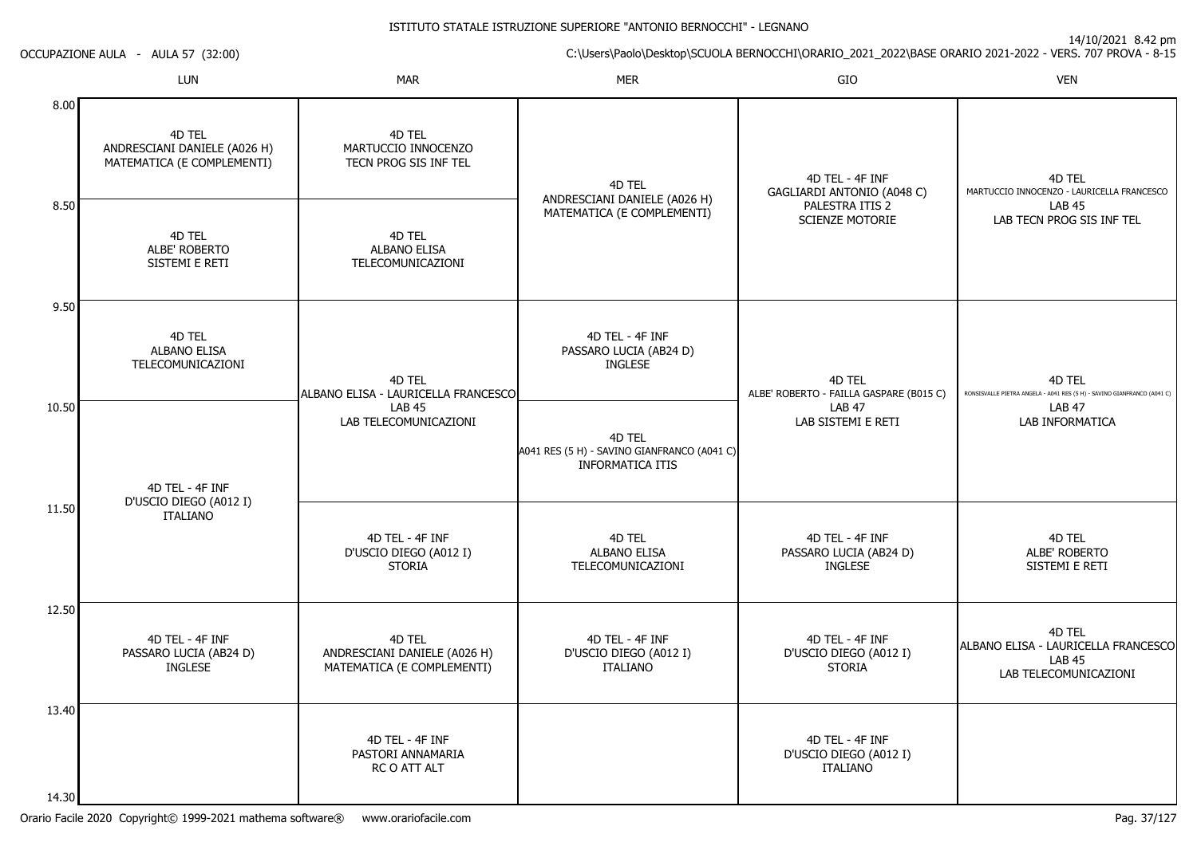ISTITUTO STATALE ISTRUZIONE SUPERIORE "ANTONIO BERNOCCHI" - LEGNANO

14/10/2021 8.42 pm

OCCUPAZIONE AULA - AULA 57 (32:00)

C:\Users\Paolo\Desktop\SCUOLA BERNOCCHI\ORARIO_2021_2022\BASE ORARIO 2021-2022 - VERS. 707 PROVA - 8-15

| | LUN | MAR | MER | GIO | VEN |
|---|---|---|---|---|---|
| 8.00 | 4D TEL<br>ANDRESCIANI DANIELE (A026 H)<br>MATEMATICA (E COMPLEMENTI) | 4D TEL<br>MARTUCCIO INNOCENZO<br>TECN PROG SIS INF TEL | 4D TEL<br>ANDRESCIANI DANIELE (A026 H)<br>MATEMATICA (E COMPLEMENTI) | 4D TEL - 4F INF<br>GAGLIARDI ANTONIO (A048 C)<br>PALESTRA ITIS 2<br>SCIENZE MOTORIE | 4D TEL<br>MARTUCCIO INNOCENZO - LAURICELLA FRANCESCO<br>LAB 45<br>LAB TECN PROG SIS INF TEL |
| 8.50 | 4D TEL<br>ALBE' ROBERTO<br>SISTEMI E RETI | 4D TEL<br>ALBANO ELISA<br>TELECOMUNICAZIONI | | | |
| 9.50 | 4D TEL<br>ALBANO ELISA<br>TELECOMUNICAZIONI | 4D TEL<br>ALBANO ELISA - LAURICELLA FRANCESCO<br>LAB 45<br>LAB TELECOMUNICAZIONI | 4D TEL - 4F INF<br>PASSARO LUCIA (AB24 D)<br>INGLESE | 4D TEL<br>ALBE' ROBERTO - FAILLA GASPARE (B015 C)<br>LAB 47<br>LAB SISTEMI E RETI | 4D TEL<br>RONSISVALLE PIETRA ANGELA - A041 RES (5 H) - SAVINO GIANFRANCO (A041 C)<br>LAB 47<br>LAB INFORMATICA |
| 10.50 | 4D TEL - 4F INF<br>D'USCIO DIEGO (A012 I)<br>ITALIANO | | 4D TEL<br>A041 RES (5 H) - SAVINO GIANFRANCO (A041 C)<br>INFORMATICA ITIS | | |
| 11.50 | | 4D TEL - 4F INF<br>D'USCIO DIEGO (A012 I)<br>STORIA | 4D TEL<br>ALBANO ELISA<br>TELECOMUNICAZIONI | 4D TEL - 4F INF<br>PASSARO LUCIA (AB24 D)<br>INGLESE | 4D TEL<br>ALBE' ROBERTO<br>SISTEMI E RETI |
| 12.50 | 4D TEL - 4F INF<br>PASSARO LUCIA (AB24 D)<br>INGLESE | 4D TEL<br>ANDRESCIANI DANIELE (A026 H)<br>MATEMATICA (E COMPLEMENTI) | 4D TEL - 4F INF<br>D'USCIO DIEGO (A012 I)<br>ITALIANO | 4D TEL - 4F INF<br>D'USCIO DIEGO (A012 I)<br>STORIA | 4D TEL<br>ALBANO ELISA - LAURICELLA FRANCESCO<br>LAB 45<br>LAB TELECOMUNICAZIONI |
| 13.40 | | 4D TEL - 4F INF<br>PASTORI ANNAMARIA<br>RC O ATT ALT | | 4D TEL - 4F INF<br>D'USCIO DIEGO (A012 I)<br>ITALIANO | |
| 14.30 | | | | | |

Orario Facile 2020 Copyright© 1999-2021 mathema software® www.orariofacile.com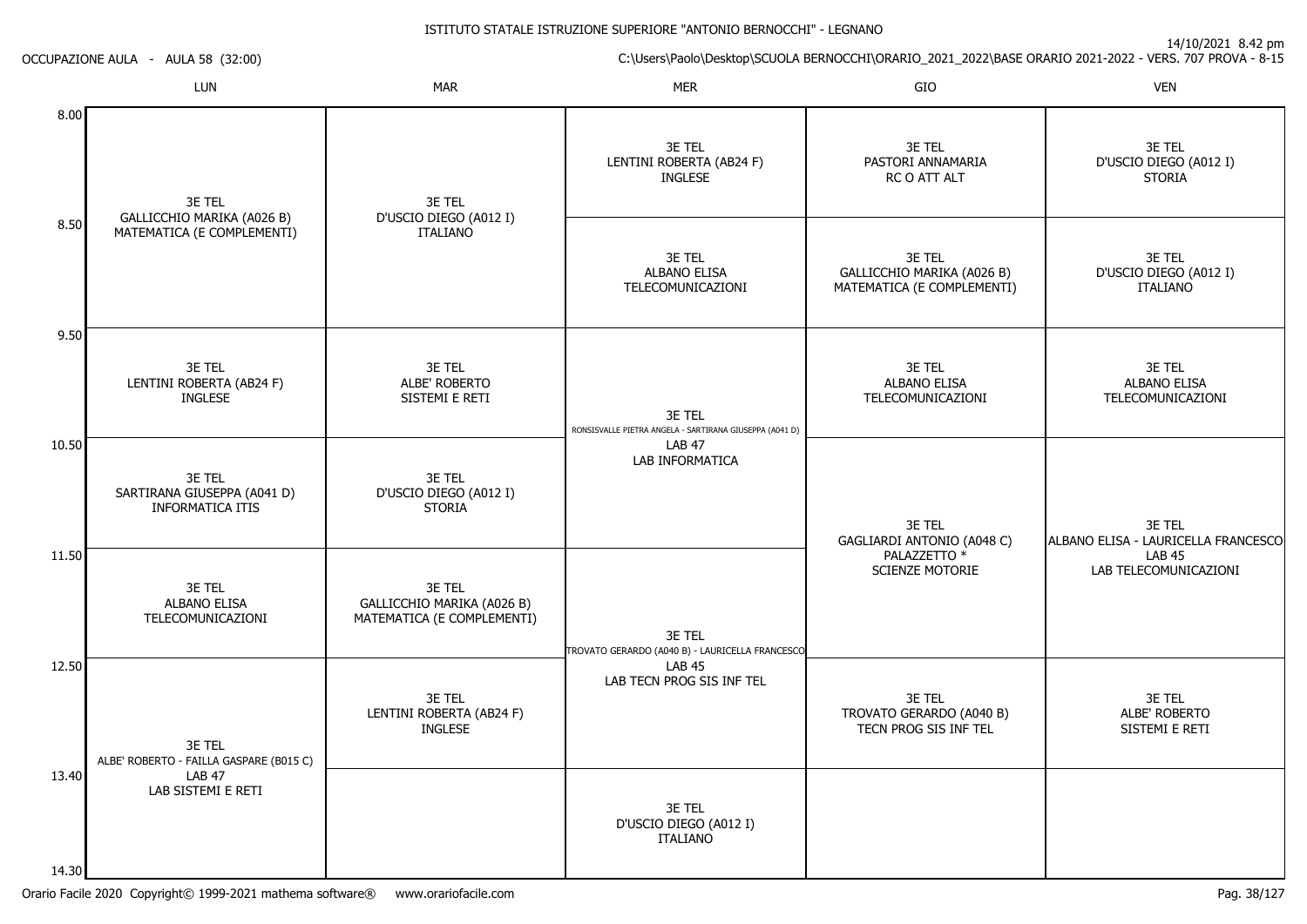ISTITUTO STATALE ISTRUZIONE SUPERIORE "ANTONIO BERNOCCHI" - LEGNANO

OCCUPAZIONE AULA - AULA 58 (32:00)

14/10/2021 8.42 pm

C:\Users\Paolo\Desktop\SCUOLA BERNOCCHI\ORARIO_2021_2022\BASE ORARIO 2021-2022 - VERS. 707 PROVA - 8-15

| | LUN | MAR | MER | GIO | VEN |
|---|---|---|---|---|---|
| 8.00 | 3E TEL<br>GALLICCHIO MARIKA (A026 B)<br>MATEMATICA (E COMPLEMENTI) | 3E TEL<br>D'USCIO DIEGO (A012 I)<br>ITALIANO | 3E TEL<br>LENTINI ROBERTA (AB24 F)<br>INGLESE | 3E TEL<br>PASTORI ANNAMARIA<br>RC O ATT ALT | 3E TEL<br>D'USCIO DIEGO (A012 I)<br>STORIA |
| 8.50 | 3E TEL<br>GALLICCHIO MARIKA (A026 B)<br>MATEMATICA (E COMPLEMENTI) | 3E TEL<br>D'USCIO DIEGO (A012 I)<br>ITALIANO | 3E TEL<br>ALBANO ELISA<br>TELECOMUNICAZIONI | 3E TEL<br>GALLICCHIO MARIKA (A026 B)<br>MATEMATICA (E COMPLEMENTI) | 3E TEL<br>D'USCIO DIEGO (A012 I)<br>ITALIANO |
| 9.50 | 3E TEL<br>LENTINI ROBERTA (AB24 F)<br>INGLESE | 3E TEL<br>ALBE' ROBERTO<br>SISTEMI E RETI | 3E TEL<br>RONSISVALLE PIETRA ANGELA - SARTIRANA GIUSEPPA (A041 D)<br>LAB 47<br>LAB INFORMATICA | 3E TEL<br>ALBANO ELISA<br>TELECOMUNICAZIONI | 3E TEL<br>ALBANO ELISA<br>TELECOMUNICAZIONI |
| 10.50 | 3E TEL<br>SARTIRANA GIUSEPPA (A041 D)<br>INFORMATICA ITIS | 3E TEL<br>D'USCIO DIEGO (A012 I)<br>STORIA | 3E TEL<br>RONSISVALLE PIETRA ANGELA - SARTIRANA GIUSEPPA (A041 D)<br>LAB 47<br>LAB INFORMATICA | 3E TEL<br>GAGLIARDI ANTONIO (A048 C)<br>PALAZZETTO *<br>SCIENZE MOTORIE | 3E TEL<br>ALBANO ELISA - LAURICELLA FRANCESCO<br>LAB 45<br>LAB TELECOMUNICAZIONI |
| 11.50 | 3E TEL<br>ALBANO ELISA<br>TELECOMUNICAZIONI | 3E TEL<br>GALLICCHIO MARIKA (A026 B)<br>MATEMATICA (E COMPLEMENTI) | 3E TEL<br>TROVATO GERARDO (A040 B) - LAURICELLA FRANCESCO<br>LAB 45<br>LAB TECN PROG SIS INF TEL | 3E TEL<br>GAGLIARDI ANTONIO (A048 C)<br>PALAZZETTO *<br>SCIENZE MOTORIE | 3E TEL<br>ALBANO ELISA - LAURICELLA FRANCESCO<br>LAB 45<br>LAB TELECOMUNICAZIONI |
| 12.50 | 3E TEL<br>ALBE' ROBERTO - FAILLA GASPARE (B015 C)<br>LAB 47<br>LAB SISTEMI E RETI | 3E TEL<br>LENTINI ROBERTA (AB24 F)<br>INGLESE | 3E TEL<br>TROVATO GERARDO (A040 B) - LAURICELLA FRANCESCO<br>LAB 45<br>LAB TECN PROG SIS INF TEL | 3E TEL<br>TROVATO GERARDO (A040 B)<br>TECN PROG SIS INF TEL | 3E TEL<br>ALBE' ROBERTO<br>SISTEMI E RETI |
| 13.40 | 3E TEL<br>ALBE' ROBERTO - FAILLA GASPARE (B015 C)<br>LAB 47<br>LAB SISTEMI E RETI | | 3E TEL<br>D'USCIO DIEGO (A012 I)<br>ITALIANO | | |
| 14.30 | | | | | |

Orario Facile 2020 Copyright© 1999-2021 mathema software® www.orariofacile.com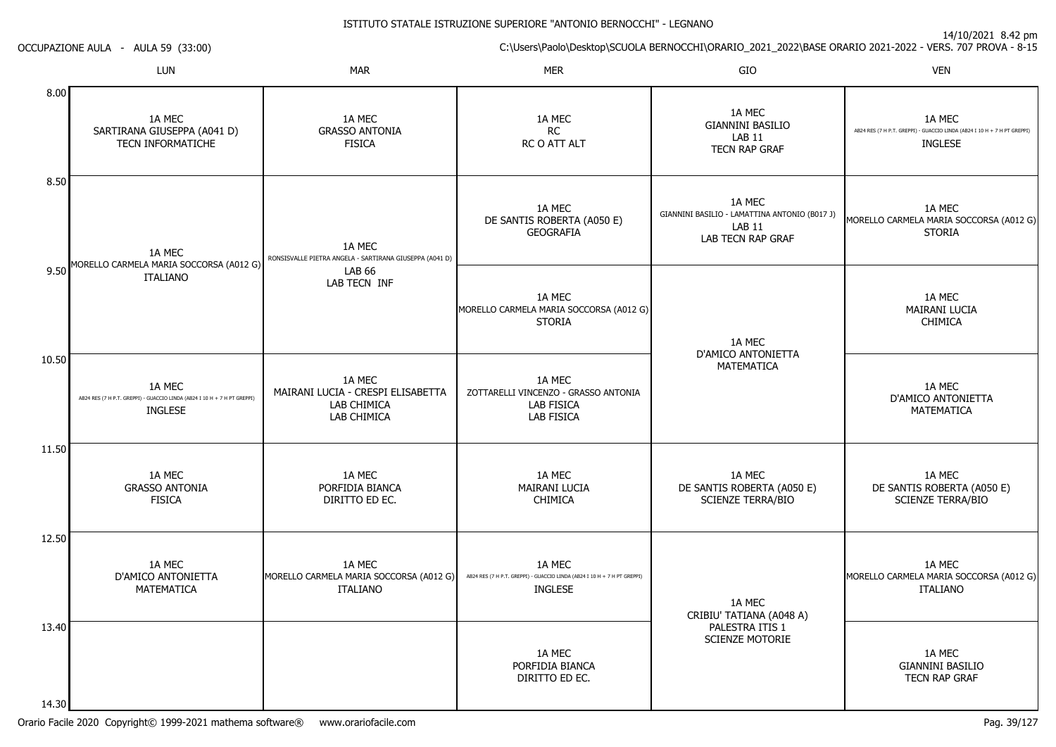ISTITUTO STATALE ISTRUZIONE SUPERIORE "ANTONIO BERNOCCHI" - LEGNANO

14/10/2021 8.42 pm

OCCUPAZIONE AULA - AULA 59 (33:00)

C:\Users\Paolo\Desktop\SCUOLA BERNOCCHI\ORARIO_2021_2022\BASE ORARIO 2021-2022 - VERS. 707 PROVA - 8-15

| | LUN | MAR | MER | GIO | VEN |
|---|---|---|---|---|---|
| 8.00 | 1A MEC<br>SARTIRANA GIUSEPPA (A041 D)<br>TECN INFORMATICHE | 1A MEC<br>GRASSO ANTONIA<br>FISICA | 1A MEC<br>RC<br>RC O ATT ALT | 1A MEC<br>GIANNINI BASILIO<br>LAB 11<br>TECN RAP GRAF | 1A MEC<br>AB24 RES (7 H P.T. GREPPI) - GUACCIO LINDA (AB24 I 10 H + 7 H PT GREPPI)<br>INGLESE |
| 8.50 | 1A MEC<br>MORELLO CARMELA MARIA SOCCORSA (A012 G)<br>ITALIANO | 1A MEC<br>RONSISVALLE PIETRA ANGELA - SARTIRANA GIUSEPPA (A041 D)<br>LAB 66<br>LAB TECN INF | 1A MEC<br>DE SANTIS ROBERTA (A050 E)<br>GEOGRAFIA | 1A MEC<br>GIANNINI BASILIO - LAMATTINA ANTONIO (B017 J)<br>LAB 11<br>LAB TECN RAP GRAF | 1A MEC<br>MORELLO CARMELA MARIA SOCCORSA (A012 G)<br>STORIA |
| 9.50 | | | 1A MEC<br>MORELLO CARMELA MARIA SOCCORSA (A012 G)<br>STORIA | 1A MEC<br>D'AMICO ANTONIETTA<br>MATEMATICA | 1A MEC<br>MAIRANI LUCIA<br>CHIMICA |
| 10.50 | 1A MEC<br>AB24 RES (7 H P.T. GREPPI) - GUACCIO LINDA (AB24 I 10 H + 7 H PT GREPPI)<br>INGLESE | 1A MEC<br>MAIRANI LUCIA - CRESPI ELISABETTA<br>LAB CHIMICA<br>LAB CHIMICA | 1A MEC<br>ZOTTARELLI VINCENZO - GRASSO ANTONIA<br>LAB FISICA<br>LAB FISICA | | 1A MEC<br>D'AMICO ANTONIETTA<br>MATEMATICA |
| 11.50 | 1A MEC<br>GRASSO ANTONIA<br>FISICA | 1A MEC<br>PORFIDIA BIANCA<br>DIRITTO ED EC. | 1A MEC<br>MAIRANI LUCIA<br>CHIMICA | 1A MEC<br>DE SANTIS ROBERTA (A050 E)<br>SCIENZE TERRA/BIO | 1A MEC<br>DE SANTIS ROBERTA (A050 E)<br>SCIENZE TERRA/BIO |
| 12.50 | 1A MEC<br>D'AMICO ANTONIETTA<br>MATEMATICA | 1A MEC<br>MORELLO CARMELA MARIA SOCCORSA (A012 G)<br>ITALIANO | 1A MEC<br>AB24 RES (7 H P.T. GREPPI) - GUACCIO LINDA (AB24 I 10 H + 7 H PT GREPPI)<br>INGLESE | 1A MEC<br>CRIBIU' TATIANA (A048 A)<br>PALESTRA ITIS 1<br>SCIENZE MOTORIE | 1A MEC<br>MORELLO CARMELA MARIA SOCCORSA (A012 G)<br>ITALIANO |
| 13.40 | | | 1A MEC<br>PORFIDIA BIANCA<br>DIRITTO ED EC. | | 1A MEC<br>GIANNINI BASILIO<br>TECN RAP GRAF |
| 14.30 | | | | | |

Orario Facile 2020 Copyright© 1999-2021 mathema software® www.orariofacile.com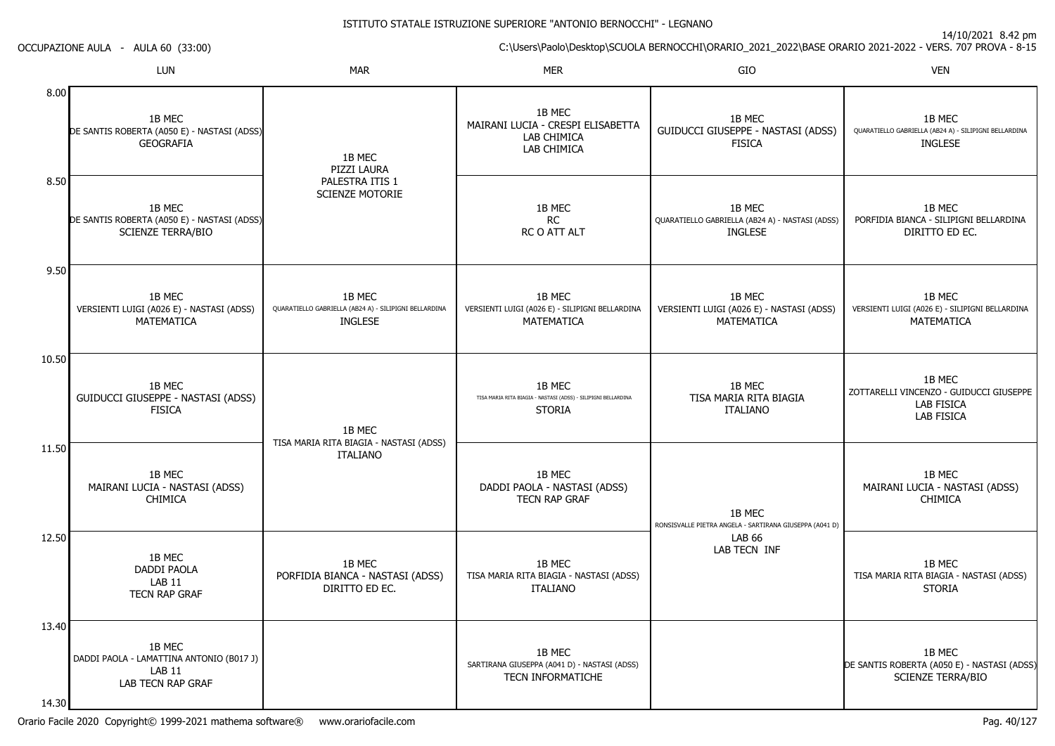ISTITUTO STATALE ISTRUZIONE SUPERIORE "ANTONIO BERNOCCHI" - LEGNANO

14/10/2021 8.42 pm

OCCUPAZIONE AULA - AULA 60 (33:00)

C:\Users\Paolo\Desktop\SCUOLA BERNOCCHI\ORARIO_2021_2022\BASE ORARIO 2021-2022 - VERS. 707 PROVA - 8-15

| | LUN | MAR | MER | GIO | VEN |
|---|---|---|---|---|---|
| 8.00 | 1B MEC<br>DE SANTIS ROBERTA (A050 E) - NASTASI (ADSS)<br>GEOGRAFIA | 1B MEC<br>PIZZI LAURA<br>PALESTRA ITIS 1<br>SCIENZE MOTORIE | 1B MEC<br>MAIRANI LUCIA - CRESPI ELISABETTA<br>LAB CHIMICA<br>LAB CHIMICA | 1B MEC<br>GUIDUCCI GIUSEPPE - NASTASI (ADSS)<br>FISICA | 1B MEC<br>QUARATIELLO GABRIELLA (AB24 A) - SILIPIGNI BELLARDINA<br>INGLESE |
| 8.50 | 1B MEC<br>DE SANTIS ROBERTA (A050 E) - NASTASI (ADSS)<br>SCIENZE TERRA/BIO | | 1B MEC<br>RC<br>RC O ATT ALT | 1B MEC<br>QUARATIELLO GABRIELLA (AB24 A) - NASTASI (ADSS)<br>INGLESE | 1B MEC<br>PORFIDIA BIANCA - SILIPIGNI BELLARDINA<br>DIRITTO ED EC. |
| 9.50 | 1B MEC<br>VERSIENTI LUIGI (A026 E) - NASTASI (ADSS)<br>MATEMATICA | 1B MEC<br>QUARATIELLO GABRIELLA (AB24 A) - SILIPIGNI BELLARDINA<br>INGLESE | 1B MEC<br>VERSIENTI LUIGI (A026 E) - SILIPIGNI BELLARDINA<br>MATEMATICA | 1B MEC<br>VERSIENTI LUIGI (A026 E) - NASTASI (ADSS)<br>MATEMATICA | 1B MEC<br>VERSIENTI LUIGI (A026 E) - SILIPIGNI BELLARDINA<br>MATEMATICA |
| 10.50 | 1B MEC<br>GUIDUCCI GIUSEPPE - NASTASI (ADSS)<br>FISICA | 1B MEC<br>TISA MARIA RITA BIAGIA - NASTASI (ADSS)<br>ITALIANO | 1B MEC<br>TISA MARIA RITA BIAGIA - NASTASI (ADSS) - SILIPIGNI BELLARDINA<br>STORIA | 1B MEC<br>TISA MARIA RITA BIAGIA<br>ITALIANO | 1B MEC<br>ZOTTARELLI VINCENZO - GUIDUCCI GIUSEPPE<br>LAB FISICA<br>LAB FISICA |
| 11.50 | 1B MEC<br>MAIRANI LUCIA - NASTASI (ADSS)<br>CHIMICA | | 1B MEC<br>DADDI PAOLA - NASTASI (ADSS)<br>TECN RAP GRAF | 1B MEC<br>RONSISVALLE PIETRA ANGELA - SARTIRANA GIUSEPPA (A041 D)<br>LAB 66<br>LAB TECN INF | 1B MEC<br>MAIRANI LUCIA - NASTASI (ADSS)<br>CHIMICA |
| 12.50 | 1B MEC<br>DADDI PAOLA<br>LAB 11<br>TECN RAP GRAF | 1B MEC<br>PORFIDIA BIANCA - NASTASI (ADSS)<br>DIRITTO ED EC. | 1B MEC<br>TISA MARIA RITA BIAGIA - NASTASI (ADSS)<br>ITALIANO | | 1B MEC<br>TISA MARIA RITA BIAGIA - NASTASI (ADSS)<br>STORIA |
| 13.40 | 1B MEC<br>DADDI PAOLA - LAMATTINA ANTONIO (B017 J)<br>LAB 11<br>LAB TECN RAP GRAF | | 1B MEC<br>SARTIRANA GIUSEPPA (A041 D) - NASTASI (ADSS)<br>TECN INFORMATICHE | | 1B MEC<br>DE SANTIS ROBERTA (A050 E) - NASTASI (ADSS)<br>SCIENZE TERRA/BIO |
| 14.30 | | | | | |

Orario Facile 2020 Copyright© 1999-2021 mathema software® www.orariofacile.com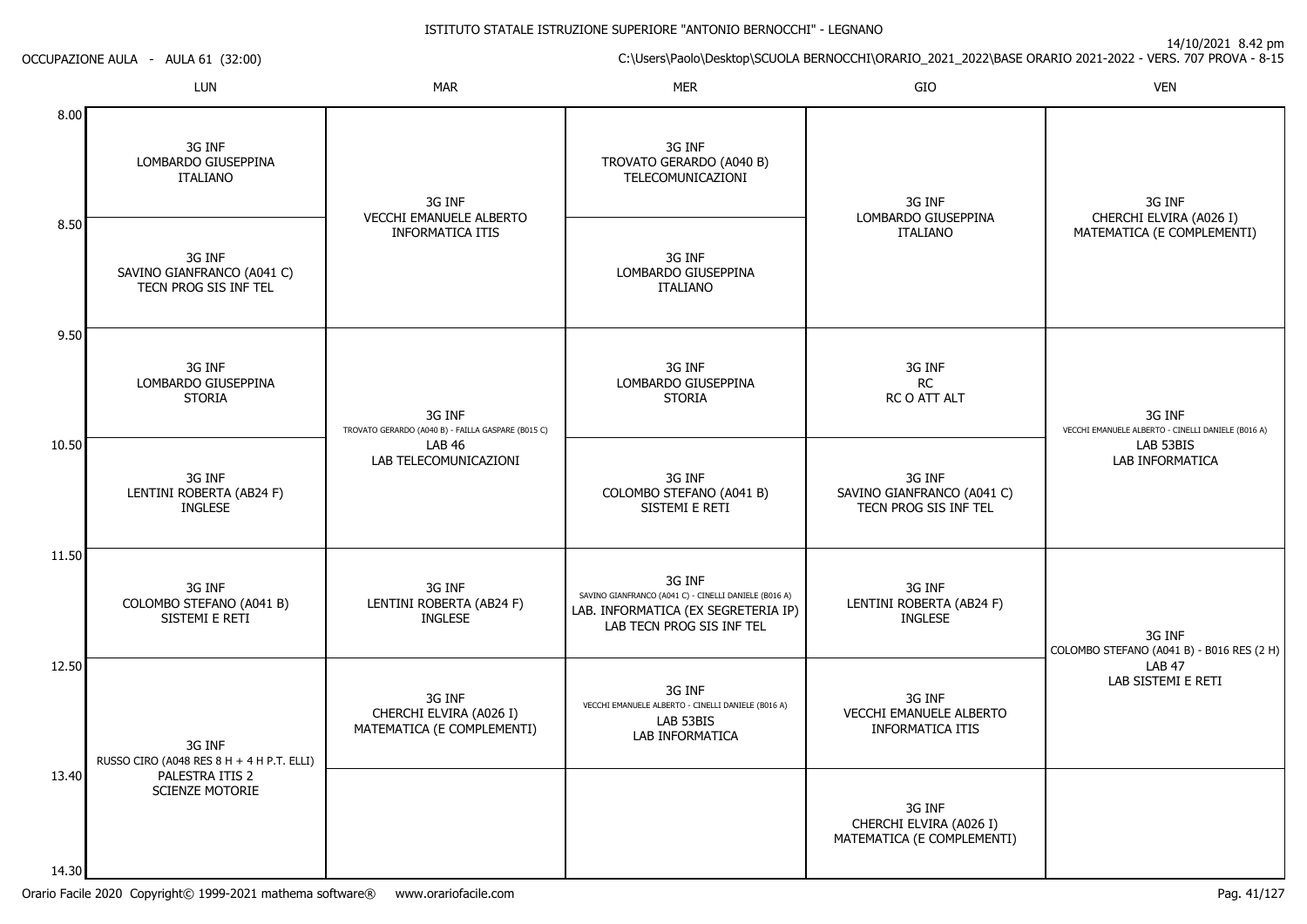ISTITUTO STATALE ISTRUZIONE SUPERIORE "ANTONIO BERNOCCHI" - LEGNANO

14/10/2021 8.42 pm

OCCUPAZIONE AULA - AULA 61 (32:00)

C:\Users\Paolo\Desktop\SCUOLA BERNOCCHI\ORARIO_2021_2022\BASE ORARIO 2021-2022 - VERS. 707 PROVA - 8-15

| | LUN | MAR | MER | GIO | VEN |
|---|---|---|---|---|---|
| 8.00 | 3G INF LOMBARDO GIUSEPPINA ITALIANO | 3G INF VECCHI EMANUELE ALBERTO INFORMATICA ITIS | 3G INF TROVATO GERARDO (A040 B) TELECOMUNICAZIONI | 3G INF LOMBARDO GIUSEPPINA ITALIANO | 3G INF CHERCHI ELVIRA (A026 I) MATEMATICA (E COMPLEMENTI) |
| 8.50 | 3G INF SAVINO GIANFRANCO (A041 C) TECN PROG SIS INF TEL | | 3G INF LOMBARDO GIUSEPPINA ITALIANO | | |
| 9.50 | 3G INF LOMBARDO GIUSEPPINA STORIA | 3G INF TROVATO GERARDO (A040 B) - FAILLA GASPARE (B015 C) LAB 46 LAB TELECOMUNICAZIONI | 3G INF LOMBARDO GIUSEPPINA STORIA | 3G INF RC RC O ATT ALT | 3G INF VECCHI EMANUELE ALBERTO - CINELLI DANIELE (B016 A) LAB 53BIS LAB INFORMATICA |
| 10.50 | 3G INF LENTINI ROBERTA (AB24 F) INGLESE | | 3G INF COLOMBO STEFANO (A041 B) SISTEMI E RETI | 3G INF SAVINO GIANFRANCO (A041 C) TECN PROG SIS INF TEL | |
| 11.50 | 3G INF COLOMBO STEFANO (A041 B) SISTEMI E RETI | 3G INF LENTINI ROBERTA (AB24 F) INGLESE | 3G INF SAVINO GIANFRANCO (A041 C) - CINELLI DANIELE (B016 A) LAB. INFORMATICA (EX SEGRETERIA IP) LAB TECN PROG SIS INF TEL | 3G INF LENTINI ROBERTA (AB24 F) INGLESE | 3G INF COLOMBO STEFANO (A041 B) - B016 RES (2 H) LAB 47 LAB SISTEMI E RETI |
| 12.50 | 3G INF RUSSO CIRO (A048 RES 8 H + 4 H P.T. ELLI) PALESTRA ITIS 2 SCIENZE MOTORIE | 3G INF CHERCHI ELVIRA (A026 I) MATEMATICA (E COMPLEMENTI) | 3G INF VECCHI EMANUELE ALBERTO - CINELLI DANIELE (B016 A) LAB 53BIS LAB INFORMATICA | 3G INF VECCHI EMANUELE ALBERTO INFORMATICA ITIS | |
| 13.40 | | | | 3G INF CHERCHI ELVIRA (A026 I) MATEMATICA (E COMPLEMENTI) | |
| 14.30 | | | | | |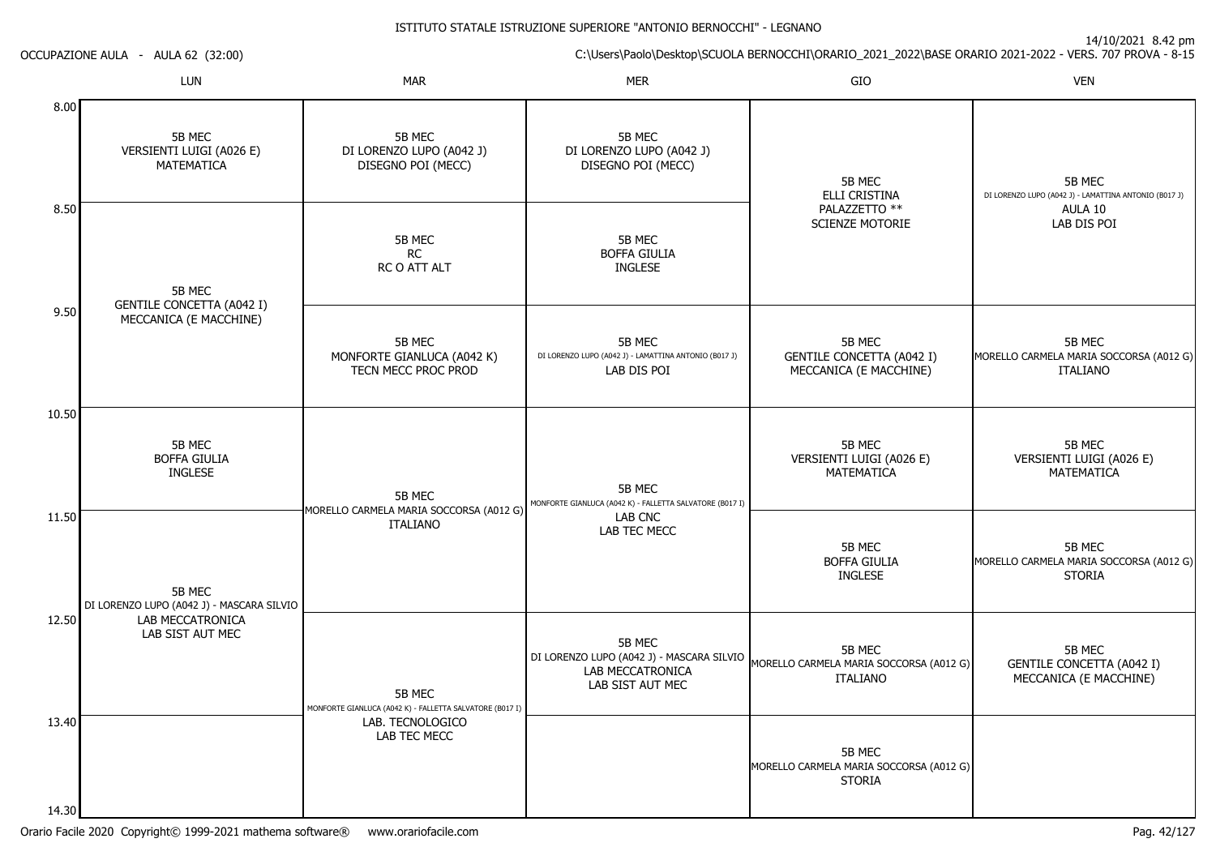ISTITUTO STATALE ISTRUZIONE SUPERIORE "ANTONIO BERNOCCHI" - LEGNANO

OCCUPAZIONE AULA - AULA 62 (32:00)

14/10/2021 8.42 pm

C:\Users\Paolo\Desktop\SCUOLA BERNOCCHI\ORARIO_2021_2022\BASE ORARIO 2021-2022 - VERS. 707 PROVA - 8-15

| | LUN | MAR | MER | GIO | VEN |
|---|---|---|---|---|---|
| 8.00 | 5B MEC VERSIENTI LUIGI (A026 E) MATEMATICA | 5B MEC DI LORENZO LUPO (A042 J) DISEGNO POI (MECC) | 5B MEC DI LORENZO LUPO (A042 J) DISEGNO POI (MECC) | 5B MEC ELLI CRISTINA PALAZZETTO ** SCIENZE MOTORIE | 5B MEC DI LORENZO LUPO (A042 J) - LAMATTINA ANTONIO (B017 J) AULA 10 LAB DIS POI |
| 8.50 | 5B MEC GENTILE CONCETTA (A042 I) MECCANICA (E MACCHINE) | 5B MEC RC RC O ATT ALT | 5B MEC BOFFA GIULIA INGLESE | | |
| 9.50 | | 5B MEC MONFORTE GIANLUCA (A042 K) TECN MECC PROC PROD | 5B MEC DI LORENZO LUPO (A042 J) - LAMATTINA ANTONIO (B017 J) LAB DIS POI | 5B MEC GENTILE CONCETTA (A042 I) MECCANICA (E MACCHINE) | 5B MEC MORELLO CARMELA MARIA SOCCORSA (A012 G) ITALIANO |
| 10.50 | 5B MEC BOFFA GIULIA INGLESE | 5B MEC MORELLO CARMELA MARIA SOCCORSA (A012 G) ITALIANO | 5B MEC MONFORTE GIANLUCA (A042 K) - FALLETTA SALVATORE (B017 I) LAB CNC LAB TEC MECC | 5B MEC VERSIENTI LUIGI (A026 E) MATEMATICA | 5B MEC VERSIENTI LUIGI (A026 E) MATEMATICA |
| 11.50 | 5B MEC DI LORENZO LUPO (A042 J) - MASCARA SILVIO LAB MECCATRONICA LAB SIST AUT MEC | | | 5B MEC BOFFA GIULIA INGLESE | 5B MEC MORELLO CARMELA MARIA SOCCORSA (A012 G) STORIA |
| 12.50 | | 5B MEC MONFORTE GIANLUCA (A042 K) - FALLETTA SALVATORE (B017 I) LAB. TECNOLOGICO LAB TEC MECC | 5B MEC DI LORENZO LUPO (A042 J) - MASCARA SILVIO LAB MECCATRONICA LAB SIST AUT MEC | 5B MEC MORELLO CARMELA MARIA SOCCORSA (A012 G) ITALIANO | 5B MEC GENTILE CONCETTA (A042 I) MECCANICA (E MACCHINE) |
| 13.40 | | | | 5B MEC MORELLO CARMELA MARIA SOCCORSA (A012 G) STORIA | |
| 14.30 | | | | | |

Orario Facile 2020 Copyright© 1999-2021 mathema software® www.orariofacile.com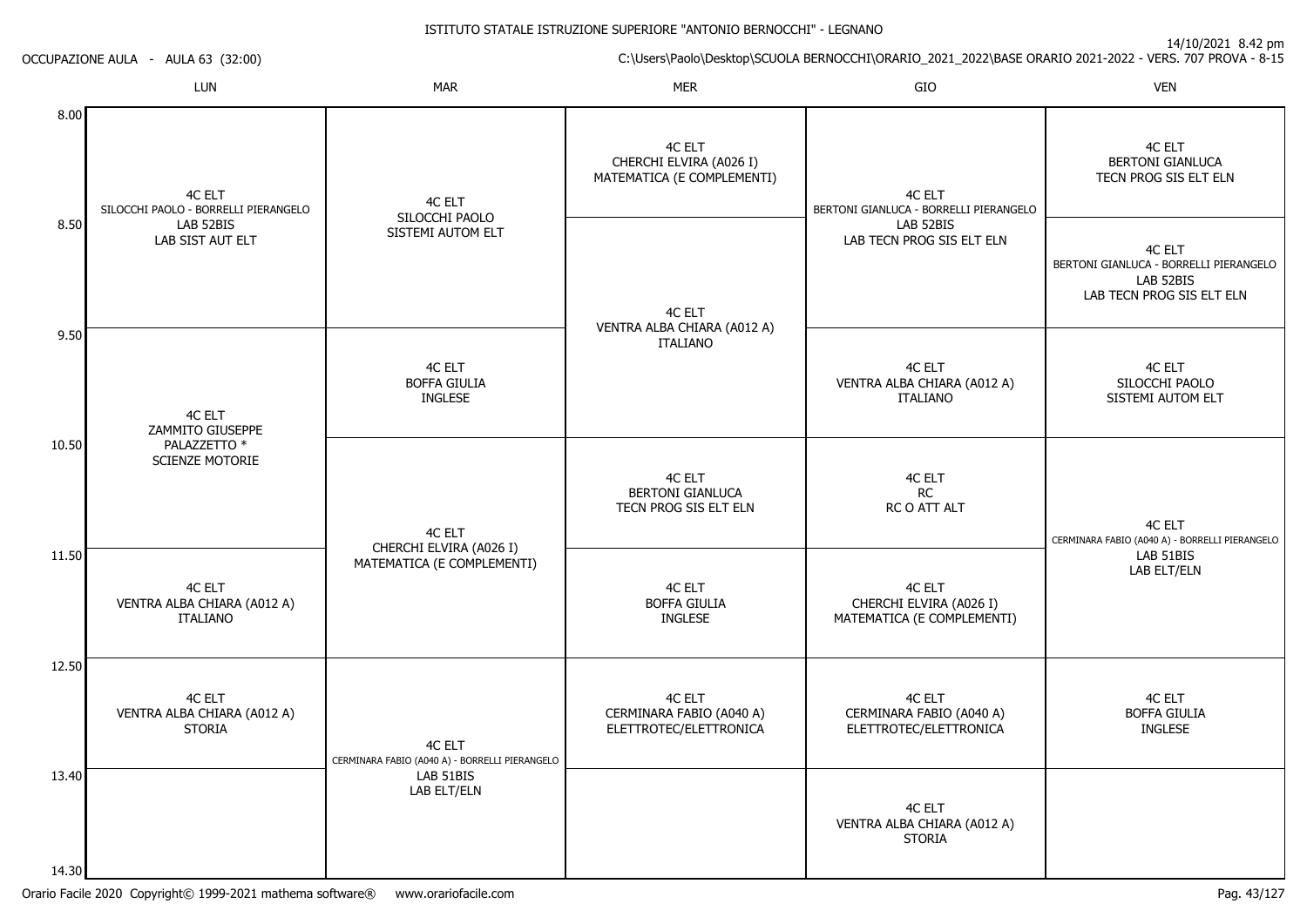ISTITUTO STATALE ISTRUZIONE SUPERIORE "ANTONIO BERNOCCHI" - LEGNANO

OCCUPAZIONE AULA - AULA 63 (32:00)

14/10/2021 8.42 pm

C:\Users\Paolo\Desktop\SCUOLA BERNOCCHI\ORARIO_2021_2022\BASE ORARIO 2021-2022 - VERS. 707 PROVA - 8-15

| | LUN | MAR | MER | GIO | VEN |
|---|---|---|---|---|---|
| 8.00 | 4C ELT SILOCCHI PAOLO - BORRELLI PIERANGELO LAB 52BIS LAB SIST AUT ELT | 4C ELT SILOCCHI PAOLO SISTEMI AUTOM ELT | 4C ELT CHERCHI ELVIRA (A026 I) MATEMATICA (E COMPLEMENTI) | 4C ELT BERTONI GIANLUCA - BORRELLI PIERANGELO LAB 52BIS LAB TECN PROG SIS ELT ELN | 4C ELT BERTONI GIANLUCA TECN PROG SIS ELT ELN |
| 8.50 | 4C ELT SILOCCHI PAOLO - BORRELLI PIERANGELO LAB 52BIS LAB SIST AUT ELT | 4C ELT SILOCCHI PAOLO SISTEMI AUTOM ELT | 4C ELT VENTRA ALBA CHIARA (A012 A) ITALIANO | 4C ELT BERTONI GIANLUCA - BORRELLI PIERANGELO LAB 52BIS LAB TECN PROG SIS ELT ELN | 4C ELT BERTONI GIANLUCA - BORRELLI PIERANGELO LAB 52BIS LAB TECN PROG SIS ELT ELN |
| 9.50 | 4C ELT ZAMMITO GIUSEPPE PALAZZETTO * SCIENZE MOTORIE | 4C ELT BOFFA GIULIA INGLESE | 4C ELT VENTRA ALBA CHIARA (A012 A) ITALIANO | 4C ELT VENTRA ALBA CHIARA (A012 A) ITALIANO | 4C ELT SILOCCHI PAOLO SISTEMI AUTOM ELT |
| 10.50 | 4C ELT ZAMMITO GIUSEPPE PALAZZETTO * SCIENZE MOTORIE | 4C ELT CHERCHI ELVIRA (A026 I) MATEMATICA (E COMPLEMENTI) | 4C ELT BERTONI GIANLUCA TECN PROG SIS ELT ELN | 4C ELT RC RC O ATT ALT | 4C ELT CERMINARA FABIO (A040 A) - BORRELLI PIERANGELO LAB 51BIS LAB ELT/ELN |
| 11.50 | 4C ELT VENTRA ALBA CHIARA (A012 A) ITALIANO | 4C ELT CHERCHI ELVIRA (A026 I) MATEMATICA (E COMPLEMENTI) | 4C ELT BOFFA GIULIA INGLESE | 4C ELT CHERCHI ELVIRA (A026 I) MATEMATICA (E COMPLEMENTI) | 4C ELT CERMINARA FABIO (A040 A) - BORRELLI PIERANGELO LAB 51BIS LAB ELT/ELN |
| 12.50 | 4C ELT VENTRA ALBA CHIARA (A012 A) STORIA | 4C ELT CERMINARA FABIO (A040 A) - BORRELLI PIERANGELO LAB 51BIS LAB ELT/ELN | 4C ELT CERMINARA FABIO (A040 A) ELETTROTEC/ELETTRONICA | 4C ELT CERMINARA FABIO (A040 A) ELETTROTEC/ELETTRONICA | 4C ELT BOFFA GIULIA INGLESE |
| 13.40 | | 4C ELT CERMINARA FABIO (A040 A) - BORRELLI PIERANGELO LAB 51BIS LAB ELT/ELN | | 4C ELT VENTRA ALBA CHIARA (A012 A) STORIA | |
| 14.30 | | | | | |

Orario Facile 2020 Copyright© 1999-2021 mathema software® www.orariofacile.com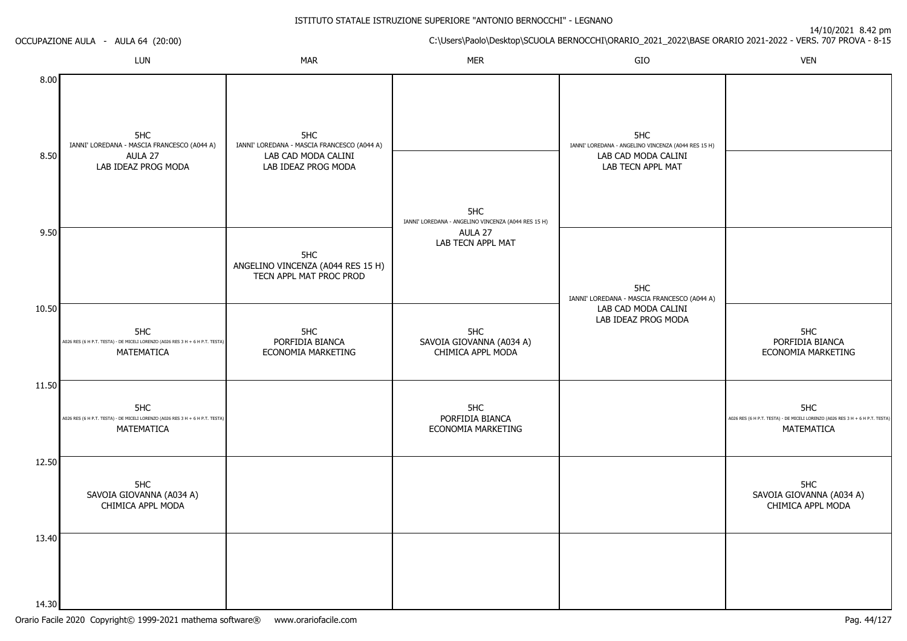ISTITUTO STATALE ISTRUZIONE SUPERIORE "ANTONIO BERNOCCHI" - LEGNANO

14/10/2021 8.42 pm

OCCUPAZIONE AULA - AULA 64 (20:00)

C:\Users\Paolo\Desktop\SCUOLA BERNOCCHI\ORARIO_2021_2022\BASE ORARIO 2021-2022 - VERS. 707 PROVA - 8-15

| | LUN | MAR | MER | GIO | VEN |
|---|---|---|---|---|---|
| 8.00 | 5HC IANNI' LOREDANA - MASCIA FRANCESCO (A044 A) AULA 27 LAB IDEAZ PROG MODA | 5HC IANNI' LOREDANA - MASCIA FRANCESCO (A044 A) LAB CAD MODA CALINI LAB IDEAZ PROG MODA | | 5HC IANNI' LOREDANA - ANGELINO VINCENZA (A044 RES 15 H) LAB CAD MODA CALINI LAB TECN APPL MAT | |
| 8.50 | | | 5HC IANNI' LOREDANA - ANGELINO VINCENZA (A044 RES 15 H) AULA 27 LAB TECN APPL MAT | | |
| 9.50 | | 5HC ANGELINO VINCENZA (A044 RES 15 H) TECN APPL MAT PROC PROD | | 5HC IANNI' LOREDANA - MASCIA FRANCESCO (A044 A) LAB CAD MODA CALINI LAB IDEAZ PROG MODA | |
| 10.50 | 5HC A026 RES (6 H P.T. TESTA) - DE MICELI LORENZO (A026 RES 3 H + 6 H P.T. TESTA) MATEMATICA | 5HC PORFIDIA BIANCA ECONOMIA MARKETING | 5HC SAVOIA GIOVANNA (A034 A) CHIMICA APPL MODA | | 5HC PORFIDIA BIANCA ECONOMIA MARKETING |
| 11.50 | 5HC A026 RES (6 H P.T. TESTA) - DE MICELI LORENZO (A026 RES 3 H + 6 H P.T. TESTA) MATEMATICA | | 5HC PORFIDIA BIANCA ECONOMIA MARKETING | | 5HC A026 RES (6 H P.T. TESTA) - DE MICELI LORENZO (A026 RES 3 H + 6 H P.T. TESTA) MATEMATICA |
| 12.50 | 5HC SAVOIA GIOVANNA (A034 A) CHIMICA APPL MODA | | | | 5HC SAVOIA GIOVANNA (A034 A) CHIMICA APPL MODA |
| 13.40 | | | | | |
| 14.30 | | | | | |

Orario Facile 2020 Copyright© 1999-2021 mathema software® www.orariofacile.com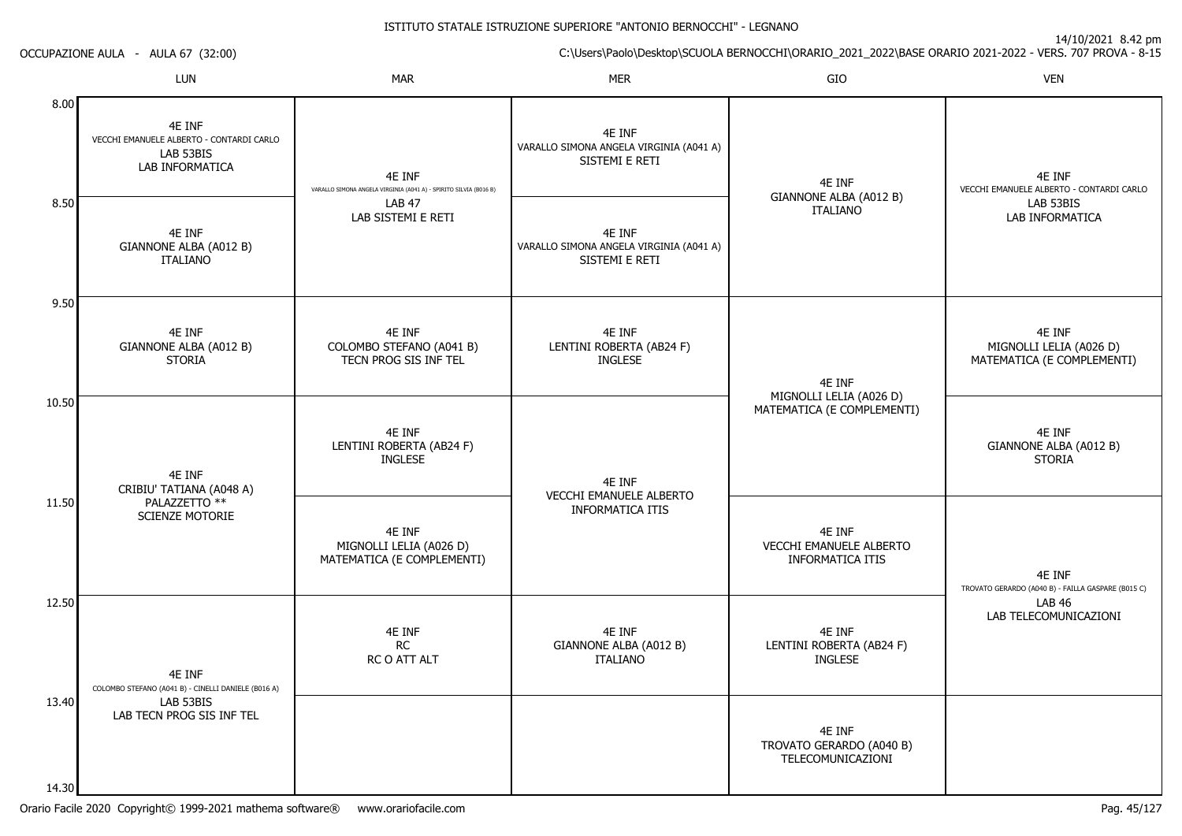ISTITUTO STATALE ISTRUZIONE SUPERIORE "ANTONIO BERNOCCHI" - LEGNANO

OCCUPAZIONE AULA - AULA 67 (32:00)

14/10/2021 8.42 pm
C:\Users\Paolo\Desktop\SCUOLA BERNOCCHI\ORARIO_2021_2022\BASE ORARIO 2021-2022 - VERS. 707 PROVA - 8-15

| | LUN | MAR | MER | GIO | VEN |
|---|---|---|---|---|---|
| 8.00 | 4E INF<br>VECCHI EMANUELE ALBERTO - CONTARDI CARLO<br>LAB 53BIS<br>LAB INFORMATICA | 4E INF<br>VARALLO SIMONA ANGELA VIRGINIA (A041 A) - SPIRITO SILVIA (B016 B)<br>LAB 47<br>LAB SISTEMI E RETI | 4E INF<br>VARALLO SIMONA ANGELA VIRGINIA (A041 A)<br>SISTEMI E RETI | 4E INF<br>GIANNONE ALBA (A012 B)<br>ITALIANO | 4E INF<br>VECCHI EMANUELE ALBERTO - CONTARDI CARLO<br>LAB 53BIS<br>LAB INFORMATICA |
| 8.50 | 4E INF<br>GIANNONE ALBA (A012 B)<br>ITALIANO | | 4E INF<br>VARALLO SIMONA ANGELA VIRGINIA (A041 A)<br>SISTEMI E RETI | | |
| 9.50 | 4E INF<br>GIANNONE ALBA (A012 B)<br>STORIA | 4E INF<br>COLOMBO STEFANO (A041 B)<br>TECN PROG SIS INF TEL | 4E INF<br>LENTINI ROBERTA (AB24 F)<br>INGLESE | 4E INF<br>MIGNOLLI LELIA (A026 D)<br>MATEMATICA (E COMPLEMENTI) | 4E INF<br>MIGNOLLI LELIA (A026 D)<br>MATEMATICA (E COMPLEMENTI) |
| 10.50 | 4E INF<br>CRIBIU' TATIANA (A048 A)<br>PALAZZETTO **<br>SCIENZE MOTORIE | 4E INF<br>LENTINI ROBERTA (AB24 F)<br>INGLESE | 4E INF<br>VECCHI EMANUELE ALBERTO<br>INFORMATICA ITIS | | 4E INF<br>GIANNONE ALBA (A012 B)<br>STORIA |
| 11.50 | | 4E INF<br>MIGNOLLI LELIA (A026 D)<br>MATEMATICA (E COMPLEMENTI) | | 4E INF<br>VECCHI EMANUELE ALBERTO<br>INFORMATICA ITIS | 4E INF<br>TROVATO GERARDO (A040 B) - FAILLA GASPARE (B015 C)<br>LAB 46<br>LAB TELECOMUNICAZIONI |
| 12.50 | 4E INF<br>COLOMBO STEFANO (A041 B) - CINELLI DANIELE (B016 A)<br>LAB 53BIS<br>LAB TECN PROG SIS INF TEL | 4E INF<br>RC<br>RC O ATT ALT | 4E INF<br>GIANNONE ALBA (A012 B)<br>ITALIANO | 4E INF<br>LENTINI ROBERTA (AB24 F)<br>INGLESE | |
| 13.40 | | | | 4E INF<br>TROVATO GERARDO (A040 B)<br>TELECOMUNICAZIONI | |
| 14.30 | | | | | |

Orario Facile 2020 Copyright© 1999-2021 mathema software® www.orariofacile.com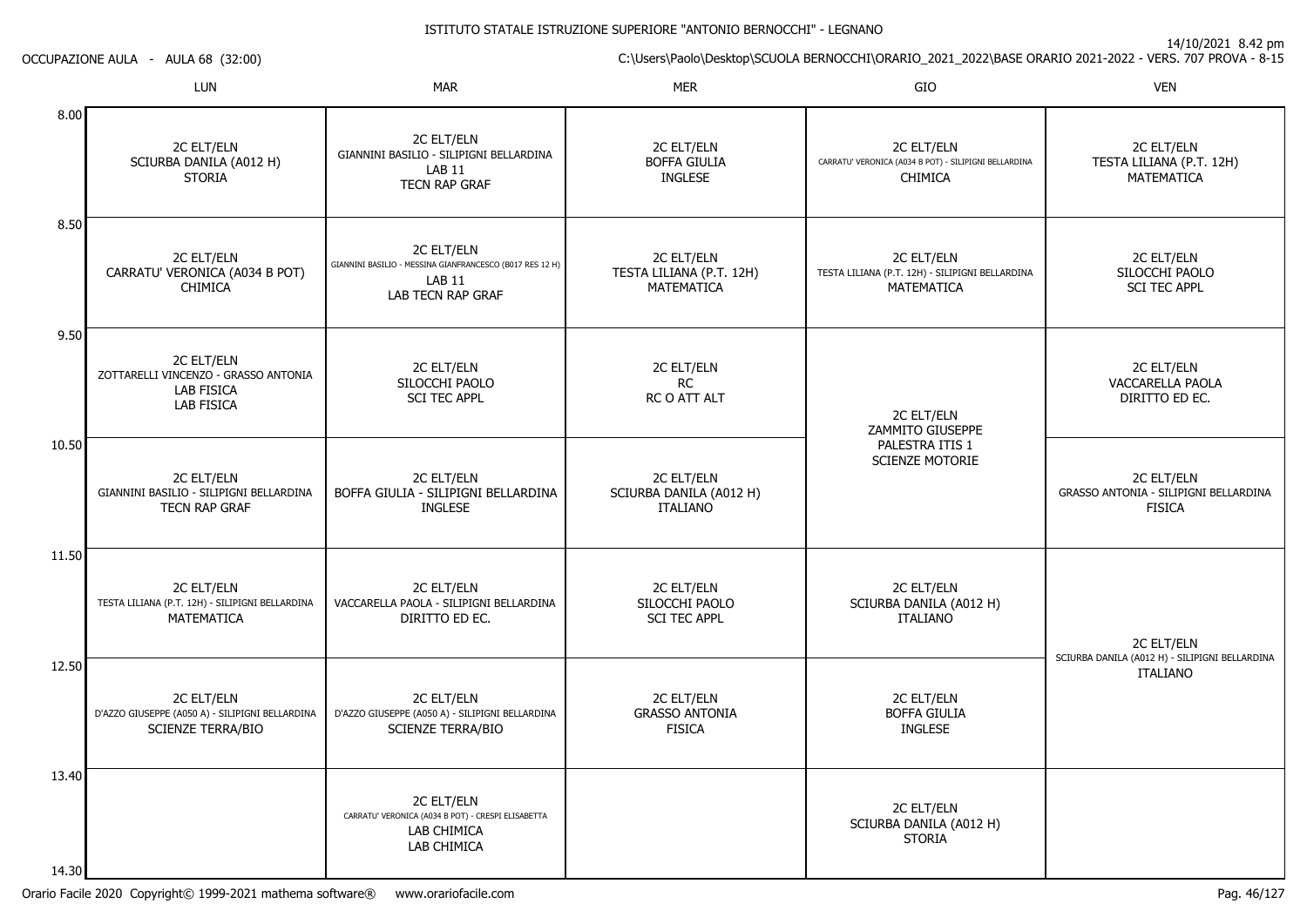ISTITUTO STATALE ISTRUZIONE SUPERIORE "ANTONIO BERNOCCHI" - LEGNANO

14/10/2021 8.42 pm

OCCUPAZIONE AULA - AULA 68 (32:00)

C:\Users\Paolo\Desktop\SCUOLA BERNOCCHI\ORARIO_2021_2022\BASE ORARIO 2021-2022 - VERS. 707 PROVA - 8-15

| | LUN | MAR | MER | GIO | VEN |
|---|---|---|---|---|---|
| 8.00 | 2C ELT/ELN<br>SCIURBA DANILA (A012 H)<br>STORIA | 2C ELT/ELN<br>GIANNINI BASILIO - SILIPIGNI BELLARDINA<br>LAB 11<br>TECN RAP GRAF | 2C ELT/ELN<br>BOFFA GIULIA<br>INGLESE | 2C ELT/ELN<br>CARRATU' VERONICA (A034 B POT) - SILIPIGNI BELLARDINA<br>CHIMICA | 2C ELT/ELN<br>TESTA LILIANA (P.T. 12H)<br>MATEMATICA |
| 8.50 | 2C ELT/ELN<br>CARRATU' VERONICA (A034 B POT)<br>CHIMICA | 2C ELT/ELN<br>GIANNINI BASILIO - MESSINA GIANFRANCESCO (B017 RES 12 H)<br>LAB 11<br>LAB TECN RAP GRAF | 2C ELT/ELN<br>TESTA LILIANA (P.T. 12H)<br>MATEMATICA | 2C ELT/ELN<br>TESTA LILIANA (P.T. 12H) - SILIPIGNI BELLARDINA<br>MATEMATICA | 2C ELT/ELN<br>SILOCCHI PAOLO<br>SCI TEC APPL |
| 9.50 | 2C ELT/ELN<br>ZOTTARELLI VINCENZO - GRASSO ANTONIA<br>LAB FISICA<br>LAB FISICA | 2C ELT/ELN<br>SILOCCHI PAOLO<br>SCI TEC APPL | 2C ELT/ELN<br>RC<br>RC O ATT ALT | 2C ELT/ELN<br>ZAMMITO GIUSEPPE<br>PALESTRA ITIS 1<br>SCIENZE MOTORIE | 2C ELT/ELN<br>VACCARELLA PAOLA<br>DIRITTO ED EC. |
| 10.50 | 2C ELT/ELN<br>GIANNINI BASILIO - SILIPIGNI BELLARDINA<br>TECN RAP GRAF | 2C ELT/ELN<br>BOFFA GIULIA - SILIPIGNI BELLARDINA<br>INGLESE | 2C ELT/ELN<br>SCIURBA DANILA (A012 H)<br>ITALIANO | | 2C ELT/ELN<br>GRASSO ANTONIA - SILIPIGNI BELLARDINA<br>FISICA |
| 11.50 | 2C ELT/ELN<br>TESTA LILIANA (P.T. 12H) - SILIPIGNI BELLARDINA<br>MATEMATICA | 2C ELT/ELN<br>VACCARELLA PAOLA - SILIPIGNI BELLARDINA<br>DIRITTO ED EC. | 2C ELT/ELN<br>SILOCCHI PAOLO<br>SCI TEC APPL | 2C ELT/ELN<br>SCIURBA DANILA (A012 H)<br>ITALIANO | 2C ELT/ELN<br>SCIURBA DANILA (A012 H) - SILIPIGNI BELLARDINA<br>ITALIANO |
| 12.50 | 2C ELT/ELN<br>D'AZZO GIUSEPPE (A050 A) - SILIPIGNI BELLARDINA<br>SCIENZE TERRA/BIO | 2C ELT/ELN<br>D'AZZO GIUSEPPE (A050 A) - SILIPIGNI BELLARDINA<br>SCIENZE TERRA/BIO | 2C ELT/ELN<br>GRASSO ANTONIA<br>FISICA | 2C ELT/ELN<br>BOFFA GIULIA<br>INGLESE | |
| 13.40 | | 2C ELT/ELN<br>CARRATU' VERONICA (A034 B POT) - CRESPI ELISABETTA<br>LAB CHIMICA<br>LAB CHIMICA | | 2C ELT/ELN<br>SCIURBA DANILA (A012 H)<br>STORIA | |
| 14.30 | | | | | |

Orario Facile 2020 Copyright© 1999-2021 mathema software® www.orariofacile.com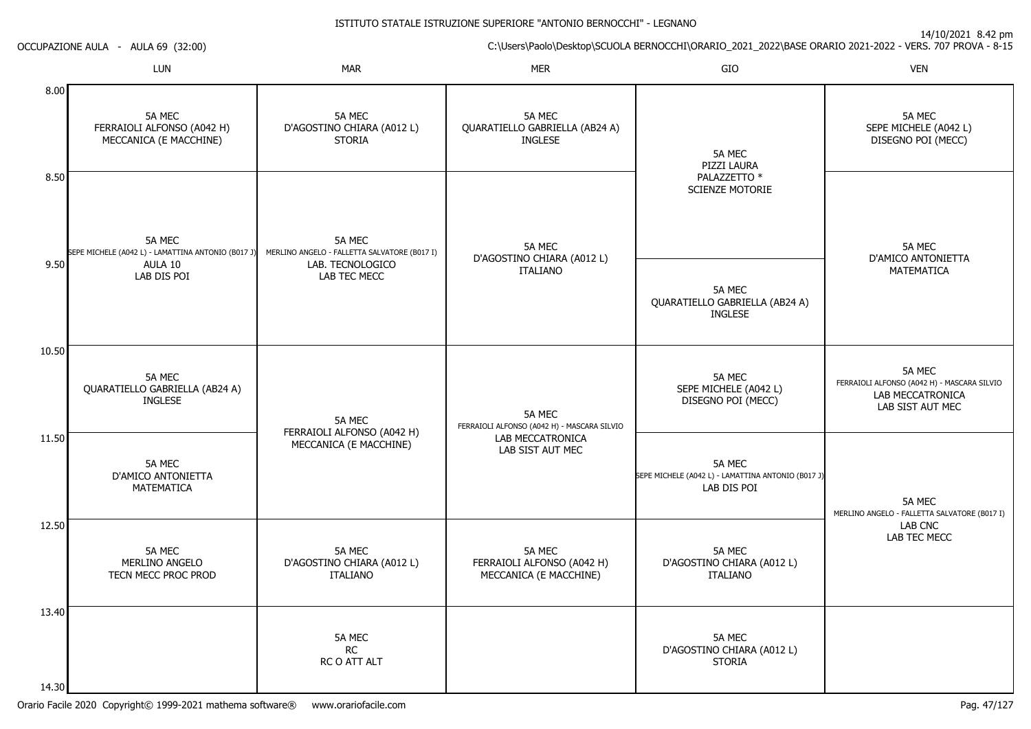ISTITUTO STATALE ISTRUZIONE SUPERIORE "ANTONIO BERNOCCHI" - LEGNANO

14/10/2021 8.42 pm

OCCUPAZIONE AULA - AULA 69 (32:00)

C:\Users\Paolo\Desktop\SCUOLA BERNOCCHI\ORARIO_2021_2022\BASE ORARIO 2021-2022 - VERS. 707 PROVA - 8-15

| | LUN | MAR | MER | GIO | VEN |
|---|---|---|---|---|---|
| 8.00 | 5A MEC FERRAIOLI ALFONSO (A042 H) MECCANICA (E MACCHINE) | 5A MEC D'AGOSTINO CHIARA (A012 L) STORIA | 5A MEC QUARATIELLO GABRIELLA (AB24 A) INGLESE | 5A MEC PIZZI LAURA PALAZZETTO * SCIENZE MOTORIE | 5A MEC SEPE MICHELE (A042 L) DISEGNO POI (MECC) |
| 8.50 | 5A MEC SEPE MICHELE (A042 L) - LAMATTINA ANTONIO (B017 J) AULA 10 LAB DIS POI | 5A MEC MERLINO ANGELO - FALLETTA SALVATORE (B017 I) LAB. TECNOLOGICO LAB TEC MECC | 5A MEC D'AGOSTINO CHIARA (A012 L) ITALIANO | 5A MEC PIZZI LAURA PALAZZETTO * SCIENZE MOTORIE | 5A MEC D'AMICO ANTONIETTA MATEMATICA |
| 9.50 | 5A MEC SEPE MICHELE (A042 L) - LAMATTINA ANTONIO (B017 J) AULA 10 LAB DIS POI | 5A MEC MERLINO ANGELO - FALLETTA SALVATORE (B017 I) LAB. TECNOLOGICO LAB TEC MECC | 5A MEC D'AGOSTINO CHIARA (A012 L) ITALIANO | 5A MEC QUARATIELLO GABRIELLA (AB24 A) INGLESE | 5A MEC D'AMICO ANTONIETTA MATEMATICA |
| 10.50 | 5A MEC QUARATIELLO GABRIELLA (AB24 A) INGLESE | 5A MEC FERRAIOLI ALFONSO (A042 H) MECCANICA (E MACCHINE) | 5A MEC FERRAIOLI ALFONSO (A042 H) - MASCARA SILVIO LAB MECCATRONICA LAB SIST AUT MEC | 5A MEC SEPE MICHELE (A042 L) DISEGNO POI (MECC) | 5A MEC FERRAIOLI ALFONSO (A042 H) - MASCARA SILVIO LAB MECCATRONICA LAB SIST AUT MEC |
| 11.50 | 5A MEC D'AMICO ANTONIETTA MATEMATICA | 5A MEC FERRAIOLI ALFONSO (A042 H) MECCANICA (E MACCHINE) | 5A MEC FERRAIOLI ALFONSO (A042 H) - MASCARA SILVIO LAB MECCATRONICA LAB SIST AUT MEC | 5A MEC SEPE MICHELE (A042 L) - LAMATTINA ANTONIO (B017 J) LAB DIS POI | 5A MEC MERLINO ANGELO - FALLETTA SALVATORE (B017 I) LAB CNC LAB TEC MECC |
| 12.50 | 5A MEC MERLINO ANGELO TECN MECC PROC PROD | 5A MEC D'AGOSTINO CHIARA (A012 L) ITALIANO | 5A MEC FERRAIOLI ALFONSO (A042 H) MECCANICA (E MACCHINE) | 5A MEC D'AGOSTINO CHIARA (A012 L) ITALIANO | 5A MEC MERLINO ANGELO - FALLETTA SALVATORE (B017 I) LAB CNC LAB TEC MECC |
| 13.40 | | 5A MEC RC RC O ATT ALT | | 5A MEC D'AGOSTINO CHIARA (A012 L) STORIA | |
| 14.30 | | | | | |

Orario Facile 2020 Copyright© 1999-2021 mathema software® www.orariofacile.com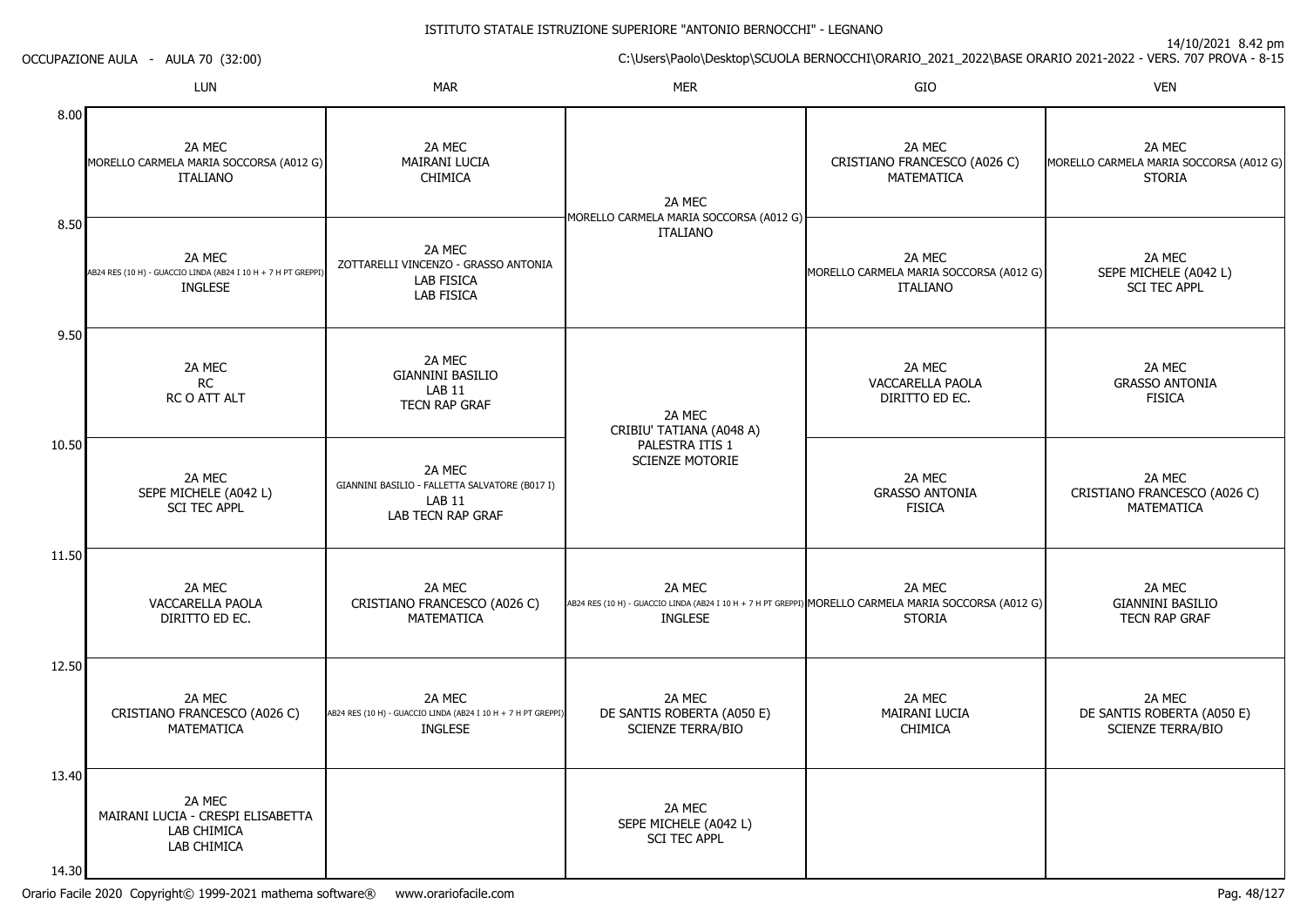ISTITUTO STATALE ISTRUZIONE SUPERIORE "ANTONIO BERNOCCHI" - LEGNANO

14/10/2021 8.42 pm

OCCUPAZIONE AULA - AULA 70 (32:00)

C:\Users\Paolo\Desktop\SCUOLA BERNOCCHI\ORARIO_2021_2022\BASE ORARIO 2021-2022 - VERS. 707 PROVA - 8-15

| | LUN | MAR | MER | GIO | VEN |
|---|---|---|---|---|---|
| 8.00 | 2A MEC MORELLO CARMELA MARIA SOCCORSA (A012 G) ITALIANO | 2A MEC MAIRANI LUCIA CHIMICA | 2A MEC MORELLO CARMELA MARIA SOCCORSA (A012 G) ITALIANO | 2A MEC CRISTIANO FRANCESCO (A026 C) MATEMATICA | 2A MEC MORELLO CARMELA MARIA SOCCORSA (A012 G) STORIA |
| 8.50 | 2A MEC AB24 RES (10 H) - GUACCIO LINDA (AB24 I 10 H + 7 H PT GREPPI) INGLESE | 2A MEC ZOTTARELLI VINCENZO - GRASSO ANTONIA LAB FISICA LAB FISICA | | 2A MEC MORELLO CARMELA MARIA SOCCORSA (A012 G) ITALIANO | 2A MEC SEPE MICHELE (A042 L) SCI TEC APPL |
| 9.50 | 2A MEC RC RC O ATT ALT | 2A MEC GIANNINI BASILIO LAB 11 TECN RAP GRAF | 2A MEC CRIBIU' TATIANA (A048 A) PALESTRA ITIS 1 SCIENZE MOTORIE | 2A MEC VACCARELLA PAOLA DIRITTO ED EC. | 2A MEC GRASSO ANTONIA FISICA |
| 10.50 | 2A MEC SEPE MICHELE (A042 L) SCI TEC APPL | 2A MEC GIANNINI BASILIO - FALLETTA SALVATORE (B017 I) LAB 11 LAB TECN RAP GRAF | | 2A MEC GRASSO ANTONIA FISICA | 2A MEC CRISTIANO FRANCESCO (A026 C) MATEMATICA |
| 11.50 | 2A MEC VACCARELLA PAOLA DIRITTO ED EC. | 2A MEC CRISTIANO FRANCESCO (A026 C) MATEMATICA | 2A MEC AB24 RES (10 H) - GUACCIO LINDA (AB24 I 10 H + 7 H PT GREPPI) INGLESE | 2A MEC MORELLO CARMELA MARIA SOCCORSA (A012 G) STORIA | 2A MEC GIANNINI BASILIO TECN RAP GRAF |
| 12.50 | 2A MEC CRISTIANO FRANCESCO (A026 C) MATEMATICA | 2A MEC AB24 RES (10 H) - GUACCIO LINDA (AB24 I 10 H + 7 H PT GREPPI) INGLESE | 2A MEC DE SANTIS ROBERTA (A050 E) SCIENZE TERRA/BIO | 2A MEC MAIRANI LUCIA CHIMICA | 2A MEC DE SANTIS ROBERTA (A050 E) SCIENZE TERRA/BIO |
| 13.40 - 14.30 | 2A MEC MAIRANI LUCIA - CRESPI ELISABETTA LAB CHIMICA LAB CHIMICA | | 2A MEC SEPE MICHELE (A042 L) SCI TEC APPL | | |

Orario Facile 2020 Copyright© 1999-2021 mathema software® www.orariofacile.com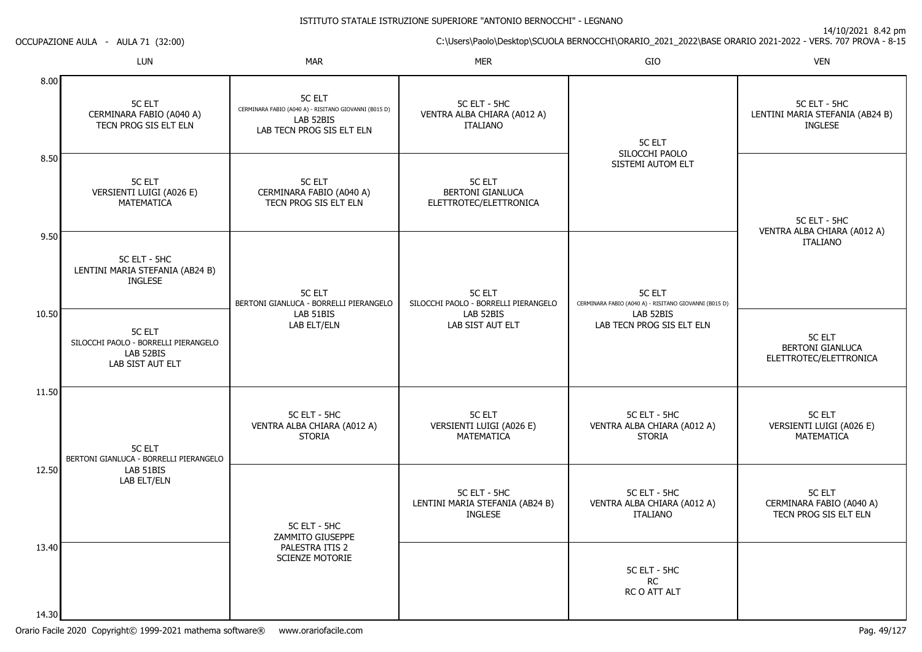ISTITUTO STATALE ISTRUZIONE SUPERIORE "ANTONIO BERNOCCHI" - LEGNANO

OCCUPAZIONE AULA - AULA 71 (32:00)

14/10/2021 8.42 pm

C:\Users\Paolo\Desktop\SCUOLA BERNOCCHI\ORARIO_2021_2022\BASE ORARIO 2021-2022 - VERS. 707 PROVA - 8-15

| | LUN | MAR | MER | GIO | VEN |
|---|---|---|---|---|---|
| 8.00 | 5C ELT<br>CERMINARA FABIO (A040 A)<br>TECN PROG SIS ELT ELN | 5C ELT<br>CERMINARA FABIO (A040 A) - RISITANO GIOVANNI (B015 D)<br>LAB 52BIS<br>LAB TECN PROG SIS ELT ELN | 5C ELT - 5HC<br>VENTRA ALBA CHIARA (A012 A)<br>ITALIANO | 5C ELT<br>SILOCCHI PAOLO<br>SISTEMI AUTOM ELT | 5C ELT - 5HC<br>LENTINI MARIA STEFANIA (AB24 B)<br>INGLESE |
| 8.50 | 5C ELT<br>VERSIENTI LUIGI (A026 E)<br>MATEMATICA | 5C ELT<br>CERMINARA FABIO (A040 A)<br>TECN PROG SIS ELT ELN | 5C ELT<br>BERTONI GIANLUCA<br>ELETTROTEC/ELETTRONICA | (5C ELT<br>SILOCCHI PAOLO<br>SISTEMI AUTOM ELT) | 5C ELT - 5HC<br>VENTRA ALBA CHIARA (A012 A)<br>ITALIANO |
| 9.50 | 5C ELT - 5HC<br>LENTINI MARIA STEFANIA (AB24 B)<br>INGLESE | 5C ELT<br>BERTONI GIANLUCA - BORRELLI PIERANGELO<br>LAB 51BIS<br>LAB ELT/ELN | 5C ELT<br>SILOCCHI PAOLO - BORRELLI PIERANGELO<br>LAB 52BIS<br>LAB SIST AUT ELT | 5C ELT<br>CERMINARA FABIO (A040 A) - RISITANO GIOVANNI (B015 D)<br>LAB 52BIS<br>LAB TECN PROG SIS ELT ELN | (5C ELT - 5HC<br>VENTRA ALBA CHIARA (A012 A)<br>ITALIANO) |
| 10.50 | 5C ELT<br>SILOCCHI PAOLO - BORRELLI PIERANGELO<br>LAB 52BIS<br>LAB SIST AUT ELT | (5C ELT<br>BERTONI GIANLUCA - BORRELLI PIERANGELO<br>LAB 51BIS<br>LAB ELT/ELN) | (5C ELT<br>SILOCCHI PAOLO - BORRELLI PIERANGELO<br>LAB 52BIS<br>LAB SIST AUT ELT) | (5C ELT<br>CERMINARA FABIO (A040 A) - RISITANO GIOVANNI (B015 D)<br>LAB 52BIS<br>LAB TECN PROG SIS ELT ELN) | 5C ELT<br>BERTONI GIANLUCA<br>ELETTROTEC/ELETTRONICA |
| 11.50 | 5C ELT<br>BERTONI GIANLUCA - BORRELLI PIERANGELO<br>LAB 51BIS<br>LAB ELT/ELN | 5C ELT - 5HC<br>VENTRA ALBA CHIARA (A012 A)<br>STORIA | 5C ELT<br>VERSIENTI LUIGI (A026 E)<br>MATEMATICA | 5C ELT - 5HC<br>VENTRA ALBA CHIARA (A012 A)<br>STORIA | 5C ELT<br>VERSIENTI LUIGI (A026 E)<br>MATEMATICA |
| 12.50 | (5C ELT<br>BERTONI GIANLUCA - BORRELLI PIERANGELO<br>LAB 51BIS<br>LAB ELT/ELN) | 5C ELT - 5HC<br>ZAMMITO GIUSEPPE<br>PALESTRA ITIS 2<br>SCIENZE MOTORIE | 5C ELT - 5HC<br>LENTINI MARIA STEFANIA (AB24 B)<br>INGLESE | 5C ELT - 5HC<br>VENTRA ALBA CHIARA (A012 A)<br>ITALIANO | 5C ELT<br>CERMINARA FABIO (A040 A)<br>TECN PROG SIS ELT ELN |
| 13.40 | | (5C ELT - 5HC<br>ZAMMITO GIUSEPPE<br>PALESTRA ITIS 2<br>SCIENZE MOTORIE) | | 5C ELT - 5HC<br>RC<br>RC O ATT ALT | |
| 14.30 | | | | | |

Orario Facile 2020 Copyright© 1999-2021 mathema software® www.orariofacile.com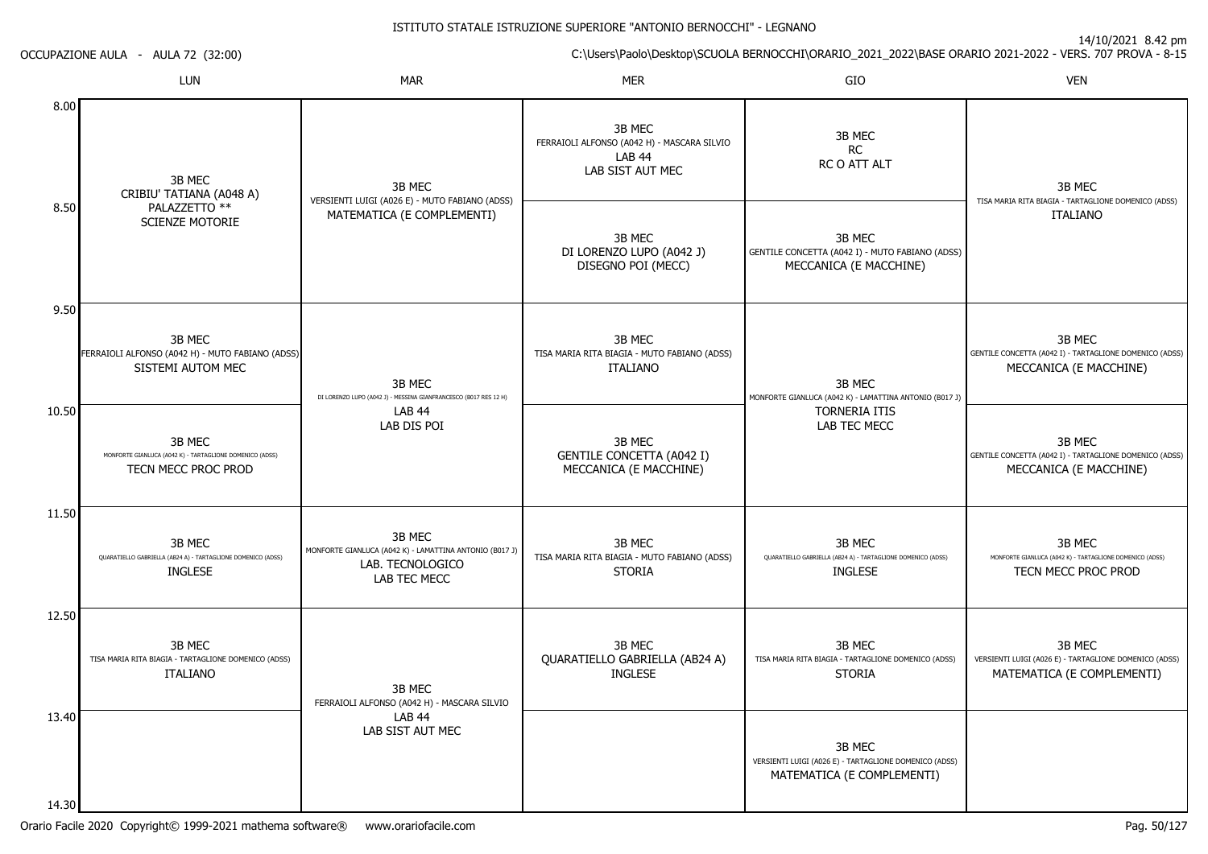ISTITUTO STATALE ISTRUZIONE SUPERIORE "ANTONIO BERNOCCHI" - LEGNANO

14/10/2021 8.42 pm

OCCUPAZIONE AULA - AULA 72 (32:00)

C:\Users\Paolo\Desktop\SCUOLA BERNOCCHI\ORARIO_2021_2022\BASE ORARIO 2021-2022 - VERS. 707 PROVA - 8-15

| | LUN | MAR | MER | GIO | VEN |
|---|---|---|---|---|---|
| 8.00 | 3B MEC<br>CRIBIU' TATIANA (A048 A)<br>PALAZZETTO **<br>SCIENZE MOTORIE | 3B MEC<br>VERSIENTI LUIGI (A026 E) - MUTO FABIANO (ADSS)<br>MATEMATICA (E COMPLEMENTI) | 3B MEC<br>FERRAIOLI ALFONSO (A042 H) - MASCARA SILVIO<br>LAB 44<br>LAB SIST AUT MEC | 3B MEC<br>RC<br>RC O ATT ALT | 3B MEC<br>TISA MARIA RITA BIAGIA - TARTAGLIONE DOMENICO (ADSS)<br>ITALIANO |
| 8.50 | | | 3B MEC<br>DI LORENZO LUPO (A042 J)<br>DISEGNO POI (MECC) | 3B MEC<br>GENTILE CONCETTA (A042 I) - MUTO FABIANO (ADSS)<br>MECCANICA (E MACCHINE) | |
| 9.50 | 3B MEC<br>FERRAIOLI ALFONSO (A042 H) - MUTO FABIANO (ADSS)<br>SISTEMI AUTOM MEC | 3B MEC<br>DI LORENZO LUPO (A042 J) - MESSINA GIANFRANCESCO (B017 RES 12 H)<br>LAB 44<br>LAB DIS POI | 3B MEC<br>TISA MARIA RITA BIAGIA - MUTO FABIANO (ADSS)<br>ITALIANO | 3B MEC<br>MONFORTE GIANLUCA (A042 K) - LAMATTINA ANTONIO (B017 J)<br>TORNERIA ITIS<br>LAB TEC MECC | 3B MEC<br>GENTILE CONCETTA (A042 I) - TARTAGLIONE DOMENICO (ADSS)<br>MECCANICA (E MACCHINE) |
| 10.50 | 3B MEC<br>MONFORTE GIANLUCA (A042 K) - TARTAGLIONE DOMENICO (ADSS)<br>TECN MECC PROC PROD | | 3B MEC<br>GENTILE CONCETTA (A042 I)<br>MECCANICA (E MACCHINE) | | 3B MEC<br>GENTILE CONCETTA (A042 I) - TARTAGLIONE DOMENICO (ADSS)<br>MECCANICA (E MACCHINE) |
| 11.50 | 3B MEC<br>QUARATIELLO GABRIELLA (AB24 A) - TARTAGLIONE DOMENICO (ADSS)<br>INGLESE | 3B MEC<br>MONFORTE GIANLUCA (A042 K) - LAMATTINA ANTONIO (B017 J)<br>LAB. TECNOLOGICO<br>LAB TEC MECC | 3B MEC<br>TISA MARIA RITA BIAGIA - MUTO FABIANO (ADSS)<br>STORIA | 3B MEC<br>QUARATIELLO GABRIELLA (AB24 A) - TARTAGLIONE DOMENICO (ADSS)<br>INGLESE | 3B MEC<br>MONFORTE GIANLUCA (A042 K) - TARTAGLIONE DOMENICO (ADSS)<br>TECN MECC PROC PROD |
| 12.50 | 3B MEC<br>TISA MARIA RITA BIAGIA - TARTAGLIONE DOMENICO (ADSS)<br>ITALIANO | 3B MEC<br>FERRAIOLI ALFONSO (A042 H) - MASCARA SILVIO<br>LAB 44<br>LAB SIST AUT MEC | 3B MEC<br>QUARATIELLO GABRIELLA (AB24 A)<br>INGLESE | 3B MEC<br>TISA MARIA RITA BIAGIA - TARTAGLIONE DOMENICO (ADSS)<br>STORIA | 3B MEC<br>VERSIENTI LUIGI (A026 E) - TARTAGLIONE DOMENICO (ADSS)<br>MATEMATICA (E COMPLEMENTI) |
| 13.40 | | | | 3B MEC<br>VERSIENTI LUIGI (A026 E) - TARTAGLIONE DOMENICO (ADSS)<br>MATEMATICA (E COMPLEMENTI) | |
| 14.30 | | | | | |

Orario Facile 2020 Copyright© 1999-2021 mathema software® www.orariofacile.com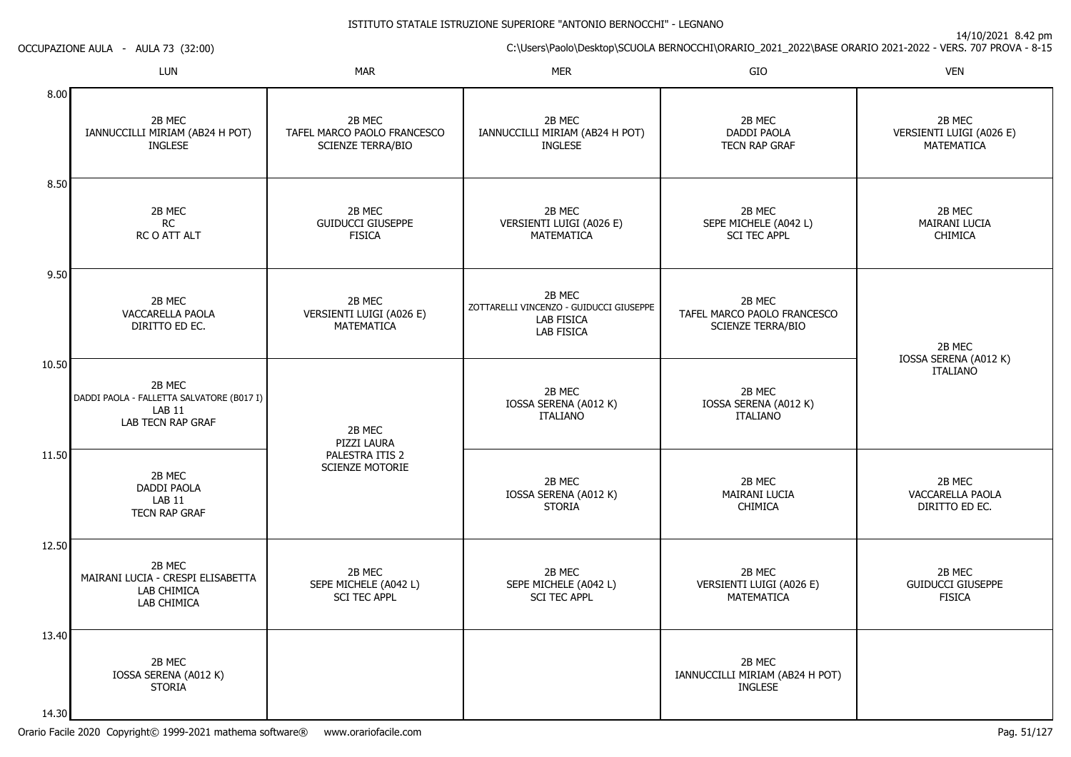ISTITUTO STATALE ISTRUZIONE SUPERIORE "ANTONIO BERNOCCHI" - LEGNANO

OCCUPAZIONE AULA - AULA 73 (32:00)

14/10/2021 8.42 pm

C:\Users\Paolo\Desktop\SCUOLA BERNOCCHI\ORARIO_2021_2022\BASE ORARIO 2021-2022 - VERS. 707 PROVA - 8-15

| | LUN | MAR | MER | GIO | VEN |
|---|---|---|---|---|---|
| 8.00 | 2B MEC<br>IANNUCCILLI MIRIAM (AB24 H POT)<br>INGLESE | 2B MEC<br>TAFEL MARCO PAOLO FRANCESCO<br>SCIENZE TERRA/BIO | 2B MEC<br>IANNUCCILLI MIRIAM (AB24 H POT)<br>INGLESE | 2B MEC<br>DADDI PAOLA<br>TECN RAP GRAF | 2B MEC<br>VERSIENTI LUIGI (A026 E)<br>MATEMATICA |
| 8.50 | 2B MEC<br>RC<br>RC O ATT ALT | 2B MEC<br>GUIDUCCI GIUSEPPE<br>FISICA | 2B MEC<br>VERSIENTI LUIGI (A026 E)<br>MATEMATICA | 2B MEC<br>SEPE MICHELE (A042 L)<br>SCI TEC APPL | 2B MEC<br>MAIRANI LUCIA<br>CHIMICA |
| 9.50 | 2B MEC<br>VACCARELLA PAOLA<br>DIRITTO ED EC. | 2B MEC<br>VERSIENTI LUIGI (A026 E)<br>MATEMATICA | 2B MEC<br>ZOTTARELLI VINCENZO - GUIDUCCI GIUSEPPE<br>LAB FISICA<br>LAB FISICA | 2B MEC<br>TAFEL MARCO PAOLO FRANCESCO<br>SCIENZE TERRA/BIO | 2B MEC<br>IOSSA SERENA (A012 K)<br>ITALIANO |
| 10.50 | 2B MEC<br>DADDI PAOLA - FALLETTA SALVATORE (B017 I)<br>LAB 11<br>LAB TECN RAP GRAF | 2B MEC<br>PIZZI LAURA<br>PALESTRA ITIS 2<br>SCIENZE MOTORIE | 2B MEC<br>IOSSA SERENA (A012 K)<br>ITALIANO | 2B MEC<br>IOSSA SERENA (A012 K)<br>ITALIANO | (2B MEC ITALIANO cont.) |
| 11.50 | 2B MEC<br>DADDI PAOLA<br>LAB 11<br>TECN RAP GRAF | (2B MEC SCIENZE MOTORIE cont.) | 2B MEC<br>IOSSA SERENA (A012 K)<br>STORIA | 2B MEC<br>MAIRANI LUCIA<br>CHIMICA | 2B MEC<br>VACCARELLA PAOLA<br>DIRITTO ED EC. |
| 12.50 | 2B MEC<br>MAIRANI LUCIA - CRESPI ELISABETTA<br>LAB CHIMICA<br>LAB CHIMICA | 2B MEC<br>SEPE MICHELE (A042 L)<br>SCI TEC APPL | 2B MEC<br>SEPE MICHELE (A042 L)<br>SCI TEC APPL | 2B MEC<br>VERSIENTI LUIGI (A026 E)<br>MATEMATICA | 2B MEC<br>GUIDUCCI GIUSEPPE<br>FISICA |
| 13.40 | 2B MEC<br>IOSSA SERENA (A012 K)<br>STORIA | | | 2B MEC<br>IANNUCCILLI MIRIAM (AB24 H POT)<br>INGLESE | |
| 14.30 | | | | | |

Orario Facile 2020 Copyright© 1999-2021 mathema software® www.orariofacile.com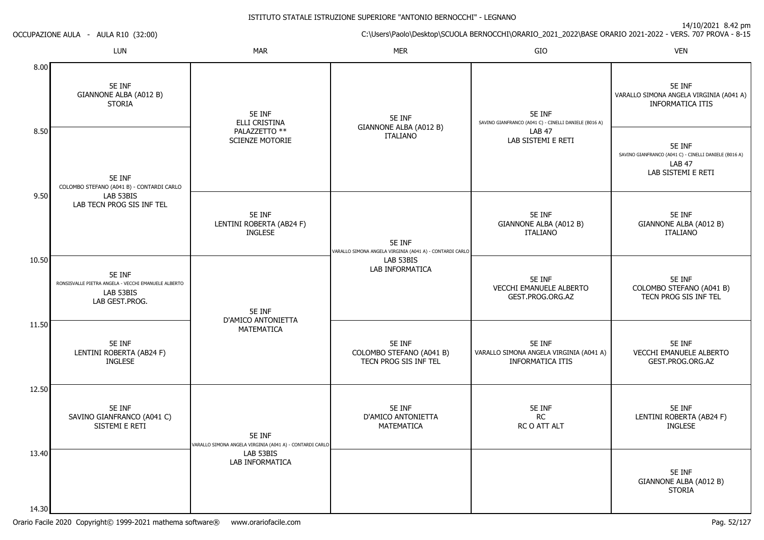ISTITUTO STATALE ISTRUZIONE SUPERIORE "ANTONIO BERNOCCHI" - LEGNANO

14/10/2021 8.42 pm

OCCUPAZIONE AULA - AULA R10 (32:00)

C:\Users\Paolo\Desktop\SCUOLA BERNOCCHI\ORARIO_2021_2022\BASE ORARIO 2021-2022 - VERS. 707 PROVA - 8-15

| | LUN | MAR | MER | GIO | VEN |
|---|---|---|---|---|---|
| 8.00 | 5E INF GIANNONE ALBA (A012 B) STORIA | 5E INF ELLI CRISTINA PALAZZETTO ** SCIENZE MOTORIE | 5E INF GIANNONE ALBA (A012 B) ITALIANO | 5E INF SAVINO GIANFRANCO (A041 C) - CINELLI DANIELE (B016 A) LAB 47 LAB SISTEMI E RETI | 5E INF VARALLO SIMONA ANGELA VIRGINIA (A041 A) INFORMATICA ITIS |
| 8.50 | 5E INF COLOMBO STEFANO (A041 B) - CONTARDI CARLO LAB 53BIS LAB TECN PROG SIS INF TEL | | | | 5E INF SAVINO GIANFRANCO (A041 C) - CINELLI DANIELE (B016 A) LAB 47 LAB SISTEMI E RETI |
| 9.50 | | 5E INF LENTINI ROBERTA (AB24 F) INGLESE | 5E INF VARALLO SIMONA ANGELA VIRGINIA (A041 A) - CONTARDI CARLO LAB 53BIS LAB INFORMATICA | 5E INF GIANNONE ALBA (A012 B) ITALIANO | 5E INF GIANNONE ALBA (A012 B) ITALIANO |
| 10.50 | 5E INF RONSISVALLE PIETRA ANGELA - VECCHI EMANUELE ALBERTO LAB 53BIS LAB GEST.PROG. | 5E INF D'AMICO ANTONIETTA MATEMATICA | | 5E INF VECCHI EMANUELE ALBERTO GEST.PROG.ORG.AZ | 5E INF COLOMBO STEFANO (A041 B) TECN PROG SIS INF TEL |
| 11.50 | 5E INF LENTINI ROBERTA (AB24 F) INGLESE | | 5E INF COLOMBO STEFANO (A041 B) TECN PROG SIS INF TEL | 5E INF VARALLO SIMONA ANGELA VIRGINIA (A041 A) INFORMATICA ITIS | 5E INF VECCHI EMANUELE ALBERTO GEST.PROG.ORG.AZ |
| 12.50 | 5E INF SAVINO GIANFRANCO (A041 C) SISTEMI E RETI | 5E INF VARALLO SIMONA ANGELA VIRGINIA (A041 A) - CONTARDI CARLO LAB 53BIS LAB INFORMATICA | 5E INF D'AMICO ANTONIETTA MATEMATICA | 5E INF RC RC O ATT ALT | 5E INF LENTINI ROBERTA (AB24 F) INGLESE |
| 13.40 | | | | | 5E INF GIANNONE ALBA (A012 B) STORIA |
| 14.30 | | | | | |

Orario Facile 2020 Copyright© 1999-2021 mathema software® www.orariofacile.com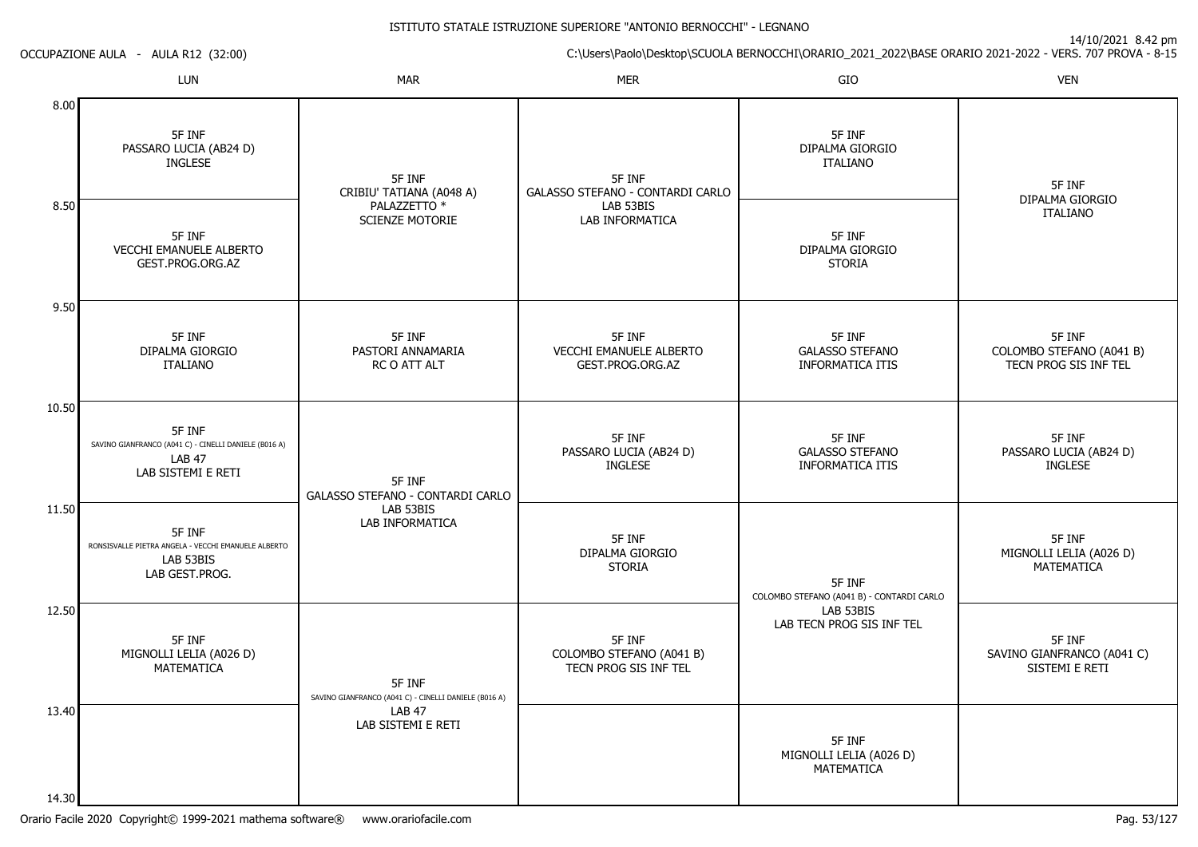ISTITUTO STATALE ISTRUZIONE SUPERIORE "ANTONIO BERNOCCHI" - LEGNANO

14/10/2021 8.42 pm

OCCUPAZIONE AULA - AULA R12 (32:00)

C:\Users\Paolo\Desktop\SCUOLA BERNOCCHI\ORARIO_2021_2022\BASE ORARIO 2021-2022 - VERS. 707 PROVA - 8-15

| | LUN | MAR | MER | GIO | VEN |
|---|---|---|---|---|---|
| 8.00 | 5F INF<br>PASSARO LUCIA (AB24 D)<br>INGLESE | 5F INF<br>CRIBIU' TATIANA (A048 A)<br>PALAZZETTO *<br>SCIENZE MOTORIE | 5F INF<br>GALASSO STEFANO - CONTARDI CARLO<br>LAB 53BIS<br>LAB INFORMATICA | 5F INF<br>DIPALMA GIORGIO<br>ITALIANO | 5F INF<br>DIPALMA GIORGIO<br>ITALIANO |
| 8.50 | 5F INF<br>VECCHI EMANUELE ALBERTO<br>GEST.PROG.ORG.AZ | | | 5F INF<br>DIPALMA GIORGIO<br>STORIA | |
| 9.50 | 5F INF<br>DIPALMA GIORGIO<br>ITALIANO | 5F INF<br>PASTORI ANNAMARIA<br>RC O ATT ALT | 5F INF<br>VECCHI EMANUELE ALBERTO<br>GEST.PROG.ORG.AZ | 5F INF<br>GALASSO STEFANO<br>INFORMATICA ITIS | 5F INF<br>COLOMBO STEFANO (A041 B)<br>TECN PROG SIS INF TEL |
| 10.50 | 5F INF<br>SAVINO GIANFRANCO (A041 C) - CINELLI DANIELE (B016 A)<br>LAB 47<br>LAB SISTEMI E RETI | 5F INF<br>GALASSO STEFANO - CONTARDI CARLO<br>LAB 53BIS<br>LAB INFORMATICA | 5F INF<br>PASSARO LUCIA (AB24 D)<br>INGLESE | 5F INF<br>GALASSO STEFANO<br>INFORMATICA ITIS | 5F INF<br>PASSARO LUCIA (AB24 D)<br>INGLESE |
| 11.50 | 5F INF<br>RONSISVALLE PIETRA ANGELA - VECCHI EMANUELE ALBERTO<br>LAB 53BIS<br>LAB GEST.PROG. | | 5F INF<br>DIPALMA GIORGIO<br>STORIA | 5F INF<br>COLOMBO STEFANO (A041 B) - CONTARDI CARLO<br>LAB 53BIS<br>LAB TECN PROG SIS INF TEL | 5F INF<br>MIGNOLLI LELIA (A026 D)<br>MATEMATICA |
| 12.50 | 5F INF<br>MIGNOLLI LELIA (A026 D)<br>MATEMATICA | 5F INF<br>SAVINO GIANFRANCO (A041 C) - CINELLI DANIELE (B016 A)<br>LAB 47<br>LAB SISTEMI E RETI | 5F INF<br>COLOMBO STEFANO (A041 B)<br>TECN PROG SIS INF TEL | | 5F INF<br>SAVINO GIANFRANCO (A041 C)<br>SISTEMI E RETI |
| 13.40 | | | | 5F INF<br>MIGNOLLI LELIA (A026 D)<br>MATEMATICA | |
| 14.30 | | | | | |

Orario Facile 2020 Copyright© 1999-2021 mathema software® www.orariofacile.com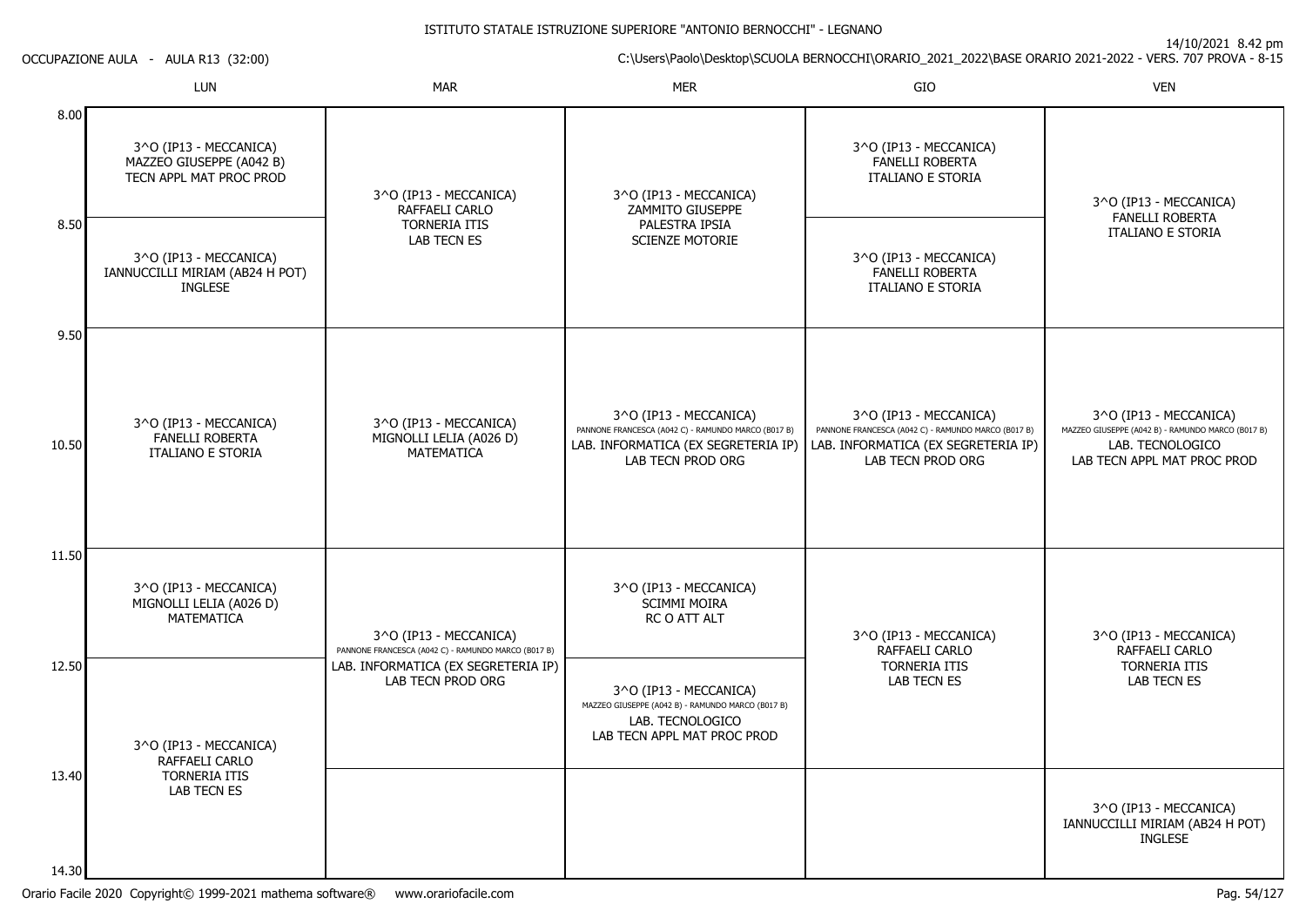# ISTITUTO STATALE ISTRUZIONE SUPERIORE "ANTONIO BERNOCCHI" - LEGNANO

OCCUPAZIONE AULA - AULA R13 (32:00)

14/10/2021 8.42 pm

C:\Users\Paolo\Desktop\SCUOLA BERNOCCHI\ORARIO_2021_2022\BASE ORARIO 2021-2022 - VERS. 707 PROVA - 8-15

| | LUN | MAR | MER | GIO | VEN |
|---|---|---|---|---|---|
| 8.00 | 3^O (IP13 - MECCANICA) MAZZEO GIUSEPPE (A042 B) TECN APPL MAT PROC PROD | 3^O (IP13 - MECCANICA) RAFFAELI CARLO TORNERIA ITIS LAB TECN ES | 3^O (IP13 - MECCANICA) ZAMMITO GIUSEPPE PALESTRA IPSIA SCIENZE MOTORIE | 3^O (IP13 - MECCANICA) FANELLI ROBERTA ITALIANO E STORIA | 3^O (IP13 - MECCANICA) FANELLI ROBERTA ITALIANO E STORIA |
| 8.50 | 3^O (IP13 - MECCANICA) IANNUCCILLI MIRIAM (AB24 H POT) INGLESE | | | 3^O (IP13 - MECCANICA) FANELLI ROBERTA ITALIANO E STORIA | |
| 9.50 | 3^O (IP13 - MECCANICA) FANELLI ROBERTA ITALIANO E STORIA | 3^O (IP13 - MECCANICA) MIGNOLLI LELIA (A026 D) MATEMATICA | 3^O (IP13 - MECCANICA) PANNONE FRANCESCA (A042 C) - RAMUNDO MARCO (B017 B) LAB. INFORMATICA (EX SEGRETERIA IP) LAB TECN PROD ORG | 3^O (IP13 - MECCANICA) PANNONE FRANCESCA (A042 C) - RAMUNDO MARCO (B017 B) LAB. INFORMATICA (EX SEGRETERIA IP) LAB TECN PROD ORG | 3^O (IP13 - MECCANICA) MAZZEO GIUSEPPE (A042 B) - RAMUNDO MARCO (B017 B) LAB. TECNOLOGICO LAB TECN APPL MAT PROC PROD |
| 10.50 | | | | | |
| 11.50 | 3^O (IP13 - MECCANICA) MIGNOLLI LELIA (A026 D) MATEMATICA | 3^O (IP13 - MECCANICA) PANNONE FRANCESCA (A042 C) - RAMUNDO MARCO (B017 B) LAB. INFORMATICA (EX SEGRETERIA IP) LAB TECN PROD ORG | 3^O (IP13 - MECCANICA) SCIMMI MOIRA RC O ATT ALT | 3^O (IP13 - MECCANICA) RAFFAELI CARLO TORNERIA ITIS LAB TECN ES | 3^O (IP13 - MECCANICA) RAFFAELI CARLO TORNERIA ITIS LAB TECN ES |
| 12.50 | 3^O (IP13 - MECCANICA) RAFFAELI CARLO TORNERIA ITIS LAB TECN ES | | 3^O (IP13 - MECCANICA) MAZZEO GIUSEPPE (A042 B) - RAMUNDO MARCO (B017 B) LAB. TECNOLOGICO LAB TECN APPL MAT PROC PROD | | |
| 13.40 | | | | | 3^O (IP13 - MECCANICA) IANNUCCILLI MIRIAM (AB24 H POT) INGLESE |
| 14.30 | | | | | |

Orario Facile 2020 Copyright© 1999-2021 mathema software® www.orariofacile.com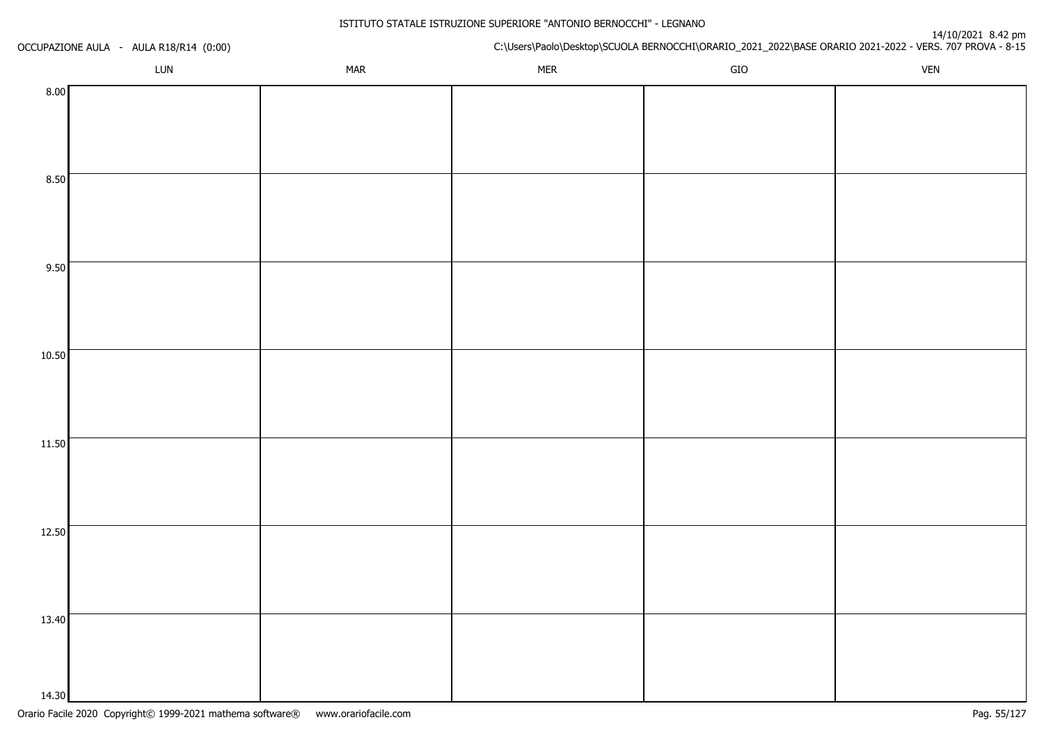ISTITUTO STATALE ISTRUZIONE SUPERIORE "ANTONIO BERNOCCHI" - LEGNANO

OCCUPAZIONE AULA - AULA R18/R14 (0:00)

14/10/2021 8.42 pm
C:\Users\Paolo\Desktop\SCUOLA BERNOCCHI\ORARIO_2021_2022\BASE ORARIO 2021-2022 - VERS. 707 PROVA - 8-15

| | LUN | MAR | MER | GIO | VEN |
|---|---|---|---|---|---|
| 8.00 | | | | | |
| 8.50 | | | | | |
| 9.50 | | | | | |
| 10.50 | | | | | |
| 11.50 | | | | | |
| 12.50 | | | | | |
| 13.40 | | | | | |
| 14.30 | | | | | |

Orario Facile 2020 Copyright© 1999-2021 mathema software® www.orariofacile.com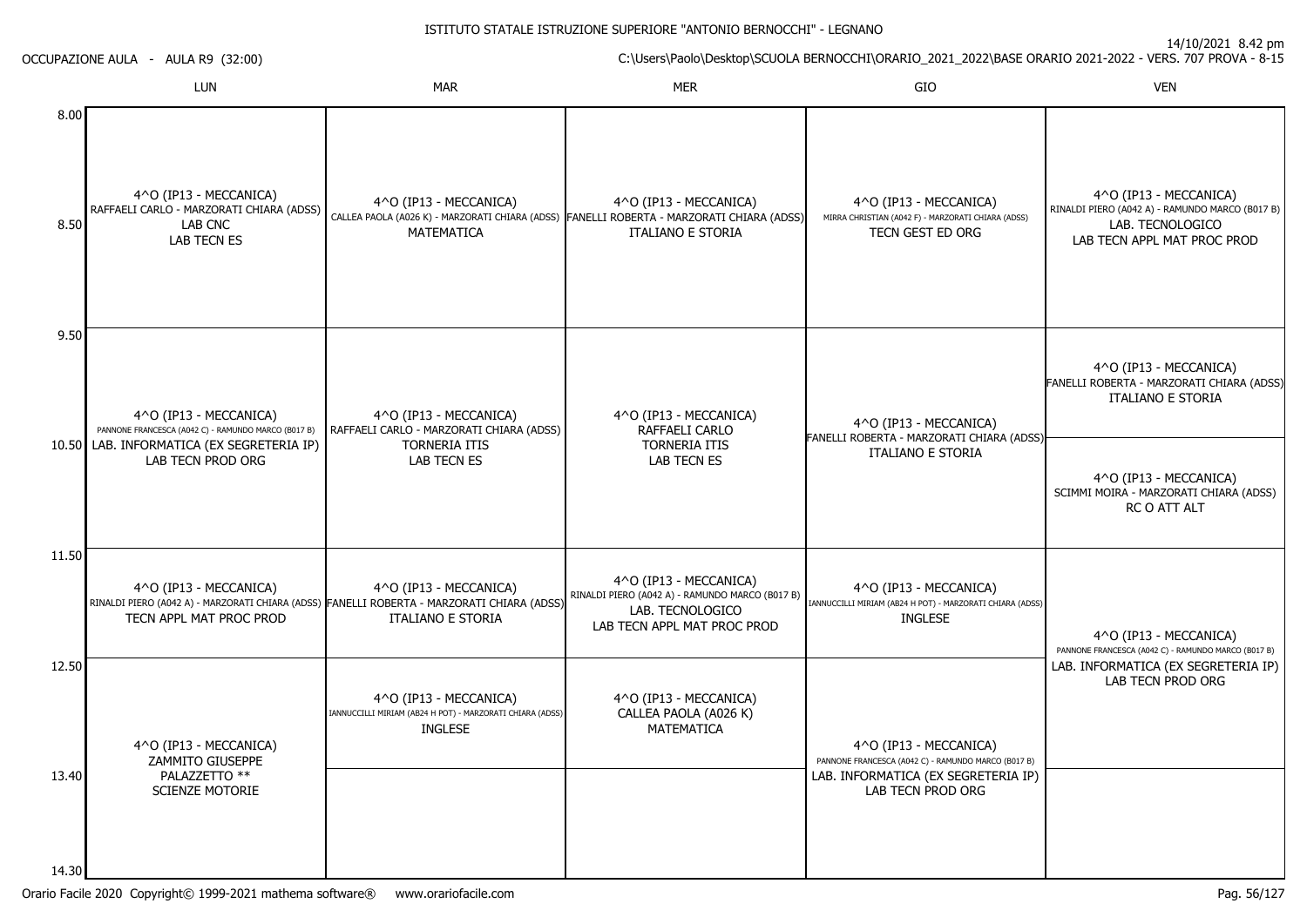ISTITUTO STATALE ISTRUZIONE SUPERIORE "ANTONIO BERNOCCHI" - LEGNANO

14/10/2021 8.42 pm

OCCUPAZIONE AULA - AULA R9 (32:00)

C:\Users\Paolo\Desktop\SCUOLA BERNOCCHI\ORARIO_2021_2022\BASE ORARIO 2021-2022 - VERS. 707 PROVA - 8-15

| | LUN | MAR | MER | GIO | VEN |
|---|---|---|---|---|---|
| 8.00 - 9.50 | 4^O (IP13 - MECCANICA) RAFFAELI CARLO - MARZORATI CHIARA (ADSS) LAB CNC LAB TECN ES | 4^O (IP13 - MECCANICA) CALLEA PAOLA (A026 K) - MARZORATI CHIARA (ADSS) MATEMATICA | 4^O (IP13 - MECCANICA) FANELLI ROBERTA - MARZORATI CHIARA (ADSS) ITALIANO E STORIA | 4^O (IP13 - MECCANICA) MIRRA CHRISTIAN (A042 F) - MARZORATI CHIARA (ADSS) TECN GEST ED ORG | 4^O (IP13 - MECCANICA) RINALDI PIERO (A042 A) - RAMUNDO MARCO (B017 B) LAB. TECNOLOGICO LAB TECN APPL MAT PROC PROD |
| 9.50 - 10.50 | 4^O (IP13 - MECCANICA) PANNONE FRANCESCA (A042 C) - RAMUNDO MARCO (B017 B) LAB. INFORMATICA (EX SEGRETERIA IP) LAB TECN PROD ORG | 4^O (IP13 - MECCANICA) RAFFAELI CARLO - MARZORATI CHIARA (ADSS) TORNERIA ITIS LAB TECN ES | 4^O (IP13 - MECCANICA) RAFFAELI CARLO TORNERIA ITIS LAB TECN ES | 4^O (IP13 - MECCANICA) FANELLI ROBERTA - MARZORATI CHIARA (ADSS) ITALIANO E STORIA | 4^O (IP13 - MECCANICA) FANELLI ROBERTA - MARZORATI CHIARA (ADSS) ITALIANO E STORIA |
| 10.50 - 11.50 | | | | | 4^O (IP13 - MECCANICA) SCIMMI MOIRA - MARZORATI CHIARA (ADSS) RC O ATT ALT |
| 11.50 - 12.50 | 4^O (IP13 - MECCANICA) RINALDI PIERO (A042 A) - MARZORATI CHIARA (ADSS) TECN APPL MAT PROC PROD | 4^O (IP13 - MECCANICA) FANELLI ROBERTA - MARZORATI CHIARA (ADSS) ITALIANO E STORIA | 4^O (IP13 - MECCANICA) RINALDI PIERO (A042 A) - RAMUNDO MARCO (B017 B) LAB. TECNOLOGICO LAB TECN APPL MAT PROC PROD | 4^O (IP13 - MECCANICA) IANNUCCILLI MIRIAM (AB24 H POT) - MARZORATI CHIARA (ADSS) INGLESE | 4^O (IP13 - MECCANICA) PANNONE FRANCESCA (A042 C) - RAMUNDO MARCO (B017 B) LAB. INFORMATICA (EX SEGRETERIA IP) LAB TECN PROD ORG |
| 12.50 - 13.40 | 4^O (IP13 - MECCANICA) ZAMMITO GIUSEPPE PALAZZETTO ** SCIENZE MOTORIE | 4^O (IP13 - MECCANICA) IANNUCCILLI MIRIAM (AB24 H POT) - MARZORATI CHIARA (ADSS) INGLESE | 4^O (IP13 - MECCANICA) CALLEA PAOLA (A026 K) MATEMATICA | 4^O (IP13 - MECCANICA) PANNONE FRANCESCA (A042 C) - RAMUNDO MARCO (B017 B) LAB. INFORMATICA (EX SEGRETERIA IP) LAB TECN PROD ORG | |
| 13.40 - 14.30 | | | | | |

Orario Facile 2020 Copyright© 1999-2021 mathema software® www.orariofacile.com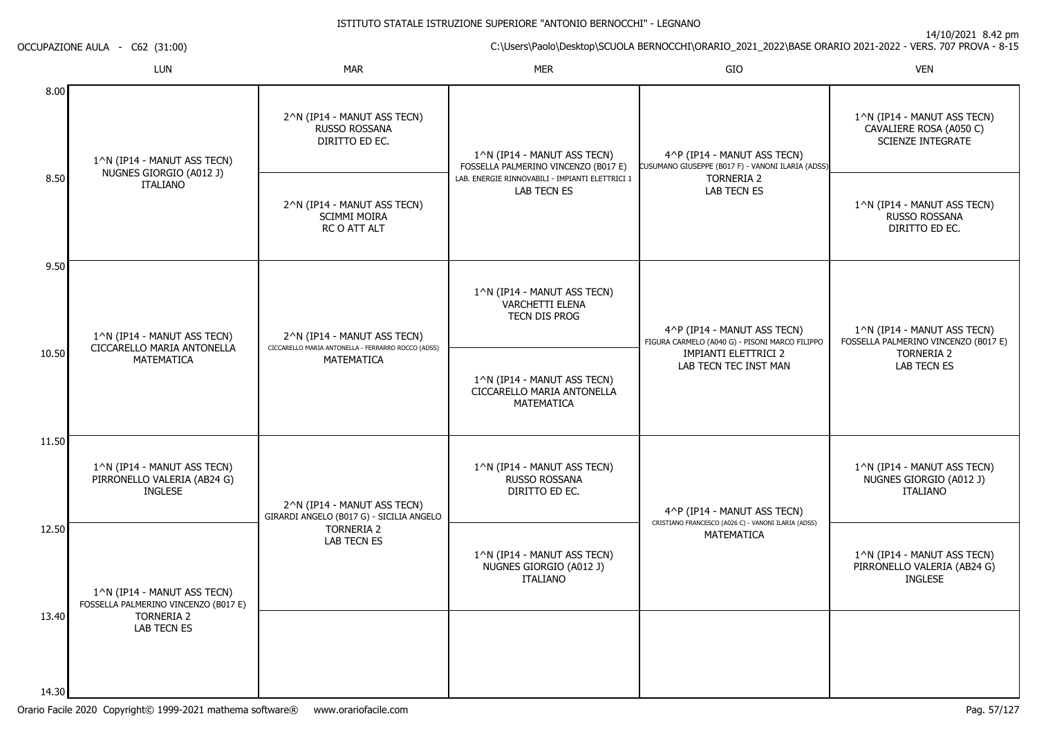ISTITUTO STATALE ISTRUZIONE SUPERIORE "ANTONIO BERNOCCHI" - LEGNANO

14/10/2021 8.42 pm

OCCUPAZIONE AULA - C62 (31:00)

C:\Users\Paolo\Desktop\SCUOLA BERNOCCHI\ORARIO_2021_2022\BASE ORARIO 2021-2022 - VERS. 707 PROVA - 8-15

| | LUN | MAR | MER | GIO | VEN |
|---|---|---|---|---|---|
| 8.00 | 1^N (IP14 - MANUT ASS TECN) NUGNES GIORGIO (A012 J) ITALIANO | 2^N (IP14 - MANUT ASS TECN) RUSSO ROSSANA DIRITTO ED EC. | 1^N (IP14 - MANUT ASS TECN) FOSSELLA PALMERINO VINCENZO (B017 E) LAB. ENERGIE RINNOVABILI - IMPIANTI ELETTRICI 1 LAB TECN ES | 4^P (IP14 - MANUT ASS TECN) CUSUMANO GIUSEPPE (B017 F) - VANONI ILARIA (ADSS) TORNERIA 2 LAB TECN ES | 1^N (IP14 - MANUT ASS TECN) CAVALIERE ROSA (A050 C) SCIENZE INTEGRATE |
| 8.50 | | 2^N (IP14 - MANUT ASS TECN) SCIMMI MOIRA RC O ATT ALT | | | 1^N (IP14 - MANUT ASS TECN) RUSSO ROSSANA DIRITTO ED EC. |
| 9.50 | 1^N (IP14 - MANUT ASS TECN) CICCARELLO MARIA ANTONELLA MATEMATICA | 2^N (IP14 - MANUT ASS TECN) CICCARELLO MARIA ANTONELLA - FERRARRO ROCCO (ADSS) MATEMATICA | 1^N (IP14 - MANUT ASS TECN) VARCHETTI ELENA TECN DIS PROG | 4^P (IP14 - MANUT ASS TECN) FIGURA CARMELO (A040 G) - PISONI MARCO FILIPPO IMPIANTI ELETTRICI 2 LAB TECN TEC INST MAN | 1^N (IP14 - MANUT ASS TECN) FOSSELLA PALMERINO VINCENZO (B017 E) TORNERIA 2 LAB TECN ES |
| 10.50 | | | 1^N (IP14 - MANUT ASS TECN) CICCARELLO MARIA ANTONELLA MATEMATICA | | |
| 11.50 | 1^N (IP14 - MANUT ASS TECN) PIRRONELLO VALERIA (AB24 G) INGLESE | 2^N (IP14 - MANUT ASS TECN) GIRARDI ANGELO (B017 G) - SICILIA ANGELO TORNERIA 2 LAB TECN ES | 1^N (IP14 - MANUT ASS TECN) RUSSO ROSSANA DIRITTO ED EC. | 4^P (IP14 - MANUT ASS TECN) CRISTIANO FRANCESCO (A026 C) - VANONI ILARIA (ADSS) MATEMATICA | 1^N (IP14 - MANUT ASS TECN) NUGNES GIORGIO (A012 J) ITALIANO |
| 12.50 | 1^N (IP14 - MANUT ASS TECN) FOSSELLA PALMERINO VINCENZO (B017 E) TORNERIA 2 LAB TECN ES | | 1^N (IP14 - MANUT ASS TECN) NUGNES GIORGIO (A012 J) ITALIANO | | 1^N (IP14 - MANUT ASS TECN) PIRRONELLO VALERIA (AB24 G) INGLESE |
| 13.40 | | | | | |
| 14.30 | | | | | |

Orario Facile 2020 Copyright© 1999-2021 mathema software® www.orariofacile.com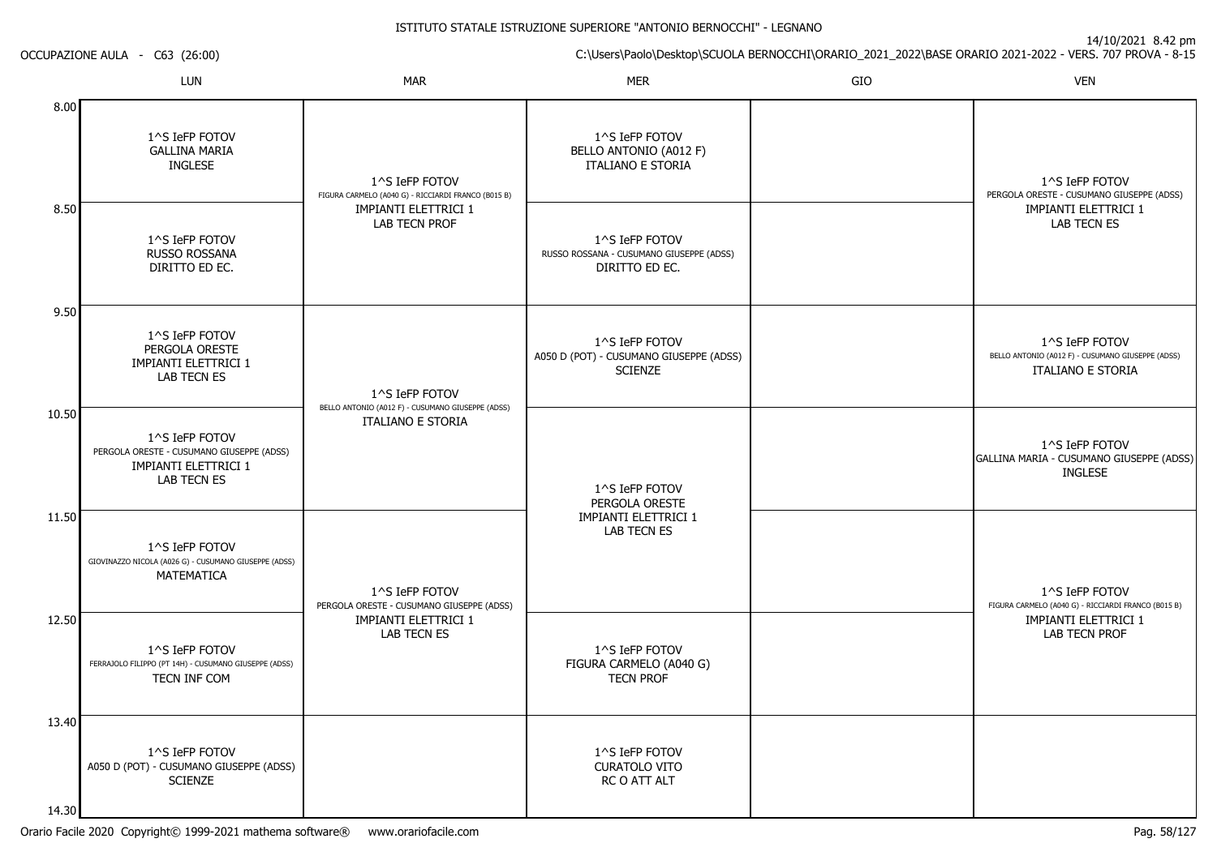ISTITUTO STATALE ISTRUZIONE SUPERIORE "ANTONIO BERNOCCHI" - LEGNANO

14/10/2021 8.42 pm

OCCUPAZIONE AULA - C63 (26:00)

C:\Users\Paolo\Desktop\SCUOLA BERNOCCHI\ORARIO_2021_2022\BASE ORARIO 2021-2022 - VERS. 707 PROVA - 8-15

| | LUN | MAR | MER | GIO | VEN |
|---|---|---|---|---|---|
| 8.00 | 1^S IeFP FOTOV GALLINA MARIA INGLESE | 1^S IeFP FOTOV FIGURA CARMELO (A040 G) - RICCIARDI FRANCO (B015 B) IMPIANTI ELETTRICI 1 LAB TECN PROF | 1^S IeFP FOTOV BELLO ANTONIO (A012 F) ITALIANO E STORIA | | 1^S IeFP FOTOV PERGOLA ORESTE - CUSUMANO GIUSEPPE (ADSS) IMPIANTI ELETTRICI 1 LAB TECN ES |
| 8.50 | 1^S IeFP FOTOV RUSSO ROSSANA DIRITTO ED EC. | | 1^S IeFP FOTOV RUSSO ROSSANA - CUSUMANO GIUSEPPE (ADSS) DIRITTO ED EC. | | |
| 9.50 | 1^S IeFP FOTOV PERGOLA ORESTE IMPIANTI ELETTRICI 1 LAB TECN ES | 1^S IeFP FOTOV BELLO ANTONIO (A012 F) - CUSUMANO GIUSEPPE (ADSS) ITALIANO E STORIA | 1^S IeFP FOTOV A050 D (POT) - CUSUMANO GIUSEPPE (ADSS) SCIENZE | | 1^S IeFP FOTOV BELLO ANTONIO (A012 F) - CUSUMANO GIUSEPPE (ADSS) ITALIANO E STORIA |
| 10.50 | 1^S IeFP FOTOV PERGOLA ORESTE - CUSUMANO GIUSEPPE (ADSS) IMPIANTI ELETTRICI 1 LAB TECN ES | | 1^S IeFP FOTOV PERGOLA ORESTE IMPIANTI ELETTRICI 1 LAB TECN ES | | 1^S IeFP FOTOV GALLINA MARIA - CUSUMANO GIUSEPPE (ADSS) INGLESE |
| 11.50 | 1^S IeFP FOTOV GIOVINAZZO NICOLA (A026 G) - CUSUMANO GIUSEPPE (ADSS) MATEMATICA | 1^S IeFP FOTOV PERGOLA ORESTE - CUSUMANO GIUSEPPE (ADSS) IMPIANTI ELETTRICI 1 LAB TECN ES | | | 1^S IeFP FOTOV FIGURA CARMELO (A040 G) - RICCIARDI FRANCO (B015 B) IMPIANTI ELETTRICI 1 LAB TECN PROF |
| 12.50 | 1^S IeFP FOTOV FERRAJOLO FILIPPO (PT 14H) - CUSUMANO GIUSEPPE (ADSS) TECN INF COM | | 1^S IeFP FOTOV FIGURA CARMELO (A040 G) TECN PROF | | |
| 13.40 | 1^S IeFP FOTOV A050 D (POT) - CUSUMANO GIUSEPPE (ADSS) SCIENZE | | 1^S IeFP FOTOV CURATOLO VITO RC O ATT ALT | | |
| 14.30 | | | | | |

Orario Facile 2020 Copyright© 1999-2021 mathema software® www.orariofacile.com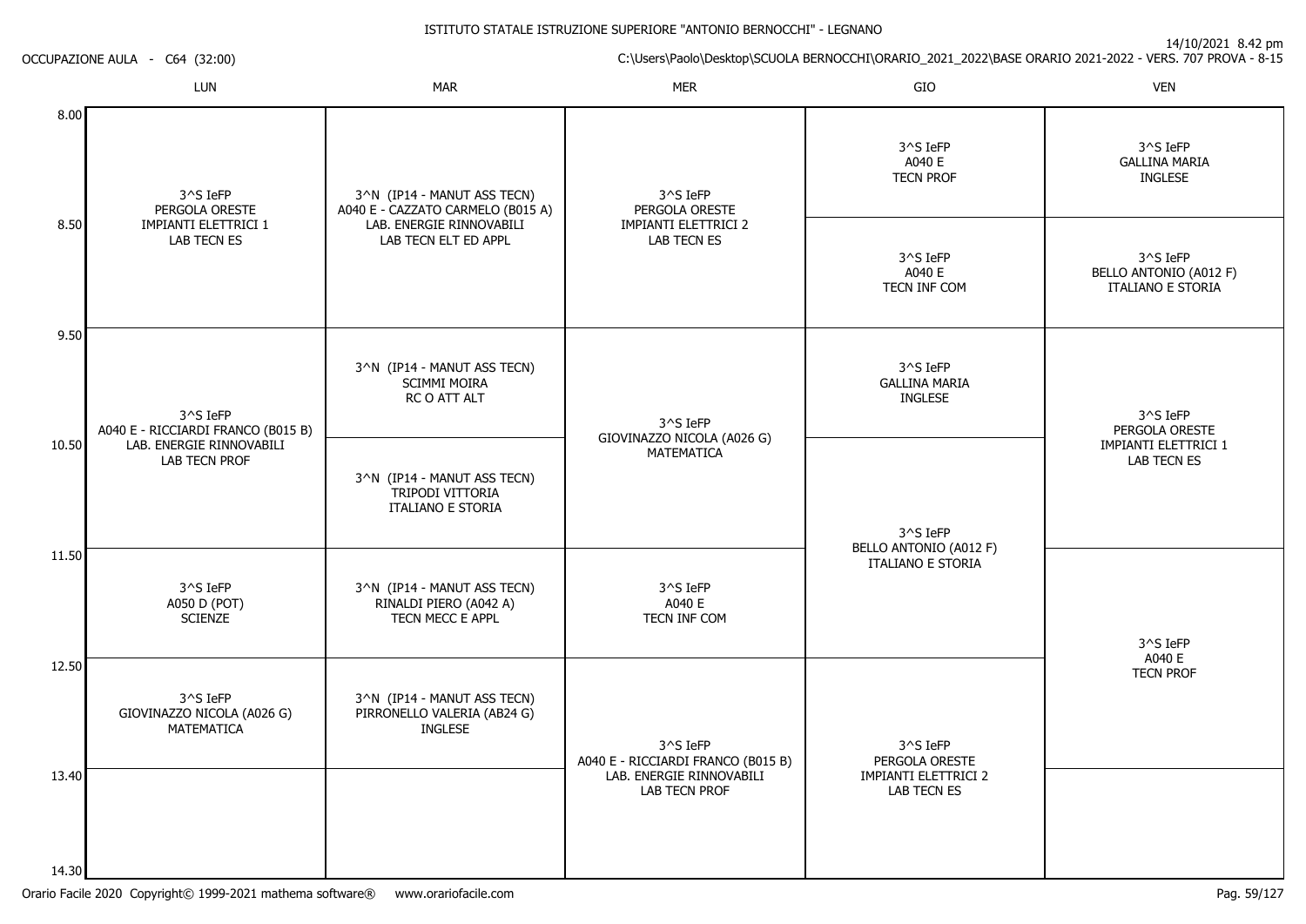ISTITUTO STATALE ISTRUZIONE SUPERIORE "ANTONIO BERNOCCHI" - LEGNANO

OCCUPAZIONE AULA - C64 (32:00)

14/10/2021 8.42 pm

C:\Users\Paolo\Desktop\SCUOLA BERNOCCHI\ORARIO_2021_2022\BASE ORARIO 2021-2022 - VERS. 707 PROVA - 8-15

| | LUN | MAR | MER | GIO | VEN |
|---|---|---|---|---|---|
| 8.00 | 3^S IeFP<br>PERGOLA ORESTE<br>IMPIANTI ELETTRICI 1<br>LAB TECN ES | 3^N (IP14 - MANUT ASS TECN)<br>A040 E - CAZZATO CARMELO (B015 A)<br>LAB. ENERGIE RINNOVABILI<br>LAB TECN ELT ED APPL | 3^S IeFP<br>PERGOLA ORESTE<br>IMPIANTI ELETTRICI 2<br>LAB TECN ES | 3^S IeFP<br>A040 E<br>TECN PROF | 3^S IeFP<br>GALLINA MARIA<br>INGLESE |
| 8.50 | | | | 3^S IeFP<br>A040 E<br>TECN INF COM | 3^S IeFP<br>BELLO ANTONIO (A012 F)<br>ITALIANO E STORIA |
| 9.50 | 3^S IeFP<br>A040 E - RICCIARDI FRANCO (B015 B)<br>LAB. ENERGIE RINNOVABILI<br>LAB TECN PROF | 3^N (IP14 - MANUT ASS TECN)<br>SCIMMI MOIRA<br>RC O ATT ALT | 3^S IeFP<br>GIOVINAZZO NICOLA (A026 G)<br>MATEMATICA | 3^S IeFP<br>GALLINA MARIA<br>INGLESE | 3^S IeFP<br>PERGOLA ORESTE<br>IMPIANTI ELETTRICI 1<br>LAB TECN ES |
| 10.50 | | 3^N (IP14 - MANUT ASS TECN)<br>TRIPODI VITTORIA<br>ITALIANO E STORIA | | 3^S IeFP<br>BELLO ANTONIO (A012 F)<br>ITALIANO E STORIA | |
| 11.50 | 3^S IeFP<br>A050 D (POT)<br>SCIENZE | 3^N (IP14 - MANUT ASS TECN)<br>RINALDI PIERO (A042 A)<br>TECN MECC E APPL | 3^S IeFP<br>A040 E<br>TECN INF COM | | 3^S IeFP<br>A040 E<br>TECN PROF |
| 12.50 | 3^S IeFP<br>GIOVINAZZO NICOLA (A026 G)<br>MATEMATICA | 3^N (IP14 - MANUT ASS TECN)<br>PIRRONELLO VALERIA (AB24 G)<br>INGLESE | 3^S IeFP<br>A040 E - RICCIARDI FRANCO (B015 B)<br>LAB. ENERGIE RINNOVABILI<br>LAB TECN PROF | 3^S IeFP<br>PERGOLA ORESTE<br>IMPIANTI ELETTRICI 2<br>LAB TECN ES | |
| 13.40 | | | | | |
| 14.30 | | | | | |

Orario Facile 2020 Copyright© 1999-2021 mathema software® www.orariofacile.com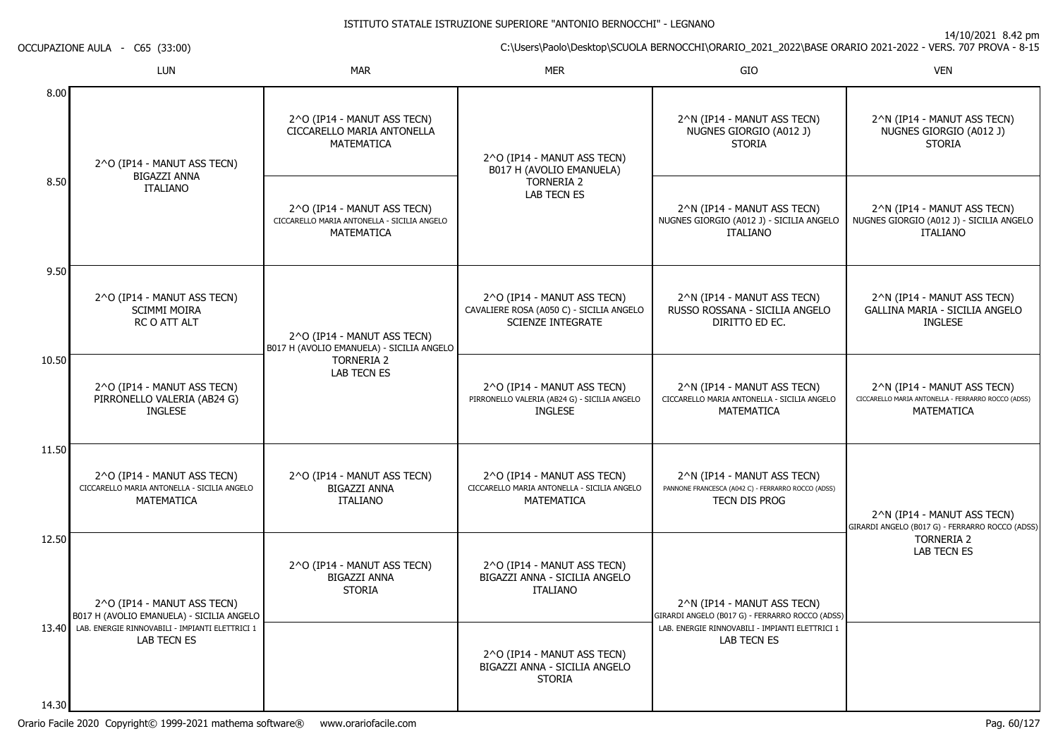ISTITUTO STATALE ISTRUZIONE SUPERIORE "ANTONIO BERNOCCHI" - LEGNANO

OCCUPAZIONE AULA - C65 (33:00)

14/10/2021 8.42 pm

C:\Users\Paolo\Desktop\SCUOLA BERNOCCHI\ORARIO_2021_2022\BASE ORARIO 2021-2022 - VERS. 707 PROVA - 8-15

| | LUN | MAR | MER | GIO | VEN |
|---|---|---|---|---|---|
| 8.00 | 2^O (IP14 - MANUT ASS TECN) BIGAZZI ANNA ITALIANO | 2^O (IP14 - MANUT ASS TECN) CICCARELLO MARIA ANTONELLA MATEMATICA | 2^O (IP14 - MANUT ASS TECN) B017 H (AVOLIO EMANUELA) TORNERIA 2 LAB TECN ES | 2^N (IP14 - MANUT ASS TECN) NUGNES GIORGIO (A012 J) STORIA | 2^N (IP14 - MANUT ASS TECN) NUGNES GIORGIO (A012 J) STORIA |
| 8.50 | | 2^O (IP14 - MANUT ASS TECN) CICCARELLO MARIA ANTONELLA - SICILIA ANGELO MATEMATICA | | 2^N (IP14 - MANUT ASS TECN) NUGNES GIORGIO (A012 J) - SICILIA ANGELO ITALIANO | 2^N (IP14 - MANUT ASS TECN) NUGNES GIORGIO (A012 J) - SICILIA ANGELO ITALIANO |
| 9.50 | 2^O (IP14 - MANUT ASS TECN) SCIMMI MOIRA RC O ATT ALT | 2^O (IP14 - MANUT ASS TECN) B017 H (AVOLIO EMANUELA) - SICILIA ANGELO TORNERIA 2 LAB TECN ES | 2^O (IP14 - MANUT ASS TECN) CAVALIERE ROSA (A050 C) - SICILIA ANGELO SCIENZE INTEGRATE | 2^N (IP14 - MANUT ASS TECN) RUSSO ROSSANA - SICILIA ANGELO DIRITTO ED EC. | 2^N (IP14 - MANUT ASS TECN) GALLINA MARIA - SICILIA ANGELO INGLESE |
| 10.50 | 2^O (IP14 - MANUT ASS TECN) PIRRONELLO VALERIA (AB24 G) INGLESE | | 2^O (IP14 - MANUT ASS TECN) PIRRONELLO VALERIA (AB24 G) - SICILIA ANGELO INGLESE | 2^N (IP14 - MANUT ASS TECN) CICCARELLO MARIA ANTONELLA - SICILIA ANGELO MATEMATICA | 2^N (IP14 - MANUT ASS TECN) CICCARELLO MARIA ANTONELLA - FERRARRO ROCCO (ADSS) MATEMATICA |
| 11.50 | 2^O (IP14 - MANUT ASS TECN) CICCARELLO MARIA ANTONELLA - SICILIA ANGELO MATEMATICA | 2^O (IP14 - MANUT ASS TECN) BIGAZZI ANNA ITALIANO | 2^O (IP14 - MANUT ASS TECN) CICCARELLO MARIA ANTONELLA - SICILIA ANGELO MATEMATICA | 2^N (IP14 - MANUT ASS TECN) PANNONE FRANCESCA (A042 C) - FERRARRO ROCCO (ADSS) TECN DIS PROG | 2^N (IP14 - MANUT ASS TECN) GIRARDI ANGELO (B017 G) - FERRARRO ROCCO (ADSS) TORNERIA 2 LAB TECN ES |
| 12.50 | 2^O (IP14 - MANUT ASS TECN) B017 H (AVOLIO EMANUELA) - SICILIA ANGELO LAB. ENERGIE RINNOVABILI - IMPIANTI ELETTRICI 1 LAB TECN ES | 2^O (IP14 - MANUT ASS TECN) BIGAZZI ANNA STORIA | 2^O (IP14 - MANUT ASS TECN) BIGAZZI ANNA - SICILIA ANGELO ITALIANO | 2^N (IP14 - MANUT ASS TECN) GIRARDI ANGELO (B017 G) - FERRARRO ROCCO (ADSS) LAB. ENERGIE RINNOVABILI - IMPIANTI ELETTRICI 1 LAB TECN ES | |
| 13.40 | | | 2^O (IP14 - MANUT ASS TECN) BIGAZZI ANNA - SICILIA ANGELO STORIA | | |
| 14.30 | | | | | |

Orario Facile 2020 Copyright© 1999-2021 mathema software® www.orariofacile.com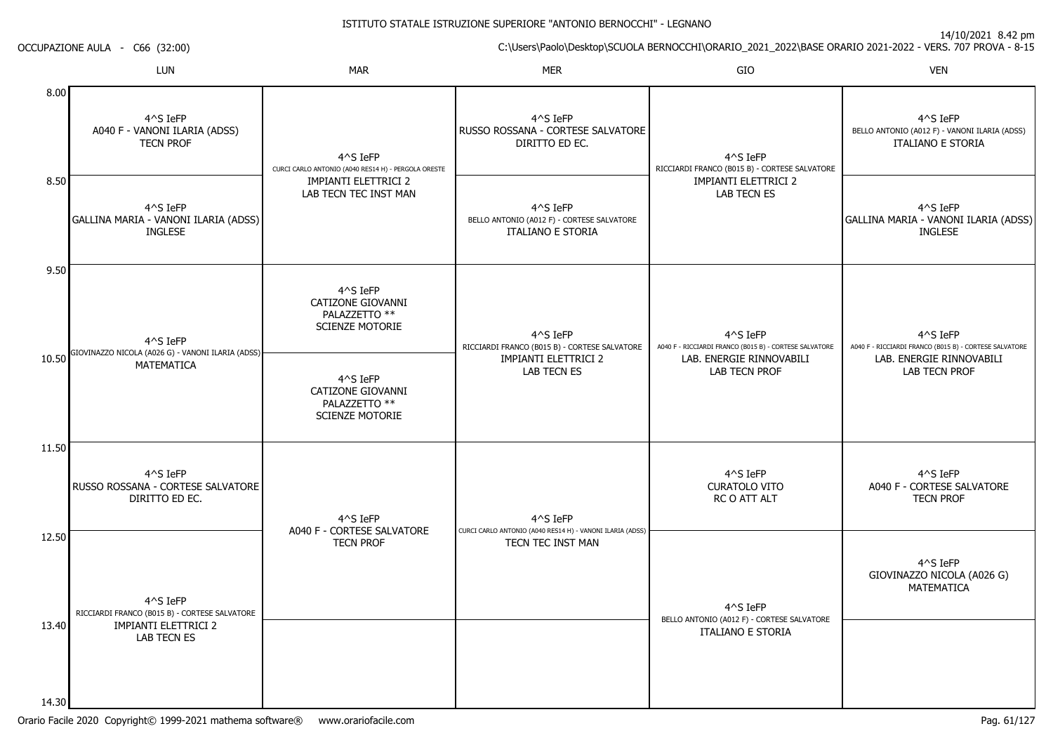ISTITUTO STATALE ISTRUZIONE SUPERIORE "ANTONIO BERNOCCHI" - LEGNANO

OCCUPAZIONE AULA - C66 (32:00)

14/10/2021 8.42 pm
C:\Users\Paolo\Desktop\SCUOLA BERNOCCHI\ORARIO_2021_2022\BASE ORARIO 2021-2022 - VERS. 707 PROVA - 8-15

| | LUN | MAR | MER | GIO | VEN |
|---|---|---|---|---|---|
| 8.00 | 4^S IeFP<br>A040 F - VANONI ILARIA (ADSS)<br>TECN PROF | 4^S IeFP<br>CURCI CARLO ANTONIO (A040 RES14 H) - PERGOLA ORESTE<br>IMPIANTI ELETTRICI 2<br>LAB TECN TEC INST MAN | 4^S IeFP<br>RUSSO ROSSANA - CORTESE SALVATORE<br>DIRITTO ED EC. | 4^S IeFP<br>RICCIARDI FRANCO (B015 B) - CORTESE SALVATORE<br>IMPIANTI ELETTRICI 2<br>LAB TECN ES | 4^S IeFP<br>BELLO ANTONIO (A012 F) - VANONI ILARIA (ADSS)<br>ITALIANO E STORIA |
| 8.50 | 4^S IeFP<br>GALLINA MARIA - VANONI ILARIA (ADSS)<br>INGLESE | | 4^S IeFP<br>BELLO ANTONIO (A012 F) - CORTESE SALVATORE<br>ITALIANO E STORIA | | 4^S IeFP<br>GALLINA MARIA - VANONI ILARIA (ADSS)<br>INGLESE |
| 9.50 | 4^S IeFP<br>GIOVINAZZO NICOLA (A026 G) - VANONI ILARIA (ADSS)<br>MATEMATICA | 4^S IeFP<br>CATIZONE GIOVANNI<br>PALAZZETTO **<br>SCIENZE MOTORIE | 4^S IeFP<br>RICCIARDI FRANCO (B015 B) - CORTESE SALVATORE<br>IMPIANTI ELETTRICI 2<br>LAB TECN ES | 4^S IeFP<br>A040 F - RICCIARDI FRANCO (B015 B) - CORTESE SALVATORE<br>LAB. ENERGIE RINNOVABILI<br>LAB TECN PROF | 4^S IeFP<br>A040 F - RICCIARDI FRANCO (B015 B) - CORTESE SALVATORE<br>LAB. ENERGIE RINNOVABILI<br>LAB TECN PROF |
| 10.50 | | 4^S IeFP<br>CATIZONE GIOVANNI<br>PALAZZETTO **<br>SCIENZE MOTORIE | | | |
| 11.50 | 4^S IeFP<br>RUSSO ROSSANA - CORTESE SALVATORE<br>DIRITTO ED EC. | 4^S IeFP<br>A040 F - CORTESE SALVATORE<br>TECN PROF | 4^S IeFP<br>CURCI CARLO ANTONIO (A040 RES14 H) - VANONI ILARIA (ADSS)<br>TECN TEC INST MAN | 4^S IeFP<br>CURATOLO VITO<br>RC O ATT ALT | 4^S IeFP<br>A040 F - CORTESE SALVATORE<br>TECN PROF |
| 12.50 | 4^S IeFP<br>RICCIARDI FRANCO (B015 B) - CORTESE SALVATORE<br>IMPIANTI ELETTRICI 2<br>LAB TECN ES | | | 4^S IeFP<br>BELLO ANTONIO (A012 F) - CORTESE SALVATORE<br>ITALIANO E STORIA | 4^S IeFP<br>GIOVINAZZO NICOLA (A026 G)<br>MATEMATICA |
| 13.40 | | | | | |
| 14.30 | | | | | |

Orario Facile 2020 Copyright© 1999-2021 mathema software® www.orariofacile.com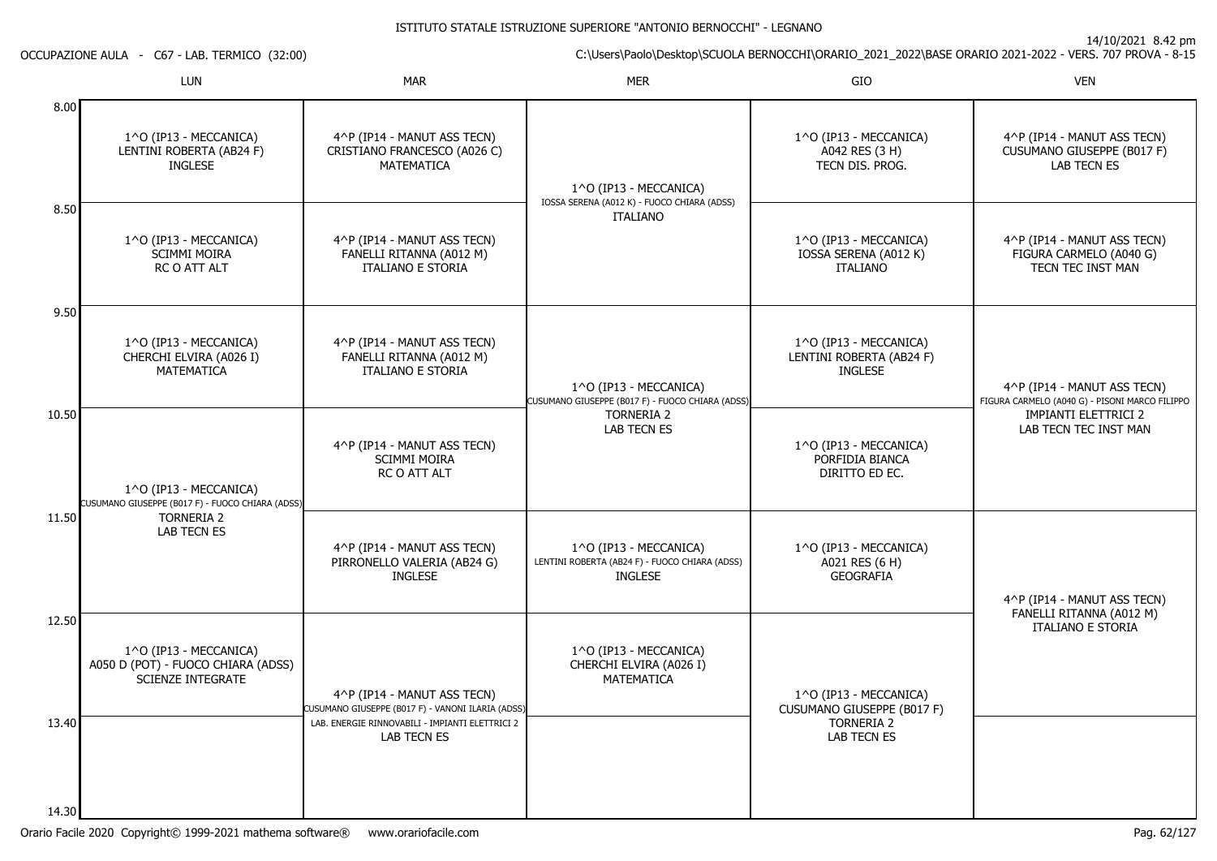ISTITUTO STATALE ISTRUZIONE SUPERIORE "ANTONIO BERNOCCHI" - LEGNANO

14/10/2021 8.42 pm

OCCUPAZIONE AULA - C67 - LAB. TERMICO (32:00)

C:\Users\Paolo\Desktop\SCUOLA BERNOCCHI\ORARIO_2021_2022\BASE ORARIO 2021-2022 - VERS. 707 PROVA - 8-15

| | LUN | MAR | MER | GIO | VEN |
|---|---|---|---|---|---|
| 8.00 | 1^O (IP13 - MECCANICA) LENTINI ROBERTA (AB24 F) INGLESE | 4^P (IP14 - MANUT ASS TECN) CRISTIANO FRANCESCO (A026 C) MATEMATICA | 1^O (IP13 - MECCANICA) IOSSA SERENA (A012 K) - FUOCO CHIARA (ADSS) ITALIANO | 1^O (IP13 - MECCANICA) A042 RES (3 H) TECN DIS. PROG. | 4^P (IP14 - MANUT ASS TECN) CUSUMANO GIUSEPPE (B017 F) LAB TECN ES |
| 8.50 | 1^O (IP13 - MECCANICA) SCIMMI MOIRA RC O ATT ALT | 4^P (IP14 - MANUT ASS TECN) FANELLI RITANNA (A012 M) ITALIANO E STORIA | | 1^O (IP13 - MECCANICA) IOSSA SERENA (A012 K) ITALIANO | 4^P (IP14 - MANUT ASS TECN) FIGURA CARMELO (A040 G) TECN TEC INST MAN |
| 9.50 | 1^O (IP13 - MECCANICA) CHERCHI ELVIRA (A026 I) MATEMATICA | 4^P (IP14 - MANUT ASS TECN) FANELLI RITANNA (A012 M) ITALIANO E STORIA | 1^O (IP13 - MECCANICA) CUSUMANO GIUSEPPE (B017 F) - FUOCO CHIARA (ADSS) TORNERIA 2 LAB TECN ES | 1^O (IP13 - MECCANICA) LENTINI ROBERTA (AB24 F) INGLESE | 4^P (IP14 - MANUT ASS TECN) FIGURA CARMELO (A040 G) - PISONI MARCO FILIPPO IMPIANTI ELETTRICI 2 LAB TECN TEC INST MAN |
| 10.50 | 1^O (IP13 - MECCANICA) CUSUMANO GIUSEPPE (B017 F) - FUOCO CHIARA (ADSS) TORNERIA 2 LAB TECN ES | 4^P (IP14 - MANUT ASS TECN) SCIMMI MOIRA RC O ATT ALT | | 1^O (IP13 - MECCANICA) PORFIDIA BIANCA DIRITTO ED EC. | |
| 11.50 | | 4^P (IP14 - MANUT ASS TECN) PIRRONELLO VALERIA (AB24 G) INGLESE | 1^O (IP13 - MECCANICA) LENTINI ROBERTA (AB24 F) - FUOCO CHIARA (ADSS) INGLESE | 1^O (IP13 - MECCANICA) A021 RES (6 H) GEOGRAFIA | 4^P (IP14 - MANUT ASS TECN) FANELLI RITANNA (A012 M) ITALIANO E STORIA |
| 12.50 | 1^O (IP13 - MECCANICA) A050 D (POT) - FUOCO CHIARA (ADSS) SCIENZE INTEGRATE | 4^P (IP14 - MANUT ASS TECN) CUSUMANO GIUSEPPE (B017 F) - VANONI ILARIA (ADSS) LAB. ENERGIE RINNOVABILI - IMPIANTI ELETTRICI 2 LAB TECN ES | 1^O (IP13 - MECCANICA) CHERCHI ELVIRA (A026 I) MATEMATICA | 1^O (IP13 - MECCANICA) CUSUMANO GIUSEPPE (B017 F) TORNERIA 2 LAB TECN ES | |
| 13.40 | | | | | |

Orario Facile 2020 Copyright© 1999-2021 mathema software® www.orariofacile.com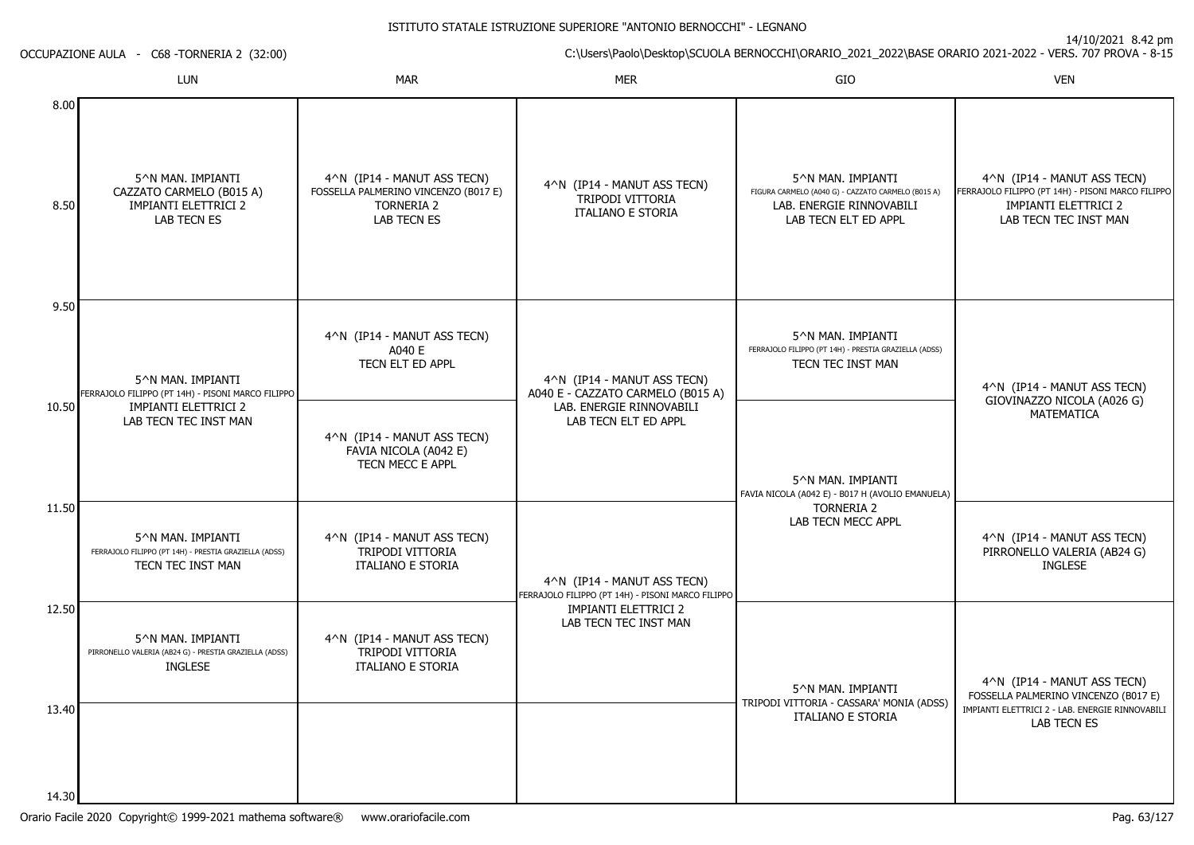ISTITUTO STATALE ISTRUZIONE SUPERIORE "ANTONIO BERNOCCHI" - LEGNANO

14/10/2021 8.42 pm

OCCUPAZIONE AULA - C68 -TORNERIA 2 (32:00)

C:\Users\Paolo\Desktop\SCUOLA BERNOCCHI\ORARIO_2021_2022\BASE ORARIO 2021-2022 - VERS. 707 PROVA - 8-15

| Ora | LUN | MAR | MER | GIO | VEN |
|---|---|---|---|---|---|
| 8.00 - 8.50 / 9.50 | 5^N MAN. IMPIANTI<br>CAZZATO CARMELO (B015 A)<br>IMPIANTI ELETTRICI 2<br>LAB TECN ES | 4^N (IP14 - MANUT ASS TECN)<br>FOSSELLA PALMERINO VINCENZO (B017 E)<br>TORNERIA 2<br>LAB TECN ES | 4^N (IP14 - MANUT ASS TECN)<br>TRIPODI VITTORIA<br>ITALIANO E STORIA | 5^N MAN. IMPIANTI<br>FIGURA CARMELO (A040 G) - CAZZATO CARMELO (B015 A)<br>LAB. ENERGIE RINNOVABILI<br>LAB TECN ELT ED APPL | 4^N (IP14 - MANUT ASS TECN)<br>FERRAJOLO FILIPPO (PT 14H) - PISONI MARCO FILIPPO<br>IMPIANTI ELETTRICI 2<br>LAB TECN TEC INST MAN |
| 9.50 - 10.50 | 5^N MAN. IMPIANTI<br>FERRAJOLO FILIPPO (PT 14H) - PISONI MARCO FILIPPO<br>IMPIANTI ELETTRICI 2<br>LAB TECN TEC INST MAN (9.50 - 11.50) | 4^N (IP14 - MANUT ASS TECN)<br>A040 E<br>TECN ELT ED APPL | 4^N (IP14 - MANUT ASS TECN)<br>A040 E - CAZZATO CARMELO (B015 A)<br>LAB. ENERGIE RINNOVABILI<br>LAB TECN ELT ED APPL (9.50 - 11.50) | 5^N MAN. IMPIANTI<br>FERRAJOLO FILIPPO (PT 14H) - PRESTIA GRAZIELLA (ADSS)<br>TECN TEC INST MAN | 4^N (IP14 - MANUT ASS TECN)<br>GIOVINAZZO NICOLA (A026 G)<br>MATEMATICA (9.50 - 11.50) |
| 10.50 - 11.50 | | 4^N (IP14 - MANUT ASS TECN)<br>FAVIA NICOLA (A042 E)<br>TECN MECC E APPL | | 5^N MAN. IMPIANTI<br>FAVIA NICOLA (A042 E) - B017 H (AVOLIO EMANUELA)<br>TORNERIA 2<br>LAB TECN MECC APPL (10.50 - 12.50) | |
| 11.50 - 12.50 | 5^N MAN. IMPIANTI<br>FERRAJOLO FILIPPO (PT 14H) - PRESTIA GRAZIELLA (ADSS)<br>TECN TEC INST MAN | 4^N (IP14 - MANUT ASS TECN)<br>TRIPODI VITTORIA<br>ITALIANO E STORIA | 4^N (IP14 - MANUT ASS TECN)<br>FERRAJOLO FILIPPO (PT 14H) - PISONI MARCO FILIPPO<br>IMPIANTI ELETTRICI 2<br>LAB TECN TEC INST MAN (11.50 - 13.40) | | 4^N (IP14 - MANUT ASS TECN)<br>PIRRONELLO VALERIA (AB24 G)<br>INGLESE |
| 12.50 - 13.40 | 5^N MAN. IMPIANTI<br>PIRRONELLO VALERIA (AB24 G) - PRESTIA GRAZIELLA (ADSS)<br>INGLESE | 4^N (IP14 - MANUT ASS TECN)<br>TRIPODI VITTORIA<br>ITALIANO E STORIA | | 5^N MAN. IMPIANTI<br>TRIPODI VITTORIA - CASSARA' MONIA (ADSS)<br>ITALIANO E STORIA (12.50 - 14.30) | 4^N (IP14 - MANUT ASS TECN)<br>FOSSELLA PALMERINO VINCENZO (B017 E)<br>IMPIANTI ELETTRICI 2 - LAB. ENERGIE RINNOVABILI<br>LAB TECN ES (12.50 - 14.30) |
| 13.40 - 14.30 | | | | | |

Orario Facile 2020 Copyright© 1999-2021 mathema software® www.orariofacile.com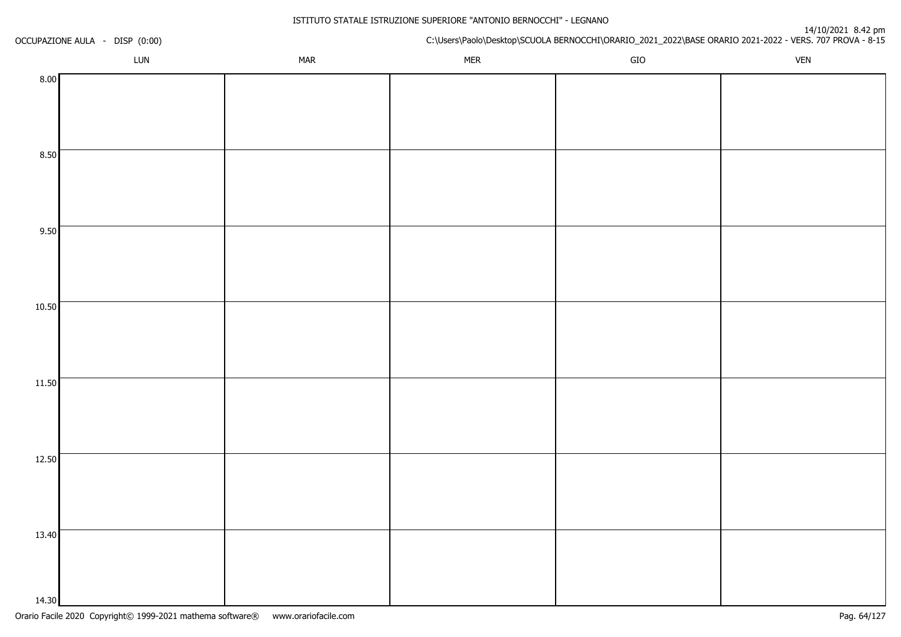ISTITUTO STATALE ISTRUZIONE SUPERIORE "ANTONIO BERNOCCHI" - LEGNANO

OCCUPAZIONE AULA - DISP (0:00)

14/10/2021 8.42 pm

C:\Users\Paolo\Desktop\SCUOLA BERNOCCHI\ORARIO_2021_2022\BASE ORARIO 2021-2022 - VERS. 707 PROVA - 8-15

| | LUN | MAR | MER | GIO | VEN |
|---|---|---|---|---|---|
| 8.00 | | | | | |
| 8.50 | | | | | |
| 9.50 | | | | | |
| 10.50 | | | | | |
| 11.50 | | | | | |
| 12.50 | | | | | |
| 13.40 | | | | | |
| 14.30 | | | | | |

Orario Facile 2020 Copyright© 1999-2021 mathema software® www.orariofacile.com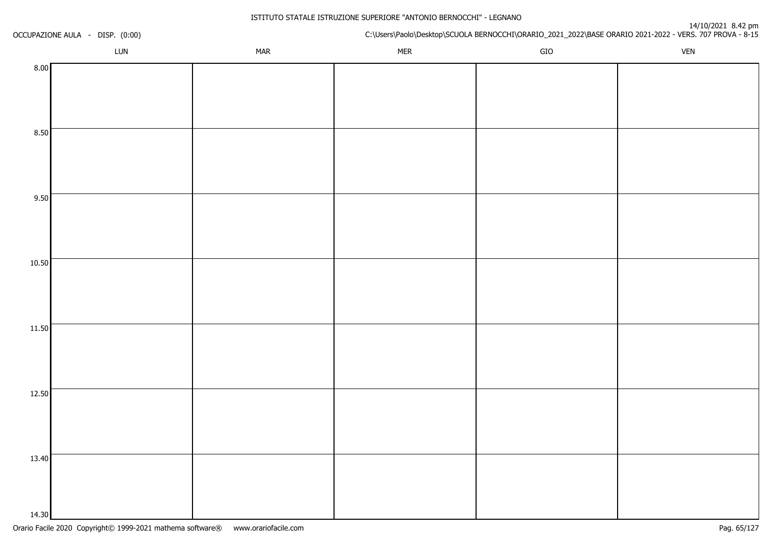ISTITUTO STATALE ISTRUZIONE SUPERIORE "ANTONIO BERNOCCHI" - LEGNANO

OCCUPAZIONE AULA - DISP. (0:00)

14/10/2021 8.42 pm

C:\Users\Paolo\Desktop\SCUOLA BERNOCCHI\ORARIO_2021_2022\BASE ORARIO 2021-2022 - VERS. 707 PROVA - 8-15

| | LUN | MAR | MER | GIO | VEN |
|---|---|---|---|---|---|
| 8.00 | | | | | |
| 8.50 | | | | | |
| 9.50 | | | | | |
| 10.50 | | | | | |
| 11.50 | | | | | |
| 12.50 | | | | | |
| 13.40 | | | | | |
| 14.30 | | | | | |

Orario Facile 2020 Copyright© 1999-2021 mathema software® www.orariofacile.com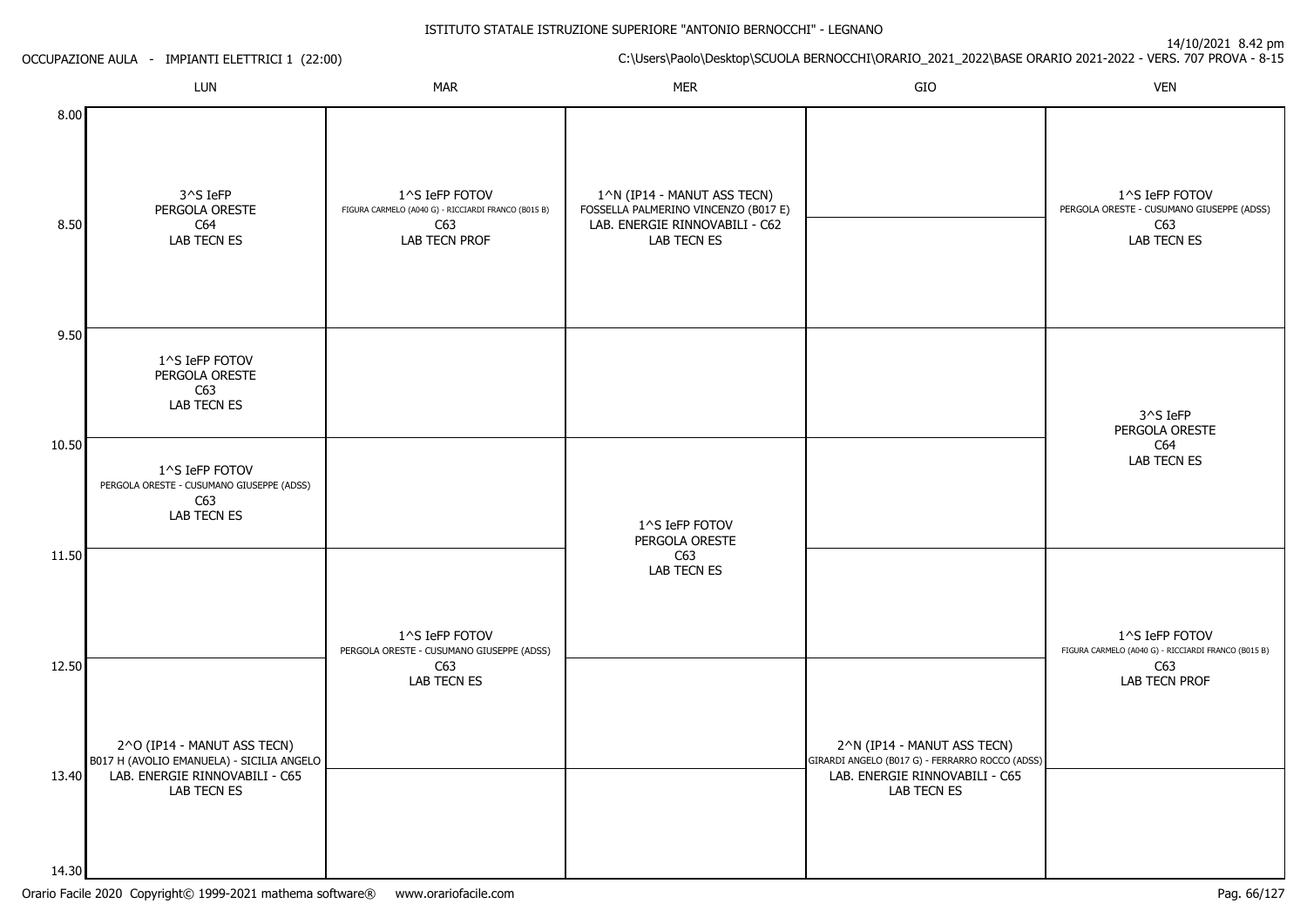ISTITUTO STATALE ISTRUZIONE SUPERIORE "ANTONIO BERNOCCHI" - LEGNANO

OCCUPAZIONE AULA - IMPIANTI ELETTRICI 1 (22:00)

14/10/2021 8.42 pm

C:\Users\Paolo\Desktop\SCUOLA BERNOCCHI\ORARIO_2021_2022\BASE ORARIO 2021-2022 - VERS. 707 PROVA - 8-15

| | LUN | MAR | MER | GIO | VEN |
|---|---|---|---|---|---|
| 8.00 | 3^S IeFP PERGOLA ORESTE C64 LAB TECN ES | 1^S IeFP FOTOV FIGURA CARMELO (A040 G) - RICCIARDI FRANCO (B015 B) C63 LAB TECN PROF | 1^N (IP14 - MANUT ASS TECN) FOSSELLA PALMERINO VINCENZO (B017 E) LAB. ENERGIE RINNOVABILI - C62 LAB TECN ES | | 1^S IeFP FOTOV PERGOLA ORESTE - CUSUMANO GIUSEPPE (ADSS) C63 LAB TECN ES |
| 8.50 | 3^S IeFP PERGOLA ORESTE C64 LAB TECN ES | 1^S IeFP FOTOV FIGURA CARMELO (A040 G) - RICCIARDI FRANCO (B015 B) C63 LAB TECN PROF | 1^N (IP14 - MANUT ASS TECN) FOSSELLA PALMERINO VINCENZO (B017 E) LAB. ENERGIE RINNOVABILI - C62 LAB TECN ES | | 1^S IeFP FOTOV PERGOLA ORESTE - CUSUMANO GIUSEPPE (ADSS) C63 LAB TECN ES |
| 9.50 | 1^S IeFP FOTOV PERGOLA ORESTE C63 LAB TECN ES | | | | 3^S IeFP PERGOLA ORESTE C64 LAB TECN ES |
| 10.50 | 1^S IeFP FOTOV PERGOLA ORESTE - CUSUMANO GIUSEPPE (ADSS) C63 LAB TECN ES | | 1^S IeFP FOTOV PERGOLA ORESTE C63 LAB TECN ES | | 3^S IeFP PERGOLA ORESTE C64 LAB TECN ES |
| 11.50 | | 1^S IeFP FOTOV PERGOLA ORESTE - CUSUMANO GIUSEPPE (ADSS) C63 LAB TECN ES | 1^S IeFP FOTOV PERGOLA ORESTE C63 LAB TECN ES | | 1^S IeFP FOTOV FIGURA CARMELO (A040 G) - RICCIARDI FRANCO (B015 B) C63 LAB TECN PROF |
| 12.50 | 2^O (IP14 - MANUT ASS TECN) B017 H (AVOLIO EMANUELA) - SICILIA ANGELO LAB. ENERGIE RINNOVABILI - C65 LAB TECN ES | 1^S IeFP FOTOV PERGOLA ORESTE - CUSUMANO GIUSEPPE (ADSS) C63 LAB TECN ES | | 2^N (IP14 - MANUT ASS TECN) GIRARDI ANGELO (B017 G) - FERRARRO ROCCO (ADSS) LAB. ENERGIE RINNOVABILI - C65 LAB TECN ES | 1^S IeFP FOTOV FIGURA CARMELO (A040 G) - RICCIARDI FRANCO (B015 B) C63 LAB TECN PROF |
| 13.40 | 2^O (IP14 - MANUT ASS TECN) B017 H (AVOLIO EMANUELA) - SICILIA ANGELO LAB. ENERGIE RINNOVABILI - C65 LAB TECN ES | | | 2^N (IP14 - MANUT ASS TECN) GIRARDI ANGELO (B017 G) - FERRARRO ROCCO (ADSS) LAB. ENERGIE RINNOVABILI - C65 LAB TECN ES | |
| 14.30 | | | | | |

Orario Facile 2020 Copyright© 1999-2021 mathema software® www.orariofacile.com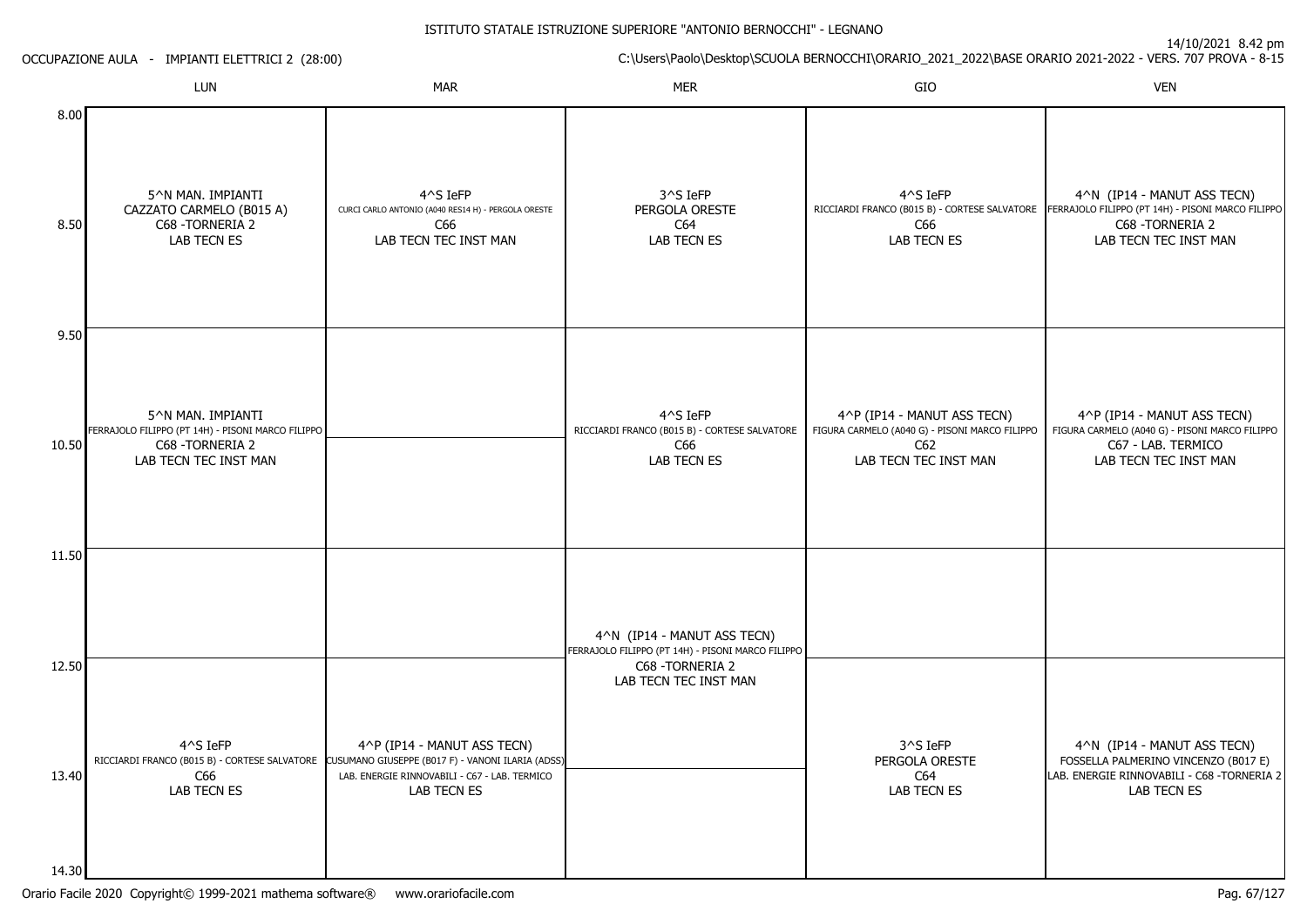ISTITUTO STATALE ISTRUZIONE SUPERIORE "ANTONIO BERNOCCHI" - LEGNANO

14/10/2021 8.42 pm

OCCUPAZIONE AULA - IMPIANTI ELETTRICI 2 (28:00)

C:\Users\Paolo\Desktop\SCUOLA BERNOCCHI\ORARIO_2021_2022\BASE ORARIO 2021-2022 - VERS. 707 PROVA - 8-15

| | LUN | MAR | MER | GIO | VEN |
|---|---|---|---|---|---|
| 8.00 - 9.50 | 5^N MAN. IMPIANTI<br>CAZZATO CARMELO (B015 A)<br>C68 -TORNERIA 2<br>LAB TECN ES | 4^S IeFP<br>CURCI CARLO ANTONIO (A040 RES14 H) - PERGOLA ORESTE<br>C66<br>LAB TECN TEC INST MAN | 3^S IeFP<br>PERGOLA ORESTE<br>C64<br>LAB TECN ES | 4^S IeFP<br>RICCIARDI FRANCO (B015 B) - CORTESE SALVATORE<br>C66<br>LAB TECN ES | 4^N (IP14 - MANUT ASS TECN)<br>FERRAJOLO FILIPPO (PT 14H) - PISONI MARCO FILIPPO<br>C68 -TORNERIA 2<br>LAB TECN TEC INST MAN |
| 9.50 - 10.50 | 5^N MAN. IMPIANTI<br>FERRAJOLO FILIPPO (PT 14H) - PISONI MARCO FILIPPO<br>C68 -TORNERIA 2<br>LAB TECN TEC INST MAN | | 4^S IeFP<br>RICCIARDI FRANCO (B015 B) - CORTESE SALVATORE<br>C66<br>LAB TECN ES | 4^P (IP14 - MANUT ASS TECN)<br>FIGURA CARMELO (A040 G) - PISONI MARCO FILIPPO<br>C62<br>LAB TECN TEC INST MAN | 4^P (IP14 - MANUT ASS TECN)<br>FIGURA CARMELO (A040 G) - PISONI MARCO FILIPPO<br>C67 - LAB. TERMICO<br>LAB TECN TEC INST MAN |
| 10.50 - 11.50 | | | | | |
| 11.50 - 12.50 | | | 4^N (IP14 - MANUT ASS TECN)<br>FERRAJOLO FILIPPO (PT 14H) - PISONI MARCO FILIPPO<br>C68 -TORNERIA 2<br>LAB TECN TEC INST MAN | | |
| 12.50 - 13.40 | 4^S IeFP<br>RICCIARDI FRANCO (B015 B) - CORTESE SALVATORE<br>C66<br>LAB TECN ES | 4^P (IP14 - MANUT ASS TECN)<br>CUSUMANO GIUSEPPE (B017 F) - VANONI ILARIA (ADSS)<br>LAB. ENERGIE RINNOVABILI - C67 - LAB. TERMICO<br>LAB TECN ES | | 3^S IeFP<br>PERGOLA ORESTE<br>C64<br>LAB TECN ES | 4^N (IP14 - MANUT ASS TECN)<br>FOSSELLA PALMERINO VINCENZO (B017 E)<br>LAB. ENERGIE RINNOVABILI - C68 -TORNERIA 2<br>LAB TECN ES |
| 13.40 - 14.30 | | | | | |

Orario Facile 2020 Copyright© 1999-2021 mathema software® www.orariofacile.com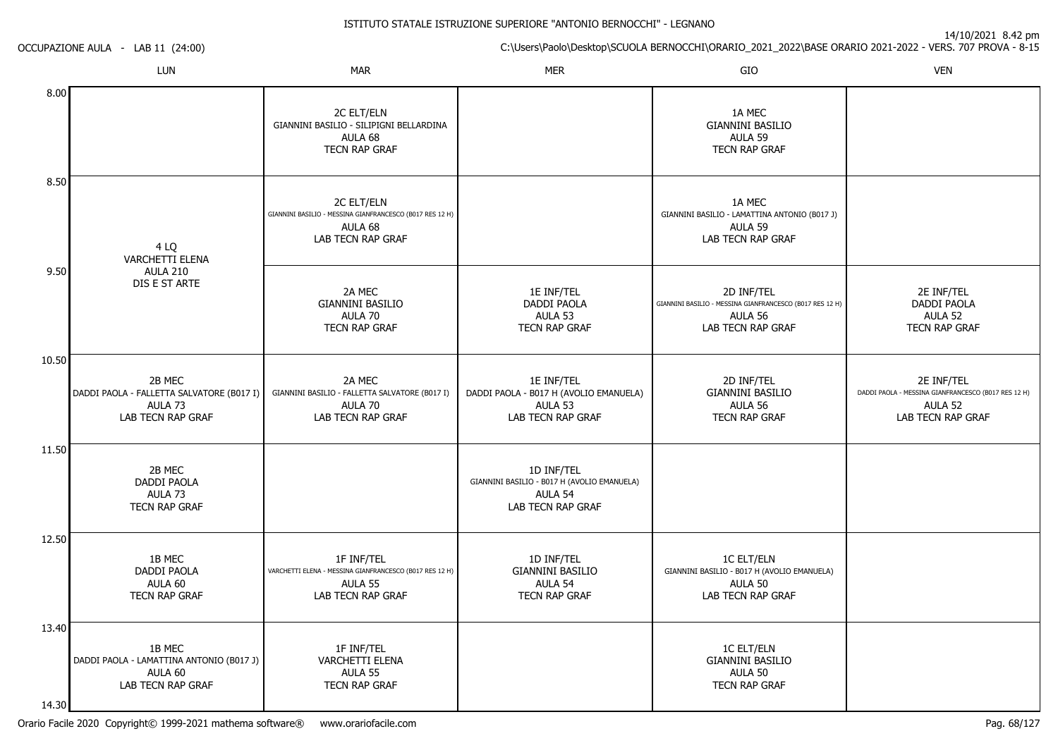ISTITUTO STATALE ISTRUZIONE SUPERIORE "ANTONIO BERNOCCHI" - LEGNANO

OCCUPAZIONE AULA - LAB 11 (24:00)

14/10/2021 8.42 pm

C:\Users\Paolo\Desktop\SCUOLA BERNOCCHI\ORARIO_2021_2022\BASE ORARIO 2021-2022 - VERS. 707 PROVA - 8-15

| | LUN | MAR | MER | GIO | VEN |
|---|---|---|---|---|---|
| 8.00 | | 2C ELT/ELN<br>GIANNINI BASILIO - SILIPIGNI BELLARDINA<br>AULA 68<br>TECN RAP GRAF | | 1A MEC<br>GIANNINI BASILIO<br>AULA 59<br>TECN RAP GRAF | |
| 8.50 | 4 LQ<br>VARCHETTI ELENA<br>AULA 210<br>DIS E ST ARTE | 2C ELT/ELN<br>GIANNINI BASILIO - MESSINA GIANFRANCESCO (B017 RES 12 H)<br>AULA 68<br>LAB TECN RAP GRAF | | 1A MEC<br>GIANNINI BASILIO - LAMATTINA ANTONIO (B017 J)<br>AULA 59<br>LAB TECN RAP GRAF | |
| 9.50 | 4 LQ<br>VARCHETTI ELENA<br>AULA 210<br>DIS E ST ARTE | 2A MEC<br>GIANNINI BASILIO<br>AULA 70<br>TECN RAP GRAF | 1E INF/TEL<br>DADDI PAOLA<br>AULA 53<br>TECN RAP GRAF | 2D INF/TEL<br>GIANNINI BASILIO - MESSINA GIANFRANCESCO (B017 RES 12 H)<br>AULA 56<br>LAB TECN RAP GRAF | 2E INF/TEL<br>DADDI PAOLA<br>AULA 52<br>TECN RAP GRAF |
| 10.50 | 2B MEC<br>DADDI PAOLA - FALLETTA SALVATORE (B017 I)<br>AULA 73<br>LAB TECN RAP GRAF | 2A MEC<br>GIANNINI BASILIO - FALLETTA SALVATORE (B017 I)<br>AULA 70<br>LAB TECN RAP GRAF | 1E INF/TEL<br>DADDI PAOLA - B017 H (AVOLIO EMANUELA)<br>AULA 53<br>LAB TECN RAP GRAF | 2D INF/TEL<br>GIANNINI BASILIO<br>AULA 56<br>TECN RAP GRAF | 2E INF/TEL<br>DADDI PAOLA - MESSINA GIANFRANCESCO (B017 RES 12 H)<br>AULA 52<br>LAB TECN RAP GRAF |
| 11.50 | 2B MEC<br>DADDI PAOLA<br>AULA 73<br>TECN RAP GRAF | | 1D INF/TEL<br>GIANNINI BASILIO - B017 H (AVOLIO EMANUELA)<br>AULA 54<br>LAB TECN RAP GRAF | | |
| 12.50 | 1B MEC<br>DADDI PAOLA<br>AULA 60<br>TECN RAP GRAF | 1F INF/TEL<br>VARCHETTI ELENA - MESSINA GIANFRANCESCO (B017 RES 12 H)<br>AULA 55<br>LAB TECN RAP GRAF | 1D INF/TEL<br>GIANNINI BASILIO<br>AULA 54<br>TECN RAP GRAF | 1C ELT/ELN<br>GIANNINI BASILIO - B017 H (AVOLIO EMANUELA)<br>AULA 50<br>LAB TECN RAP GRAF | |
| 13.40 | 1B MEC<br>DADDI PAOLA - LAMATTINA ANTONIO (B017 J)<br>AULA 60<br>LAB TECN RAP GRAF | 1F INF/TEL<br>VARCHETTI ELENA<br>AULA 55<br>TECN RAP GRAF | | 1C ELT/ELN<br>GIANNINI BASILIO<br>AULA 50<br>TECN RAP GRAF | |
| 14.30 | | | | | |

Orario Facile 2020 Copyright© 1999-2021 mathema software® www.orariofacile.com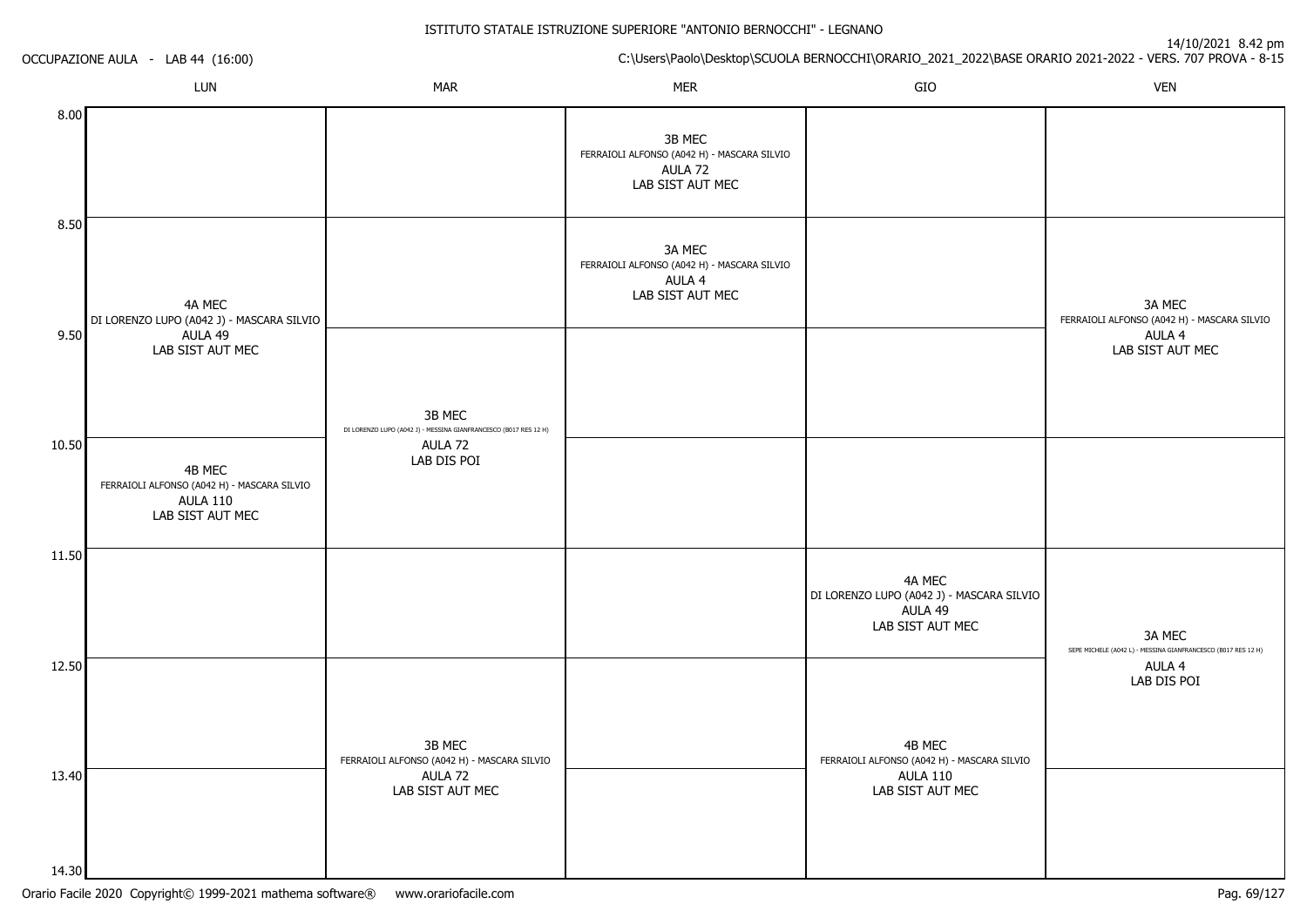ISTITUTO STATALE ISTRUZIONE SUPERIORE "ANTONIO BERNOCCHI" - LEGNANO

14/10/2021 8.42 pm

OCCUPAZIONE AULA - LAB 44 (16:00)

C:\Users\Paolo\Desktop\SCUOLA BERNOCCHI\ORARIO_2021_2022\BASE ORARIO 2021-2022 - VERS. 707 PROVA - 8-15

| | LUN | MAR | MER | GIO | VEN |
|---|---|---|---|---|---|
| 8.00 | | | 3B MEC<br>FERRAIOLI ALFONSO (A042 H) - MASCARA SILVIO<br>AULA 72<br>LAB SIST AUT MEC | | |
| 8.50 | 4A MEC<br>DI LORENZO LUPO (A042 J) - MASCARA SILVIO<br>AULA 49<br>LAB SIST AUT MEC | | 3A MEC<br>FERRAIOLI ALFONSO (A042 H) - MASCARA SILVIO<br>AULA 4<br>LAB SIST AUT MEC | | 3A MEC<br>FERRAIOLI ALFONSO (A042 H) - MASCARA SILVIO<br>AULA 4<br>LAB SIST AUT MEC |
| 9.50 | (4A MEC) | 3B MEC<br>DI LORENZO LUPO (A042 J) - MESSINA GIANFRANCESCO (B017 RES 12 H)<br>AULA 72<br>LAB DIS POI | | | (3A MEC) |
| 10.50 | 4B MEC<br>FERRAIOLI ALFONSO (A042 H) - MASCARA SILVIO<br>AULA 110<br>LAB SIST AUT MEC | (3B MEC) | | | |
| 11.50 | | | | 4A MEC<br>DI LORENZO LUPO (A042 J) - MASCARA SILVIO<br>AULA 49<br>LAB SIST AUT MEC | 3A MEC<br>SEPE MICHELE (A042 L) - MESSINA GIANFRANCESCO (B017 RES 12 H)<br>AULA 4<br>LAB DIS POI |
| 12.50 | | 3B MEC<br>FERRAIOLI ALFONSO (A042 H) - MASCARA SILVIO<br>AULA 72<br>LAB SIST AUT MEC | | 4B MEC<br>FERRAIOLI ALFONSO (A042 H) - MASCARA SILVIO<br>AULA 110<br>LAB SIST AUT MEC | (3A MEC) |
| 13.40 | | (3B MEC) | | (4B MEC) | |
| 14.30 | | | | | |

Orario Facile 2020 Copyright© 1999-2021 mathema software® www.orariofacile.com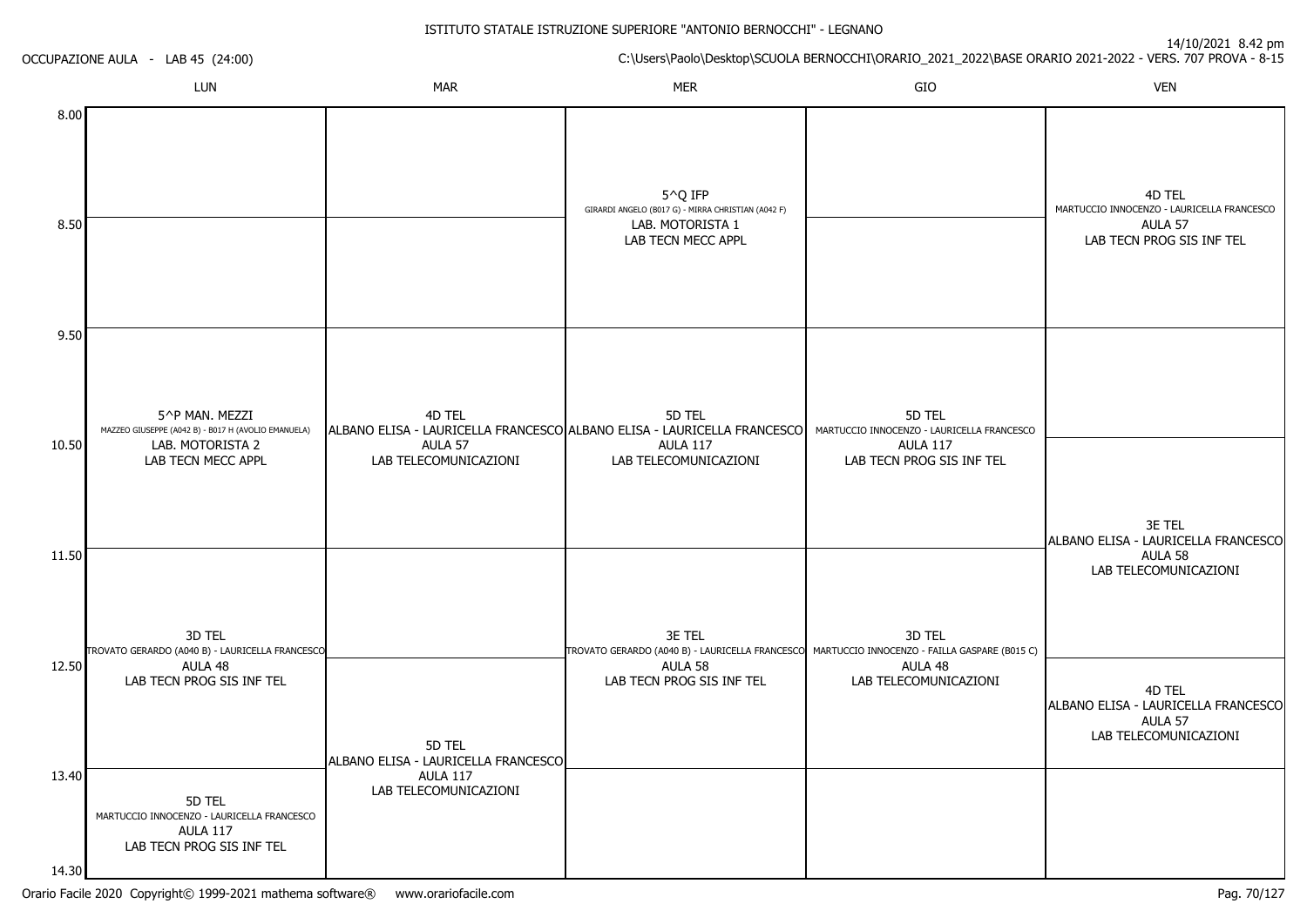# ISTITUTO STATALE ISTRUZIONE SUPERIORE "ANTONIO BERNOCCHI" - LEGNANO

OCCUPAZIONE AULA - LAB 45 (24:00)

14/10/2021 8.42 pm

C:\Users\Paolo\Desktop\SCUOLA BERNOCCHI\ORARIO_2021_2022\BASE ORARIO 2021-2022 - VERS. 707 PROVA - 8-15

| | LUN | MAR | MER | GIO | VEN |
|---|---|---|---|---|---|
| 8.00 | | | 5^Q IFP<br>GIRARDI ANGELO (B017 G) - MIRRA CHRISTIAN (A042 F)<br>LAB. MOTORISTA 1<br>LAB TECN MECC APPL | | 4D TEL<br>MARTUCCIO INNOCENZO - LAURICELLA FRANCESCO<br>AULA 57<br>LAB TECN PROG SIS INF TEL |
| 8.50 | | | | | |
| 9.50 | 5^P MAN. MEZZI<br>MAZZEO GIUSEPPE (A042 B) - B017 H (AVOLIO EMANUELA)<br>LAB. MOTORISTA 2<br>LAB TECN MECC APPL | 4D TEL<br>ALBANO ELISA - LAURICELLA FRANCESCO<br>AULA 57<br>LAB TELECOMUNICAZIONI | 5D TEL<br>ALBANO ELISA - LAURICELLA FRANCESCO<br>AULA 117<br>LAB TELECOMUNICAZIONI | 5D TEL<br>MARTUCCIO INNOCENZO - LAURICELLA FRANCESCO<br>AULA 117<br>LAB TECN PROG SIS INF TEL | |
| 10.50 | | | | | 3E TEL<br>ALBANO ELISA - LAURICELLA FRANCESCO<br>AULA 58<br>LAB TELECOMUNICAZIONI |
| 11.50 | 3D TEL<br>TROVATO GERARDO (A040 B) - LAURICELLA FRANCESCO<br>AULA 48<br>LAB TECN PROG SIS INF TEL | | 3E TEL<br>TROVATO GERARDO (A040 B) - LAURICELLA FRANCESCO<br>AULA 58<br>LAB TECN PROG SIS INF TEL | 3D TEL<br>MARTUCCIO INNOCENZO - FAILLA GASPARE (B015 C)<br>AULA 48<br>LAB TELECOMUNICAZIONI | |
| 12.50 | | 5D TEL<br>ALBANO ELISA - LAURICELLA FRANCESCO<br>AULA 117<br>LAB TELECOMUNICAZIONI | | | 4D TEL<br>ALBANO ELISA - LAURICELLA FRANCESCO<br>AULA 57<br>LAB TELECOMUNICAZIONI |
| 13.40 | 5D TEL<br>MARTUCCIO INNOCENZO - LAURICELLA FRANCESCO<br>AULA 117<br>LAB TECN PROG SIS INF TEL | | | | |
| 14.30 | | | | | |

Orario Facile 2020 Copyright© 1999-2021 mathema software® www.orariofacile.com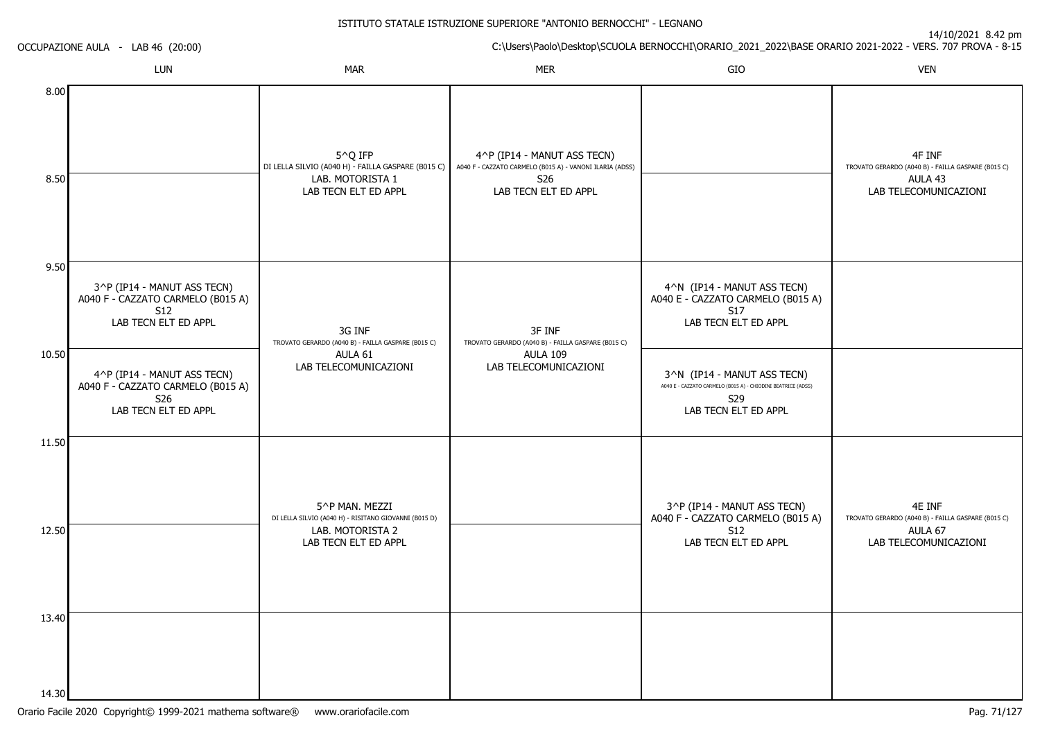ISTITUTO STATALE ISTRUZIONE SUPERIORE "ANTONIO BERNOCCHI" - LEGNANO

OCCUPAZIONE AULA - LAB 46 (20:00)

14/10/2021 8.42 pm

C:\Users\Paolo\Desktop\SCUOLA BERNOCCHI\ORARIO_2021_2022\BASE ORARIO 2021-2022 - VERS. 707 PROVA - 8-15

| | LUN | MAR | MER | GIO | VEN |
|---|---|---|---|---|---|
| 8.00 | | 5^Q IFP<br>DI LELLA SILVIO (A040 H) - FAILLA GASPARE (B015 C)<br>LAB. MOTORISTA 1<br>LAB TECN ELT ED APPL | 4^P (IP14 - MANUT ASS TECN)<br>A040 F - CAZZATO CARMELO (B015 A) - VANONI ILARIA (ADSS)<br>S26<br>LAB TECN ELT ED APPL | | 4F INF<br>TROVATO GERARDO (A040 B) - FAILLA GASPARE (B015 C)<br>AULA 43<br>LAB TELECOMUNICAZIONI |
| 8.50 | | | | | |
| 9.50 | 3^P (IP14 - MANUT ASS TECN)<br>A040 F - CAZZATO CARMELO (B015 A)<br>S12<br>LAB TECN ELT ED APPL | 3G INF<br>TROVATO GERARDO (A040 B) - FAILLA GASPARE (B015 C)<br>AULA 61<br>LAB TELECOMUNICAZIONI | 3F INF<br>TROVATO GERARDO (A040 B) - FAILLA GASPARE (B015 C)<br>AULA 109<br>LAB TELECOMUNICAZIONI | 4^N (IP14 - MANUT ASS TECN)<br>A040 E - CAZZATO CARMELO (B015 A)<br>S17<br>LAB TECN ELT ED APPL | |
| 10.50 | 4^P (IP14 - MANUT ASS TECN)<br>A040 F - CAZZATO CARMELO (B015 A)<br>S26<br>LAB TECN ELT ED APPL | | | 3^N (IP14 - MANUT ASS TECN)<br>A040 E - CAZZATO CARMELO (B015 A) - CHIODINI BEATRICE (ADSS)<br>S29<br>LAB TECN ELT ED APPL | |
| 11.50 | | 5^P MAN. MEZZI<br>DI LELLA SILVIO (A040 H) - RISITANO GIOVANNI (B015 D)<br>LAB. MOTORISTA 2<br>LAB TECN ELT ED APPL | | 3^P (IP14 - MANUT ASS TECN)<br>A040 F - CAZZATO CARMELO (B015 A)<br>S12<br>LAB TECN ELT ED APPL | 4E INF<br>TROVATO GERARDO (A040 B) - FAILLA GASPARE (B015 C)<br>AULA 67<br>LAB TELECOMUNICAZIONI |
| 12.50 | | | | | |
| 13.40 | | | | | |
| 14.30 | | | | | |

Orario Facile 2020 Copyright© 1999-2021 mathema software® www.orariofacile.com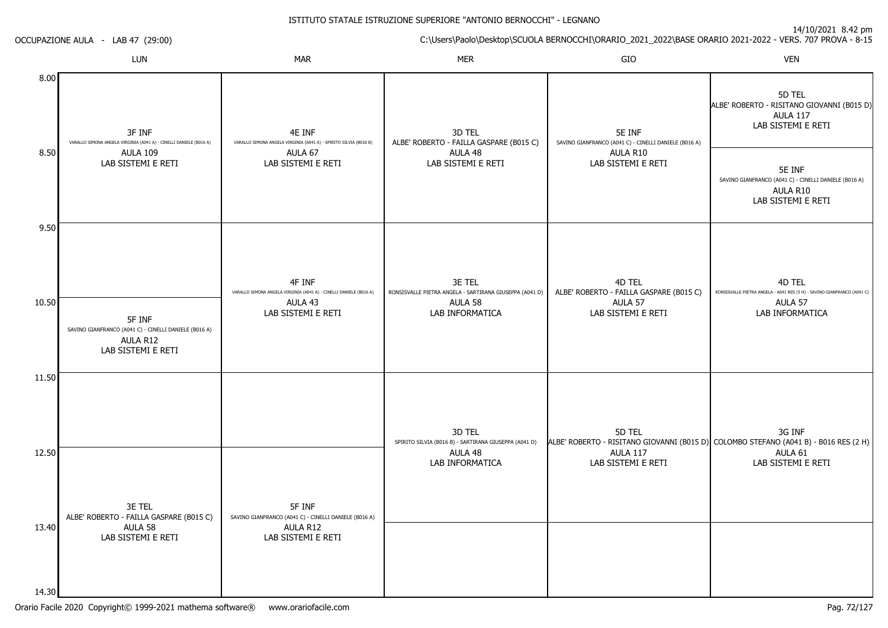ISTITUTO STATALE ISTRUZIONE SUPERIORE "ANTONIO BERNOCCHI" - LEGNANO

OCCUPAZIONE AULA - LAB 47 (29:00)

14/10/2021 8.42 pm

C:\Users\Paolo\Desktop\SCUOLA BERNOCCHI\ORARIO_2021_2022\BASE ORARIO 2021-2022 - VERS. 707 PROVA - 8-15

| | LUN | MAR | MER | GIO | VEN |
|---|---|---|---|---|---|
| 8.00 | 3F INF<br>VARALLO SIMONA ANGELA VIRGINIA (A041 A) - CINELLI DANIELE (B016 A)<br>AULA 109<br>LAB SISTEMI E RETI | 4E INF<br>VARALLO SIMONA ANGELA VIRGINIA (A041 A) - SPIRITO SILVIA (B016 B)<br>AULA 67<br>LAB SISTEMI E RETI | 3D TEL<br>ALBE' ROBERTO - FAILLA GASPARE (B015 C)<br>AULA 48<br>LAB SISTEMI E RETI | 5E INF<br>SAVINO GIANFRANCO (A041 C) - CINELLI DANIELE (B016 A)<br>AULA R10<br>LAB SISTEMI E RETI | 5D TEL<br>ALBE' ROBERTO - RISITANO GIOVANNI (B015 D)<br>AULA 117<br>LAB SISTEMI E RETI |
| 8.50 | | | | | 5E INF<br>SAVINO GIANFRANCO (A041 C) - CINELLI DANIELE (B016 A)<br>AULA R10<br>LAB SISTEMI E RETI |
| 9.50 | | 4F INF<br>VARALLO SIMONA ANGELA VIRGINIA (A041 A) - CINELLI DANIELE (B016 A)<br>AULA 43<br>LAB SISTEMI E RETI | 3E TEL<br>RONSISVALLE PIETRA ANGELA - SARTIRANA GIUSEPPA (A041 D)<br>AULA 58<br>LAB INFORMATICA | 4D TEL<br>ALBE' ROBERTO - FAILLA GASPARE (B015 C)<br>AULA 57<br>LAB SISTEMI E RETI | 4D TEL<br>RONSISVALLE PIETRA ANGELA - A041 RES (5 H) - SAVINO GIANFRANCO (A041 C)<br>AULA 57<br>LAB INFORMATICA |
| 10.50 | 5F INF<br>SAVINO GIANFRANCO (A041 C) - CINELLI DANIELE (B016 A)<br>AULA R12<br>LAB SISTEMI E RETI | | | | |
| 11.50 | | | 3D TEL<br>SPIRITO SILVIA (B016 B) - SARTIRANA GIUSEPPA (A041 D)<br>AULA 48<br>LAB INFORMATICA | 5D TEL<br>ALBE' ROBERTO - RISITANO GIOVANNI (B015 D)<br>AULA 117<br>LAB SISTEMI E RETI | 3G INF<br>COLOMBO STEFANO (A041 B) - B016 RES (2 H)<br>AULA 61<br>LAB SISTEMI E RETI |
| 12.50 | 3E TEL<br>ALBE' ROBERTO - FAILLA GASPARE (B015 C)<br>AULA 58<br>LAB SISTEMI E RETI | 5F INF<br>SAVINO GIANFRANCO (A041 C) - CINELLI DANIELE (B016 A)<br>AULA R12<br>LAB SISTEMI E RETI | | | |
| 13.40 | | | | | |
| 14.30 | | | | | |

Orario Facile 2020 Copyright© 1999-2021 mathema software® www.orariofacile.com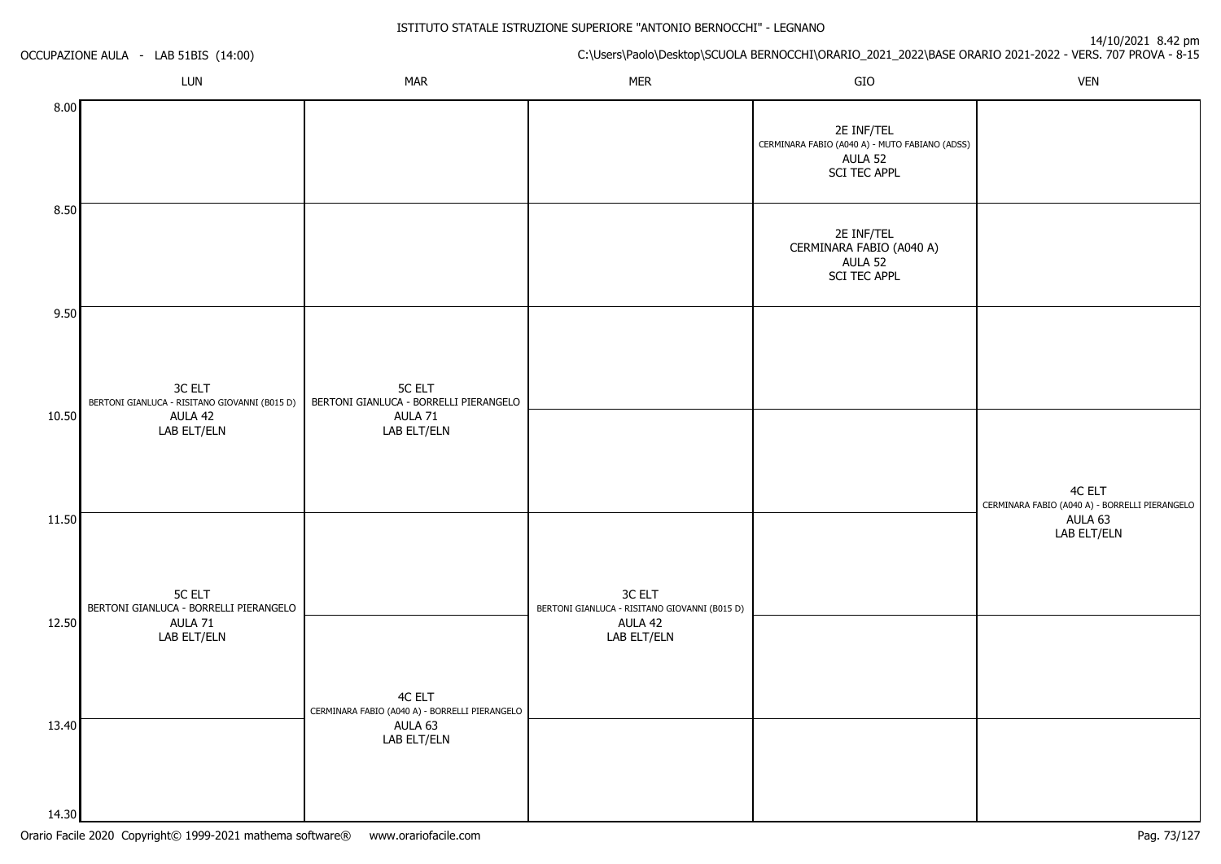ISTITUTO STATALE ISTRUZIONE SUPERIORE "ANTONIO BERNOCCHI" - LEGNANO

OCCUPAZIONE AULA - LAB 51BIS (14:00)

14/10/2021 8.42 pm

C:\Users\Paolo\Desktop\SCUOLA BERNOCCHI\ORARIO_2021_2022\BASE ORARIO 2021-2022 - VERS. 707 PROVA - 8-15

| | LUN | MAR | MER | GIO | VEN |
|---|---|---|---|---|---|
| 8.00 | | | | 2E INF/TEL<br>CERMINARA FABIO (A040 A) - MUTO FABIANO (ADSS)<br>AULA 52<br>SCI TEC APPL | |
| 8.50 | | | | 2E INF/TEL<br>CERMINARA FABIO (A040 A)<br>AULA 52<br>SCI TEC APPL | |
| 9.50 | 3C ELT<br>BERTONI GIANLUCA - RISITANO GIOVANNI (B015 D)<br>AULA 42<br>LAB ELT/ELN | 5C ELT<br>BERTONI GIANLUCA - BORRELLI PIERANGELO<br>AULA 71<br>LAB ELT/ELN | | | |
| 10.50 | 3C ELT<br>BERTONI GIANLUCA - RISITANO GIOVANNI (B015 D)<br>AULA 42<br>LAB ELT/ELN | 5C ELT<br>BERTONI GIANLUCA - BORRELLI PIERANGELO<br>AULA 71<br>LAB ELT/ELN | | | 4C ELT<br>CERMINARA FABIO (A040 A) - BORRELLI PIERANGELO<br>AULA 63<br>LAB ELT/ELN |
| 11.50 | 5C ELT<br>BERTONI GIANLUCA - BORRELLI PIERANGELO<br>AULA 71<br>LAB ELT/ELN | | 3C ELT<br>BERTONI GIANLUCA - RISITANO GIOVANNI (B015 D)<br>AULA 42<br>LAB ELT/ELN | | 4C ELT<br>CERMINARA FABIO (A040 A) - BORRELLI PIERANGELO<br>AULA 63<br>LAB ELT/ELN |
| 12.50 | 5C ELT<br>BERTONI GIANLUCA - BORRELLI PIERANGELO<br>AULA 71<br>LAB ELT/ELN | 4C ELT<br>CERMINARA FABIO (A040 A) - BORRELLI PIERANGELO<br>AULA 63<br>LAB ELT/ELN | 3C ELT<br>BERTONI GIANLUCA - RISITANO GIOVANNI (B015 D)<br>AULA 42<br>LAB ELT/ELN | | |
| 13.40 | | 4C ELT<br>CERMINARA FABIO (A040 A) - BORRELLI PIERANGELO<br>AULA 63<br>LAB ELT/ELN | | | |
| 14.30 | | | | | |

Orario Facile 2020 Copyright© 1999-2021 mathema software® www.orariofacile.com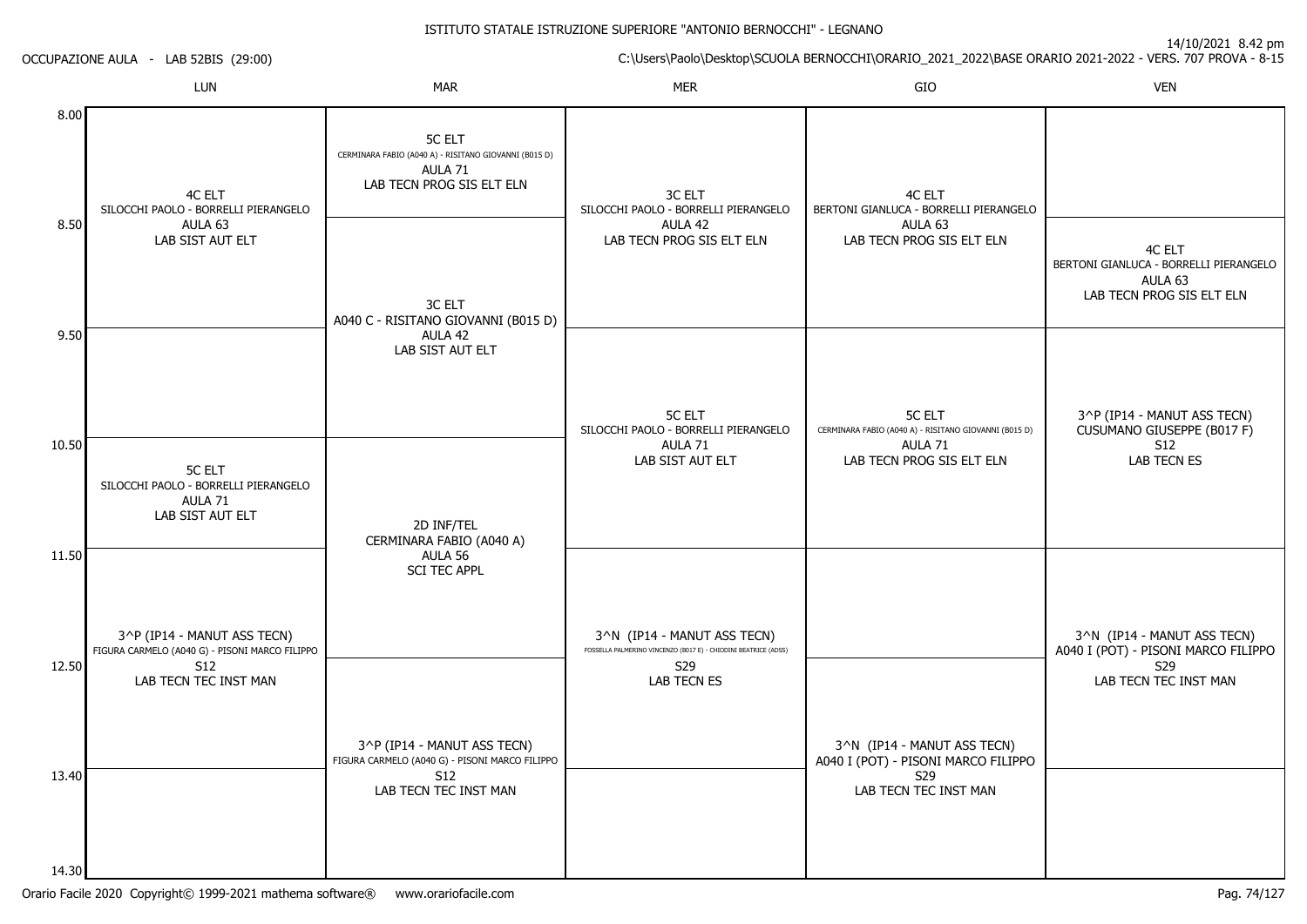ISTITUTO STATALE ISTRUZIONE SUPERIORE "ANTONIO BERNOCCHI" - LEGNANO

OCCUPAZIONE AULA - LAB 52BIS (29:00)

14/10/2021 8.42 pm

C:\Users\Paolo\Desktop\SCUOLA BERNOCCHI\ORARIO_2021_2022\BASE ORARIO 2021-2022 - VERS. 707 PROVA - 8-15

| | LUN | MAR | MER | GIO | VEN |
|---|---|---|---|---|---|
| 8.00 | 4C ELT<br>SILOCCHI PAOLO - BORRELLI PIERANGELO<br>AULA 63<br>LAB SIST AUT ELT | 5C ELT<br>CERMINARA FABIO (A040 A) - RISITANO GIOVANNI (B015 D)<br>AULA 71<br>LAB TECN PROG SIS ELT ELN | 3C ELT<br>SILOCCHI PAOLO - BORRELLI PIERANGELO<br>AULA 42<br>LAB TECN PROG SIS ELT ELN | 4C ELT<br>BERTONI GIANLUCA - BORRELLI PIERANGELO<br>AULA 63<br>LAB TECN PROG SIS ELT ELN | |
| 8.50 | | 3C ELT<br>A040 C - RISITANO GIOVANNI (B015 D)<br>AULA 42<br>LAB SIST AUT ELT | | | 4C ELT<br>BERTONI GIANLUCA - BORRELLI PIERANGELO<br>AULA 63<br>LAB TECN PROG SIS ELT ELN |
| 9.50 | | | 5C ELT<br>SILOCCHI PAOLO - BORRELLI PIERANGELO<br>AULA 71<br>LAB SIST AUT ELT | 5C ELT<br>CERMINARA FABIO (A040 A) - RISITANO GIOVANNI (B015 D)<br>AULA 71<br>LAB TECN PROG SIS ELT ELN | 3^P (IP14 - MANUT ASS TECN)<br>CUSUMANO GIUSEPPE (B017 F)<br>S12<br>LAB TECN ES |
| 10.50 | 5C ELT<br>SILOCCHI PAOLO - BORRELLI PIERANGELO<br>AULA 71<br>LAB SIST AUT ELT | 2D INF/TEL<br>CERMINARA FABIO (A040 A)<br>AULA 56<br>SCI TEC APPL | | | |
| 11.50 | 3^P (IP14 - MANUT ASS TECN)<br>FIGURA CARMELO (A040 G) - PISONI MARCO FILIPPO<br>S12<br>LAB TECN TEC INST MAN | | 3^N (IP14 - MANUT ASS TECN)<br>FOSSELLA PALMERINO VINCENZO (B017 E) - CHIODINI BEATRICE (ADSS)<br>S29<br>LAB TECN ES | | 3^N (IP14 - MANUT ASS TECN)<br>A040 I (POT) - PISONI MARCO FILIPPO<br>S29<br>LAB TECN TEC INST MAN |
| 12.50 | | 3^P (IP14 - MANUT ASS TECN)<br>FIGURA CARMELO (A040 G) - PISONI MARCO FILIPPO<br>S12<br>LAB TECN TEC INST MAN | | 3^N (IP14 - MANUT ASS TECN)<br>A040 I (POT) - PISONI MARCO FILIPPO<br>S29<br>LAB TECN TEC INST MAN | |
| 13.40 | | | | | |
| 14.30 | | | | | |

Orario Facile 2020 Copyright© 1999-2021 mathema software® www.orariofacile.com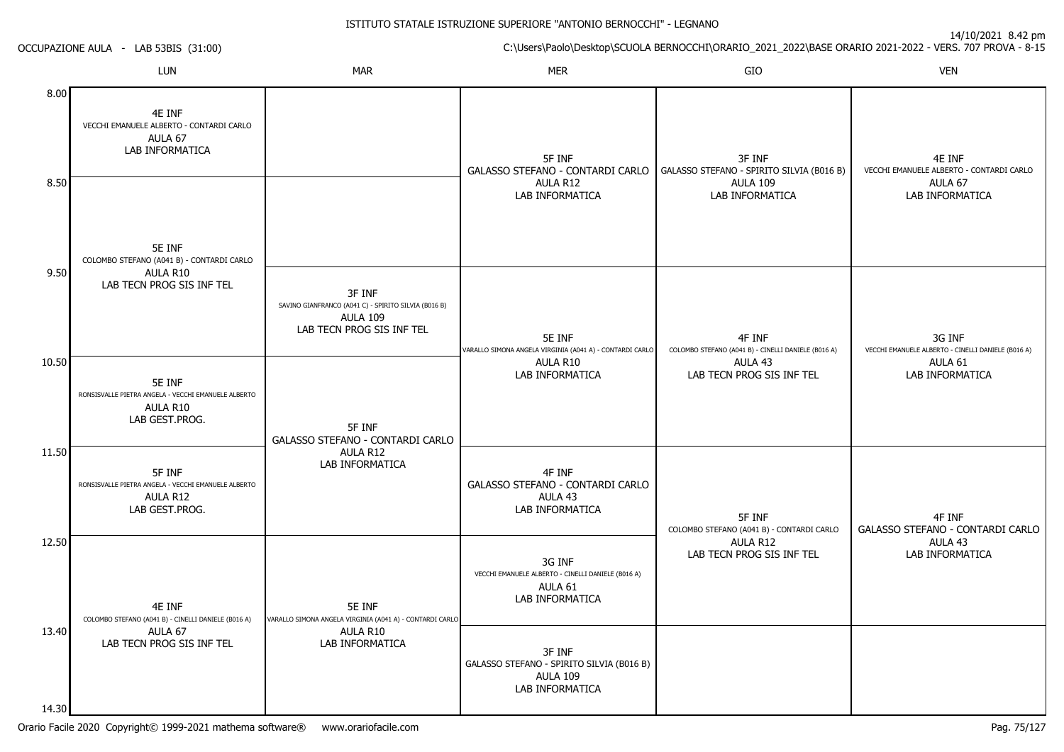ISTITUTO STATALE ISTRUZIONE SUPERIORE "ANTONIO BERNOCCHI" - LEGNANO

OCCUPAZIONE AULA - LAB 53BIS (31:00)

14/10/2021 8.42 pm

C:\Users\Paolo\Desktop\SCUOLA BERNOCCHI\ORARIO_2021_2022\BASE ORARIO 2021-2022 - VERS. 707 PROVA - 8-15

| Ora | LUN | MAR | MER | GIO | VEN |
|---|---|---|---|---|---|
| 8.00 - 8.50 | 4E INF<br>VECCHI EMANUELE ALBERTO - CONTARDI CARLO<br>AULA 67<br>LAB INFORMATICA | | 5F INF<br>GALASSO STEFANO - CONTARDI CARLO<br>AULA R12<br>LAB INFORMATICA | 3F INF<br>GALASSO STEFANO - SPIRITO SILVIA (B016 B)<br>AULA 109<br>LAB INFORMATICA | 4E INF<br>VECCHI EMANUELE ALBERTO - CONTARDI CARLO<br>AULA 67<br>LAB INFORMATICA |
| 8.50 - 9.50 | 5E INF<br>COLOMBO STEFANO (A041 B) - CONTARDI CARLO<br>AULA R10<br>LAB TECN PROG SIS INF TEL | | 5F INF<br>GALASSO STEFANO - CONTARDI CARLO<br>AULA R12<br>LAB INFORMATICA | 3F INF<br>GALASSO STEFANO - SPIRITO SILVIA (B016 B)<br>AULA 109<br>LAB INFORMATICA | 4E INF<br>VECCHI EMANUELE ALBERTO - CONTARDI CARLO<br>AULA 67<br>LAB INFORMATICA |
| 9.50 - 10.50 | 5E INF<br>COLOMBO STEFANO (A041 B) - CONTARDI CARLO<br>AULA R10<br>LAB TECN PROG SIS INF TEL | 3F INF<br>SAVINO GIANFRANCO (A041 C) - SPIRITO SILVIA (B016 B)<br>AULA 109<br>LAB TECN PROG SIS INF TEL | 5E INF<br>VARALLO SIMONA ANGELA VIRGINIA (A041 A) - CONTARDI CARLO<br>AULA R10<br>LAB INFORMATICA | 4F INF<br>COLOMBO STEFANO (A041 B) - CINELLI DANIELE (B016 A)<br>AULA 43<br>LAB TECN PROG SIS INF TEL | 3G INF<br>VECCHI EMANUELE ALBERTO - CINELLI DANIELE (B016 A)<br>AULA 61<br>LAB INFORMATICA |
| 10.50 - 11.50 | 5E INF<br>RONSISVALLE PIETRA ANGELA - VECCHI EMANUELE ALBERTO<br>AULA R10<br>LAB GEST.PROG. | 5F INF<br>GALASSO STEFANO - CONTARDI CARLO<br>AULA R12<br>LAB INFORMATICA | 5E INF<br>VARALLO SIMONA ANGELA VIRGINIA (A041 A) - CONTARDI CARLO<br>AULA R10<br>LAB INFORMATICA | 4F INF<br>COLOMBO STEFANO (A041 B) - CINELLI DANIELE (B016 A)<br>AULA 43<br>LAB TECN PROG SIS INF TEL | 3G INF<br>VECCHI EMANUELE ALBERTO - CINELLI DANIELE (B016 A)<br>AULA 61<br>LAB INFORMATICA |
| 11.50 - 12.50 | 5F INF<br>RONSISVALLE PIETRA ANGELA - VECCHI EMANUELE ALBERTO<br>AULA R12<br>LAB GEST.PROG. | 5F INF<br>GALASSO STEFANO - CONTARDI CARLO<br>AULA R12<br>LAB INFORMATICA | 4F INF<br>GALASSO STEFANO - CONTARDI CARLO<br>AULA 43<br>LAB INFORMATICA | 5F INF<br>COLOMBO STEFANO (A041 B) - CONTARDI CARLO<br>AULA R12<br>LAB TECN PROG SIS INF TEL | 4F INF<br>GALASSO STEFANO - CONTARDI CARLO<br>AULA 43<br>LAB INFORMATICA |
| 12.50 - 13.40 | 4E INF<br>COLOMBO STEFANO (A041 B) - CINELLI DANIELE (B016 A)<br>AULA 67<br>LAB TECN PROG SIS INF TEL | 5E INF<br>VARALLO SIMONA ANGELA VIRGINIA (A041 A) - CONTARDI CARLO<br>AULA R10<br>LAB INFORMATICA | 3G INF<br>VECCHI EMANUELE ALBERTO - CINELLI DANIELE (B016 A)<br>AULA 61<br>LAB INFORMATICA | 5F INF<br>COLOMBO STEFANO (A041 B) - CONTARDI CARLO<br>AULA R12<br>LAB TECN PROG SIS INF TEL | 4F INF<br>GALASSO STEFANO - CONTARDI CARLO<br>AULA 43<br>LAB INFORMATICA |
| 13.40 - 14.30 | 4E INF<br>COLOMBO STEFANO (A041 B) - CINELLI DANIELE (B016 A)<br>AULA 67<br>LAB TECN PROG SIS INF TEL | 5E INF<br>VARALLO SIMONA ANGELA VIRGINIA (A041 A) - CONTARDI CARLO<br>AULA R10<br>LAB INFORMATICA | 3F INF<br>GALASSO STEFANO - SPIRITO SILVIA (B016 B)<br>AULA 109<br>LAB INFORMATICA | | |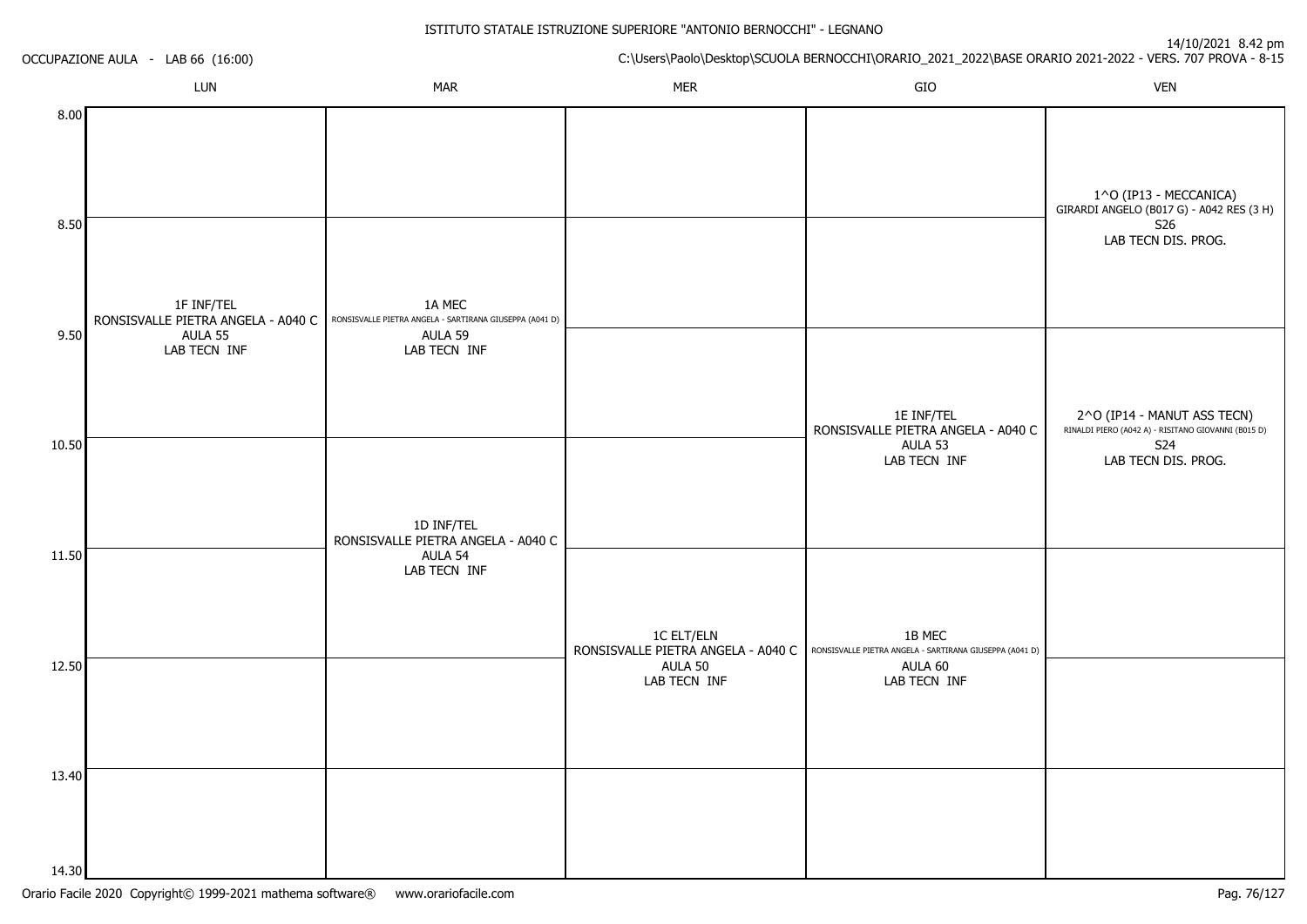ISTITUTO STATALE ISTRUZIONE SUPERIORE "ANTONIO BERNOCCHI" - LEGNANO

OCCUPAZIONE AULA - LAB 66 (16:00)

14/10/2021 8.42 pm

C:\Users\Paolo\Desktop\SCUOLA BERNOCCHI\ORARIO_2021_2022\BASE ORARIO 2021-2022 - VERS. 707 PROVA - 8-15

| | LUN | MAR | MER | GIO | VEN |
|---|---|---|---|---|---|
| 8.00 | | | | | 1^O (IP13 - MECCANICA) GIRARDI ANGELO (B017 G) - A042 RES (3 H) S26 LAB TECN DIS. PROG. |
| 8.50 | 1F INF/TEL RONSISVALLE PIETRA ANGELA - A040 C AULA 55 LAB TECN INF | 1A MEC RONSISVALLE PIETRA ANGELA - SARTIRANA GIUSEPPA (A041 D) AULA 59 LAB TECN INF | | | 1^O (IP13 - MECCANICA) GIRARDI ANGELO (B017 G) - A042 RES (3 H) S26 LAB TECN DIS. PROG. |
| 9.50 | 1F INF/TEL RONSISVALLE PIETRA ANGELA - A040 C AULA 55 LAB TECN INF | 1A MEC RONSISVALLE PIETRA ANGELA - SARTIRANA GIUSEPPA (A041 D) AULA 59 LAB TECN INF | | 1E INF/TEL RONSISVALLE PIETRA ANGELA - A040 C AULA 53 LAB TECN INF | 2^O (IP14 - MANUT ASS TECN) RINALDI PIERO (A042 A) - RISITANO GIOVANNI (B015 D) S24 LAB TECN DIS. PROG. |
| 10.50 | | 1D INF/TEL RONSISVALLE PIETRA ANGELA - A040 C AULA 54 LAB TECN INF | | 1E INF/TEL RONSISVALLE PIETRA ANGELA - A040 C AULA 53 LAB TECN INF | 2^O (IP14 - MANUT ASS TECN) RINALDI PIERO (A042 A) - RISITANO GIOVANNI (B015 D) S24 LAB TECN DIS. PROG. |
| 11.50 | | 1D INF/TEL RONSISVALLE PIETRA ANGELA - A040 C AULA 54 LAB TECN INF | 1C ELT/ELN RONSISVALLE PIETRA ANGELA - A040 C AULA 50 LAB TECN INF | 1B MEC RONSISVALLE PIETRA ANGELA - SARTIRANA GIUSEPPA (A041 D) AULA 60 LAB TECN INF | |
| 12.50 | | | 1C ELT/ELN RONSISVALLE PIETRA ANGELA - A040 C AULA 50 LAB TECN INF | 1B MEC RONSISVALLE PIETRA ANGELA - SARTIRANA GIUSEPPA (A041 D) AULA 60 LAB TECN INF | |
| 13.40 | | | | | |
| 14.30 | | | | | |

Orario Facile 2020 Copyright© 1999-2021 mathema software® www.orariofacile.com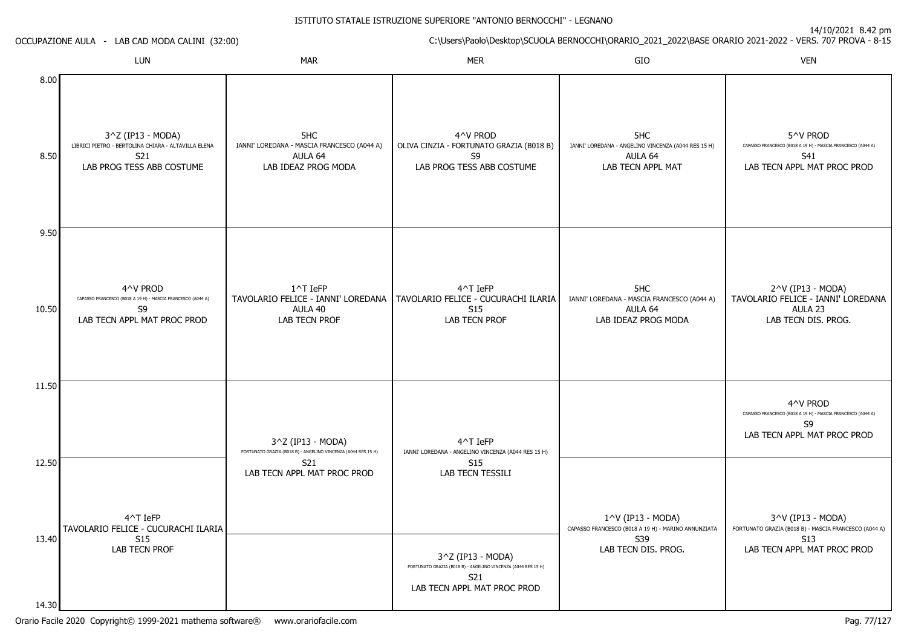ISTITUTO STATALE ISTRUZIONE SUPERIORE "ANTONIO BERNOCCHI" - LEGNANO

14/10/2021 8.42 pm

OCCUPAZIONE AULA - LAB CAD MODA CALINI (32:00)

C:\Users\Paolo\Desktop\SCUOLA BERNOCCHI\ORARIO_2021_2022\BASE ORARIO 2021-2022 - VERS. 707 PROVA - 8-15

| | LUN | MAR | MER | GIO | VEN |
|---|---|---|---|---|---|
| 8.00 - 9.50 | 3^Z (IP13 - MODA)<br>LIBRICI PIETRO - BERTOLINA CHIARA - ALTAVILLA ELENA<br>S21<br>LAB PROG TESS ABB COSTUME | 5HC<br>IANNI' LOREDANA - MASCIA FRANCESCO (A044 A)<br>AULA 64<br>LAB IDEAZ PROG MODA | 4^V PROD<br>OLIVA CINZIA - FORTUNATO GRAZIA (B018 B)<br>S9<br>LAB PROG TESS ABB COSTUME | 5HC<br>IANNI' LOREDANA - ANGELINO VINCENZA (A044 RES 15 H)<br>AULA 64<br>LAB TECN APPL MAT | 5^V PROD<br>CAPASSO FRANCESCO (B018 A 19 H) - MASCIA FRANCESCO (A044 A)<br>S41<br>LAB TECN APPL MAT PROC PROD |
| 9.50 - 11.50 | 4^V PROD<br>CAPASSO FRANCESCO (B018 A 19 H) - MASCIA FRANCESCO (A044 A)<br>S9<br>LAB TECN APPL MAT PROC PROD | 1^T IeFP<br>TAVOLARIO FELICE - IANNI' LOREDANA<br>AULA 40<br>LAB TECN PROF | 4^T IeFP<br>TAVOLARIO FELICE - CUCURACHI ILARIA<br>S15<br>LAB TECN PROF | 5HC<br>IANNI' LOREDANA - MASCIA FRANCESCO (A044 A)<br>AULA 64<br>LAB IDEAZ PROG MODA | 2^V (IP13 - MODA)<br>TAVOLARIO FELICE - IANNI' LOREDANA<br>AULA 23<br>LAB TECN DIS. PROG. |
| 11.50 - 12.50 | | 3^Z (IP13 - MODA)<br>FORTUNATO GRAZIA (B018 B) - ANGELINO VINCENZA (A044 RES 15 H)<br>S21<br>LAB TECN APPL MAT PROC PROD (11.50 - 13.40) | 4^T IeFP<br>IANNI' LOREDANA - ANGELINO VINCENZA (A044 RES 15 H)<br>S15<br>LAB TECN TESSILI (11.50 - 13.40) | | 4^V PROD<br>CAPASSO FRANCESCO (B018 A 19 H) - MASCIA FRANCESCO (A044 A)<br>S9<br>LAB TECN APPL MAT PROC PROD |
| 12.50 - 13.40 | 4^T IeFP<br>TAVOLARIO FELICE - CUCURACHI ILARIA<br>S15<br>LAB TECN PROF (12.50 - 14.30) | | | 1^V (IP13 - MODA)<br>CAPASSO FRANCESCO (B018 A 19 H) - MARINO ANNUNZIATA<br>S39<br>LAB TECN DIS. PROG. (12.50 - 14.30) | 3^V (IP13 - MODA)<br>FORTUNATO GRAZIA (B018 B) - MASCIA FRANCESCO (A044 A)<br>S13<br>LAB TECN APPL MAT PROC PROD (12.50 - 14.30) |
| 13.40 - 14.30 | | | 3^Z (IP13 - MODA)<br>FORTUNATO GRAZIA (B018 B) - ANGELINO VINCENZA (A044 RES 15 H)<br>S21<br>LAB TECN APPL MAT PROC PROD | | |

Orario Facile 2020 Copyright© 1999-2021 mathema software® www.orariofacile.com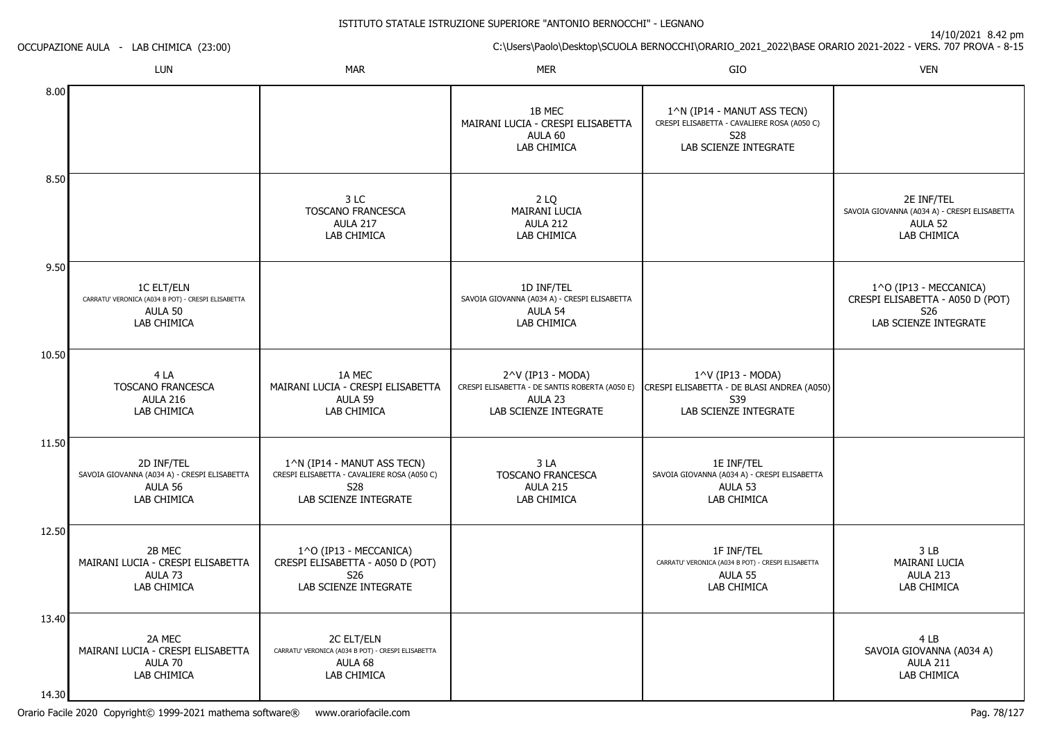ISTITUTO STATALE ISTRUZIONE SUPERIORE "ANTONIO BERNOCCHI" - LEGNANO

14/10/2021 8.42 pm

OCCUPAZIONE AULA - LAB CHIMICA (23:00)

C:\Users\Paolo\Desktop\SCUOLA BERNOCCHI\ORARIO_2021_2022\BASE ORARIO 2021-2022 - VERS. 707 PROVA - 8-15

| | LUN | MAR | MER | GIO | VEN |
|---|---|---|---|---|---|
| 8.00 | | | 1B MEC<br>MAIRANI LUCIA - CRESPI ELISABETTA<br>AULA 60<br>LAB CHIMICA | 1^N (IP14 - MANUT ASS TECN)<br>CRESPI ELISABETTA - CAVALIERE ROSA (A050 C)<br>S28<br>LAB SCIENZE INTEGRATE | |
| 8.50 | | 3 LC<br>TOSCANO FRANCESCA<br>AULA 217<br>LAB CHIMICA | 2 LQ<br>MAIRANI LUCIA<br>AULA 212<br>LAB CHIMICA | | 2E INF/TEL<br>SAVOIA GIOVANNA (A034 A) - CRESPI ELISABETTA<br>AULA 52<br>LAB CHIMICA |
| 9.50 | 1C ELT/ELN<br>CARRATU' VERONICA (A034 B POT) - CRESPI ELISABETTA<br>AULA 50<br>LAB CHIMICA | | 1D INF/TEL<br>SAVOIA GIOVANNA (A034 A) - CRESPI ELISABETTA<br>AULA 54<br>LAB CHIMICA | | 1^O (IP13 - MECCANICA)<br>CRESPI ELISABETTA - A050 D (POT)<br>S26<br>LAB SCIENZE INTEGRATE |
| 10.50 | 4 LA<br>TOSCANO FRANCESCA<br>AULA 216<br>LAB CHIMICA | 1A MEC<br>MAIRANI LUCIA - CRESPI ELISABETTA<br>AULA 59<br>LAB CHIMICA | 2^V (IP13 - MODA)<br>CRESPI ELISABETTA - DE SANTIS ROBERTA (A050 E)<br>AULA 23<br>LAB SCIENZE INTEGRATE | 1^V (IP13 - MODA)<br>CRESPI ELISABETTA - DE BLASI ANDREA (A050)<br>S39<br>LAB SCIENZE INTEGRATE | |
| 11.50 | 2D INF/TEL<br>SAVOIA GIOVANNA (A034 A) - CRESPI ELISABETTA<br>AULA 56<br>LAB CHIMICA | 1^N (IP14 - MANUT ASS TECN)<br>CRESPI ELISABETTA - CAVALIERE ROSA (A050 C)<br>S28<br>LAB SCIENZE INTEGRATE | 3 LA<br>TOSCANO FRANCESCA<br>AULA 215<br>LAB CHIMICA | 1E INF/TEL<br>SAVOIA GIOVANNA (A034 A) - CRESPI ELISABETTA<br>AULA 53<br>LAB CHIMICA | |
| 12.50 | 2B MEC<br>MAIRANI LUCIA - CRESPI ELISABETTA<br>AULA 73<br>LAB CHIMICA | 1^O (IP13 - MECCANICA)<br>CRESPI ELISABETTA - A050 D (POT)<br>S26<br>LAB SCIENZE INTEGRATE | | 1F INF/TEL<br>CARRATU' VERONICA (A034 B POT) - CRESPI ELISABETTA<br>AULA 55<br>LAB CHIMICA | 3 LB<br>MAIRANI LUCIA<br>AULA 213<br>LAB CHIMICA |
| 13.40 | 2A MEC<br>MAIRANI LUCIA - CRESPI ELISABETTA<br>AULA 70<br>LAB CHIMICA | 2C ELT/ELN<br>CARRATU' VERONICA (A034 B POT) - CRESPI ELISABETTA<br>AULA 68<br>LAB CHIMICA | | | 4 LB<br>SAVOIA GIOVANNA (A034 A)<br>AULA 211<br>LAB CHIMICA |
| 14.30 | | | | | |

Orario Facile 2020 Copyright© 1999-2021 mathema software® www.orariofacile.com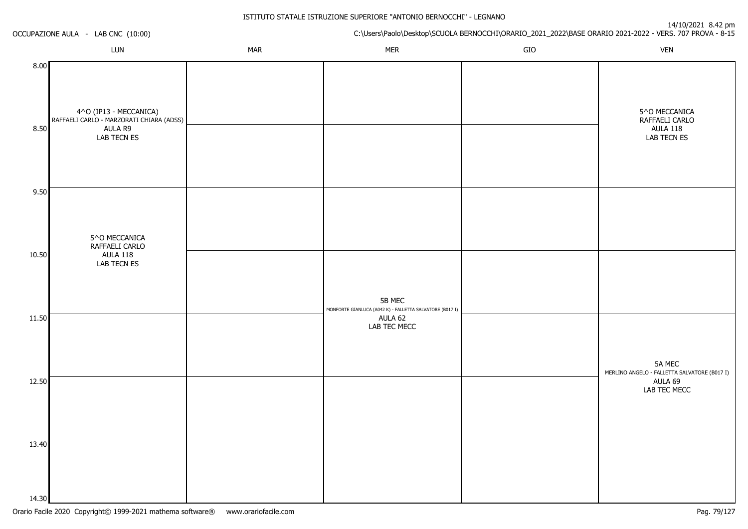ISTITUTO STATALE ISTRUZIONE SUPERIORE "ANTONIO BERNOCCHI" - LEGNANO

OCCUPAZIONE AULA - LAB CNC (10:00)

14/10/2021 8.42 pm

C:\Users\Paolo\Desktop\SCUOLA BERNOCCHI\ORARIO_2021_2022\BASE ORARIO 2021-2022 - VERS. 707 PROVA - 8-15

| | LUN | MAR | MER | GIO | VEN |
|---|---|---|---|---|---|
| 8.00 | 4^O (IP13 - MECCANICA) RAFFAELI CARLO - MARZORATI CHIARA (ADSS) AULA R9 LAB TECN ES | | | | 5^O MECCANICA RAFFAELI CARLO AULA 118 LAB TECN ES |
| 8.50 | | | | | |
| 9.50 | 5^O MECCANICA RAFFAELI CARLO AULA 118 LAB TECN ES | | | | |
| 10.50 | | | 5B MEC MONFORTE GIANLUCA (A042 K) - FALLETTA SALVATORE (B017 I) AULA 62 LAB TEC MECC | | |
| 11.50 | | | | | 5A MEC MERLINO ANGELO - FALLETTA SALVATORE (B017 I) AULA 69 LAB TEC MECC |
| 12.50 | | | | | |
| 13.40 | | | | | |
| 14.30 | | | | | |

Orario Facile 2020 Copyright© 1999-2021 mathema software® www.orariofacile.com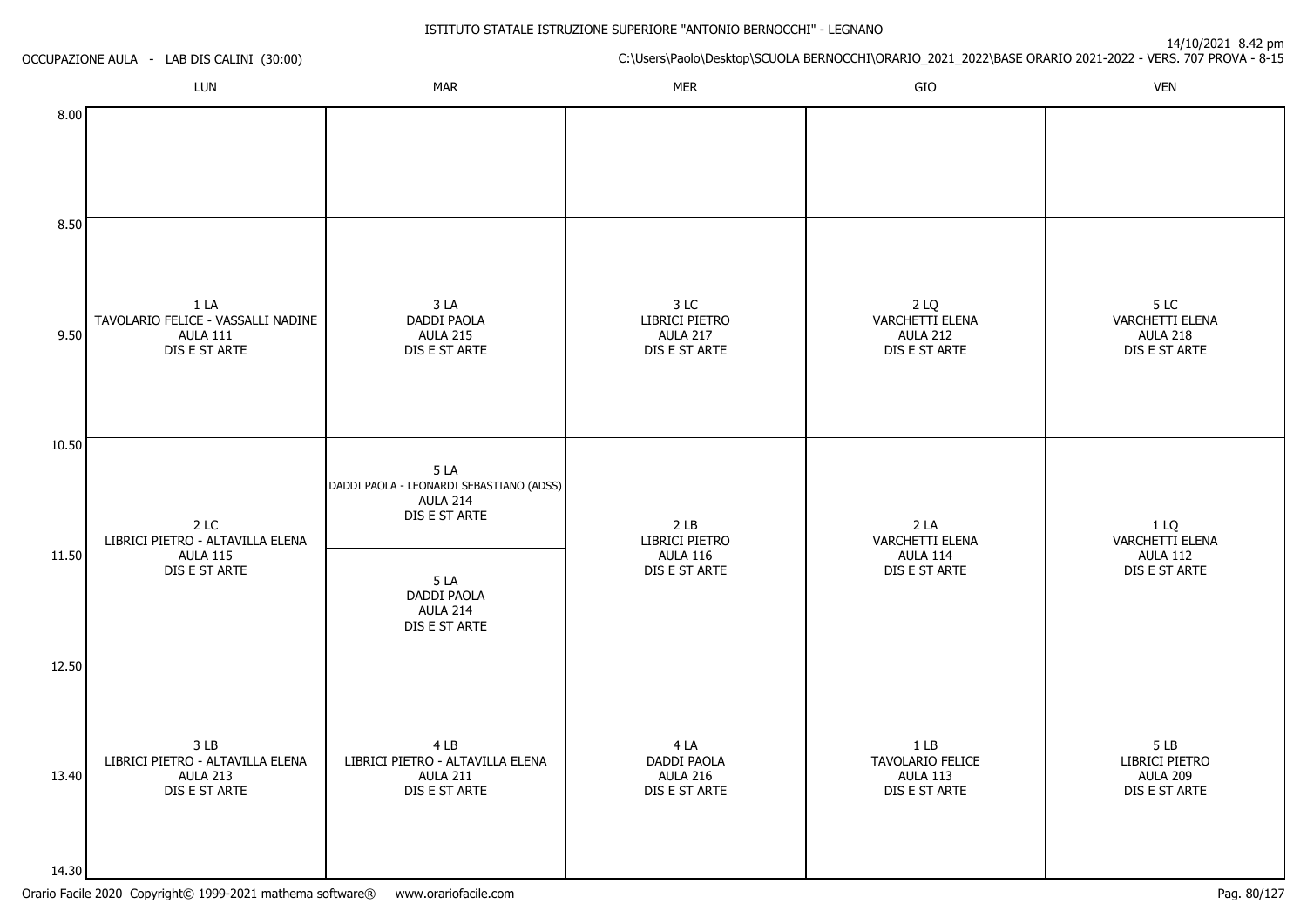ISTITUTO STATALE ISTRUZIONE SUPERIORE "ANTONIO BERNOCCHI" - LEGNANO

OCCUPAZIONE AULA - LAB DIS CALINI (30:00)

14/10/2021 8.42 pm

C:\Users\Paolo\Desktop\SCUOLA BERNOCCHI\ORARIO_2021_2022\BASE ORARIO 2021-2022 - VERS. 707 PROVA - 8-15

| | LUN | MAR | MER | GIO | VEN |
|---|---|---|---|---|---|
| 8.00 | | | | | |
| 8.50 - 9.50 | 1 LA<br>TAVOLARIO FELICE - VASSALLI NADINE<br>AULA 111<br>DIS E ST ARTE | 3 LA<br>DADDI PAOLA<br>AULA 215<br>DIS E ST ARTE | 3 LC<br>LIBRICI PIETRO<br>AULA 217<br>DIS E ST ARTE | 2 LQ<br>VARCHETTI ELENA<br>AULA 212<br>DIS E ST ARTE | 5 LC<br>VARCHETTI ELENA<br>AULA 218<br>DIS E ST ARTE |
| 10.50 | 2 LC<br>LIBRICI PIETRO - ALTAVILLA ELENA<br>AULA 115<br>DIS E ST ARTE | 5 LA<br>DADDI PAOLA - LEONARDI SEBASTIANO (ADSS)<br>AULA 214<br>DIS E ST ARTE | 2 LB<br>LIBRICI PIETRO<br>AULA 116<br>DIS E ST ARTE | 2 LA<br>VARCHETTI ELENA<br>AULA 114<br>DIS E ST ARTE | 1 LQ<br>VARCHETTI ELENA<br>AULA 112<br>DIS E ST ARTE |
| 11.50 | | 5 LA<br>DADDI PAOLA<br>AULA 214<br>DIS E ST ARTE | | | |
| 12.50 - 13.40 | 3 LB<br>LIBRICI PIETRO - ALTAVILLA ELENA<br>AULA 213<br>DIS E ST ARTE | 4 LB<br>LIBRICI PIETRO - ALTAVILLA ELENA<br>AULA 211<br>DIS E ST ARTE | 4 LA<br>DADDI PAOLA<br>AULA 216<br>DIS E ST ARTE | 1 LB<br>TAVOLARIO FELICE<br>AULA 113<br>DIS E ST ARTE | 5 LB<br>LIBRICI PIETRO<br>AULA 209<br>DIS E ST ARTE |
| 14.30 | | | | | |

Orario Facile 2020 Copyright© 1999-2021 mathema software® www.orariofacile.com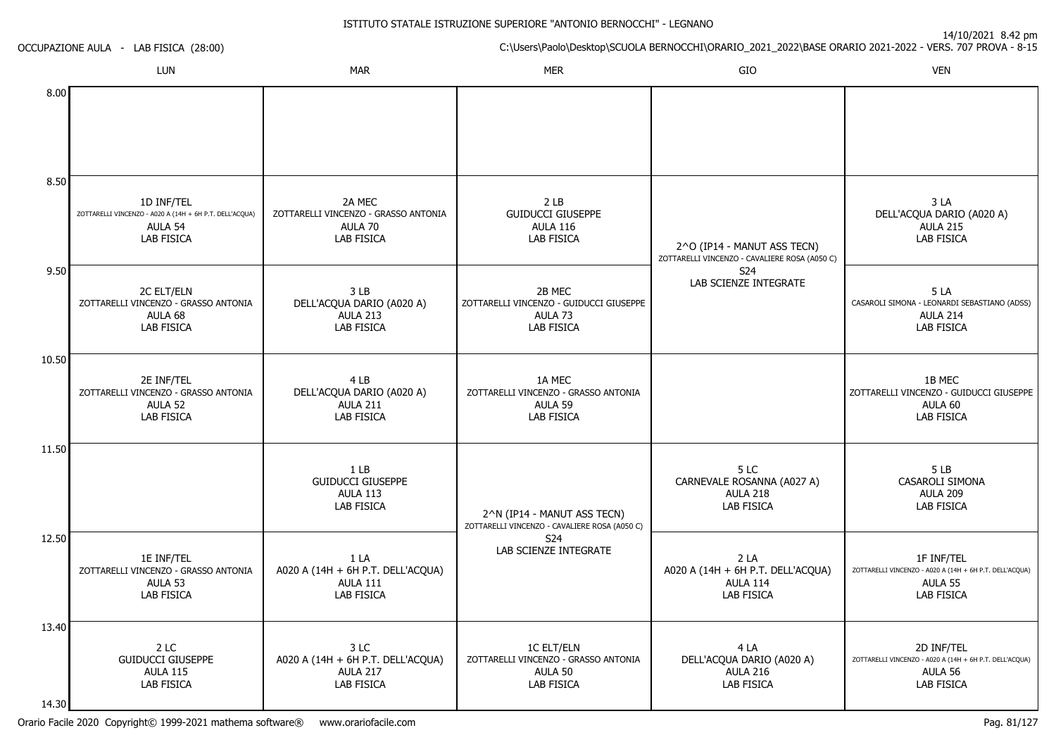# ISTITUTO STATALE ISTRUZIONE SUPERIORE "ANTONIO BERNOCCHI" - LEGNANO

OCCUPAZIONE AULA - LAB FISICA (28:00)

14/10/2021 8.42 pm

C:\Users\Paolo\Desktop\SCUOLA BERNOCCHI\ORARIO_2021_2022\BASE ORARIO 2021-2022 - VERS. 707 PROVA - 8-15

| | LUN | MAR | MER | GIO | VEN |
|---|---|---|---|---|---|
| 8.00 | | | | | |
| 8.50 | 1D INF/TEL<br>ZOTTARELLI VINCENZO - A020 A (14H + 6H P.T. DELL'ACQUA)<br>AULA 54<br>LAB FISICA | 2A MEC<br>ZOTTARELLI VINCENZO - GRASSO ANTONIA<br>AULA 70<br>LAB FISICA | 2 LB<br>GUIDUCCI GIUSEPPE<br>AULA 116<br>LAB FISICA | 2^O (IP14 - MANUT ASS TECN)<br>ZOTTARELLI VINCENZO - CAVALIERE ROSA (A050 C)<br>S24<br>LAB SCIENZE INTEGRATE | 3 LA<br>DELL'ACQUA DARIO (A020 A)<br>AULA 215<br>LAB FISICA |
| 9.50 | 2C ELT/ELN<br>ZOTTARELLI VINCENZO - GRASSO ANTONIA<br>AULA 68<br>LAB FISICA | 3 LB<br>DELL'ACQUA DARIO (A020 A)<br>AULA 213<br>LAB FISICA | 2B MEC<br>ZOTTARELLI VINCENZO - GUIDUCCI GIUSEPPE<br>AULA 73<br>LAB FISICA | (2^O continued) | 5 LA<br>CASAROLI SIMONA - LEONARDI SEBASTIANO (ADSS)<br>AULA 214<br>LAB FISICA |
| 10.50 | 2E INF/TEL<br>ZOTTARELLI VINCENZO - GRASSO ANTONIA<br>AULA 52<br>LAB FISICA | 4 LB<br>DELL'ACQUA DARIO (A020 A)<br>AULA 211<br>LAB FISICA | 1A MEC<br>ZOTTARELLI VINCENZO - GRASSO ANTONIA<br>AULA 59<br>LAB FISICA | | 1B MEC<br>ZOTTARELLI VINCENZO - GUIDUCCI GIUSEPPE<br>AULA 60<br>LAB FISICA |
| 11.50 | | 1 LB<br>GUIDUCCI GIUSEPPE<br>AULA 113<br>LAB FISICA | 2^N (IP14 - MANUT ASS TECN)<br>ZOTTARELLI VINCENZO - CAVALIERE ROSA (A050 C)<br>S24<br>LAB SCIENZE INTEGRATE | 5 LC<br>CARNEVALE ROSANNA (A027 A)<br>AULA 218<br>LAB FISICA | 5 LB<br>CASAROLI SIMONA<br>AULA 209<br>LAB FISICA |
| 12.50 | 1E INF/TEL<br>ZOTTARELLI VINCENZO - GRASSO ANTONIA<br>AULA 53<br>LAB FISICA | 1 LA<br>A020 A (14H + 6H P.T. DELL'ACQUA)<br>AULA 111<br>LAB FISICA | (2^N continued) | 2 LA<br>A020 A (14H + 6H P.T. DELL'ACQUA)<br>AULA 114<br>LAB FISICA | 1F INF/TEL<br>ZOTTARELLI VINCENZO - A020 A (14H + 6H P.T. DELL'ACQUA)<br>AULA 55<br>LAB FISICA |
| 13.40 | 2 LC<br>GUIDUCCI GIUSEPPE<br>AULA 115<br>LAB FISICA | 3 LC<br>A020 A (14H + 6H P.T. DELL'ACQUA)<br>AULA 217<br>LAB FISICA | 1C ELT/ELN<br>ZOTTARELLI VINCENZO - GRASSO ANTONIA<br>AULA 50<br>LAB FISICA | 4 LA<br>DELL'ACQUA DARIO (A020 A)<br>AULA 216<br>LAB FISICA | 2D INF/TEL<br>ZOTTARELLI VINCENZO - A020 A (14H + 6H P.T. DELL'ACQUA)<br>AULA 56<br>LAB FISICA |
| 14.30 | | | | | |

Orario Facile 2020 Copyright© 1999-2021 mathema software® www.orariofacile.com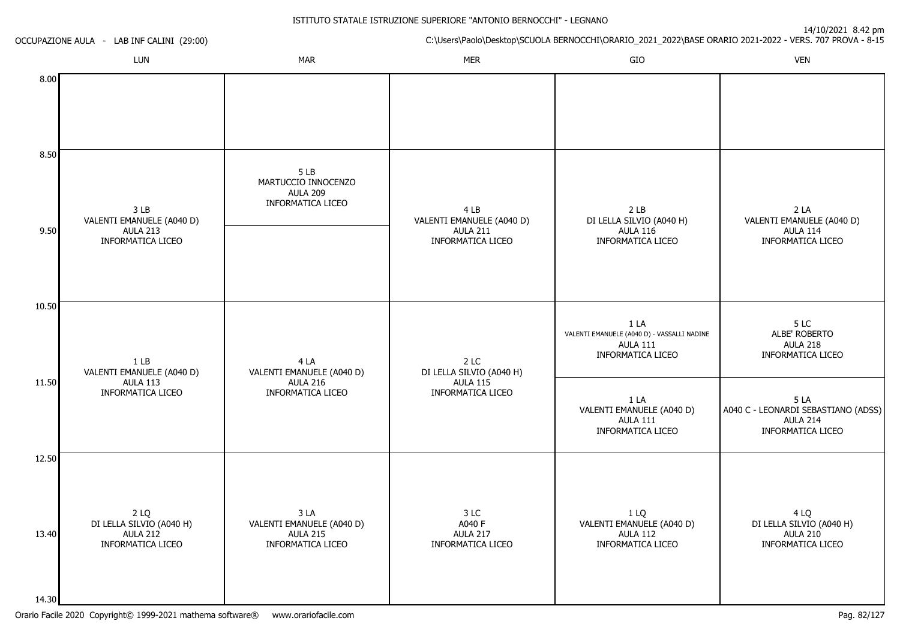ISTITUTO STATALE ISTRUZIONE SUPERIORE "ANTONIO BERNOCCHI" - LEGNANO

14/10/2021 8.42 pm

OCCUPAZIONE AULA - LAB INF CALINI (29:00)

C:\Users\Paolo\Desktop\SCUOLA BERNOCCHI\ORARIO_2021_2022\BASE ORARIO 2021-2022 - VERS. 707 PROVA - 8-15

| | LUN | MAR | MER | GIO | VEN |
|---|---|---|---|---|---|
| 8.00 | | | | | |
| 8.50 | 3 LB VALENTI EMANUELE (A040 D) AULA 213 INFORMATICA LICEO | 5 LB MARTUCCIO INNOCENZO AULA 209 INFORMATICA LICEO | 4 LB VALENTI EMANUELE (A040 D) AULA 211 INFORMATICA LICEO | 2 LB DI LELLA SILVIO (A040 H) AULA 116 INFORMATICA LICEO | 2 LA VALENTI EMANUELE (A040 D) AULA 114 INFORMATICA LICEO |
| 9.50 | | | | | |
| 10.50 | 1 LB VALENTI EMANUELE (A040 D) AULA 113 INFORMATICA LICEO | 4 LA VALENTI EMANUELE (A040 D) AULA 216 INFORMATICA LICEO | 2 LC DI LELLA SILVIO (A040 H) AULA 115 INFORMATICA LICEO | 1 LA VALENTI EMANUELE (A040 D) - VASSALLI NADINE AULA 111 INFORMATICA LICEO | 5 LC ALBE' ROBERTO AULA 218 INFORMATICA LICEO |
| 11.50 | | | | 1 LA VALENTI EMANUELE (A040 D) AULA 111 INFORMATICA LICEO | 5 LA A040 C - LEONARDI SEBASTIANO (ADSS) AULA 214 INFORMATICA LICEO |
| 12.50 | 2 LQ DI LELLA SILVIO (A040 H) AULA 212 INFORMATICA LICEO | 3 LA VALENTI EMANUELE (A040 D) AULA 215 INFORMATICA LICEO | 3 LC A040 F AULA 217 INFORMATICA LICEO | 1 LQ VALENTI EMANUELE (A040 D) AULA 112 INFORMATICA LICEO | 4 LQ DI LELLA SILVIO (A040 H) AULA 210 INFORMATICA LICEO |
| 13.40 | | | | | |
| 14.30 | | | | | |

Orario Facile 2020 Copyright© 1999-2021 mathema software® www.orariofacile.com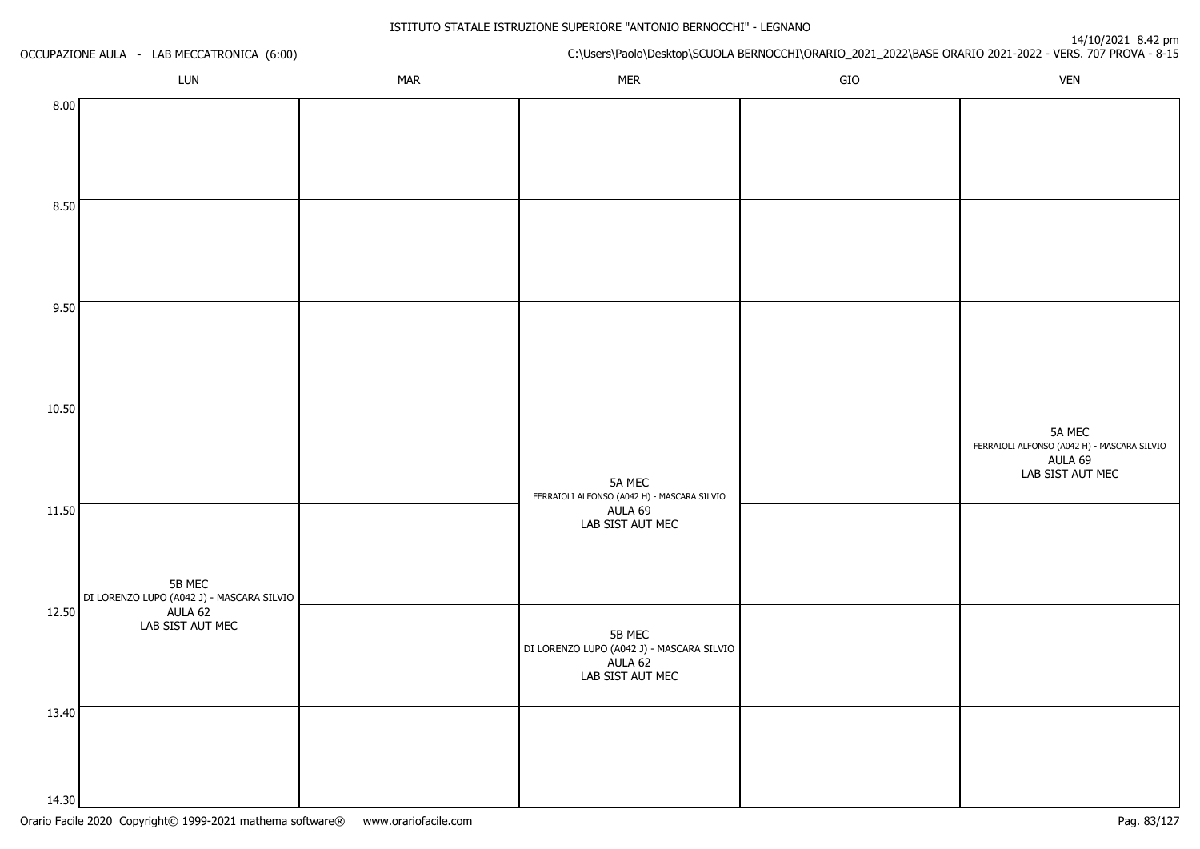ISTITUTO STATALE ISTRUZIONE SUPERIORE "ANTONIO BERNOCCHI" - LEGNANO

OCCUPAZIONE AULA - LAB MECCATRONICA (6:00)

14/10/2021 8.42 pm

C:\Users\Paolo\Desktop\SCUOLA BERNOCCHI\ORARIO_2021_2022\BASE ORARIO 2021-2022 - VERS. 707 PROVA - 8-15

| | LUN | MAR | MER | GIO | VEN |
|---|---|---|---|---|---|
| 8.00 | | | | | |
| 8.50 | | | | | |
| 9.50 | | | | | |
| 10.50 | | | 5A MEC FERRAIOLI ALFONSO (A042 H) - MASCARA SILVIO AULA 69 LAB SIST AUT MEC | | 5A MEC FERRAIOLI ALFONSO (A042 H) - MASCARA SILVIO AULA 69 LAB SIST AUT MEC |
| 11.50 | 5B MEC DI LORENZO LUPO (A042 J) - MASCARA SILVIO AULA 62 LAB SIST AUT MEC | | 5A MEC FERRAIOLI ALFONSO (A042 H) - MASCARA SILVIO AULA 69 LAB SIST AUT MEC | | |
| 12.50 | 5B MEC DI LORENZO LUPO (A042 J) - MASCARA SILVIO AULA 62 LAB SIST AUT MEC | | 5B MEC DI LORENZO LUPO (A042 J) - MASCARA SILVIO AULA 62 LAB SIST AUT MEC | | |
| 13.40 | | | | | |
| 14.30 | | | | | |

Orario Facile 2020 Copyright© 1999-2021 mathema software® www.orariofacile.com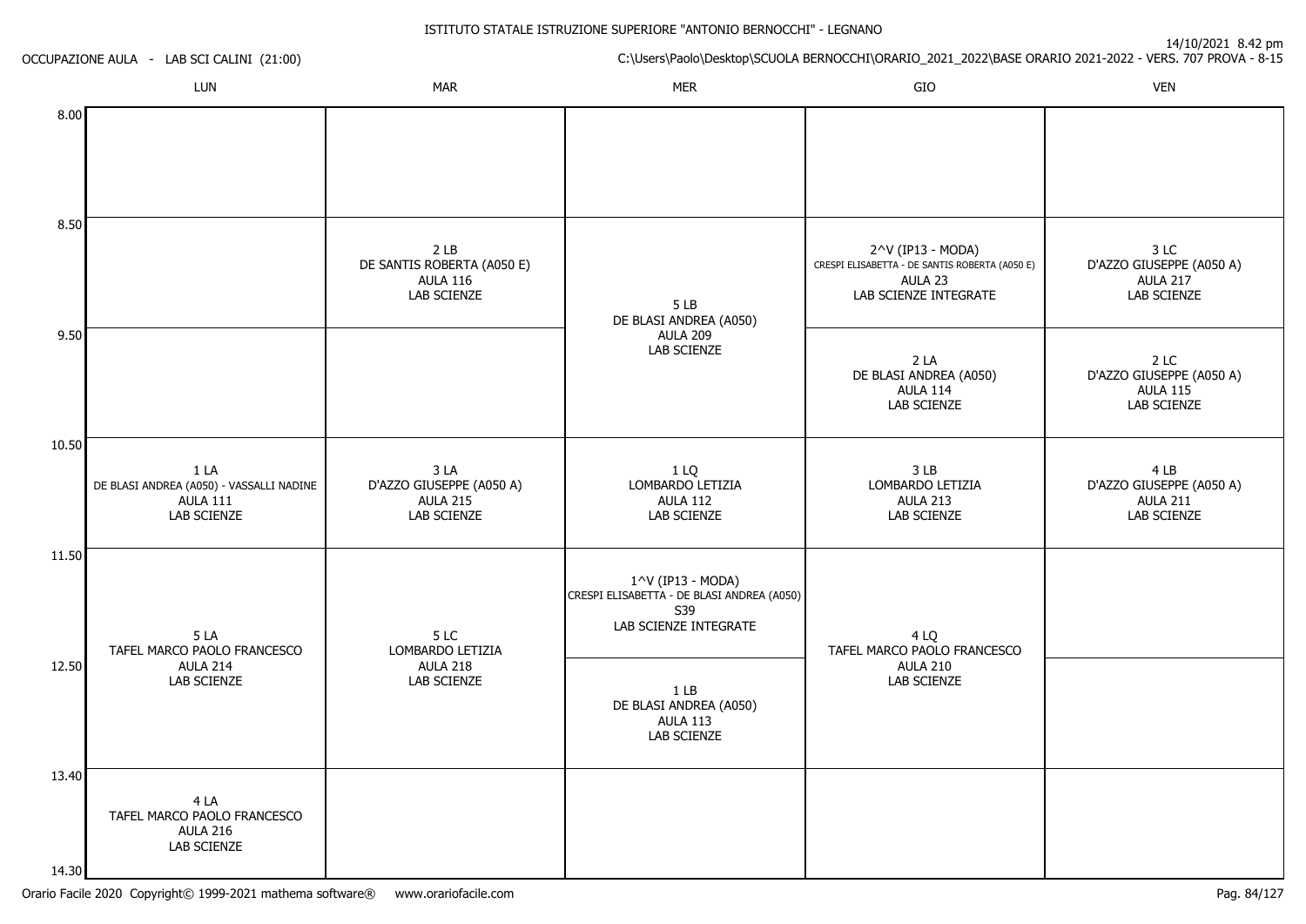ISTITUTO STATALE ISTRUZIONE SUPERIORE "ANTONIO BERNOCCHI" - LEGNANO

OCCUPAZIONE AULA - LAB SCI CALINI (21:00)

14/10/2021 8.42 pm

C:\Users\Paolo\Desktop\SCUOLA BERNOCCHI\ORARIO_2021_2022\BASE ORARIO 2021-2022 - VERS. 707 PROVA - 8-15

| | LUN | MAR | MER | GIO | VEN |
|---|---|---|---|---|---|
| 8.00 | | | | | |
| 8.50 | | 2 LB<br>DE SANTIS ROBERTA (A050 E)<br>AULA 116<br>LAB SCIENZE | 5 LB<br>DE BLASI ANDREA (A050)<br>AULA 209<br>LAB SCIENZE | 2^V (IP13 - MODA)<br>CRESPI ELISABETTA - DE SANTIS ROBERTA (A050 E)<br>AULA 23<br>LAB SCIENZE INTEGRATE | 3 LC<br>D'AZZO GIUSEPPE (A050 A)<br>AULA 217<br>LAB SCIENZE |
| 9.50 | | | 5 LB<br>DE BLASI ANDREA (A050)<br>AULA 209<br>LAB SCIENZE | 2 LA<br>DE BLASI ANDREA (A050)<br>AULA 114<br>LAB SCIENZE | 2 LC<br>D'AZZO GIUSEPPE (A050 A)<br>AULA 115<br>LAB SCIENZE |
| 10.50 | 1 LA<br>DE BLASI ANDREA (A050) - VASSALLI NADINE<br>AULA 111<br>LAB SCIENZE | 3 LA<br>D'AZZO GIUSEPPE (A050 A)<br>AULA 215<br>LAB SCIENZE | 1 LQ<br>LOMBARDO LETIZIA<br>AULA 112<br>LAB SCIENZE | 3 LB<br>LOMBARDO LETIZIA<br>AULA 213<br>LAB SCIENZE | 4 LB<br>D'AZZO GIUSEPPE (A050 A)<br>AULA 211<br>LAB SCIENZE |
| 11.50 | 5 LA<br>TAFEL MARCO PAOLO FRANCESCO<br>AULA 214<br>LAB SCIENZE | 5 LC<br>LOMBARDO LETIZIA<br>AULA 218<br>LAB SCIENZE | 1^V (IP13 - MODA)<br>CRESPI ELISABETTA - DE BLASI ANDREA (A050)<br>S39<br>LAB SCIENZE INTEGRATE | 4 LQ<br>TAFEL MARCO PAOLO FRANCESCO<br>AULA 210<br>LAB SCIENZE | |
| 12.50 | 5 LA<br>TAFEL MARCO PAOLO FRANCESCO<br>AULA 214<br>LAB SCIENZE | 5 LC<br>LOMBARDO LETIZIA<br>AULA 218<br>LAB SCIENZE | 1 LB<br>DE BLASI ANDREA (A050)<br>AULA 113<br>LAB SCIENZE | 4 LQ<br>TAFEL MARCO PAOLO FRANCESCO<br>AULA 210<br>LAB SCIENZE | |
| 13.40 | 4 LA<br>TAFEL MARCO PAOLO FRANCESCO<br>AULA 216<br>LAB SCIENZE | | | | |
| 14.30 | | | | | |

Orario Facile 2020 Copyright© 1999-2021 mathema software® www.orariofacile.com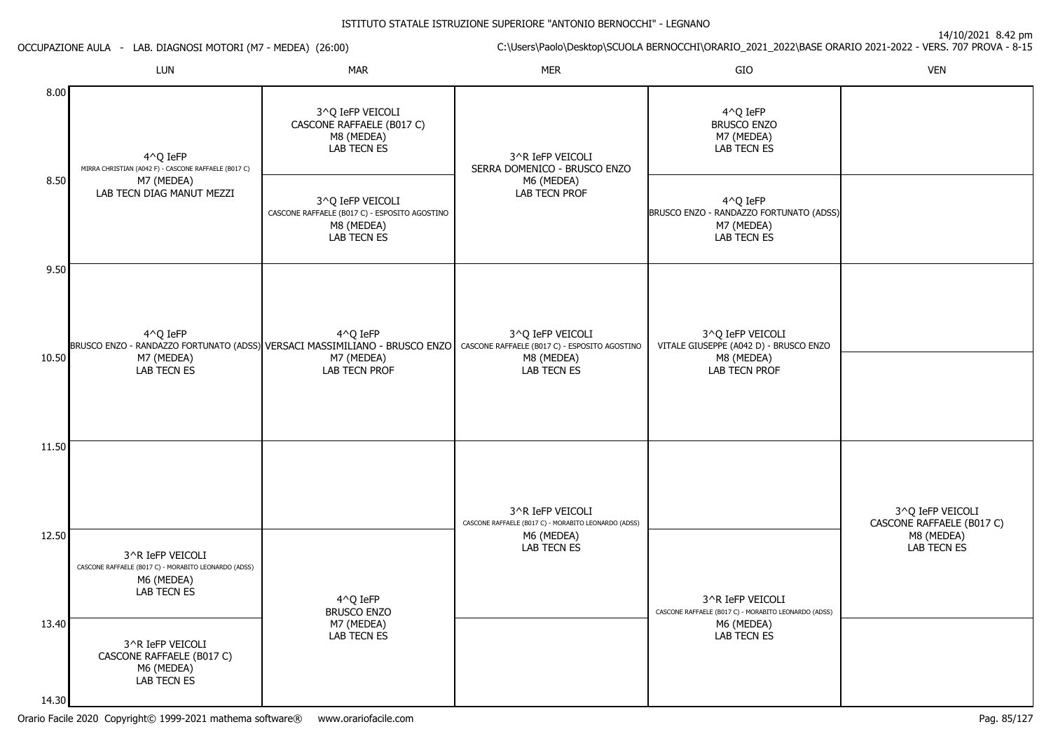ISTITUTO STATALE ISTRUZIONE SUPERIORE "ANTONIO BERNOCCHI" - LEGNANO

14/10/2021 8.42 pm

OCCUPAZIONE AULA - LAB. DIAGNOSI MOTORI (M7 - MEDEA) (26:00)

C:\Users\Paolo\Desktop\SCUOLA BERNOCCHI\ORARIO_2021_2022\BASE ORARIO 2021-2022 - VERS. 707 PROVA - 8-15

| | LUN | MAR | MER | GIO | VEN |
|---|---|---|---|---|---|
| 8.00 | 4^Q IeFP<br>MIRRA CHRISTIAN (A042 F) - CASCONE RAFFAELE (B017 C)<br>M7 (MEDEA)<br>LAB TECN DIAG MANUT MEZZI | 3^Q IeFP VEICOLI<br>CASCONE RAFFAELE (B017 C)<br>M8 (MEDEA)<br>LAB TECN ES | 3^R IeFP VEICOLI<br>SERRA DOMENICO - BRUSCO ENZO<br>M6 (MEDEA)<br>LAB TECN PROF | 4^Q IeFP<br>BRUSCO ENZO<br>M7 (MEDEA)<br>LAB TECN ES | |
| 8.50 | | 3^Q IeFP VEICOLI<br>CASCONE RAFFAELE (B017 C) - ESPOSITO AGOSTINO<br>M8 (MEDEA)<br>LAB TECN ES | | 4^Q IeFP<br>BRUSCO ENZO - RANDAZZO FORTUNATO (ADSS)<br>M7 (MEDEA)<br>LAB TECN ES | |
| 9.50 | 4^Q IeFP<br>BRUSCO ENZO - RANDAZZO FORTUNATO (ADSS)<br>M7 (MEDEA)<br>LAB TECN ES | 4^Q IeFP<br>VERSACI MASSIMILIANO - BRUSCO ENZO<br>M7 (MEDEA)<br>LAB TECN PROF | 3^Q IeFP VEICOLI<br>CASCONE RAFFAELE (B017 C) - ESPOSITO AGOSTINO<br>M8 (MEDEA)<br>LAB TECN ES | 3^Q IeFP VEICOLI<br>VITALE GIUSEPPE (A042 D) - BRUSCO ENZO<br>M8 (MEDEA)<br>LAB TECN PROF | |
| 10.50 | | | | | |
| 11.50 | | | 3^R IeFP VEICOLI<br>CASCONE RAFFAELE (B017 C) - MORABITO LEONARDO (ADSS)<br>M6 (MEDEA)<br>LAB TECN ES | | 3^Q IeFP VEICOLI<br>CASCONE RAFFAELE (B017 C)<br>M8 (MEDEA)<br>LAB TECN ES |
| 12.50 | 3^R IeFP VEICOLI<br>CASCONE RAFFAELE (B017 C) - MORABITO LEONARDO (ADSS)<br>M6 (MEDEA)<br>LAB TECN ES | 4^Q IeFP<br>BRUSCO ENZO<br>M7 (MEDEA)<br>LAB TECN ES | | 3^R IeFP VEICOLI<br>CASCONE RAFFAELE (B017 C) - MORABITO LEONARDO (ADSS)<br>M6 (MEDEA)<br>LAB TECN ES | |
| 13.40 | 3^R IeFP VEICOLI<br>CASCONE RAFFAELE (B017 C)<br>M6 (MEDEA)<br>LAB TECN ES | | | | |
| 14.30 | | | | | |

Orario Facile 2020 Copyright© 1999-2021 mathema software® www.orariofacile.com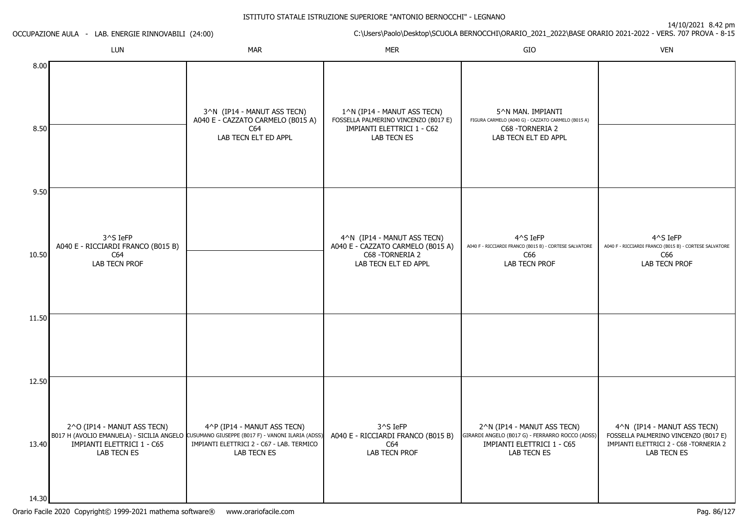ISTITUTO STATALE ISTRUZIONE SUPERIORE "ANTONIO BERNOCCHI" - LEGNANO

14/10/2021 8.42 pm

OCCUPAZIONE AULA - LAB. ENERGIE RINNOVABILI (24:00)

C:\Users\Paolo\Desktop\SCUOLA BERNOCCHI\ORARIO_2021_2022\BASE ORARIO 2021-2022 - VERS. 707 PROVA - 8-15

| | LUN | MAR | MER | GIO | VEN |
|---|---|---|---|---|---|
| 8.00 | | 3^N (IP14 - MANUT ASS TECN) A040 E - CAZZATO CARMELO (B015 A) C64 LAB TECN ELT ED APPL | 1^N (IP14 - MANUT ASS TECN) FOSSELLA PALMERINO VINCENZO (B017 E) IMPIANTI ELETTRICI 1 - C62 LAB TECN ES | 5^N MAN. IMPIANTI FIGURA CARMELO (A040 G) - CAZZATO CARMELO (B015 A) C68 -TORNERIA 2 LAB TECN ELT ED APPL | |
| 8.50 | | | | | |
| 9.50 | 3^S IeFP A040 E - RICCIARDI FRANCO (B015 B) C64 LAB TECN PROF | | 4^N (IP14 - MANUT ASS TECN) A040 E - CAZZATO CARMELO (B015 A) C68 -TORNERIA 2 LAB TECN ELT ED APPL | 4^S IeFP A040 F - RICCIARDI FRANCO (B015 B) - CORTESE SALVATORE C66 LAB TECN PROF | 4^S IeFP A040 F - RICCIARDI FRANCO (B015 B) - CORTESE SALVATORE C66 LAB TECN PROF |
| 10.50 | | | | | |
| 11.50 | | | | | |
| 12.50 | 2^O (IP14 - MANUT ASS TECN) B017 H (AVOLIO EMANUELA) - SICILIA ANGELO IMPIANTI ELETTRICI 1 - C65 LAB TECN ES | 4^P (IP14 - MANUT ASS TECN) CUSUMANO GIUSEPPE (B017 F) - VANONI ILARIA (ADSS) IMPIANTI ELETTRICI 2 - C67 - LAB. TERMICO LAB TECN ES | 3^S IeFP A040 E - RICCIARDI FRANCO (B015 B) C64 LAB TECN PROF | 2^N (IP14 - MANUT ASS TECN) GIRARDI ANGELO (B017 G) - FERRARRO ROCCO (ADSS) IMPIANTI ELETTRICI 1 - C65 LAB TECN ES | 4^N (IP14 - MANUT ASS TECN) FOSSELLA PALMERINO VINCENZO (B017 E) IMPIANTI ELETTRICI 2 - C68 -TORNERIA 2 LAB TECN ES |
| 13.40 | | | | | |
| 14.30 | | | | | |

Orario Facile 2020 Copyright© 1999-2021 mathema software® www.orariofacile.com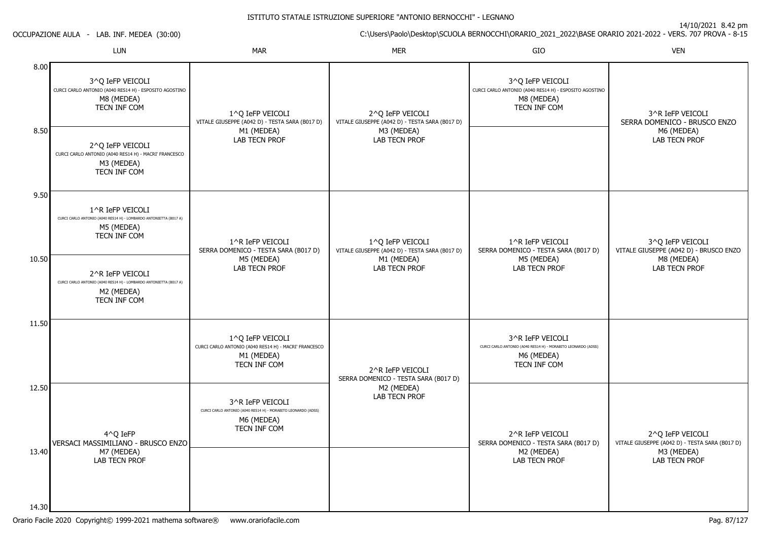ISTITUTO STATALE ISTRUZIONE SUPERIORE "ANTONIO BERNOCCHI" - LEGNANO

14/10/2021 8.42 pm

OCCUPAZIONE AULA - LAB. INF. MEDEA (30:00)

C:\Users\Paolo\Desktop\SCUOLA BERNOCCHI\ORARIO_2021_2022\BASE ORARIO 2021-2022 - VERS. 707 PROVA - 8-15

| | LUN | MAR | MER | GIO | VEN |
|---|---|---|---|---|---|
| 8.00 | 3^Q IeFP VEICOLI<br>CURCI CARLO ANTONIO (A040 RES14 H) - ESPOSITO AGOSTINO<br>M8 (MEDEA)<br>TECN INF COM | 1^Q IeFP VEICOLI<br>VITALE GIUSEPPE (A042 D) - TESTA SARA (B017 D)<br>M1 (MEDEA)<br>LAB TECN PROF | 2^Q IeFP VEICOLI<br>VITALE GIUSEPPE (A042 D) - TESTA SARA (B017 D)<br>M3 (MEDEA)<br>LAB TECN PROF | 3^Q IeFP VEICOLI<br>CURCI CARLO ANTONIO (A040 RES14 H) - ESPOSITO AGOSTINO<br>M8 (MEDEA)<br>TECN INF COM | 3^R IeFP VEICOLI<br>SERRA DOMENICO - BRUSCO ENZO<br>M6 (MEDEA)<br>LAB TECN PROF |
| 8.50 | 2^Q IeFP VEICOLI<br>CURCI CARLO ANTONIO (A040 RES14 H) - MACRI' FRANCESCO<br>M3 (MEDEA)<br>TECN INF COM | | | | |
| 9.50 | 1^R IeFP VEICOLI<br>CURCI CARLO ANTONIO (A040 RES14 H) - LOMBARDO ANTONIETTA (B017 A)<br>M5 (MEDEA)<br>TECN INF COM | 1^R IeFP VEICOLI<br>SERRA DOMENICO - TESTA SARA (B017 D)<br>M5 (MEDEA)<br>LAB TECN PROF | 1^Q IeFP VEICOLI<br>VITALE GIUSEPPE (A042 D) - TESTA SARA (B017 D)<br>M1 (MEDEA)<br>LAB TECN PROF | 1^R IeFP VEICOLI<br>SERRA DOMENICO - TESTA SARA (B017 D)<br>M5 (MEDEA)<br>LAB TECN PROF | 3^Q IeFP VEICOLI<br>VITALE GIUSEPPE (A042 D) - BRUSCO ENZO<br>M8 (MEDEA)<br>LAB TECN PROF |
| 10.50 | 2^R IeFP VEICOLI<br>CURCI CARLO ANTONIO (A040 RES14 H) - LOMBARDO ANTONIETTA (B017 A)<br>M2 (MEDEA)<br>TECN INF COM | | | | |
| 11.50 | | 1^Q IeFP VEICOLI<br>CURCI CARLO ANTONIO (A040 RES14 H) - MACRI' FRANCESCO<br>M1 (MEDEA)<br>TECN INF COM | 2^R IeFP VEICOLI<br>SERRA DOMENICO - TESTA SARA (B017 D)<br>M2 (MEDEA)<br>LAB TECN PROF | 3^R IeFP VEICOLI<br>CURCI CARLO ANTONIO (A040 RES14 H) - MORABITO LEONARDO (ADSS)<br>M6 (MEDEA)<br>TECN INF COM | |
| 12.50 | 4^Q IeFP<br>VERSACI MASSIMILIANO - BRUSCO ENZO<br>M7 (MEDEA)<br>LAB TECN PROF | 3^R IeFP VEICOLI<br>CURCI CARLO ANTONIO (A040 RES14 H) - MORABITO LEONARDO (ADSS)<br>M6 (MEDEA)<br>TECN INF COM | | 2^R IeFP VEICOLI<br>SERRA DOMENICO - TESTA SARA (B017 D)<br>M2 (MEDEA)<br>LAB TECN PROF | 2^Q IeFP VEICOLI<br>VITALE GIUSEPPE (A042 D) - TESTA SARA (B017 D)<br>M3 (MEDEA)<br>LAB TECN PROF |
| 13.40 | | | | | |
| 14.30 | | | | | |

Orario Facile 2020 Copyright© 1999-2021 mathema software® www.orariofacile.com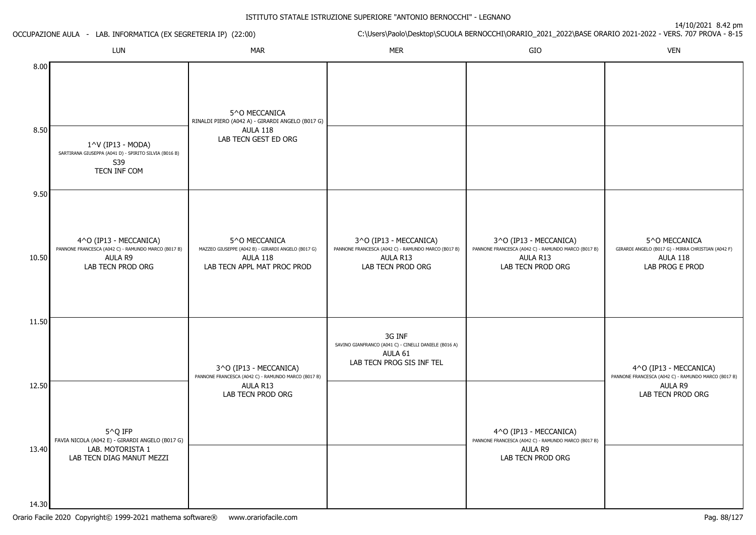ISTITUTO STATALE ISTRUZIONE SUPERIORE "ANTONIO BERNOCCHI" - LEGNANO

OCCUPAZIONE AULA - LAB. INFORMATICA (EX SEGRETERIA IP) (22:00)

C:\Users\Paolo\Desktop\SCUOLA BERNOCCHI\ORARIO_2021_2022\BASE ORARIO 2021-2022 - VERS. 707 PROVA - 8-15

14/10/2021 8.42 pm

| | LUN | MAR | MER | GIO | VEN |
|---|---|---|---|---|---|
| 8.00 | | 5^O MECCANICA<br>RINALDI PIERO (A042 A) - GIRARDI ANGELO (B017 G)<br>AULA 118<br>LAB TECN GEST ED ORG | | | |
| 8.50 | 1^V (IP13 - MODA)<br>SARTIRANA GIUSEPPA (A041 D) - SPIRITO SILVIA (B016 B)<br>S39<br>TECN INF COM | | | | |
| 9.50 | 4^O (IP13 - MECCANICA)<br>PANNONE FRANCESCA (A042 C) - RAMUNDO MARCO (B017 B)<br>AULA R9<br>LAB TECN PROD ORG | 5^O MECCANICA<br>MAZZEO GIUSEPPE (A042 B) - GIRARDI ANGELO (B017 G)<br>AULA 118<br>LAB TECN APPL MAT PROC PROD | 3^O (IP13 - MECCANICA)<br>PANNONE FRANCESCA (A042 C) - RAMUNDO MARCO (B017 B)<br>AULA R13<br>LAB TECN PROD ORG | 3^O (IP13 - MECCANICA)<br>PANNONE FRANCESCA (A042 C) - RAMUNDO MARCO (B017 B)<br>AULA R13<br>LAB TECN PROD ORG | 5^O MECCANICA<br>GIRARDI ANGELO (B017 G) - MIRRA CHRISTIAN (A042 F)<br>AULA 118<br>LAB PROG E PROD |
| 10.50 | | | | | |
| 11.50 | | 3^O (IP13 - MECCANICA)<br>PANNONE FRANCESCA (A042 C) - RAMUNDO MARCO (B017 B)<br>AULA R13<br>LAB TECN PROD ORG | 3G INF<br>SAVINO GIANFRANCO (A041 C) - CINELLI DANIELE (B016 A)<br>AULA 61<br>LAB TECN PROG SIS INF TEL | | 4^O (IP13 - MECCANICA)<br>PANNONE FRANCESCA (A042 C) - RAMUNDO MARCO (B017 B)<br>AULA R9<br>LAB TECN PROD ORG |
| 12.50 | 5^Q IFP<br>FAVIA NICOLA (A042 E) - GIRARDI ANGELO (B017 G)<br>LAB. MOTORISTA 1<br>LAB TECN DIAG MANUT MEZZI | | | 4^O (IP13 - MECCANICA)<br>PANNONE FRANCESCA (A042 C) - RAMUNDO MARCO (B017 B)<br>AULA R9<br>LAB TECN PROD ORG | |
| 13.40 | | | | | |
| 14.30 | | | | | |

Orario Facile 2020 Copyright© 1999-2021 mathema software® www.orariofacile.com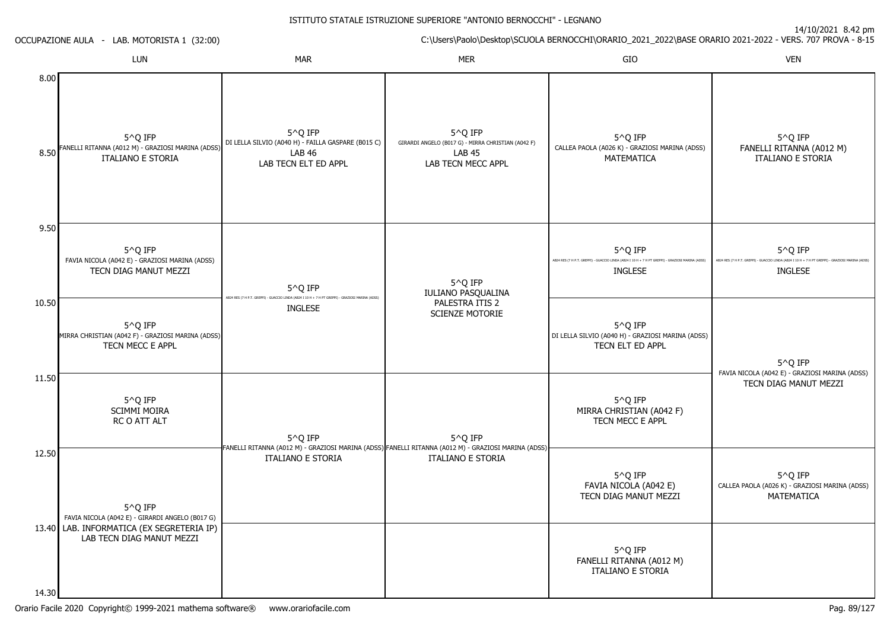ISTITUTO STATALE ISTRUZIONE SUPERIORE "ANTONIO BERNOCCHI" - LEGNANO

14/10/2021 8.42 pm

OCCUPAZIONE AULA - LAB. MOTORISTA 1 (32:00)

C:\Users\Paolo\Desktop\SCUOLA BERNOCCHI\ORARIO_2021_2022\BASE ORARIO 2021-2022 - VERS. 707 PROVA - 8-15

| Ora | LUN | MAR | MER | GIO | VEN |
|---|---|---|---|---|---|
| 8.00 – 9.50 | 5^Q IFP<br>FANELLI RITANNA (A012 M) - GRAZIOSI MARINA (ADSS)<br>ITALIANO E STORIA | 5^Q IFP<br>DI LELLA SILVIO (A040 H) - FAILLA GASPARE (B015 C)<br>LAB 46<br>LAB TECN ELT ED APPL | 5^Q IFP<br>GIRARDI ANGELO (B017 G) - MIRRA CHRISTIAN (A042 F)<br>LAB 45<br>LAB TECN MECC APPL | 5^Q IFP<br>CALLEA PAOLA (A026 K) - GRAZIOSI MARINA (ADSS)<br>MATEMATICA | 5^Q IFP<br>FANELLI RITANNA (A012 M)<br>ITALIANO E STORIA |
| 9.50 – 10.50 | 5^Q IFP<br>FAVIA NICOLA (A042 E) - GRAZIOSI MARINA (ADSS)<br>TECN DIAG MANUT MEZZI | 5^Q IFP<br>A024 RES (7 H P.T. GREPPI) - GUACCIO LINDA (A024 I 10 H + 7 H PT GREPPI) - GRAZIOSI MARINA (ADSS)<br>INGLESE | 5^Q IFP<br>IULIANO PASQUALINA<br>PALESTRA ITIS 2<br>SCIENZE MOTORIE | 5^Q IFP<br>A024 RES (7 H P.T. GREPPI) - GUACCIO LINDA (A024 I 10 H + 7 H PT GREPPI) - GRAZIOSI MARINA (ADSS)<br>INGLESE | 5^Q IFP<br>A024 RES (7 H P.T. GREPPI) - GUACCIO LINDA (A024 I 10 H + 7 H PT GREPPI) - GRAZIOSI MARINA (ADSS)<br>INGLESE |
| 10.50 – 11.50 | 5^Q IFP<br>MIRRA CHRISTIAN (A042 F) - GRAZIOSI MARINA (ADSS)<br>TECN MECC E APPL | (segue INGLESE) | (segue SCIENZE MOTORIE) | 5^Q IFP<br>DI LELLA SILVIO (A040 H) - GRAZIOSI MARINA (ADSS)<br>TECN ELT ED APPL | 5^Q IFP<br>FAVIA NICOLA (A042 E) - GRAZIOSI MARINA (ADSS)<br>TECN DIAG MANUT MEZZI |
| 11.50 – 12.50 | 5^Q IFP<br>SCIMMI MOIRA<br>RC O ATT ALT | 5^Q IFP<br>FANELLI RITANNA (A012 M) - GRAZIOSI MARINA (ADSS)<br>ITALIANO E STORIA | 5^Q IFP<br>FANELLI RITANNA (A012 M) - GRAZIOSI MARINA (ADSS)<br>ITALIANO E STORIA | 5^Q IFP<br>MIRRA CHRISTIAN (A042 F)<br>TECN MECC E APPL | (segue TECN DIAG MANUT MEZZI) |
| 12.50 – 13.40 | 5^Q IFP<br>FAVIA NICOLA (A042 E) - GIRARDI ANGELO (B017 G)<br>LAB. INFORMATICA (EX SEGRETERIA IP)<br>LAB TECN DIAG MANUT MEZZI | (segue ITALIANO E STORIA) | (segue ITALIANO E STORIA) | 5^Q IFP<br>FAVIA NICOLA (A042 E)<br>TECN DIAG MANUT MEZZI | 5^Q IFP<br>CALLEA PAOLA (A026 K) - GRAZIOSI MARINA (ADSS)<br>MATEMATICA |
| 13.40 – 14.30 | (segue LAB TECN DIAG MANUT MEZZI) | | | 5^Q IFP<br>FANELLI RITANNA (A012 M)<br>ITALIANO E STORIA | |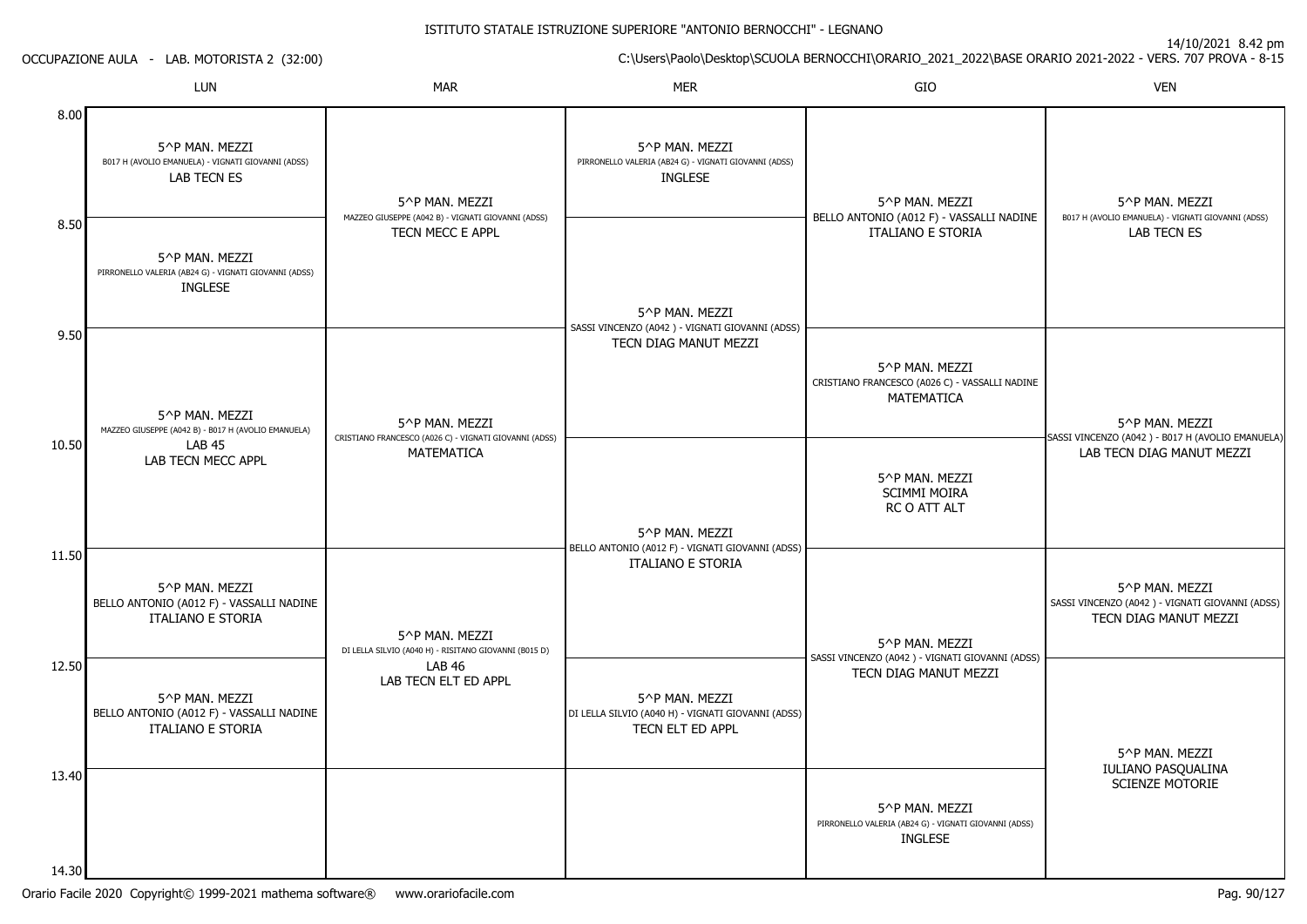ISTITUTO STATALE ISTRUZIONE SUPERIORE "ANTONIO BERNOCCHI" - LEGNANO

14/10/2021 8.42 pm

OCCUPAZIONE AULA - LAB. MOTORISTA 2 (32:00)

C:\Users\Paolo\Desktop\SCUOLA BERNOCCHI\ORARIO_2021_2022\BASE ORARIO 2021-2022 - VERS. 707 PROVA - 8-15

| | LUN | MAR | MER | GIO | VEN |
|---|---|---|---|---|---|
| 8.00 | 5^P MAN. MEZZI<br>B017 H (AVOLIO EMANUELA) - VIGNATI GIOVANNI (ADSS)<br>LAB TECN ES | 5^P MAN. MEZZI<br>MAZZEO GIUSEPPE (A042 B) - VIGNATI GIOVANNI (ADSS)<br>TECN MECC E APPL | 5^P MAN. MEZZI<br>PIRRONELLO VALERIA (AB24 G) - VIGNATI GIOVANNI (ADSS)<br>INGLESE | 5^P MAN. MEZZI<br>BELLO ANTONIO (A012 F) - VASSALLI NADINE<br>ITALIANO E STORIA | 5^P MAN. MEZZI<br>B017 H (AVOLIO EMANUELA) - VIGNATI GIOVANNI (ADSS)<br>LAB TECN ES |
| 8.50 | 5^P MAN. MEZZI<br>PIRRONELLO VALERIA (AB24 G) - VIGNATI GIOVANNI (ADSS)<br>INGLESE | | 5^P MAN. MEZZI<br>SASSI VINCENZO (A042 ) - VIGNATI GIOVANNI (ADSS)<br>TECN DIAG MANUT MEZZI | | |
| 9.50 | 5^P MAN. MEZZI<br>MAZZEO GIUSEPPE (A042 B) - B017 H (AVOLIO EMANUELA)<br>LAB 45<br>LAB TECN MECC APPL | 5^P MAN. MEZZI<br>CRISTIANO FRANCESCO (A026 C) - VIGNATI GIOVANNI (ADSS)<br>MATEMATICA | | 5^P MAN. MEZZI<br>CRISTIANO FRANCESCO (A026 C) - VASSALLI NADINE<br>MATEMATICA | 5^P MAN. MEZZI<br>SASSI VINCENZO (A042 ) - B017 H (AVOLIO EMANUELA)<br>LAB TECN DIAG MANUT MEZZI |
| 10.50 | | | 5^P MAN. MEZZI<br>BELLO ANTONIO (A012 F) - VIGNATI GIOVANNI (ADSS)<br>ITALIANO E STORIA | 5^P MAN. MEZZI<br>SCIMMI MOIRA<br>RC O ATT ALT | |
| 11.50 | 5^P MAN. MEZZI<br>BELLO ANTONIO (A012 F) - VASSALLI NADINE<br>ITALIANO E STORIA | 5^P MAN. MEZZI<br>DI LELLA SILVIO (A040 H) - RISITANO GIOVANNI (B015 D)<br>LAB 46<br>LAB TECN ELT ED APPL | | 5^P MAN. MEZZI<br>SASSI VINCENZO (A042 ) - VIGNATI GIOVANNI (ADSS)<br>TECN DIAG MANUT MEZZI | 5^P MAN. MEZZI<br>SASSI VINCENZO (A042 ) - VIGNATI GIOVANNI (ADSS)<br>TECN DIAG MANUT MEZZI |
| 12.50 | 5^P MAN. MEZZI<br>BELLO ANTONIO (A012 F) - VASSALLI NADINE<br>ITALIANO E STORIA | | 5^P MAN. MEZZI<br>DI LELLA SILVIO (A040 H) - VIGNATI GIOVANNI (ADSS)<br>TECN ELT ED APPL | | 5^P MAN. MEZZI<br>IULIANO PASQUALINA<br>SCIENZE MOTORIE |
| 13.40 | | | | 5^P MAN. MEZZI<br>PIRRONELLO VALERIA (AB24 G) - VIGNATI GIOVANNI (ADSS)<br>INGLESE | |
| 14.30 | | | | | |

Orario Facile 2020 Copyright© 1999-2021 mathema software® www.orariofacile.com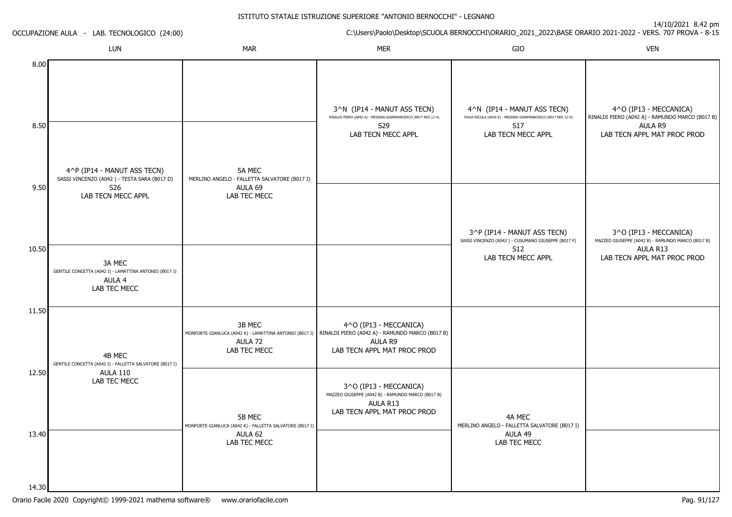ISTITUTO STATALE ISTRUZIONE SUPERIORE "ANTONIO BERNOCCHI" - LEGNANO

14/10/2021 8.42 pm

OCCUPAZIONE AULA - LAB. TECNOLOGICO (24:00)

C:\Users\Paolo\Desktop\SCUOLA BERNOCCHI\ORARIO_2021_2022\BASE ORARIO 2021-2022 - VERS. 707 PROVA - 8-15

| | LUN | MAR | MER | GIO | VEN |
|---|---|---|---|---|---|
| 8.00 | | | 3^N (IP14 - MANUT ASS TECN)<br>RINALDI PIERO (A042 A) - MESSINA GIANFRANCESCO (B017 RES 12 H)<br>S29<br>LAB TECN MECC APPL | 4^N (IP14 - MANUT ASS TECN)<br>FAVIA NICOLA (A042 E) - MESSINA GIANFRANCESCO (B017 RES 12 H)<br>S17<br>LAB TECN MECC APPL | 4^O (IP13 - MECCANICA)<br>RINALDI PIERO (A042 A) - RAMUNDO MARCO (B017 B)<br>AULA R9<br>LAB TECN APPL MAT PROC PROD |
| 8.50 | 4^P (IP14 - MANUT ASS TECN)<br>SASSI VINCENZO (A042 ) - TESTA SARA (B017 D)<br>S26<br>LAB TECN MECC APPL | 5A MEC<br>MERLINO ANGELO - FALLETTA SALVATORE (B017 I)<br>AULA 69<br>LAB TEC MECC | | | |
| 9.50 | | | | 3^P (IP14 - MANUT ASS TECN)<br>SASSI VINCENZO (A042 ) - CUSUMANO GIUSEPPE (B017 F)<br>S12<br>LAB TECN MECC APPL | 3^O (IP13 - MECCANICA)<br>MAZZEO GIUSEPPE (A042 B) - RAMUNDO MARCO (B017 B)<br>AULA R13<br>LAB TECN APPL MAT PROC PROD |
| 10.50 | 3A MEC<br>GENTILE CONCETTA (A042 I) - LAMATTINA ANTONIO (B017 J)<br>AULA 4<br>LAB TEC MECC | | | | |
| 11.50 | 4B MEC<br>GENTILE CONCETTA (A042 I) - FALLETTA SALVATORE (B017 I)<br>AULA 110<br>LAB TEC MECC | 3B MEC<br>MONFORTE GIANLUCA (A042 K) - LAMATTINA ANTONIO (B017 J)<br>AULA 72<br>LAB TEC MECC | 4^O (IP13 - MECCANICA)<br>RINALDI PIERO (A042 A) - RAMUNDO MARCO (B017 B)<br>AULA R9<br>LAB TECN APPL MAT PROC PROD | | |
| 12.50 | | 5B MEC<br>MONFORTE GIANLUCA (A042 K) - FALLETTA SALVATORE (B017 I)<br>AULA 62<br>LAB TEC MECC | 3^O (IP13 - MECCANICA)<br>MAZZEO GIUSEPPE (A042 B) - RAMUNDO MARCO (B017 B)<br>AULA R13<br>LAB TECN APPL MAT PROC PROD | 4A MEC<br>MERLINO ANGELO - FALLETTA SALVATORE (B017 I)<br>AULA 49<br>LAB TEC MECC | |
| 13.40 | | | | | |
| 14.30 | | | | | |

Orario Facile 2020 Copyright© 1999-2021 mathema software® www.orariofacile.com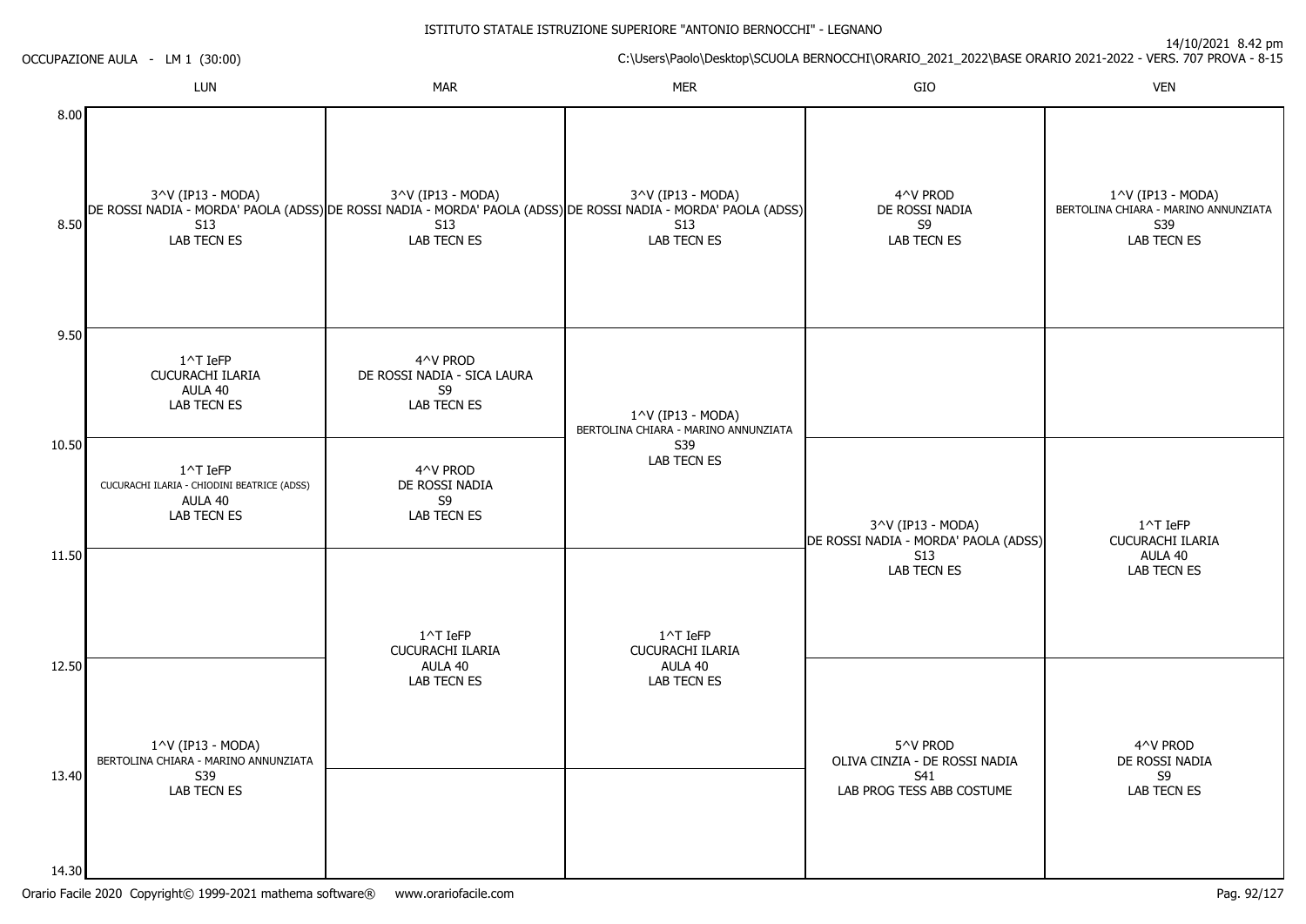ISTITUTO STATALE ISTRUZIONE SUPERIORE "ANTONIO BERNOCCHI" - LEGNANO

OCCUPAZIONE AULA - LM 1 (30:00)

14/10/2021 8.42 pm

C:\Users\Paolo\Desktop\SCUOLA BERNOCCHI\ORARIO_2021_2022\BASE ORARIO 2021-2022 - VERS. 707 PROVA - 8-15

| | LUN | MAR | MER | GIO | VEN |
|---|---|---|---|---|---|
| 8.00 - 8.50 / 8.50 - 9.50 | 3^V (IP13 - MODA) DE ROSSI NADIA - MORDA' PAOLA (ADSS) S13 LAB TECN ES | 3^V (IP13 - MODA) DE ROSSI NADIA - MORDA' PAOLA (ADSS) S13 LAB TECN ES | 3^V (IP13 - MODA) DE ROSSI NADIA - MORDA' PAOLA (ADSS) S13 LAB TECN ES | 4^V PROD DE ROSSI NADIA S9 LAB TECN ES | 1^V (IP13 - MODA) BERTOLINA CHIARA - MARINO ANNUNZIATA S39 LAB TECN ES |
| 9.50 - 10.50 | 1^T IeFP CUCURACHI ILARIA AULA 40 LAB TECN ES | 4^V PROD DE ROSSI NADIA - SICA LAURA S9 LAB TECN ES | 1^V (IP13 - MODA) BERTOLINA CHIARA - MARINO ANNUNZIATA S39 LAB TECN ES | | |
| 10.50 - 11.50 | 1^T IeFP CUCURACHI ILARIA - CHIODINI BEATRICE (ADSS) AULA 40 LAB TECN ES | 4^V PROD DE ROSSI NADIA S9 LAB TECN ES | | 3^V (IP13 - MODA) DE ROSSI NADIA - MORDA' PAOLA (ADSS) S13 LAB TECN ES | 1^T IeFP CUCURACHI ILARIA AULA 40 LAB TECN ES |
| 11.50 - 12.50 | | 1^T IeFP CUCURACHI ILARIA AULA 40 LAB TECN ES | 1^T IeFP CUCURACHI ILARIA AULA 40 LAB TECN ES | | |
| 12.50 - 13.40 | 1^V (IP13 - MODA) BERTOLINA CHIARA - MARINO ANNUNZIATA S39 LAB TECN ES | | | 5^V PROD OLIVA CINZIA - DE ROSSI NADIA S41 LAB PROG TESS ABB COSTUME | 4^V PROD DE ROSSI NADIA S9 LAB TECN ES |
| 13.40 - 14.30 | | | | | |

Orario Facile 2020 Copyright© 1999-2021 mathema software® www.orariofacile.com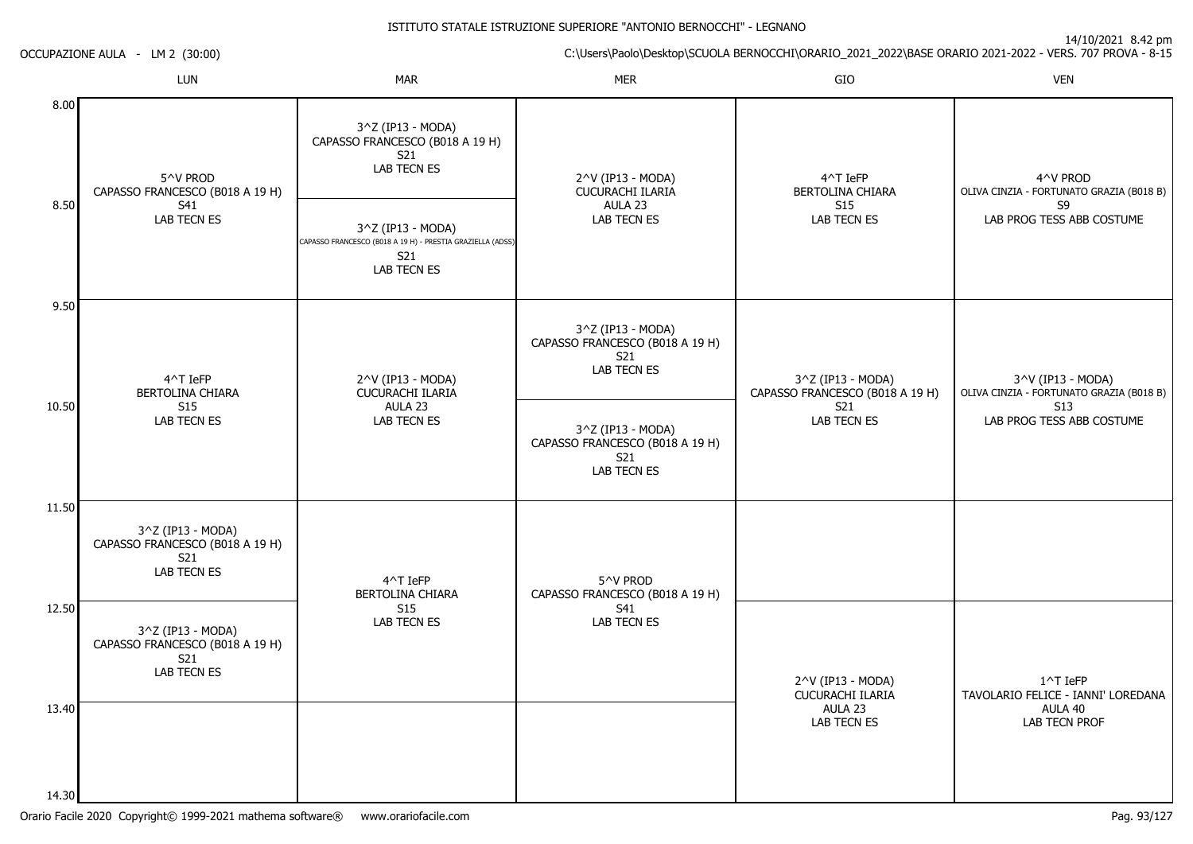ISTITUTO STATALE ISTRUZIONE SUPERIORE "ANTONIO BERNOCCHI" - LEGNANO

OCCUPAZIONE AULA - LM 2 (30:00)

14/10/2021 8.42 pm

C:\Users\Paolo\Desktop\SCUOLA BERNOCCHI\ORARIO_2021_2022\BASE ORARIO 2021-2022 - VERS. 707 PROVA - 8-15

| | LUN | MAR | MER | GIO | VEN |
|---|---|---|---|---|---|
| 8.00 | 5^V PROD<br>CAPASSO FRANCESCO (B018 A 19 H)<br>S41<br>LAB TECN ES | 3^Z (IP13 - MODA)<br>CAPASSO FRANCESCO (B018 A 19 H)<br>S21<br>LAB TECN ES | 2^V (IP13 - MODA)<br>CUCURACHI ILARIA<br>AULA 23<br>LAB TECN ES | 4^T IeFP<br>BERTOLINA CHIARA<br>S15<br>LAB TECN ES | 4^V PROD<br>OLIVA CINZIA - FORTUNATO GRAZIA (B018 B)<br>S9<br>LAB PROG TESS ABB COSTUME |
| 8.50 | | 3^Z (IP13 - MODA)<br>CAPASSO FRANCESCO (B018 A 19 H) - PRESTIA GRAZIELLA (ADSS)<br>S21<br>LAB TECN ES | | | |
| 9.50 | 4^T IeFP<br>BERTOLINA CHIARA<br>S15<br>LAB TECN ES | 2^V (IP13 - MODA)<br>CUCURACHI ILARIA<br>AULA 23<br>LAB TECN ES | 3^Z (IP13 - MODA)<br>CAPASSO FRANCESCO (B018 A 19 H)<br>S21<br>LAB TECN ES | 3^Z (IP13 - MODA)<br>CAPASSO FRANCESCO (B018 A 19 H)<br>S21<br>LAB TECN ES | 3^V (IP13 - MODA)<br>OLIVA CINZIA - FORTUNATO GRAZIA (B018 B)<br>S13<br>LAB PROG TESS ABB COSTUME |
| 10.50 | | | 3^Z (IP13 - MODA)<br>CAPASSO FRANCESCO (B018 A 19 H)<br>S21<br>LAB TECN ES | | |
| 11.50 | 3^Z (IP13 - MODA)<br>CAPASSO FRANCESCO (B018 A 19 H)<br>S21<br>LAB TECN ES | 4^T IeFP<br>BERTOLINA CHIARA<br>S15<br>LAB TECN ES | 5^V PROD<br>CAPASSO FRANCESCO (B018 A 19 H)<br>S41<br>LAB TECN ES | | |
| 12.50 | 3^Z (IP13 - MODA)<br>CAPASSO FRANCESCO (B018 A 19 H)<br>S21<br>LAB TECN ES | | | 2^V (IP13 - MODA)<br>CUCURACHI ILARIA<br>AULA 23<br>LAB TECN ES | 1^T IeFP<br>TAVOLARIO FELICE - IANNI' LOREDANA<br>AULA 40<br>LAB TECN PROF |
| 13.40 | | | | | |
| 14.30 | | | | | |

Orario Facile 2020 Copyright© 1999-2021 mathema software® www.orariofacile.com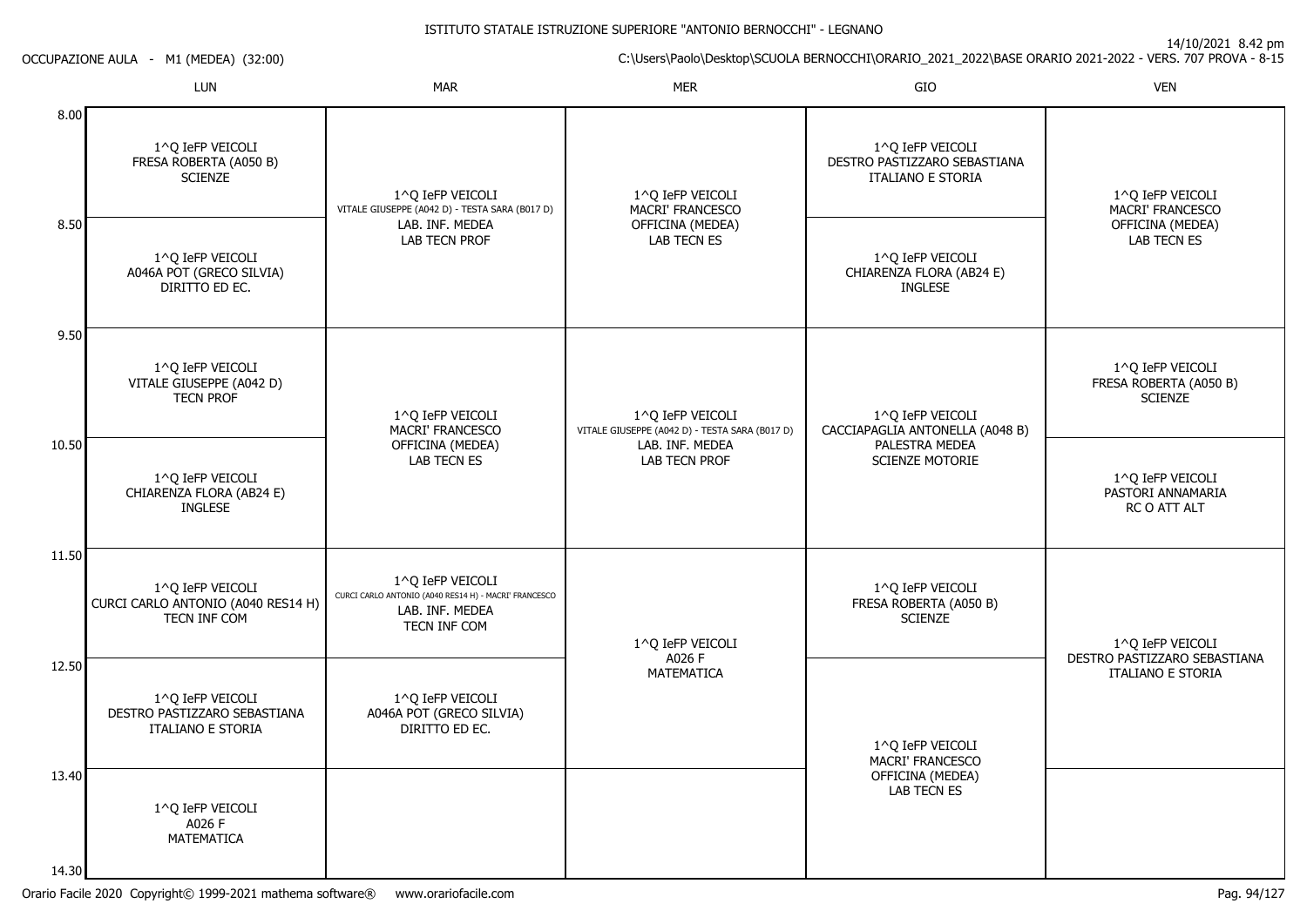ISTITUTO STATALE ISTRUZIONE SUPERIORE "ANTONIO BERNOCCHI" - LEGNANO

OCCUPAZIONE AULA - M1 (MEDEA) (32:00)

14/10/2021 8.42 pm

C:\Users\Paolo\Desktop\SCUOLA BERNOCCHI\ORARIO_2021_2022\BASE ORARIO 2021-2022 - VERS. 707 PROVA - 8-15

| | LUN | MAR | MER | GIO | VEN |
|---|---|---|---|---|---|
| 8.00 | 1^Q IeFP VEICOLI FRESA ROBERTA (A050 B) SCIENZE | 1^Q IeFP VEICOLI VITALE GIUSEPPE (A042 D) - TESTA SARA (B017 D) LAB. INF. MEDEA LAB TECN PROF | 1^Q IeFP VEICOLI MACRI' FRANCESCO OFFICINA (MEDEA) LAB TECN ES | 1^Q IeFP VEICOLI DESTRO PASTIZZARO SEBASTIANA ITALIANO E STORIA | 1^Q IeFP VEICOLI MACRI' FRANCESCO OFFICINA (MEDEA) LAB TECN ES |
| 8.50 | 1^Q IeFP VEICOLI A046A POT (GRECO SILVIA) DIRITTO ED EC. | | | 1^Q IeFP VEICOLI CHIARENZA FLORA (AB24 E) INGLESE | |
| 9.50 | 1^Q IeFP VEICOLI VITALE GIUSEPPE (A042 D) TECN PROF | 1^Q IeFP VEICOLI MACRI' FRANCESCO OFFICINA (MEDEA) LAB TECN ES | 1^Q IeFP VEICOLI VITALE GIUSEPPE (A042 D) - TESTA SARA (B017 D) LAB. INF. MEDEA LAB TECN PROF | 1^Q IeFP VEICOLI CACCIAPAGLIA ANTONELLA (A048 B) PALESTRA MEDEA SCIENZE MOTORIE | 1^Q IeFP VEICOLI FRESA ROBERTA (A050 B) SCIENZE |
| 10.50 | 1^Q IeFP VEICOLI CHIARENZA FLORA (AB24 E) INGLESE | | | | 1^Q IeFP VEICOLI PASTORI ANNAMARIA RC O ATT ALT |
| 11.50 | 1^Q IeFP VEICOLI CURCI CARLO ANTONIO (A040 RES14 H) TECN INF COM | 1^Q IeFP VEICOLI CURCI CARLO ANTONIO (A040 RES14 H) - MACRI' FRANCESCO LAB. INF. MEDEA TECN INF COM | 1^Q IeFP VEICOLI A026 F MATEMATICA | 1^Q IeFP VEICOLI FRESA ROBERTA (A050 B) SCIENZE | 1^Q IeFP VEICOLI DESTRO PASTIZZARO SEBASTIANA ITALIANO E STORIA |
| 12.50 | 1^Q IeFP VEICOLI DESTRO PASTIZZARO SEBASTIANA ITALIANO E STORIA | 1^Q IeFP VEICOLI A046A POT (GRECO SILVIA) DIRITTO ED EC. | | 1^Q IeFP VEICOLI MACRI' FRANCESCO OFFICINA (MEDEA) LAB TECN ES | |
| 13.40 | 1^Q IeFP VEICOLI A026 F MATEMATICA | | | | |
| 14.30 | | | | | |

Orario Facile 2020 Copyright© 1999-2021 mathema software® www.orariofacile.com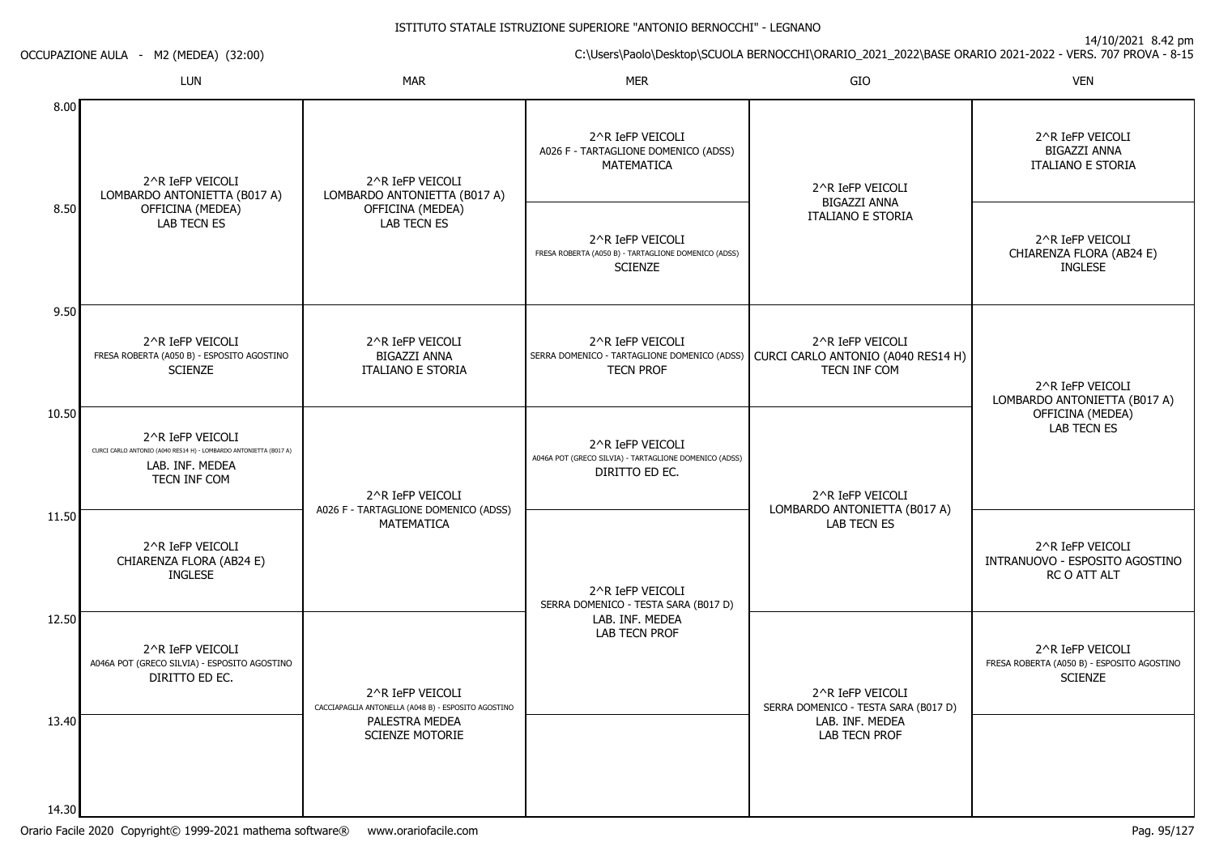ISTITUTO STATALE ISTRUZIONE SUPERIORE "ANTONIO BERNOCCHI" - LEGNANO

14/10/2021 8.42 pm

OCCUPAZIONE AULA - M2 (MEDEA) (32:00)

C:\Users\Paolo\Desktop\SCUOLA BERNOCCHI\ORARIO_2021_2022\BASE ORARIO 2021-2022 - VERS. 707 PROVA - 8-15

| | LUN | MAR | MER | GIO | VEN |
|---|---|---|---|---|---|
| 8.00 | 2^R IeFP VEICOLI<br>LOMBARDO ANTONIETTA (B017 A)<br>OFFICINA (MEDEA)<br>LAB TECN ES | 2^R IeFP VEICOLI<br>LOMBARDO ANTONIETTA (B017 A)<br>OFFICINA (MEDEA)<br>LAB TECN ES | 2^R IeFP VEICOLI<br>A026 F - TARTAGLIONE DOMENICO (ADSS)<br>MATEMATICA | 2^R IeFP VEICOLI<br>BIGAZZI ANNA<br>ITALIANO E STORIA | 2^R IeFP VEICOLI<br>BIGAZZI ANNA<br>ITALIANO E STORIA |
| 8.50 | | | 2^R IeFP VEICOLI<br>FRESA ROBERTA (A050 B) - TARTAGLIONE DOMENICO (ADSS)<br>SCIENZE | | 2^R IeFP VEICOLI<br>CHIARENZA FLORA (AB24 E)<br>INGLESE |
| 9.50 | 2^R IeFP VEICOLI<br>FRESA ROBERTA (A050 B) - ESPOSITO AGOSTINO<br>SCIENZE | 2^R IeFP VEICOLI<br>BIGAZZI ANNA<br>ITALIANO E STORIA | 2^R IeFP VEICOLI<br>SERRA DOMENICO - TARTAGLIONE DOMENICO (ADSS)<br>TECN PROF | 2^R IeFP VEICOLI<br>CURCI CARLO ANTONIO (A040 RES14 H)<br>TECN INF COM | 2^R IeFP VEICOLI<br>LOMBARDO ANTONIETTA (B017 A)<br>OFFICINA (MEDEA)<br>LAB TECN ES |
| 10.50 | 2^R IeFP VEICOLI<br>CURCI CARLO ANTONIO (A040 RES14 H) - LOMBARDO ANTONIETTA (B017 A)<br>LAB. INF. MEDEA<br>TECN INF COM | 2^R IeFP VEICOLI<br>A026 F - TARTAGLIONE DOMENICO (ADSS)<br>MATEMATICA | 2^R IeFP VEICOLI<br>A046A POT (GRECO SILVIA) - TARTAGLIONE DOMENICO (ADSS)<br>DIRITTO ED EC. | 2^R IeFP VEICOLI<br>LOMBARDO ANTONIETTA (B017 A)<br>LAB TECN ES | |
| 11.50 | 2^R IeFP VEICOLI<br>CHIARENZA FLORA (AB24 E)<br>INGLESE | | 2^R IeFP VEICOLI<br>SERRA DOMENICO - TESTA SARA (B017 D)<br>LAB. INF. MEDEA<br>LAB TECN PROF | | 2^R IeFP VEICOLI<br>INTRANUOVO - ESPOSITO AGOSTINO<br>RC O ATT ALT |
| 12.50 | 2^R IeFP VEICOLI<br>A046A POT (GRECO SILVIA) - ESPOSITO AGOSTINO<br>DIRITTO ED EC. | 2^R IeFP VEICOLI<br>CACCIAPAGLIA ANTONELLA (A048 B) - ESPOSITO AGOSTINO<br>PALESTRA MEDEA<br>SCIENZE MOTORIE | | 2^R IeFP VEICOLI<br>SERRA DOMENICO - TESTA SARA (B017 D)<br>LAB. INF. MEDEA<br>LAB TECN PROF | 2^R IeFP VEICOLI<br>FRESA ROBERTA (A050 B) - ESPOSITO AGOSTINO<br>SCIENZE |
| 13.40 | | | | | |
| 14.30 | | | | | |

Orario Facile 2020 Copyright© 1999-2021 mathema software® www.orariofacile.com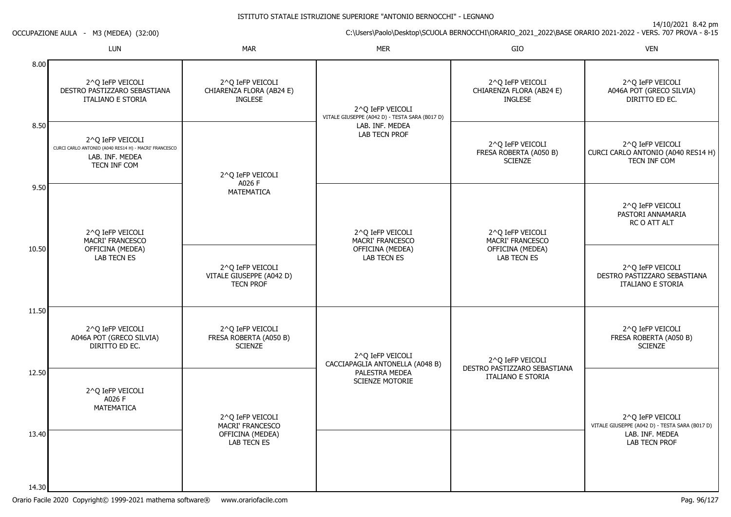ISTITUTO STATALE ISTRUZIONE SUPERIORE "ANTONIO BERNOCCHI" - LEGNANO

14/10/2021 8.42 pm

OCCUPAZIONE AULA - M3 (MEDEA) (32:00)

C:\Users\Paolo\Desktop\SCUOLA BERNOCCHI\ORARIO_2021_2022\BASE ORARIO 2021-2022 - VERS. 707 PROVA - 8-15

| | LUN | MAR | MER | GIO | VEN |
|---|---|---|---|---|---|
| 8.00 | 2^Q IeFP VEICOLI DESTRO PASTIZZARO SEBASTIANA ITALIANO E STORIA | 2^Q IeFP VEICOLI CHIARENZA FLORA (AB24 E) INGLESE | 2^Q IeFP VEICOLI VITALE GIUSEPPE (A042 D) - TESTA SARA (B017 D) LAB. INF. MEDEA LAB TECN PROF | 2^Q IeFP VEICOLI CHIARENZA FLORA (AB24 E) INGLESE | 2^Q IeFP VEICOLI A046A POT (GRECO SILVIA) DIRITTO ED EC. |
| 8.50 | 2^Q IeFP VEICOLI CURCI CARLO ANTONIO (A040 RES14 H) - MACRI' FRANCESCO LAB. INF. MEDEA TECN INF COM | 2^Q IeFP VEICOLI A026 F MATEMATICA | | 2^Q IeFP VEICOLI FRESA ROBERTA (A050 B) SCIENZE | 2^Q IeFP VEICOLI CURCI CARLO ANTONIO (A040 RES14 H) TECN INF COM |
| 9.50 | 2^Q IeFP VEICOLI MACRI' FRANCESCO OFFICINA (MEDEA) LAB TECN ES | | 2^Q IeFP VEICOLI MACRI' FRANCESCO OFFICINA (MEDEA) LAB TECN ES | 2^Q IeFP VEICOLI MACRI' FRANCESCO OFFICINA (MEDEA) LAB TECN ES | 2^Q IeFP VEICOLI PASTORI ANNAMARIA RC O ATT ALT |
| 10.50 | | 2^Q IeFP VEICOLI VITALE GIUSEPPE (A042 D) TECN PROF | | | 2^Q IeFP VEICOLI DESTRO PASTIZZARO SEBASTIANA ITALIANO E STORIA |
| 11.50 | 2^Q IeFP VEICOLI A046A POT (GRECO SILVIA) DIRITTO ED EC. | 2^Q IeFP VEICOLI FRESA ROBERTA (A050 B) SCIENZE | 2^Q IeFP VEICOLI CACCIAPAGLIA ANTONELLA (A048 B) PALESTRA MEDEA SCIENZE MOTORIE | 2^Q IeFP VEICOLI DESTRO PASTIZZARO SEBASTIANA ITALIANO E STORIA | 2^Q IeFP VEICOLI FRESA ROBERTA (A050 B) SCIENZE |
| 12.50 | 2^Q IeFP VEICOLI A026 F MATEMATICA | 2^Q IeFP VEICOLI MACRI' FRANCESCO OFFICINA (MEDEA) LAB TECN ES | | | 2^Q IeFP VEICOLI VITALE GIUSEPPE (A042 D) - TESTA SARA (B017 D) LAB. INF. MEDEA LAB TECN PROF |
| 13.40 | | | | | |
| 14.30 | | | | | |

Orario Facile 2020 Copyright© 1999-2021 mathema software® www.orariofacile.com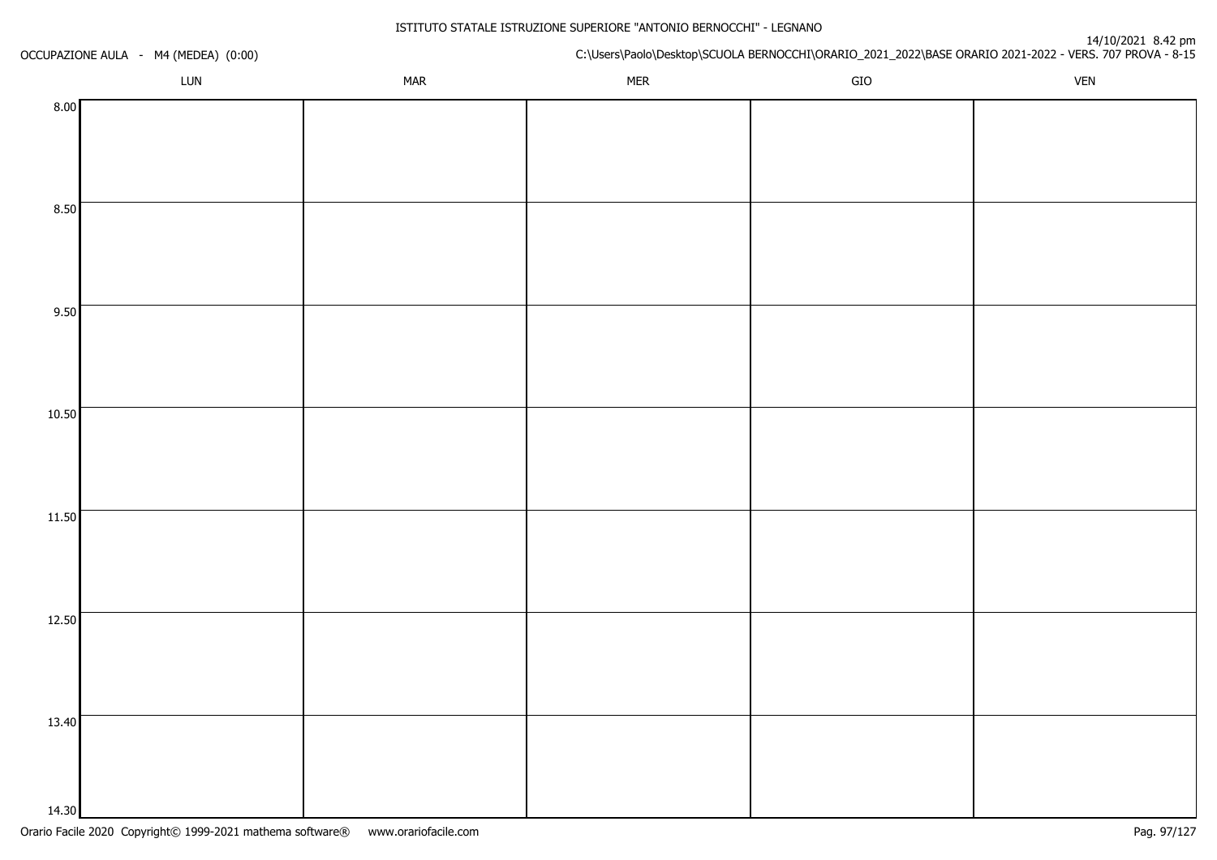ISTITUTO STATALE ISTRUZIONE SUPERIORE "ANTONIO BERNOCCHI" - LEGNANO

OCCUPAZIONE AULA - M4 (MEDEA) (0:00)

14/10/2021 8.42 pm

C:\Users\Paolo\Desktop\SCUOLA BERNOCCHI\ORARIO_2021_2022\BASE ORARIO 2021-2022 - VERS. 707 PROVA - 8-15

| | LUN | MAR | MER | GIO | VEN |
|---|---|---|---|---|---|
| 8.00 | | | | | |
| 8.50 | | | | | |
| 9.50 | | | | | |
| 10.50 | | | | | |
| 11.50 | | | | | |
| 12.50 | | | | | |
| 13.40 | | | | | |
| 14.30 | | | | | |

Orario Facile 2020 Copyright© 1999-2021 mathema software® www.orariofacile.com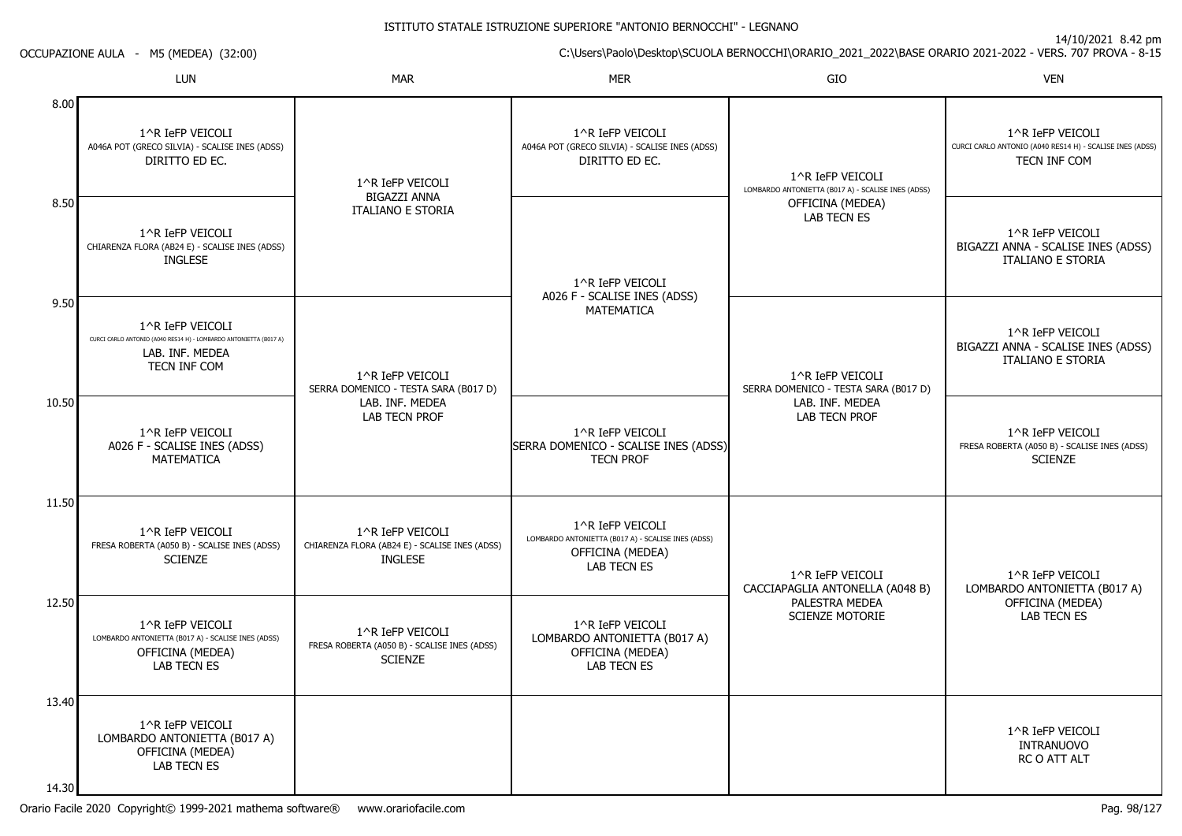ISTITUTO STATALE ISTRUZIONE SUPERIORE "ANTONIO BERNOCCHI" - LEGNANO

OCCUPAZIONE AULA - M5 (MEDEA) (32:00)

14/10/2021 8.42 pm

C:\Users\Paolo\Desktop\SCUOLA BERNOCCHI\ORARIO_2021_2022\BASE ORARIO 2021-2022 - VERS. 707 PROVA - 8-15

| | LUN | MAR | MER | GIO | VEN |
|---|---|---|---|---|---|
| 8.00 | 1^R IeFP VEICOLI<br>A046A POT (GRECO SILVIA) - SCALISE INES (ADSS)<br>DIRITTO ED EC. | 1^R IeFP VEICOLI<br>BIGAZZI ANNA<br>ITALIANO E STORIA | 1^R IeFP VEICOLI<br>A046A POT (GRECO SILVIA) - SCALISE INES (ADSS)<br>DIRITTO ED EC. | 1^R IeFP VEICOLI<br>LOMBARDO ANTONIETTA (B017 A) - SCALISE INES (ADSS)<br>OFFICINA (MEDEA)<br>LAB TECN ES | 1^R IeFP VEICOLI<br>CURCI CARLO ANTONIO (A040 RES14 H) - SCALISE INES (ADSS)<br>TECN INF COM |
| 8.50 | 1^R IeFP VEICOLI<br>CHIARENZA FLORA (AB24 E) - SCALISE INES (ADSS)<br>INGLESE | | 1^R IeFP VEICOLI<br>A026 F - SCALISE INES (ADSS)<br>MATEMATICA | | 1^R IeFP VEICOLI<br>BIGAZZI ANNA - SCALISE INES (ADSS)<br>ITALIANO E STORIA |
| 9.50 | 1^R IeFP VEICOLI<br>CURCI CARLO ANTONIO (A040 RES14 H) - LOMBARDO ANTONIETTA (B017 A)<br>LAB. INF. MEDEA<br>TECN INF COM | 1^R IeFP VEICOLI<br>SERRA DOMENICO - TESTA SARA (B017 D)<br>LAB. INF. MEDEA<br>LAB TECN PROF | | 1^R IeFP VEICOLI<br>SERRA DOMENICO - TESTA SARA (B017 D)<br>LAB. INF. MEDEA<br>LAB TECN PROF | 1^R IeFP VEICOLI<br>BIGAZZI ANNA - SCALISE INES (ADSS)<br>ITALIANO E STORIA |
| 10.50 | 1^R IeFP VEICOLI<br>A026 F - SCALISE INES (ADSS)<br>MATEMATICA | | 1^R IeFP VEICOLI<br>SERRA DOMENICO - SCALISE INES (ADSS)<br>TECN PROF | | 1^R IeFP VEICOLI<br>FRESA ROBERTA (A050 B) - SCALISE INES (ADSS)<br>SCIENZE |
| 11.50 | 1^R IeFP VEICOLI<br>FRESA ROBERTA (A050 B) - SCALISE INES (ADSS)<br>SCIENZE | 1^R IeFP VEICOLI<br>CHIARENZA FLORA (AB24 E) - SCALISE INES (ADSS)<br>INGLESE | 1^R IeFP VEICOLI<br>LOMBARDO ANTONIETTA (B017 A) - SCALISE INES (ADSS)<br>OFFICINA (MEDEA)<br>LAB TECN ES | 1^R IeFP VEICOLI<br>CACCIAPAGLIA ANTONELLA (A048 B)<br>PALESTRA MEDEA<br>SCIENZE MOTORIE | 1^R IeFP VEICOLI<br>LOMBARDO ANTONIETTA (B017 A)<br>OFFICINA (MEDEA)<br>LAB TECN ES |
| 12.50 | 1^R IeFP VEICOLI<br>LOMBARDO ANTONIETTA (B017 A) - SCALISE INES (ADSS)<br>OFFICINA (MEDEA)<br>LAB TECN ES | 1^R IeFP VEICOLI<br>FRESA ROBERTA (A050 B) - SCALISE INES (ADSS)<br>SCIENZE | 1^R IeFP VEICOLI<br>LOMBARDO ANTONIETTA (B017 A)<br>OFFICINA (MEDEA)<br>LAB TECN ES | | |
| 13.40 | 1^R IeFP VEICOLI<br>LOMBARDO ANTONIETTA (B017 A)<br>OFFICINA (MEDEA)<br>LAB TECN ES | | | | 1^R IeFP VEICOLI<br>INTRANUOVO<br>RC O ATT ALT |
| 14.30 | | | | | |

Orario Facile 2020 Copyright© 1999-2021 mathema software® www.orariofacile.com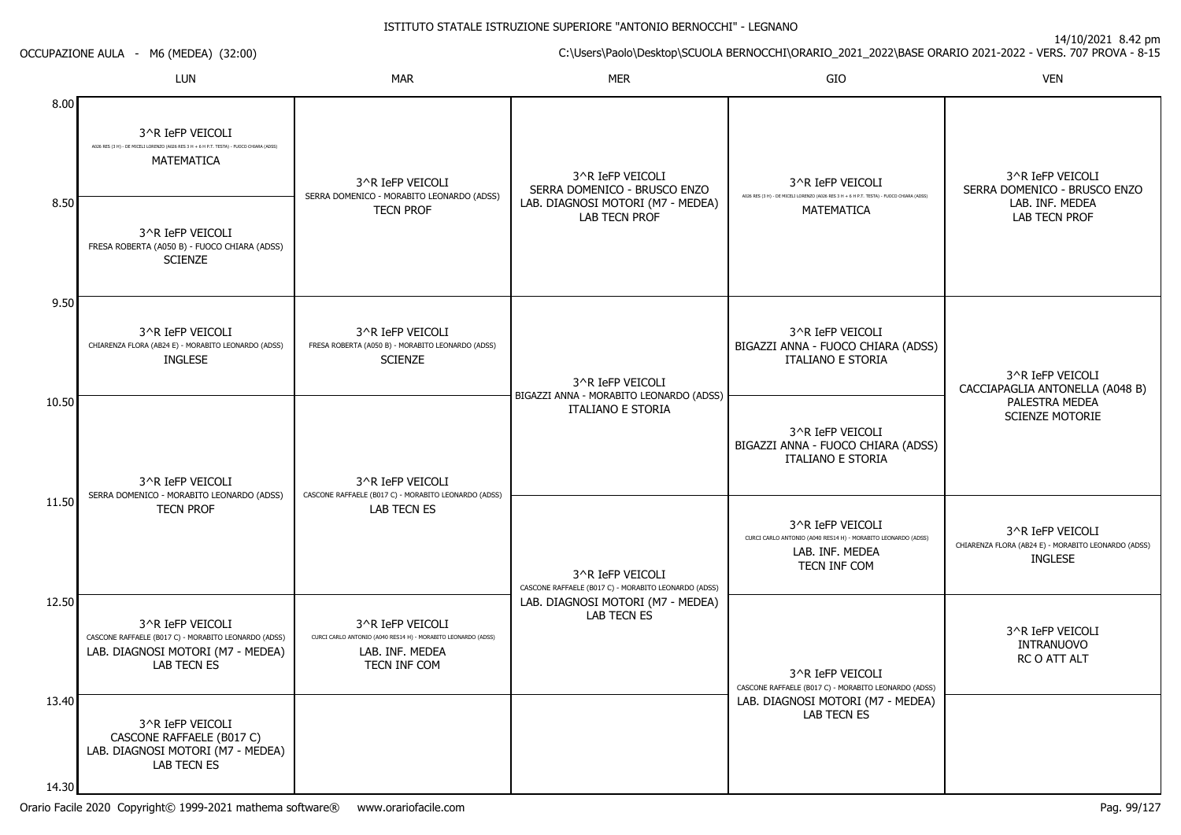ISTITUTO STATALE ISTRUZIONE SUPERIORE "ANTONIO BERNOCCHI" - LEGNANO

14/10/2021 8.42 pm

OCCUPAZIONE AULA - M6 (MEDEA) (32:00)

C:\Users\Paolo\Desktop\SCUOLA BERNOCCHI\ORARIO_2021_2022\BASE ORARIO 2021-2022 - VERS. 707 PROVA - 8-15

| | LUN | MAR | MER | GIO | VEN |
|---|---|---|---|---|---|
| 8.00 | 3^R IeFP VEICOLI<br>A026 RES (3 H) - DE MICELI LORENZO (A026 RES 3 H + 6 H P.T. TESTA) - FUOCO CHIARA (ADSS)<br>MATEMATICA | 3^R IeFP VEICOLI<br>SERRA DOMENICO - MORABITO LEONARDO (ADSS)<br>TECN PROF | 3^R IeFP VEICOLI<br>SERRA DOMENICO - BRUSCO ENZO<br>LAB. DIAGNOSI MOTORI (M7 - MEDEA)<br>LAB TECN PROF | 3^R IeFP VEICOLI<br>A026 RES (3 H) - DE MICELI LORENZO (A026 RES 3 H + 6 H P.T. TESTA) - FUOCO CHIARA (ADSS)<br>MATEMATICA | 3^R IeFP VEICOLI<br>SERRA DOMENICO - BRUSCO ENZO<br>LAB. INF. MEDEA<br>LAB TECN PROF |
| 8.50 | 3^R IeFP VEICOLI<br>FRESA ROBERTA (A050 B) - FUOCO CHIARA (ADSS)<br>SCIENZE | | | | |
| 9.50 | 3^R IeFP VEICOLI<br>CHIARENZA FLORA (AB24 E) - MORABITO LEONARDO (ADSS)<br>INGLESE | 3^R IeFP VEICOLI<br>FRESA ROBERTA (A050 B) - MORABITO LEONARDO (ADSS)<br>SCIENZE | 3^R IeFP VEICOLI<br>BIGAZZI ANNA - MORABITO LEONARDO (ADSS)<br>ITALIANO E STORIA | 3^R IeFP VEICOLI<br>BIGAZZI ANNA - FUOCO CHIARA (ADSS)<br>ITALIANO E STORIA | 3^R IeFP VEICOLI<br>CACCIAPAGLIA ANTONELLA (A048 B)<br>PALESTRA MEDEA<br>SCIENZE MOTORIE |
| 10.50 | 3^R IeFP VEICOLI<br>SERRA DOMENICO - MORABITO LEONARDO (ADSS)<br>TECN PROF | 3^R IeFP VEICOLI<br>CASCONE RAFFAELE (B017 C) - MORABITO LEONARDO (ADSS)<br>LAB TECN ES | | 3^R IeFP VEICOLI<br>BIGAZZI ANNA - FUOCO CHIARA (ADSS)<br>ITALIANO E STORIA | |
| 11.50 | | | 3^R IeFP VEICOLI<br>CASCONE RAFFAELE (B017 C) - MORABITO LEONARDO (ADSS)<br>LAB. DIAGNOSI MOTORI (M7 - MEDEA)<br>LAB TECN ES | 3^R IeFP VEICOLI<br>CURCI CARLO ANTONIO (A040 RES14 H) - MORABITO LEONARDO (ADSS)<br>LAB. INF. MEDEA<br>TECN INF COM | 3^R IeFP VEICOLI<br>CHIARENZA FLORA (AB24 E) - MORABITO LEONARDO (ADSS)<br>INGLESE |
| 12.50 | 3^R IeFP VEICOLI<br>CASCONE RAFFAELE (B017 C) - MORABITO LEONARDO (ADSS)<br>LAB. DIAGNOSI MOTORI (M7 - MEDEA)<br>LAB TECN ES | 3^R IeFP VEICOLI<br>CURCI CARLO ANTONIO (A040 RES14 H) - MORABITO LEONARDO (ADSS)<br>LAB. INF. MEDEA<br>TECN INF COM | | 3^R IeFP VEICOLI<br>CASCONE RAFFAELE (B017 C) - MORABITO LEONARDO (ADSS)<br>LAB. DIAGNOSI MOTORI (M7 - MEDEA)<br>LAB TECN ES | 3^R IeFP VEICOLI<br>INTRANUOVO<br>RC O ATT ALT |
| 13.40 | 3^R IeFP VEICOLI<br>CASCONE RAFFAELE (B017 C)<br>LAB. DIAGNOSI MOTORI (M7 - MEDEA)<br>LAB TECN ES | | | | |
| 14.30 | | | | | |

Orario Facile 2020 Copyright© 1999-2021 mathema software® www.orariofacile.com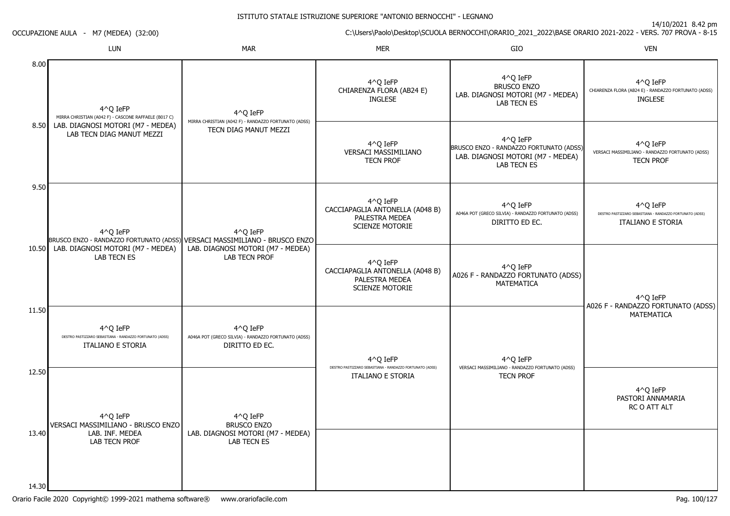ISTITUTO STATALE ISTRUZIONE SUPERIORE "ANTONIO BERNOCCHI" - LEGNANO

14/10/2021 8.42 pm

OCCUPAZIONE AULA - M7 (MEDEA) (32:00)

C:\Users\Paolo\Desktop\SCUOLA BERNOCCHI\ORARIO_2021_2022\BASE ORARIO 2021-2022 - VERS. 707 PROVA - 8-15

| | LUN | MAR | MER | GIO | VEN |
|---|---|---|---|---|---|
| 8.00 | 4^Q IeFP<br>MIRRA CHRISTIAN (A042 F) - CASCONE RAFFAELE (B017 C)<br>LAB. DIAGNOSI MOTORI (M7 - MEDEA)<br>LAB TECN DIAG MANUT MEZZI | 4^Q IeFP<br>MIRRA CHRISTIAN (A042 F) - RANDAZZO FORTUNATO (ADSS)<br>TECN DIAG MANUT MEZZI | 4^Q IeFP<br>CHIARENZA FLORA (AB24 E)<br>INGLESE | 4^Q IeFP<br>BRUSCO ENZO<br>LAB. DIAGNOSI MOTORI (M7 - MEDEA)<br>LAB TECN ES | 4^Q IeFP<br>CHIARENZA FLORA (AB24 E) - RANDAZZO FORTUNATO (ADSS)<br>INGLESE |
| 8.50 | | | 4^Q IeFP<br>VERSACI MASSIMILIANO<br>TECN PROF | 4^Q IeFP<br>BRUSCO ENZO - RANDAZZO FORTUNATO (ADSS)<br>LAB. DIAGNOSI MOTORI (M7 - MEDEA)<br>LAB TECN ES | 4^Q IeFP<br>VERSACI MASSIMILIANO - RANDAZZO FORTUNATO (ADSS)<br>TECN PROF |
| 9.50 | 4^Q IeFP<br>BRUSCO ENZO - RANDAZZO FORTUNATO (ADSS)<br>LAB. DIAGNOSI MOTORI (M7 - MEDEA)<br>LAB TECN ES | 4^Q IeFP<br>VERSACI MASSIMILIANO - BRUSCO ENZO<br>LAB. DIAGNOSI MOTORI (M7 - MEDEA)<br>LAB TECN PROF | 4^Q IeFP<br>CACCIAPAGLIA ANTONELLA (A048 B)<br>PALESTRA MEDEA<br>SCIENZE MOTORIE | 4^Q IeFP<br>A046A POT (GRECO SILVIA) - RANDAZZO FORTUNATO (ADSS)<br>DIRITTO ED EC. | 4^Q IeFP<br>DESTRO PASTIZZARO SEBASTIANA - RANDAZZO FORTUNATO (ADSS)<br>ITALIANO E STORIA |
| 10.50 | | | 4^Q IeFP<br>CACCIAPAGLIA ANTONELLA (A048 B)<br>PALESTRA MEDEA<br>SCIENZE MOTORIE | 4^Q IeFP<br>A026 F - RANDAZZO FORTUNATO (ADSS)<br>MATEMATICA | 4^Q IeFP<br>A026 F - RANDAZZO FORTUNATO (ADSS)<br>MATEMATICA |
| 11.50 | 4^Q IeFP<br>DESTRO PASTIZZARO SEBASTIANA - RANDAZZO FORTUNATO (ADSS)<br>ITALIANO E STORIA | 4^Q IeFP<br>A046A POT (GRECO SILVIA) - RANDAZZO FORTUNATO (ADSS)<br>DIRITTO ED EC. | 4^Q IeFP<br>DESTRO PASTIZZARO SEBASTIANA - RANDAZZO FORTUNATO (ADSS)<br>ITALIANO E STORIA | 4^Q IeFP<br>VERSACI MASSIMILIANO - RANDAZZO FORTUNATO (ADSS)<br>TECN PROF | |
| 12.50 | 4^Q IeFP<br>VERSACI MASSIMILIANO - BRUSCO ENZO<br>LAB. INF. MEDEA<br>LAB TECN PROF | 4^Q IeFP<br>BRUSCO ENZO<br>LAB. DIAGNOSI MOTORI (M7 - MEDEA)<br>LAB TECN ES | | | 4^Q IeFP<br>PASTORI ANNAMARIA<br>RC O ATT ALT |
| 13.40 | | | | | |
| 14.30 | | | | | |

Orario Facile 2020 Copyright© 1999-2021 mathema software® www.orariofacile.com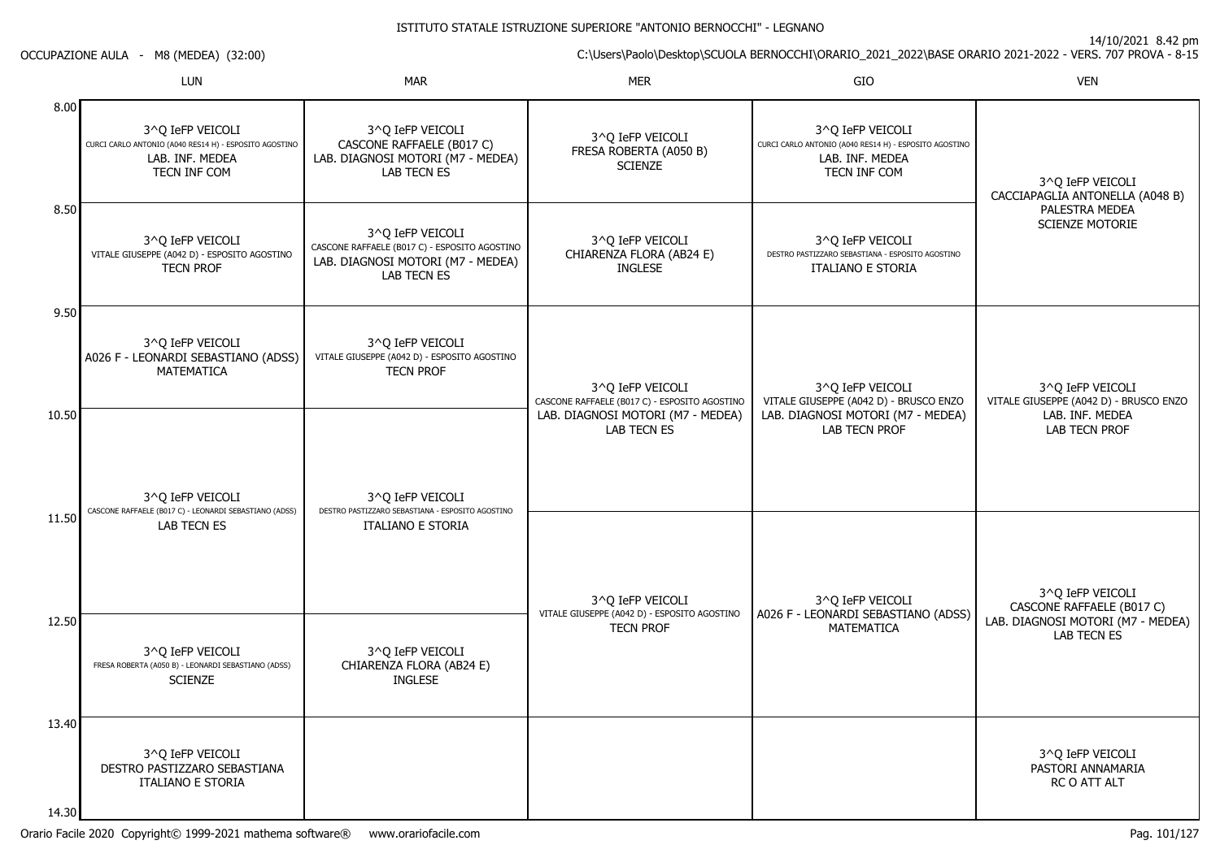ISTITUTO STATALE ISTRUZIONE SUPERIORE "ANTONIO BERNOCCHI" - LEGNANO

OCCUPAZIONE AULA - M8 (MEDEA) (32:00)

14/10/2021 8.42 pm

C:\Users\Paolo\Desktop\SCUOLA BERNOCCHI\ORARIO_2021_2022\BASE ORARIO 2021-2022 - VERS. 707 PROVA - 8-15

| | LUN | MAR | MER | GIO | VEN |
|---|---|---|---|---|---|
| 8.00 | 3^Q IeFP VEICOLI<br>CURCI CARLO ANTONIO (A040 RES14 H) - ESPOSITO AGOSTINO<br>LAB. INF. MEDEA<br>TECN INF COM | 3^Q IeFP VEICOLI<br>CASCONE RAFFAELE (B017 C)<br>LAB. DIAGNOSI MOTORI (M7 - MEDEA)<br>LAB TECN ES | 3^Q IeFP VEICOLI<br>FRESA ROBERTA (A050 B)<br>SCIENZE | 3^Q IeFP VEICOLI<br>CURCI CARLO ANTONIO (A040 RES14 H) - ESPOSITO AGOSTINO<br>LAB. INF. MEDEA<br>TECN INF COM | 3^Q IeFP VEICOLI<br>CACCIAPAGLIA ANTONELLA (A048 B)<br>PALESTRA MEDEA<br>SCIENZE MOTORIE |
| 8.50 | 3^Q IeFP VEICOLI<br>VITALE GIUSEPPE (A042 D) - ESPOSITO AGOSTINO<br>TECN PROF | 3^Q IeFP VEICOLI<br>CASCONE RAFFAELE (B017 C) - ESPOSITO AGOSTINO<br>LAB. DIAGNOSI MOTORI (M7 - MEDEA)<br>LAB TECN ES | 3^Q IeFP VEICOLI<br>CHIARENZA FLORA (AB24 E)<br>INGLESE | 3^Q IeFP VEICOLI<br>DESTRO PASTIZZARO SEBASTIANA - ESPOSITO AGOSTINO<br>ITALIANO E STORIA | |
| 9.50 | 3^Q IeFP VEICOLI<br>A026 F - LEONARDI SEBASTIANO (ADSS)<br>MATEMATICA | 3^Q IeFP VEICOLI<br>VITALE GIUSEPPE (A042 D) - ESPOSITO AGOSTINO<br>TECN PROF | 3^Q IeFP VEICOLI<br>CASCONE RAFFAELE (B017 C) - ESPOSITO AGOSTINO<br>LAB. DIAGNOSI MOTORI (M7 - MEDEA)<br>LAB TECN ES | 3^Q IeFP VEICOLI<br>VITALE GIUSEPPE (A042 D) - BRUSCO ENZO<br>LAB. DIAGNOSI MOTORI (M7 - MEDEA)<br>LAB TECN PROF | 3^Q IeFP VEICOLI<br>VITALE GIUSEPPE (A042 D) - BRUSCO ENZO<br>LAB. INF. MEDEA<br>LAB TECN PROF |
| 10.50 | 3^Q IeFP VEICOLI<br>CASCONE RAFFAELE (B017 C) - LEONARDI SEBASTIANO (ADSS)<br>LAB TECN ES | 3^Q IeFP VEICOLI<br>DESTRO PASTIZZARO SEBASTIANA - ESPOSITO AGOSTINO<br>ITALIANO E STORIA | | | |
| 11.50 | | | 3^Q IeFP VEICOLI<br>VITALE GIUSEPPE (A042 D) - ESPOSITO AGOSTINO<br>TECN PROF | 3^Q IeFP VEICOLI<br>A026 F - LEONARDI SEBASTIANO (ADSS)<br>MATEMATICA | 3^Q IeFP VEICOLI<br>CASCONE RAFFAELE (B017 C)<br>LAB. DIAGNOSI MOTORI (M7 - MEDEA)<br>LAB TECN ES |
| 12.50 | 3^Q IeFP VEICOLI<br>FRESA ROBERTA (A050 B) - LEONARDI SEBASTIANO (ADSS)<br>SCIENZE | 3^Q IeFP VEICOLI<br>CHIARENZA FLORA (AB24 E)<br>INGLESE | | | |
| 13.40 | 3^Q IeFP VEICOLI<br>DESTRO PASTIZZARO SEBASTIANA<br>ITALIANO E STORIA | | | | 3^Q IeFP VEICOLI<br>PASTORI ANNAMARIA<br>RC O ATT ALT |
| 14.30 | | | | | |

Orario Facile 2020 Copyright© 1999-2021 mathema software® www.orariofacile.com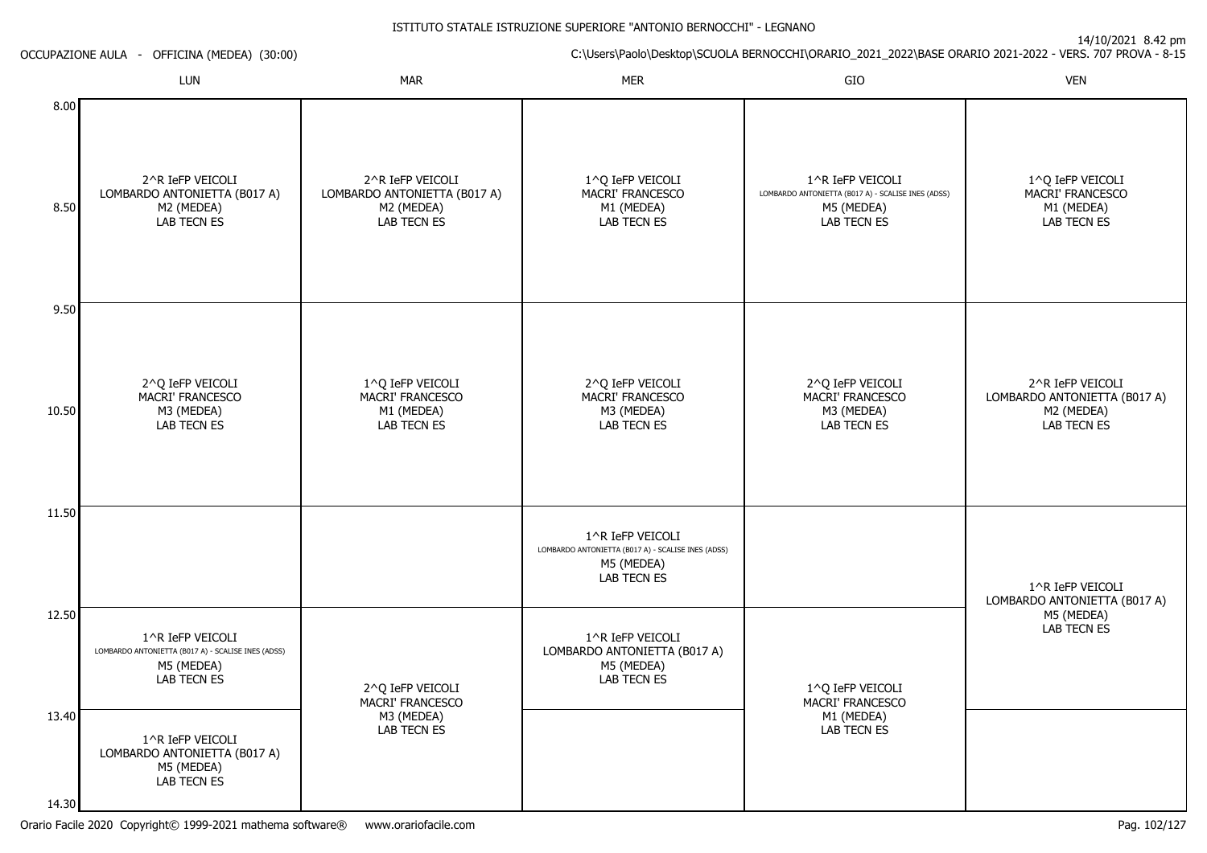ISTITUTO STATALE ISTRUZIONE SUPERIORE "ANTONIO BERNOCCHI" - LEGNANO

OCCUPAZIONE AULA - OFFICINA (MEDEA) (30:00)

14/10/2021 8.42 pm

C:\Users\Paolo\Desktop\SCUOLA BERNOCCHI\ORARIO_2021_2022\BASE ORARIO 2021-2022 - VERS. 707 PROVA - 8-15

| | LUN | MAR | MER | GIO | VEN |
|---|---|---|---|---|---|
| 8.00 - 9.50 | 2^R IeFP VEICOLI<br>LOMBARDO ANTONIETTA (B017 A)<br>M2 (MEDEA)<br>LAB TECN ES | 2^R IeFP VEICOLI<br>LOMBARDO ANTONIETTA (B017 A)<br>M2 (MEDEA)<br>LAB TECN ES | 1^Q IeFP VEICOLI<br>MACRI' FRANCESCO<br>M1 (MEDEA)<br>LAB TECN ES | 1^R IeFP VEICOLI<br>LOMBARDO ANTONIETTA (B017 A) - SCALISE INES (ADSS)<br>M5 (MEDEA)<br>LAB TECN ES | 1^Q IeFP VEICOLI<br>MACRI' FRANCESCO<br>M1 (MEDEA)<br>LAB TECN ES |
| 9.50 - 11.50 | 2^Q IeFP VEICOLI<br>MACRI' FRANCESCO<br>M3 (MEDEA)<br>LAB TECN ES | 1^Q IeFP VEICOLI<br>MACRI' FRANCESCO<br>M1 (MEDEA)<br>LAB TECN ES | 2^Q IeFP VEICOLI<br>MACRI' FRANCESCO<br>M3 (MEDEA)<br>LAB TECN ES | 2^Q IeFP VEICOLI<br>MACRI' FRANCESCO<br>M3 (MEDEA)<br>LAB TECN ES | 2^R IeFP VEICOLI<br>LOMBARDO ANTONIETTA (B017 A)<br>M2 (MEDEA)<br>LAB TECN ES |
| 11.50 - 12.50 | | | 1^R IeFP VEICOLI<br>LOMBARDO ANTONIETTA (B017 A) - SCALISE INES (ADSS)<br>M5 (MEDEA)<br>LAB TECN ES | | 1^R IeFP VEICOLI<br>LOMBARDO ANTONIETTA (B017 A)<br>M5 (MEDEA)<br>LAB TECN ES (11.50 - 13.40) |
| 12.50 - 13.40 | 1^R IeFP VEICOLI<br>LOMBARDO ANTONIETTA (B017 A) - SCALISE INES (ADSS)<br>M5 (MEDEA)<br>LAB TECN ES | 2^Q IeFP VEICOLI<br>MACRI' FRANCESCO<br>M3 (MEDEA)<br>LAB TECN ES (12.50 - 14.30) | 1^R IeFP VEICOLI<br>LOMBARDO ANTONIETTA (B017 A)<br>M5 (MEDEA)<br>LAB TECN ES | 1^Q IeFP VEICOLI<br>MACRI' FRANCESCO<br>M1 (MEDEA)<br>LAB TECN ES (12.50 - 14.30) | |
| 13.40 - 14.30 | 1^R IeFP VEICOLI<br>LOMBARDO ANTONIETTA (B017 A)<br>M5 (MEDEA)<br>LAB TECN ES | | | | |

Orario Facile 2020 Copyright© 1999-2021 mathema software® www.orariofacile.com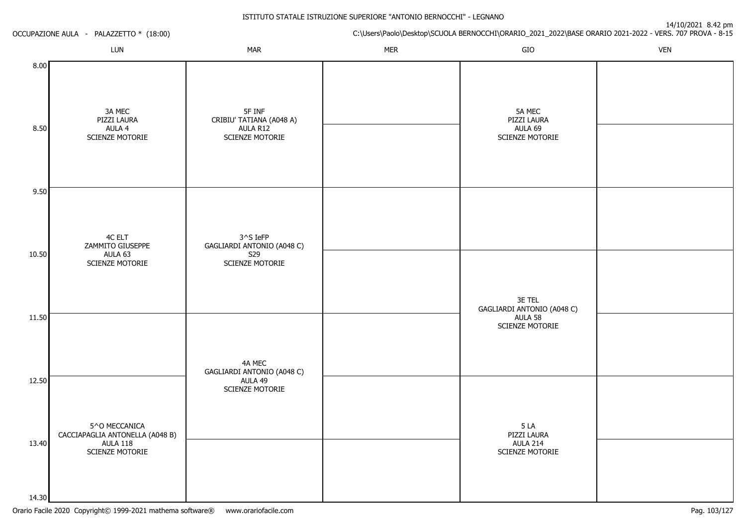ISTITUTO STATALE ISTRUZIONE SUPERIORE "ANTONIO BERNOCCHI" - LEGNANO

OCCUPAZIONE AULA - PALAZZETTO * (18:00)

14/10/2021 8.42 pm

C:\Users\Paolo\Desktop\SCUOLA BERNOCCHI\ORARIO_2021_2022\BASE ORARIO 2021-2022 - VERS. 707 PROVA - 8-15

| | LUN | MAR | MER | GIO | VEN |
|---|---|---|---|---|---|
| 8.00 | 3A MEC<br>PIZZI LAURA<br>AULA 4<br>SCIENZE MOTORIE | 5F INF<br>CRIBIU' TATIANA (A048 A)<br>AULA R12<br>SCIENZE MOTORIE | | 5A MEC<br>PIZZI LAURA<br>AULA 69<br>SCIENZE MOTORIE | |
| 8.50 | | | | | |
| 9.50 | 4C ELT<br>ZAMMITO GIUSEPPE<br>AULA 63<br>SCIENZE MOTORIE | 3^S IeFP<br>GAGLIARDI ANTONIO (A048 C)<br>S29<br>SCIENZE MOTORIE | | | |
| 10.50 | | | | 3E TEL<br>GAGLIARDI ANTONIO (A048 C)<br>AULA 58<br>SCIENZE MOTORIE | |
| 11.50 | | 4A MEC<br>GAGLIARDI ANTONIO (A048 C)<br>AULA 49<br>SCIENZE MOTORIE | | | |
| 12.50 | 5^O MECCANICA<br>CACCIAPAGLIA ANTONELLA (A048 B)<br>AULA 118<br>SCIENZE MOTORIE | | | 5 LA<br>PIZZI LAURA<br>AULA 214<br>SCIENZE MOTORIE | |
| 13.40 | | | | | |
| 14.30 | | | | | |

Orario Facile 2020 Copyright© 1999-2021 mathema software® www.orariofacile.com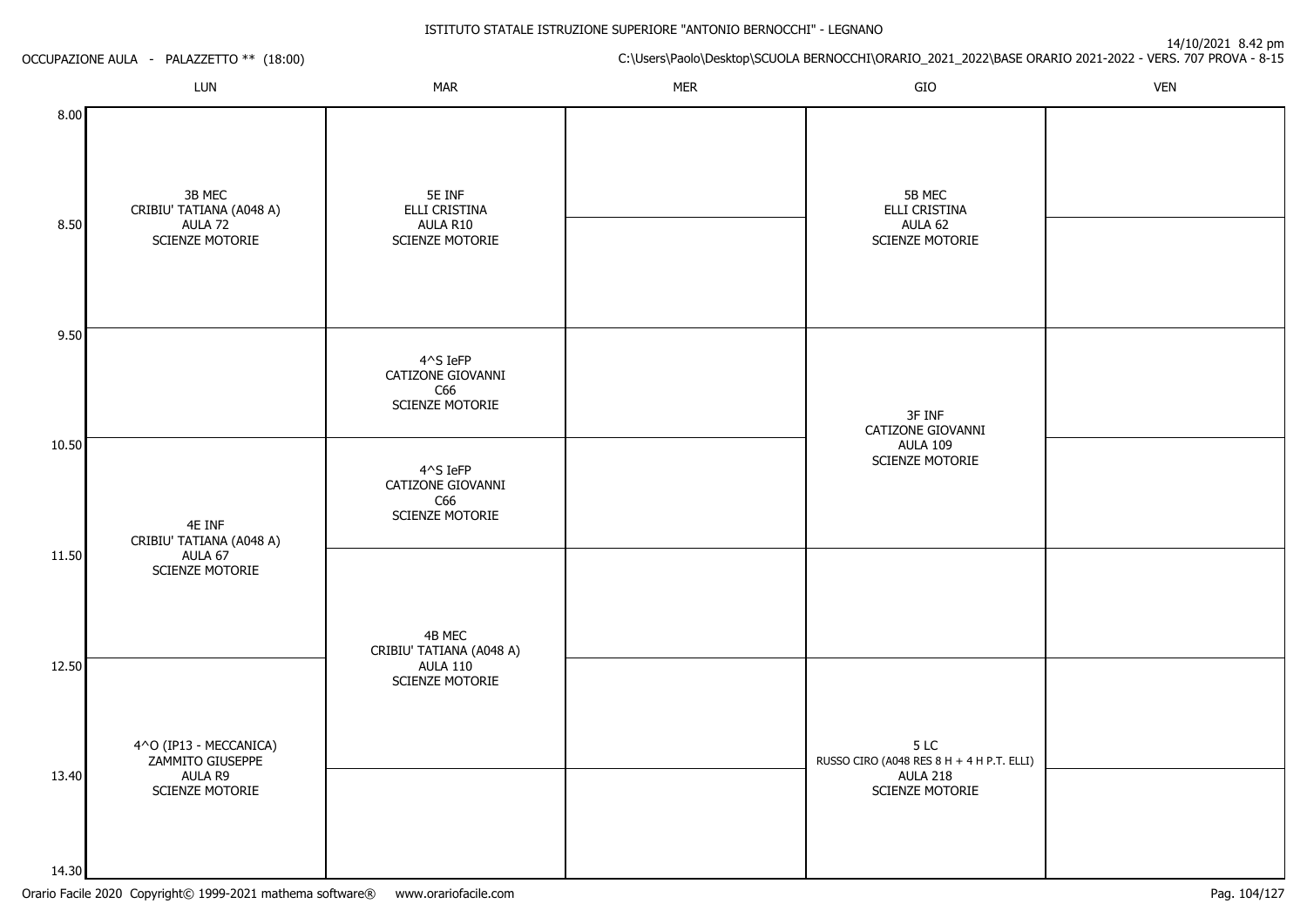ISTITUTO STATALE ISTRUZIONE SUPERIORE "ANTONIO BERNOCCHI" - LEGNANO

14/10/2021 8.42 pm

OCCUPAZIONE AULA - PALAZZETTO ** (18:00)

C:\Users\Paolo\Desktop\SCUOLA BERNOCCHI\ORARIO_2021_2022\BASE ORARIO 2021-2022 - VERS. 707 PROVA - 8-15

| | LUN | MAR | MER | GIO | VEN |
|---|---|---|---|---|---|
| 8.00 | 3B MEC CRIBIU' TATIANA (A048 A) AULA 72 SCIENZE MOTORIE | 5E INF ELLI CRISTINA AULA R10 SCIENZE MOTORIE | | 5B MEC ELLI CRISTINA AULA 62 SCIENZE MOTORIE | |
| 8.50 | | | | | |
| 9.50 | | 4^S IeFP CATIZONE GIOVANNI C66 SCIENZE MOTORIE | | 3F INF CATIZONE GIOVANNI AULA 109 SCIENZE MOTORIE | |
| 10.50 | 4E INF CRIBIU' TATIANA (A048 A) AULA 67 SCIENZE MOTORIE | 4^S IeFP CATIZONE GIOVANNI C66 SCIENZE MOTORIE | | | |
| 11.50 | | 4B MEC CRIBIU' TATIANA (A048 A) AULA 110 SCIENZE MOTORIE | | | |
| 12.50 | 4^O (IP13 - MECCANICA) ZAMMITO GIUSEPPE AULA R9 SCIENZE MOTORIE | | | 5 LC RUSSO CIRO (A048 RES 8 H + 4 H P.T. ELLI) AULA 218 SCIENZE MOTORIE | |
| 13.40 | | | | | |
| 14.30 | | | | | |

Orario Facile 2020 Copyright© 1999-2021 mathema software® www.orariofacile.com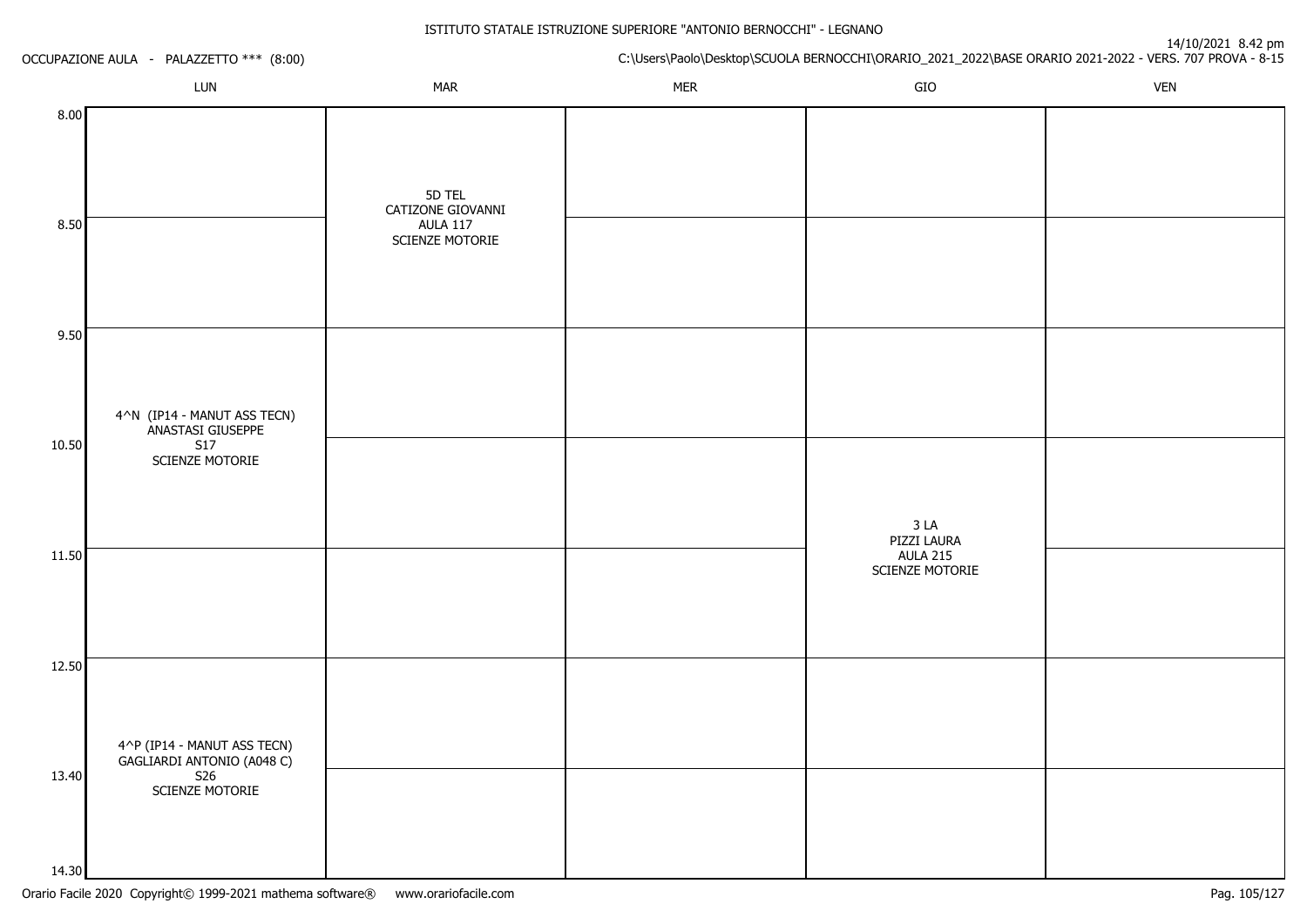ISTITUTO STATALE ISTRUZIONE SUPERIORE "ANTONIO BERNOCCHI" - LEGNANO

OCCUPAZIONE AULA - PALAZZETTO *** (8:00)

14/10/2021 8.42 pm

C:\Users\Paolo\Desktop\SCUOLA BERNOCCHI\ORARIO_2021_2022\BASE ORARIO 2021-2022 - VERS. 707 PROVA - 8-15

| | LUN | MAR | MER | GIO | VEN |
|---|---|---|---|---|---|
| 8.00 | | 5D TEL<br>CATIZONE GIOVANNI<br>AULA 117<br>SCIENZE MOTORIE | | | |
| 8.50 | | 5D TEL<br>CATIZONE GIOVANNI<br>AULA 117<br>SCIENZE MOTORIE | | | |
| 9.50 | 4^N (IP14 - MANUT ASS TECN)<br>ANASTASI GIUSEPPE<br>S17<br>SCIENZE MOTORIE | | | | |
| 10.50 | 4^N (IP14 - MANUT ASS TECN)<br>ANASTASI GIUSEPPE<br>S17<br>SCIENZE MOTORIE | | | 3 LA<br>PIZZI LAURA<br>AULA 215<br>SCIENZE MOTORIE | |
| 11.50 | | | | 3 LA<br>PIZZI LAURA<br>AULA 215<br>SCIENZE MOTORIE | |
| 12.50 | 4^P (IP14 - MANUT ASS TECN)<br>GAGLIARDI ANTONIO (A048 C)<br>S26<br>SCIENZE MOTORIE | | | | |
| 13.40 | 4^P (IP14 - MANUT ASS TECN)<br>GAGLIARDI ANTONIO (A048 C)<br>S26<br>SCIENZE MOTORIE | | | | |
| 14.30 | | | | | |

Orario Facile 2020 Copyright© 1999-2021 mathema software® www.orariofacile.com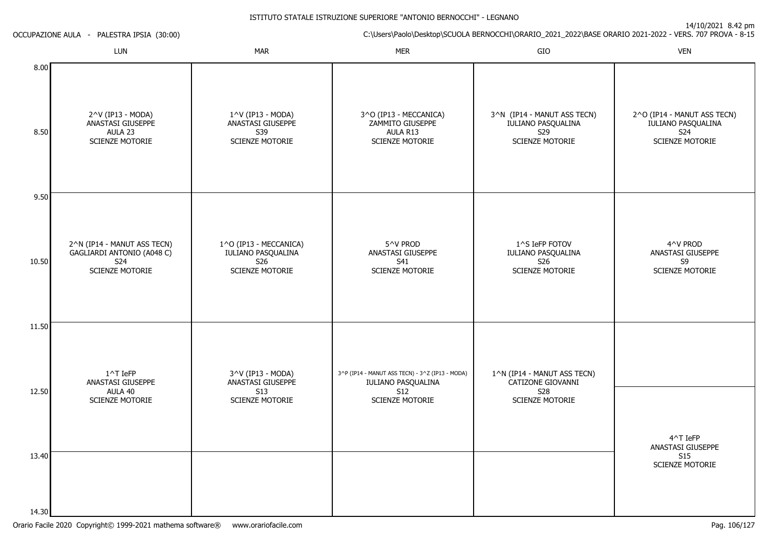ISTITUTO STATALE ISTRUZIONE SUPERIORE "ANTONIO BERNOCCHI" - LEGNANO

14/10/2021 8.42 pm

OCCUPAZIONE AULA - PALESTRA IPSIA (30:00)

C:\Users\Paolo\Desktop\SCUOLA BERNOCCHI\ORARIO_2021_2022\BASE ORARIO 2021-2022 - VERS. 707 PROVA - 8-15

| | LUN | MAR | MER | GIO | VEN |
|---|---|---|---|---|---|
| 8.00 - 9.50 | 2^V (IP13 - MODA)<br>ANASTASI GIUSEPPE<br>AULA 23<br>SCIENZE MOTORIE | 1^V (IP13 - MODA)<br>ANASTASI GIUSEPPE<br>S39<br>SCIENZE MOTORIE | 3^O (IP13 - MECCANICA)<br>ZAMMITO GIUSEPPE<br>AULA R13<br>SCIENZE MOTORIE | 3^N (IP14 - MANUT ASS TECN)<br>IULIANO PASQUALINA<br>S29<br>SCIENZE MOTORIE | 2^O (IP14 - MANUT ASS TECN)<br>IULIANO PASQUALINA<br>S24<br>SCIENZE MOTORIE |
| 9.50 - 11.50 | 2^N (IP14 - MANUT ASS TECN)<br>GAGLIARDI ANTONIO (A048 C)<br>S24<br>SCIENZE MOTORIE | 1^O (IP13 - MECCANICA)<br>IULIANO PASQUALINA<br>S26<br>SCIENZE MOTORIE | 5^V PROD<br>ANASTASI GIUSEPPE<br>S41<br>SCIENZE MOTORIE | 1^S IeFP FOTOV<br>IULIANO PASQUALINA<br>S26<br>SCIENZE MOTORIE | 4^V PROD<br>ANASTASI GIUSEPPE<br>S9<br>SCIENZE MOTORIE |
| 11.50 - 13.40 | 1^T IeFP<br>ANASTASI GIUSEPPE<br>AULA 40<br>SCIENZE MOTORIE | 3^V (IP13 - MODA)<br>ANASTASI GIUSEPPE<br>S13<br>SCIENZE MOTORIE | 3^P (IP14 - MANUT ASS TECN) - 3^Z (IP13 - MODA)<br>IULIANO PASQUALINA<br>S12<br>SCIENZE MOTORIE | 1^N (IP14 - MANUT ASS TECN)<br>CATIZONE GIOVANNI<br>S28<br>SCIENZE MOTORIE | (11.50 - 12.50: libero)<br>12.50 - 14.30:<br>4^T IeFP<br>ANASTASI GIUSEPPE<br>S15<br>SCIENZE MOTORIE |
| 13.40 - 14.30 | | | | | |

Orario Facile 2020 Copyright© 1999-2021 mathema software® www.orariofacile.com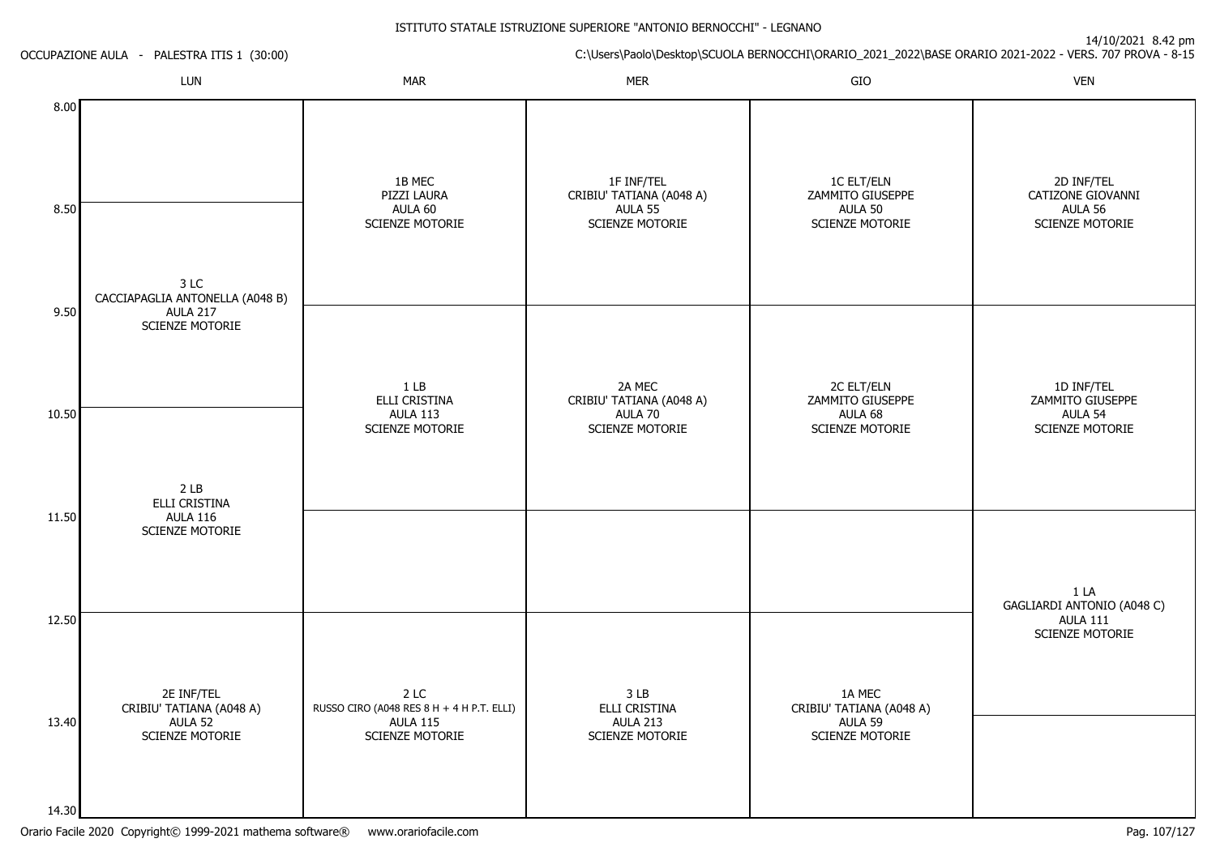# ISTITUTO STATALE ISTRUZIONE SUPERIORE "ANTONIO BERNOCCHI" - LEGNANO

14/10/2021 8.42 pm

C:\Users\Paolo\Desktop\SCUOLA BERNOCCHI\ORARIO_2021_2022\BASE ORARIO 2021-2022 - VERS. 707 PROVA - 8-15

## OCCUPAZIONE AULA - PALESTRA ITIS 1 (30:00)

Entries that span more than one time slot are repeated in each slot they cover.

| Ora | LUN | MAR | MER | GIO | VEN |
|---|---|---|---|---|---|
| 8.00 | | 1B MEC<br>PIZZI LAURA<br>AULA 60<br>SCIENZE MOTORIE | 1F INF/TEL<br>CRIBIU' TATIANA (A048 A)<br>AULA 55<br>SCIENZE MOTORIE | 1C ELT/ELN<br>ZAMMITO GIUSEPPE<br>AULA 50<br>SCIENZE MOTORIE | 2D INF/TEL<br>CATIZONE GIOVANNI<br>AULA 56<br>SCIENZE MOTORIE |
| 8.50 | 3 LC<br>CACCIAPAGLIA ANTONELLA (A048 B)<br>AULA 217<br>SCIENZE MOTORIE | 1B MEC<br>PIZZI LAURA<br>AULA 60<br>SCIENZE MOTORIE | 1F INF/TEL<br>CRIBIU' TATIANA (A048 A)<br>AULA 55<br>SCIENZE MOTORIE | 1C ELT/ELN<br>ZAMMITO GIUSEPPE<br>AULA 50<br>SCIENZE MOTORIE | 2D INF/TEL<br>CATIZONE GIOVANNI<br>AULA 56<br>SCIENZE MOTORIE |
| 9.50 | 3 LC<br>CACCIAPAGLIA ANTONELLA (A048 B)<br>AULA 217<br>SCIENZE MOTORIE | 1 LB<br>ELLI CRISTINA<br>AULA 113<br>SCIENZE MOTORIE | 2A MEC<br>CRIBIU' TATIANA (A048 A)<br>AULA 70<br>SCIENZE MOTORIE | 2C ELT/ELN<br>ZAMMITO GIUSEPPE<br>AULA 68<br>SCIENZE MOTORIE | 1D INF/TEL<br>ZAMMITO GIUSEPPE<br>AULA 54<br>SCIENZE MOTORIE |
| 10.50 | 2 LB<br>ELLI CRISTINA<br>AULA 116<br>SCIENZE MOTORIE | 1 LB<br>ELLI CRISTINA<br>AULA 113<br>SCIENZE MOTORIE | 2A MEC<br>CRIBIU' TATIANA (A048 A)<br>AULA 70<br>SCIENZE MOTORIE | 2C ELT/ELN<br>ZAMMITO GIUSEPPE<br>AULA 68<br>SCIENZE MOTORIE | 1D INF/TEL<br>ZAMMITO GIUSEPPE<br>AULA 54<br>SCIENZE MOTORIE |
| 11.50 | 2 LB<br>ELLI CRISTINA<br>AULA 116<br>SCIENZE MOTORIE | | | | 1 LA<br>GAGLIARDI ANTONIO (A048 C)<br>AULA 111<br>SCIENZE MOTORIE |
| 12.50 | 2E INF/TEL<br>CRIBIU' TATIANA (A048 A)<br>AULA 52<br>SCIENZE MOTORIE | 2 LC<br>RUSSO CIRO (A048 RES 8 H + 4 H P.T. ELLI)<br>AULA 115<br>SCIENZE MOTORIE | 3 LB<br>ELLI CRISTINA<br>AULA 213<br>SCIENZE MOTORIE | 1A MEC<br>CRIBIU' TATIANA (A048 A)<br>AULA 59<br>SCIENZE MOTORIE | 1 LA<br>GAGLIARDI ANTONIO (A048 C)<br>AULA 111<br>SCIENZE MOTORIE |
| 13.40 | 2E INF/TEL<br>CRIBIU' TATIANA (A048 A)<br>AULA 52<br>SCIENZE MOTORIE | 2 LC<br>RUSSO CIRO (A048 RES 8 H + 4 H P.T. ELLI)<br>AULA 115<br>SCIENZE MOTORIE | 3 LB<br>ELLI CRISTINA<br>AULA 213<br>SCIENZE MOTORIE | 1A MEC<br>CRIBIU' TATIANA (A048 A)<br>AULA 59<br>SCIENZE MOTORIE | |
| 14.30 | | | | | |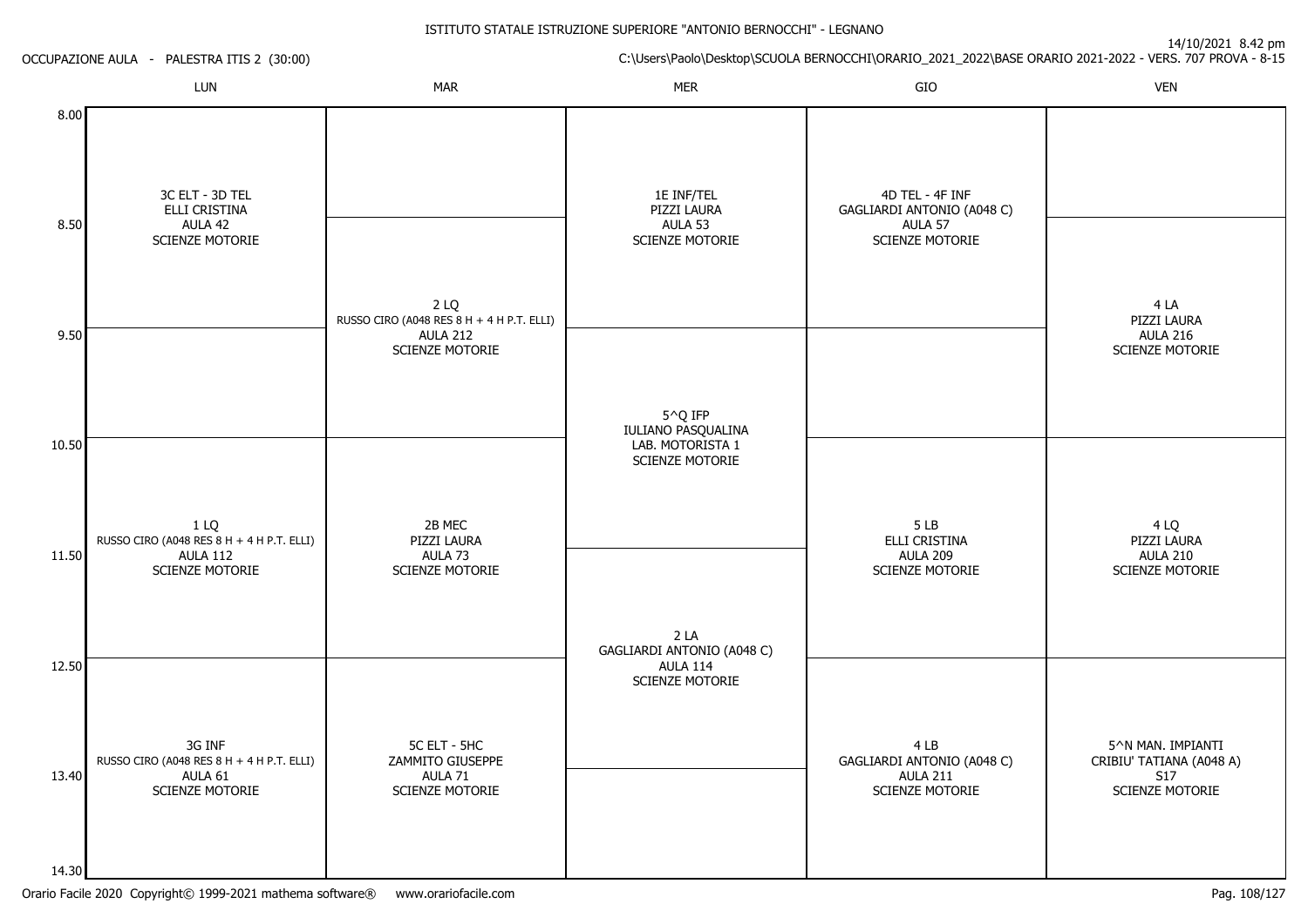ISTITUTO STATALE ISTRUZIONE SUPERIORE "ANTONIO BERNOCCHI" - LEGNANO

14/10/2021 8.42 pm

OCCUPAZIONE AULA - PALESTRA ITIS 2 (30:00)

C:\Users\Paolo\Desktop\SCUOLA BERNOCCHI\ORARIO_2021_2022\BASE ORARIO 2021-2022 - VERS. 707 PROVA - 8-15

| | LUN | MAR | MER | GIO | VEN |
|---|---|---|---|---|---|
| 8.00 | 3C ELT - 3D TEL<br>ELLI CRISTINA<br>AULA 42<br>SCIENZE MOTORIE | | 1E INF/TEL<br>PIZZI LAURA<br>AULA 53<br>SCIENZE MOTORIE | 4D TEL - 4F INF<br>GAGLIARDI ANTONIO (A048 C)<br>AULA 57<br>SCIENZE MOTORIE | |
| 8.50 | 3C ELT - 3D TEL<br>ELLI CRISTINA<br>AULA 42<br>SCIENZE MOTORIE | 2 LQ<br>RUSSO CIRO (A048 RES 8 H + 4 H P.T. ELLI)<br>AULA 212<br>SCIENZE MOTORIE | 1E INF/TEL<br>PIZZI LAURA<br>AULA 53<br>SCIENZE MOTORIE | 4D TEL - 4F INF<br>GAGLIARDI ANTONIO (A048 C)<br>AULA 57<br>SCIENZE MOTORIE | 4 LA<br>PIZZI LAURA<br>AULA 216<br>SCIENZE MOTORIE |
| 9.50 | | 2 LQ<br>RUSSO CIRO (A048 RES 8 H + 4 H P.T. ELLI)<br>AULA 212<br>SCIENZE MOTORIE | 5^Q IFP<br>IULIANO PASQUALINA<br>LAB. MOTORISTA 1<br>SCIENZE MOTORIE | | 4 LA<br>PIZZI LAURA<br>AULA 216<br>SCIENZE MOTORIE |
| 10.50 | 1 LQ<br>RUSSO CIRO (A048 RES 8 H + 4 H P.T. ELLI)<br>AULA 112<br>SCIENZE MOTORIE | 2B MEC<br>PIZZI LAURA<br>AULA 73<br>SCIENZE MOTORIE | 5^Q IFP<br>IULIANO PASQUALINA<br>LAB. MOTORISTA 1<br>SCIENZE MOTORIE | 5 LB<br>ELLI CRISTINA<br>AULA 209<br>SCIENZE MOTORIE | 4 LQ<br>PIZZI LAURA<br>AULA 210<br>SCIENZE MOTORIE |
| 11.50 | 1 LQ<br>RUSSO CIRO (A048 RES 8 H + 4 H P.T. ELLI)<br>AULA 112<br>SCIENZE MOTORIE | 2B MEC<br>PIZZI LAURA<br>AULA 73<br>SCIENZE MOTORIE | 2 LA<br>GAGLIARDI ANTONIO (A048 C)<br>AULA 114<br>SCIENZE MOTORIE | 5 LB<br>ELLI CRISTINA<br>AULA 209<br>SCIENZE MOTORIE | 4 LQ<br>PIZZI LAURA<br>AULA 210<br>SCIENZE MOTORIE |
| 12.50 | 3G INF<br>RUSSO CIRO (A048 RES 8 H + 4 H P.T. ELLI)<br>AULA 61<br>SCIENZE MOTORIE | 5C ELT - 5HC<br>ZAMMITO GIUSEPPE<br>AULA 71<br>SCIENZE MOTORIE | 2 LA<br>GAGLIARDI ANTONIO (A048 C)<br>AULA 114<br>SCIENZE MOTORIE | 4 LB<br>GAGLIARDI ANTONIO (A048 C)<br>AULA 211<br>SCIENZE MOTORIE | 5^N MAN. IMPIANTI<br>CRIBIU' TATIANA (A048 A)<br>S17<br>SCIENZE MOTORIE |
| 13.40 | 3G INF<br>RUSSO CIRO (A048 RES 8 H + 4 H P.T. ELLI)<br>AULA 61<br>SCIENZE MOTORIE | 5C ELT - 5HC<br>ZAMMITO GIUSEPPE<br>AULA 71<br>SCIENZE MOTORIE | | 4 LB<br>GAGLIARDI ANTONIO (A048 C)<br>AULA 211<br>SCIENZE MOTORIE | 5^N MAN. IMPIANTI<br>CRIBIU' TATIANA (A048 A)<br>S17<br>SCIENZE MOTORIE |
| 14.30 | | | | | |

Orario Facile 2020 Copyright© 1999-2021 mathema software® www.orariofacile.com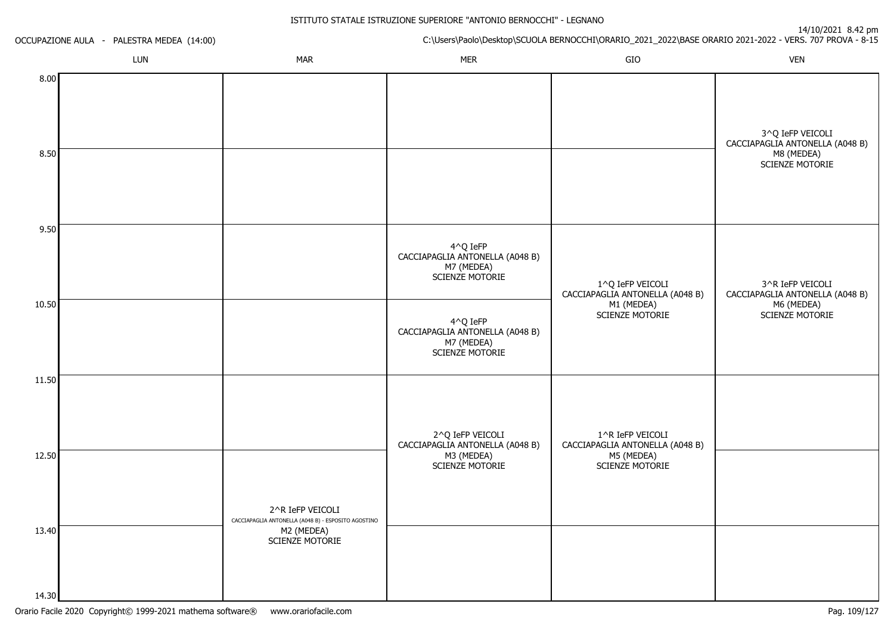ISTITUTO STATALE ISTRUZIONE SUPERIORE "ANTONIO BERNOCCHI" - LEGNANO

OCCUPAZIONE AULA - PALESTRA MEDEA (14:00)

14/10/2021 8.42 pm

C:\Users\Paolo\Desktop\SCUOLA BERNOCCHI\ORARIO_2021_2022\BASE ORARIO 2021-2022 - VERS. 707 PROVA - 8-15

| | LUN | MAR | MER | GIO | VEN |
|---|---|---|---|---|---|
| 8.00 | | | | | 3^Q IeFP VEICOLI CACCIAPAGLIA ANTONELLA (A048 B) M8 (MEDEA) SCIENZE MOTORIE |
| 8.50 | | | | | 3^Q IeFP VEICOLI CACCIAPAGLIA ANTONELLA (A048 B) M8 (MEDEA) SCIENZE MOTORIE |
| 9.50 | | | 4^Q IeFP CACCIAPAGLIA ANTONELLA (A048 B) M7 (MEDEA) SCIENZE MOTORIE | 1^Q IeFP VEICOLI CACCIAPAGLIA ANTONELLA (A048 B) M1 (MEDEA) SCIENZE MOTORIE | 3^R IeFP VEICOLI CACCIAPAGLIA ANTONELLA (A048 B) M6 (MEDEA) SCIENZE MOTORIE |
| 10.50 | | | 4^Q IeFP CACCIAPAGLIA ANTONELLA (A048 B) M7 (MEDEA) SCIENZE MOTORIE | 1^Q IeFP VEICOLI CACCIAPAGLIA ANTONELLA (A048 B) M1 (MEDEA) SCIENZE MOTORIE | 3^R IeFP VEICOLI CACCIAPAGLIA ANTONELLA (A048 B) M6 (MEDEA) SCIENZE MOTORIE |
| 11.50 | | | 2^Q IeFP VEICOLI CACCIAPAGLIA ANTONELLA (A048 B) M3 (MEDEA) SCIENZE MOTORIE | 1^R IeFP VEICOLI CACCIAPAGLIA ANTONELLA (A048 B) M5 (MEDEA) SCIENZE MOTORIE | |
| 12.50 | | 2^R IeFP VEICOLI CACCIAPAGLIA ANTONELLA (A048 B) - ESPOSITO AGOSTINO M2 (MEDEA) SCIENZE MOTORIE | 2^Q IeFP VEICOLI CACCIAPAGLIA ANTONELLA (A048 B) M3 (MEDEA) SCIENZE MOTORIE | 1^R IeFP VEICOLI CACCIAPAGLIA ANTONELLA (A048 B) M5 (MEDEA) SCIENZE MOTORIE | |
| 13.40 | | 2^R IeFP VEICOLI CACCIAPAGLIA ANTONELLA (A048 B) - ESPOSITO AGOSTINO M2 (MEDEA) SCIENZE MOTORIE | | | |
| 14.30 | | | | | |

Orario Facile 2020 Copyright© 1999-2021 mathema software® www.orariofacile.com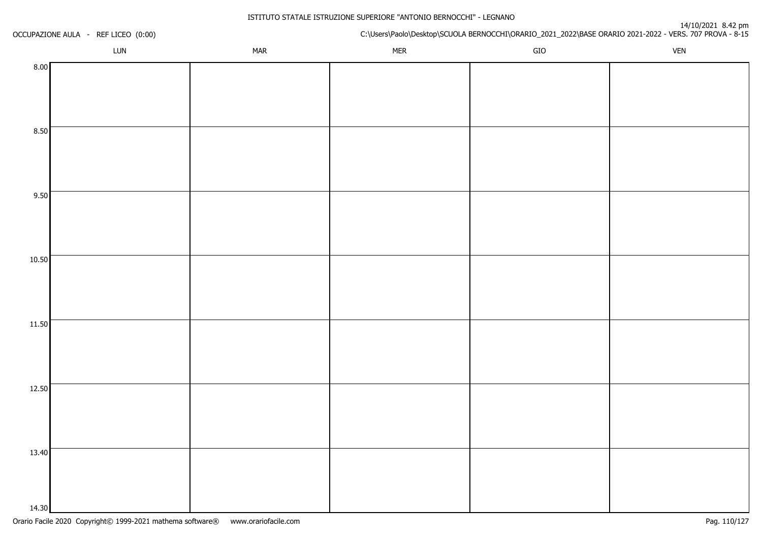ISTITUTO STATALE ISTRUZIONE SUPERIORE "ANTONIO BERNOCCHI" - LEGNANO

OCCUPAZIONE AULA - REF LICEO (0:00)

14/10/2021 8.42 pm

C:\Users\Paolo\Desktop\SCUOLA BERNOCCHI\ORARIO_2021_2022\BASE ORARIO 2021-2022 - VERS. 707 PROVA - 8-15

| | LUN | MAR | MER | GIO | VEN |
|---|---|---|---|---|---|
| 8.00 | | | | | |
| 8.50 | | | | | |
| 9.50 | | | | | |
| 10.50 | | | | | |
| 11.50 | | | | | |
| 12.50 | | | | | |
| 13.40 | | | | | |
| 14.30 | | | | | |

Orario Facile 2020 Copyright© 1999-2021 mathema software® www.orariofacile.com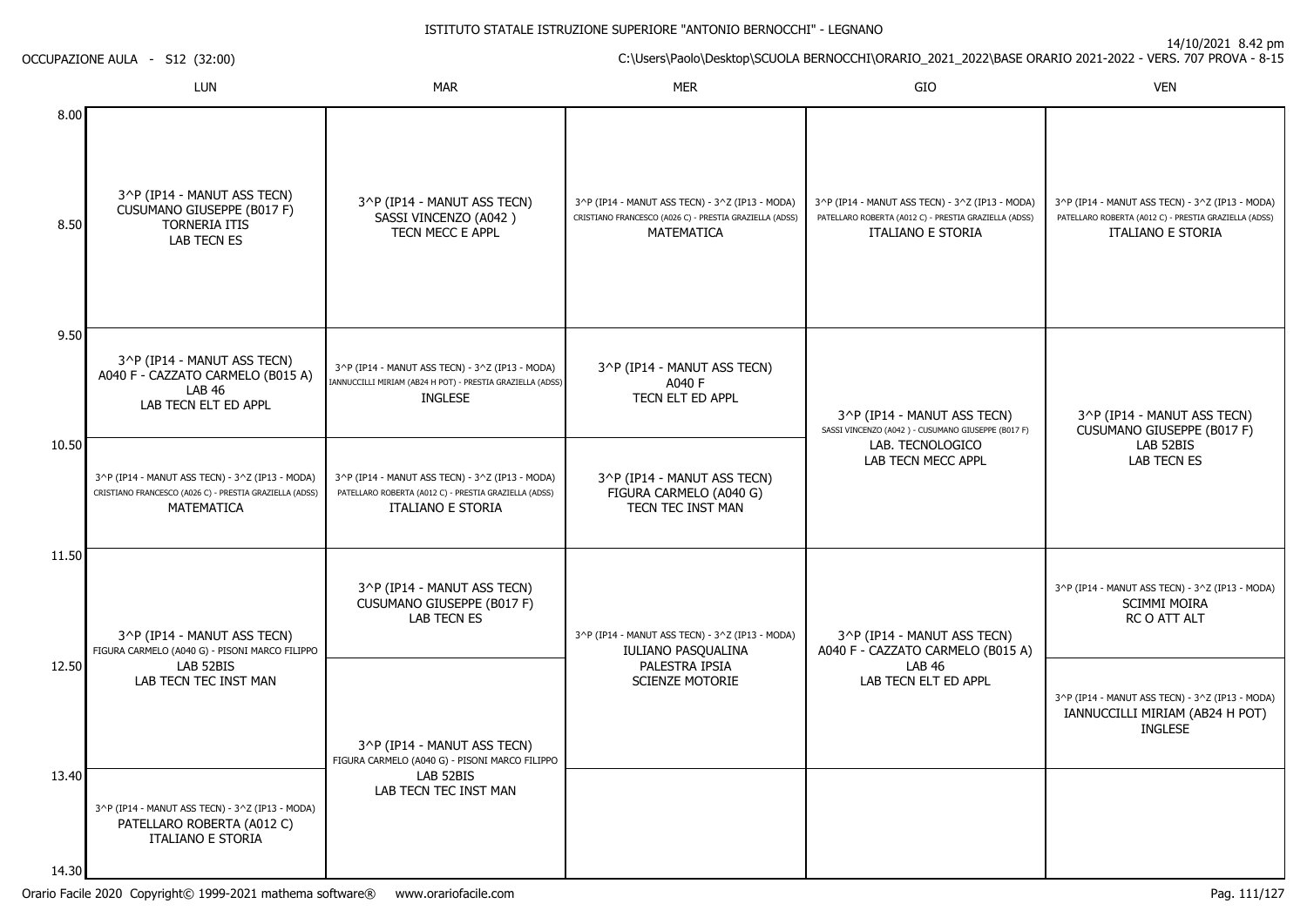ISTITUTO STATALE ISTRUZIONE SUPERIORE "ANTONIO BERNOCCHI" - LEGNANO

14/10/2021 8.42 pm

OCCUPAZIONE AULA - S12 (32:00)

C:\Users\Paolo\Desktop\SCUOLA BERNOCCHI\ORARIO_2021_2022\BASE ORARIO 2021-2022 - VERS. 707 PROVA - 8-15

| | LUN | MAR | MER | GIO | VEN |
|---|---|---|---|---|---|
| 8.00 - 8.50 | 3^P (IP14 - MANUT ASS TECN) CUSUMANO GIUSEPPE (B017 F) TORNERIA ITIS LAB TECN ES | 3^P (IP14 - MANUT ASS TECN) SASSI VINCENZO (A042 ) TECN MECC E APPL | 3^P (IP14 - MANUT ASS TECN) - 3^Z (IP13 - MODA) CRISTIANO FRANCESCO (A026 C) - PRESTIA GRAZIELLA (ADSS) MATEMATICA | 3^P (IP14 - MANUT ASS TECN) - 3^Z (IP13 - MODA) PATELLARO ROBERTA (A012 C) - PRESTIA GRAZIELLA (ADSS) ITALIANO E STORIA | 3^P (IP14 - MANUT ASS TECN) - 3^Z (IP13 - MODA) PATELLARO ROBERTA (A012 C) - PRESTIA GRAZIELLA (ADSS) ITALIANO E STORIA |
| 9.50 | 3^P (IP14 - MANUT ASS TECN) A040 F - CAZZATO CARMELO (B015 A) LAB 46 LAB TECN ELT ED APPL | 3^P (IP14 - MANUT ASS TECN) - 3^Z (IP13 - MODA) IANNUCCILLI MIRIAM (AB24 H POT) - PRESTIA GRAZIELLA (ADSS) INGLESE | 3^P (IP14 - MANUT ASS TECN) A040 F TECN ELT ED APPL | 3^P (IP14 - MANUT ASS TECN) SASSI VINCENZO (A042 ) - CUSUMANO GIUSEPPE (B017 F) LAB. TECNOLOGICO LAB TECN MECC APPL | 3^P (IP14 - MANUT ASS TECN) CUSUMANO GIUSEPPE (B017 F) LAB 52BIS LAB TECN ES |
| 10.50 | 3^P (IP14 - MANUT ASS TECN) - 3^Z (IP13 - MODA) CRISTIANO FRANCESCO (A026 C) - PRESTIA GRAZIELLA (ADSS) MATEMATICA | 3^P (IP14 - MANUT ASS TECN) - 3^Z (IP13 - MODA) PATELLARO ROBERTA (A012 C) - PRESTIA GRAZIELLA (ADSS) ITALIANO E STORIA | 3^P (IP14 - MANUT ASS TECN) FIGURA CARMELO (A040 G) TECN TEC INST MAN | | |
| 11.50 | 3^P (IP14 - MANUT ASS TECN) FIGURA CARMELO (A040 G) - PISONI MARCO FILIPPO LAB 52BIS LAB TECN TEC INST MAN | 3^P (IP14 - MANUT ASS TECN) CUSUMANO GIUSEPPE (B017 F) LAB TECN ES | 3^P (IP14 - MANUT ASS TECN) - 3^Z (IP13 - MODA) IULIANO PASQUALINA PALESTRA IPSIA SCIENZE MOTORIE | 3^P (IP14 - MANUT ASS TECN) A040 F - CAZZATO CARMELO (B015 A) LAB 46 LAB TECN ELT ED APPL | 3^P (IP14 - MANUT ASS TECN) - 3^Z (IP13 - MODA) SCIMMI MOIRA RC O ATT ALT |
| 12.50 | | 3^P (IP14 - MANUT ASS TECN) FIGURA CARMELO (A040 G) - PISONI MARCO FILIPPO LAB 52BIS LAB TECN TEC INST MAN | | | 3^P (IP14 - MANUT ASS TECN) - 3^Z (IP13 - MODA) IANNUCCILLI MIRIAM (AB24 H POT) INGLESE |
| 13.40 - 14.30 | 3^P (IP14 - MANUT ASS TECN) - 3^Z (IP13 - MODA) PATELLARO ROBERTA (A012 C) ITALIANO E STORIA | | | | |

Orario Facile 2020 Copyright© 1999-2021 mathema software® www.orariofacile.com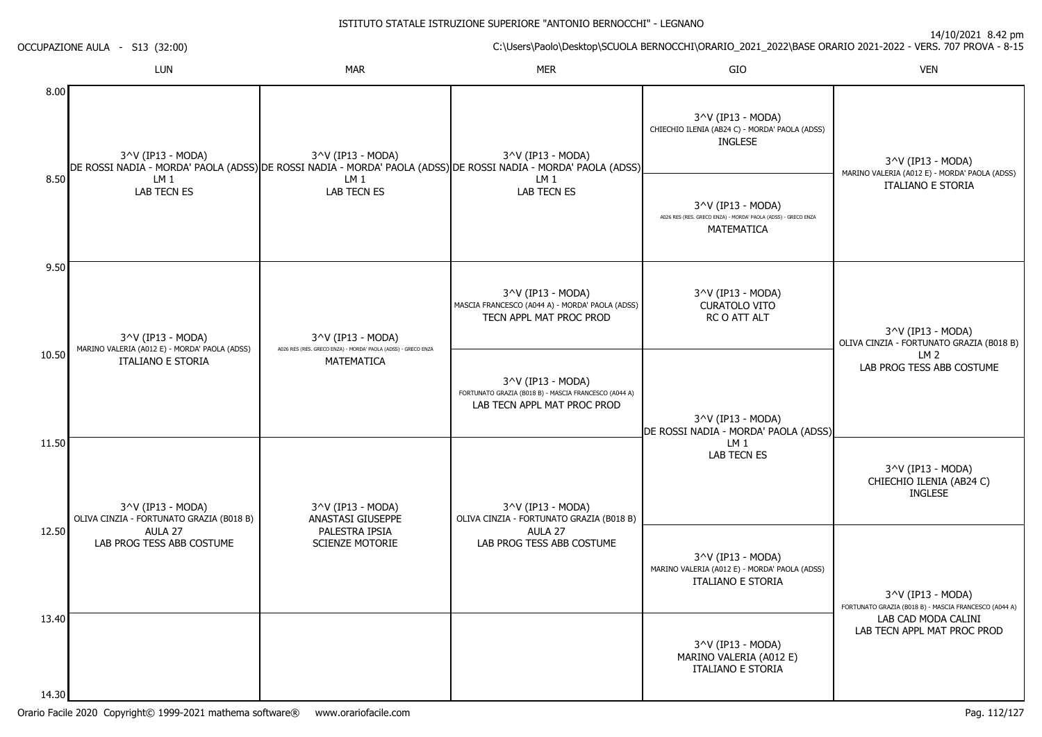ISTITUTO STATALE ISTRUZIONE SUPERIORE "ANTONIO BERNOCCHI" - LEGNANO

OCCUPAZIONE AULA - S13 (32:00)

14/10/2021 8.42 pm
C:\Users\Paolo\Desktop\SCUOLA BERNOCCHI\ORARIO_2021_2022\BASE ORARIO 2021-2022 - VERS. 707 PROVA - 8-15

| | LUN | MAR | MER | GIO | VEN |
|---|---|---|---|---|---|
| 8.00 | 3^V (IP13 - MODA) DE ROSSI NADIA - MORDA' PAOLA (ADSS) LM 1 LAB TECN ES | 3^V (IP13 - MODA) DE ROSSI NADIA - MORDA' PAOLA (ADSS) LM 1 LAB TECN ES | 3^V (IP13 - MODA) DE ROSSI NADIA - MORDA' PAOLA (ADSS) LM 1 LAB TECN ES | 3^V (IP13 - MODA) CHIECHIO ILENIA (AB24 C) - MORDA' PAOLA (ADSS) INGLESE | 3^V (IP13 - MODA) MARINO VALERIA (A012 E) - MORDA' PAOLA (ADSS) ITALIANO E STORIA |
| 8.50 | | | | 3^V (IP13 - MODA) A026 RES (RES. GRECO ENZA) - MORDA' PAOLA (ADSS) - GRECO ENZA MATEMATICA | |
| 9.50 | 3^V (IP13 - MODA) MARINO VALERIA (A012 E) - MORDA' PAOLA (ADSS) ITALIANO E STORIA | 3^V (IP13 - MODA) A026 RES (RES. GRECO ENZA) - MORDA' PAOLA (ADSS) - GRECO ENZA MATEMATICA | 3^V (IP13 - MODA) MASCIA FRANCESCO (A044 A) - MORDA' PAOLA (ADSS) TECN APPL MAT PROC PROD | 3^V (IP13 - MODA) CURATOLO VITO RC O ATT ALT | 3^V (IP13 - MODA) OLIVA CINZIA - FORTUNATO GRAZIA (B018 B) LM 2 LAB PROG TESS ABB COSTUME |
| 10.50 | | | 3^V (IP13 - MODA) FORTUNATO GRAZIA (B018 B) - MASCIA FRANCESCO (A044 A) LAB TECN APPL MAT PROC PROD | 3^V (IP13 - MODA) DE ROSSI NADIA - MORDA' PAOLA (ADSS) LM 1 LAB TECN ES | |
| 11.50 | 3^V (IP13 - MODA) OLIVA CINZIA - FORTUNATO GRAZIA (B018 B) AULA 27 LAB PROG TESS ABB COSTUME | 3^V (IP13 - MODA) ANASTASI GIUSEPPE PALESTRA IPSIA SCIENZE MOTORIE | 3^V (IP13 - MODA) OLIVA CINZIA - FORTUNATO GRAZIA (B018 B) AULA 27 LAB PROG TESS ABB COSTUME | | 3^V (IP13 - MODA) CHIECHIO ILENIA (AB24 C) INGLESE |
| 12.50 | | | | 3^V (IP13 - MODA) MARINO VALERIA (A012 E) - MORDA' PAOLA (ADSS) ITALIANO E STORIA | 3^V (IP13 - MODA) FORTUNATO GRAZIA (B018 B) - MASCIA FRANCESCO (A044 A) LAB CAD MODA CALINI LAB TECN APPL MAT PROC PROD |
| 13.40 | | | | 3^V (IP13 - MODA) MARINO VALERIA (A012 E) ITALIANO E STORIA | |
| 14.30 | | | | | |

Orario Facile 2020 Copyright© 1999-2021 mathema software® www.orariofacile.com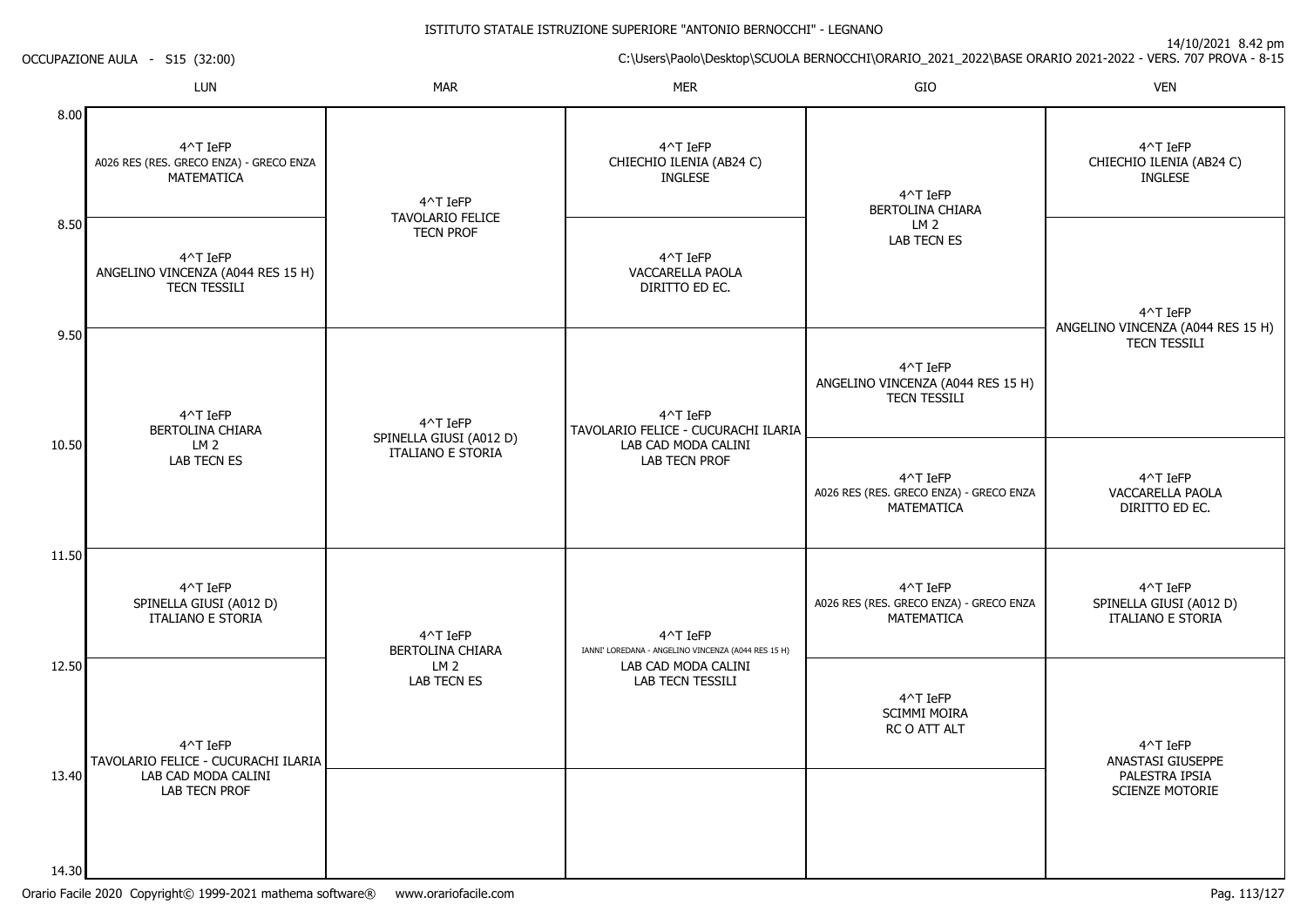ISTITUTO STATALE ISTRUZIONE SUPERIORE "ANTONIO BERNOCCHI" - LEGNANO

14/10/2021 8.42 pm

OCCUPAZIONE AULA - S15 (32:00)

C:\Users\Paolo\Desktop\SCUOLA BERNOCCHI\ORARIO_2021_2022\BASE ORARIO 2021-2022 - VERS. 707 PROVA - 8-15

| | LUN | MAR | MER | GIO | VEN |
|---|---|---|---|---|---|
| 8.00 | 4^T IeFP A026 RES (RES. GRECO ENZA) - GRECO ENZA MATEMATICA | 4^T IeFP TAVOLARIO FELICE TECN PROF | 4^T IeFP CHIECHIO ILENIA (AB24 C) INGLESE | 4^T IeFP BERTOLINA CHIARA LM 2 LAB TECN ES | 4^T IeFP CHIECHIO ILENIA (AB24 C) INGLESE |
| 8.50 | 4^T IeFP ANGELINO VINCENZA (A044 RES 15 H) TECN TESSILI | | 4^T IeFP VACCARELLA PAOLA DIRITTO ED EC. | | 4^T IeFP ANGELINO VINCENZA (A044 RES 15 H) TECN TESSILI |
| 9.50 | 4^T IeFP BERTOLINA CHIARA LM 2 LAB TECN ES | 4^T IeFP SPINELLA GIUSI (A012 D) ITALIANO E STORIA | 4^T IeFP TAVOLARIO FELICE - CUCURACHI ILARIA LAB CAD MODA CALINI LAB TECN PROF | 4^T IeFP ANGELINO VINCENZA (A044 RES 15 H) TECN TESSILI | |
| 10.50 | | | | 4^T IeFP A026 RES (RES. GRECO ENZA) - GRECO ENZA MATEMATICA | 4^T IeFP VACCARELLA PAOLA DIRITTO ED EC. |
| 11.50 | 4^T IeFP SPINELLA GIUSI (A012 D) ITALIANO E STORIA | 4^T IeFP BERTOLINA CHIARA LM 2 LAB TECN ES | 4^T IeFP IANNI' LOREDANA - ANGELINO VINCENZA (A044 RES 15 H) LAB CAD MODA CALINI LAB TECN TESSILI | 4^T IeFP A026 RES (RES. GRECO ENZA) - GRECO ENZA MATEMATICA | 4^T IeFP SPINELLA GIUSI (A012 D) ITALIANO E STORIA |
| 12.50 | 4^T IeFP TAVOLARIO FELICE - CUCURACHI ILARIA LAB CAD MODA CALINI LAB TECN PROF | | | 4^T IeFP SCIMMI MOIRA RC O ATT ALT | 4^T IeFP ANASTASI GIUSEPPE PALESTRA IPSIA SCIENZE MOTORIE |
| 13.40 | | | | | |
| 14.30 | | | | | |

Orario Facile 2020 Copyright© 1999-2021 mathema software® www.orariofacile.com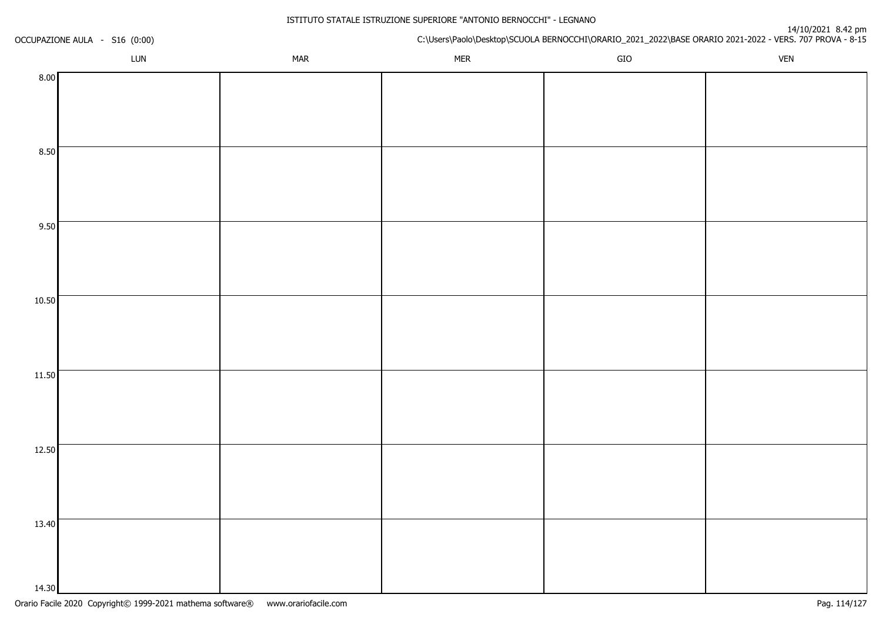ISTITUTO STATALE ISTRUZIONE SUPERIORE "ANTONIO BERNOCCHI" - LEGNANO

OCCUPAZIONE AULA - S16 (0:00)

14/10/2021 8.42 pm
C:\Users\Paolo\Desktop\SCUOLA BERNOCCHI\ORARIO_2021_2022\BASE ORARIO 2021-2022 - VERS. 707 PROVA - 8-15

| | LUN | MAR | MER | GIO | VEN |
|---|---|---|---|---|---|
| 8.00 | | | | | |
| 8.50 | | | | | |
| 9.50 | | | | | |
| 10.50 | | | | | |
| 11.50 | | | | | |
| 12.50 | | | | | |
| 13.40 | | | | | |
| 14.30 | | | | | |

Orario Facile 2020 Copyright© 1999-2021 mathema software® www.orariofacile.com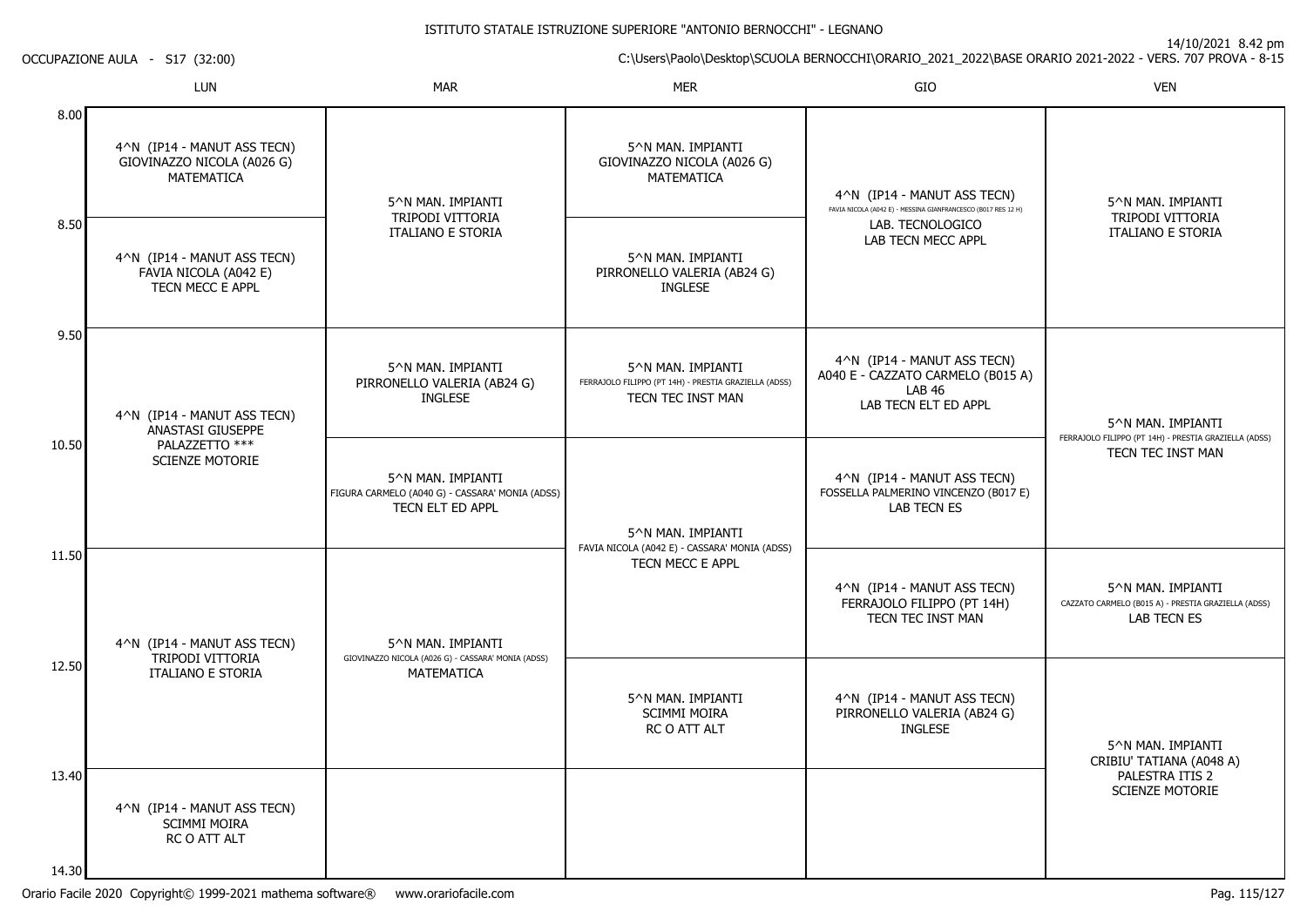ISTITUTO STATALE ISTRUZIONE SUPERIORE "ANTONIO BERNOCCHI" - LEGNANO

14/10/2021 8.42 pm

OCCUPAZIONE AULA - S17 (32:00)

C:\Users\Paolo\Desktop\SCUOLA BERNOCCHI\ORARIO_2021_2022\BASE ORARIO 2021-2022 - VERS. 707 PROVA - 8-15

| | LUN | MAR | MER | GIO | VEN |
|---|---|---|---|---|---|
| 8.00 | 4^N (IP14 - MANUT ASS TECN) GIOVINAZZO NICOLA (A026 G) MATEMATICA | 5^N MAN. IMPIANTI TRIPODI VITTORIA ITALIANO E STORIA | 5^N MAN. IMPIANTI GIOVINAZZO NICOLA (A026 G) MATEMATICA | 4^N (IP14 - MANUT ASS TECN) FAVIA NICOLA (A042 E) - MESSINA GIANFRANCESCO (B017 RES 12 H) LAB. TECNOLOGICO LAB TECN MECC APPL | 5^N MAN. IMPIANTI TRIPODI VITTORIA ITALIANO E STORIA |
| 8.50 | 4^N (IP14 - MANUT ASS TECN) FAVIA NICOLA (A042 E) TECN MECC E APPL | | 5^N MAN. IMPIANTI PIRRONELLO VALERIA (AB24 G) INGLESE | | |
| 9.50 | 4^N (IP14 - MANUT ASS TECN) ANASTASI GIUSEPPE PALAZZETTO *** SCIENZE MOTORIE | 5^N MAN. IMPIANTI PIRRONELLO VALERIA (AB24 G) INGLESE | 5^N MAN. IMPIANTI FERRAJOLO FILIPPO (PT 14H) - PRESTIA GRAZIELLA (ADSS) TECN TEC INST MAN | 4^N (IP14 - MANUT ASS TECN) A040 E - CAZZATO CARMELO (B015 A) LAB 46 LAB TECN ELT ED APPL | 5^N MAN. IMPIANTI FERRAJOLO FILIPPO (PT 14H) - PRESTIA GRAZIELLA (ADSS) TECN TEC INST MAN |
| 10.50 | | 5^N MAN. IMPIANTI FIGURA CARMELO (A040 G) - CASSARA' MONIA (ADSS) TECN ELT ED APPL | 5^N MAN. IMPIANTI FAVIA NICOLA (A042 E) - CASSARA' MONIA (ADSS) TECN MECC E APPL | 4^N (IP14 - MANUT ASS TECN) FOSSELLA PALMERINO VINCENZO (B017 E) LAB TECN ES | |
| 11.50 | 4^N (IP14 - MANUT ASS TECN) TRIPODI VITTORIA ITALIANO E STORIA | 5^N MAN. IMPIANTI GIOVINAZZO NICOLA (A026 G) - CASSARA' MONIA (ADSS) MATEMATICA | | 4^N (IP14 - MANUT ASS TECN) FERRAJOLO FILIPPO (PT 14H) TECN TEC INST MAN | 5^N MAN. IMPIANTI CAZZATO CARMELO (B015 A) - PRESTIA GRAZIELLA (ADSS) LAB TECN ES |
| 12.50 | | | 5^N MAN. IMPIANTI SCIMMI MOIRA RC O ATT ALT | 4^N (IP14 - MANUT ASS TECN) PIRRONELLO VALERIA (AB24 G) INGLESE | 5^N MAN. IMPIANTI CRIBIU' TATIANA (A048 A) PALESTRA ITIS 2 SCIENZE MOTORIE |
| 13.40 | 4^N (IP14 - MANUT ASS TECN) SCIMMI MOIRA RC O ATT ALT | | | | |
| 14.30 | | | | | |

Orario Facile 2020 Copyright© 1999-2021 mathema software® www.orariofacile.com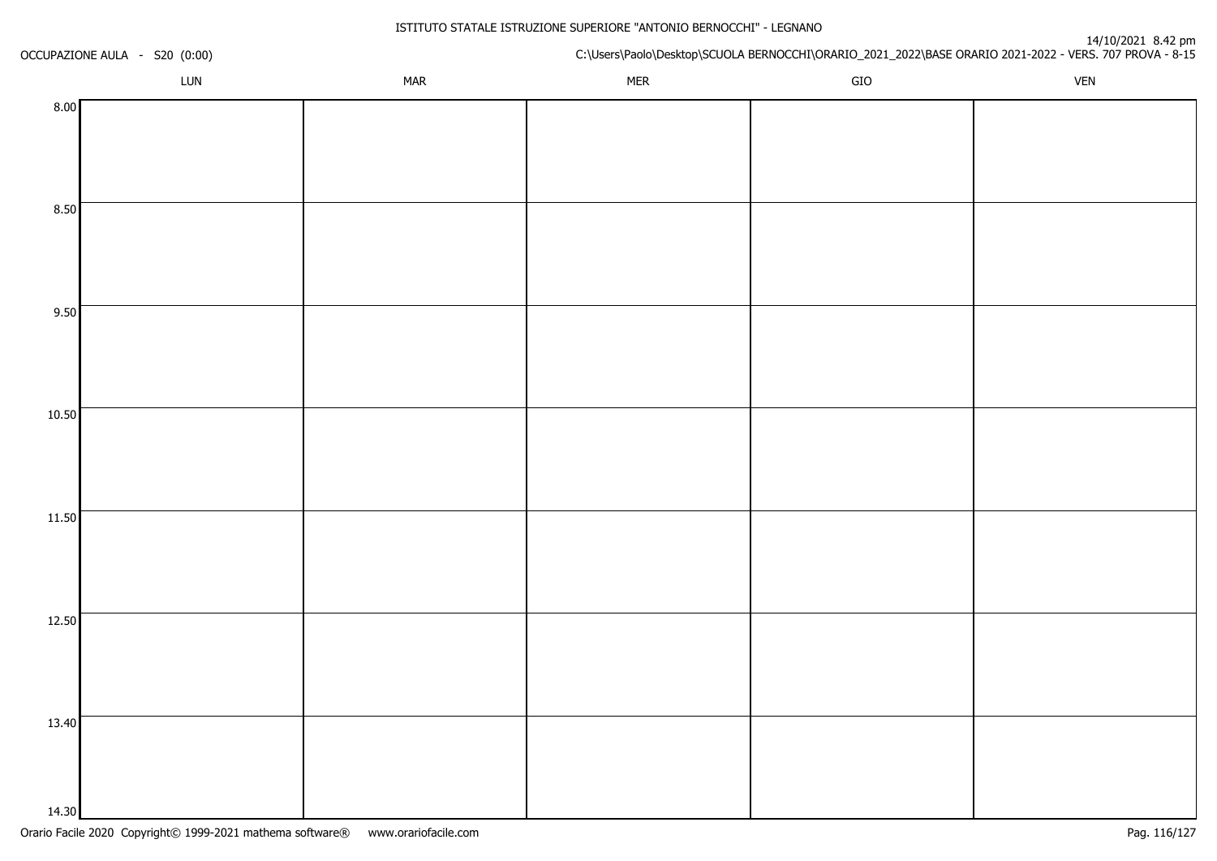ISTITUTO STATALE ISTRUZIONE SUPERIORE "ANTONIO BERNOCCHI" - LEGNANO

OCCUPAZIONE AULA - S20 (0:00)

14/10/2021 8.42 pm
C:\Users\Paolo\Desktop\SCUOLA BERNOCCHI\ORARIO_2021_2022\BASE ORARIO 2021-2022 - VERS. 707 PROVA - 8-15

| | LUN | MAR | MER | GIO | VEN |
|---|---|---|---|---|---|
| 8.00 | | | | | |
| 8.50 | | | | | |
| 9.50 | | | | | |
| 10.50 | | | | | |
| 11.50 | | | | | |
| 12.50 | | | | | |
| 13.40 | | | | | |
| 14.30 | | | | | |

Orario Facile 2020 Copyright© 1999-2021 mathema software® www.orariofacile.com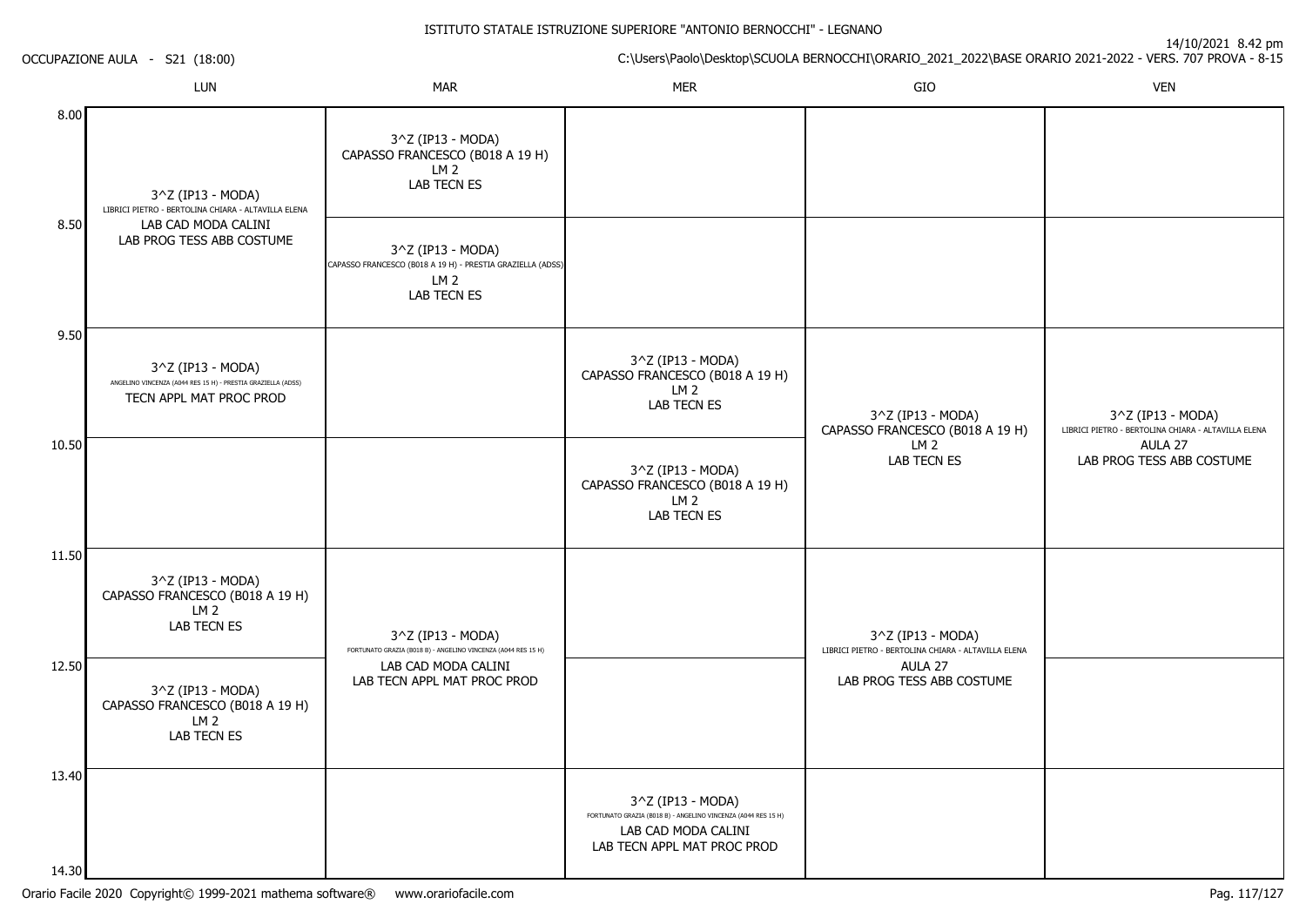ISTITUTO STATALE ISTRUZIONE SUPERIORE "ANTONIO BERNOCCHI" - LEGNANO

OCCUPAZIONE AULA - S21 (18:00)

14/10/2021 8.42 pm

C:\Users\Paolo\Desktop\SCUOLA BERNOCCHI\ORARIO_2021_2022\BASE ORARIO 2021-2022 - VERS. 707 PROVA - 8-15

| | LUN | MAR | MER | GIO | VEN |
|---|---|---|---|---|---|
| 8.00 | 3^Z (IP13 - MODA) LIBRICI PIETRO - BERTOLINA CHIARA - ALTAVILLA ELENA LAB CAD MODA CALINI LAB PROG TESS ABB COSTUME | 3^Z (IP13 - MODA) CAPASSO FRANCESCO (B018 A 19 H) LM 2 LAB TECN ES | | | |
| 8.50 | | 3^Z (IP13 - MODA) CAPASSO FRANCESCO (B018 A 19 H) - PRESTIA GRAZIELLA (ADSS) LM 2 LAB TECN ES | | | |
| 9.50 | 3^Z (IP13 - MODA) ANGELINO VINCENZA (A044 RES 15 H) - PRESTIA GRAZIELLA (ADSS) TECN APPL MAT PROC PROD | | 3^Z (IP13 - MODA) CAPASSO FRANCESCO (B018 A 19 H) LM 2 LAB TECN ES | 3^Z (IP13 - MODA) CAPASSO FRANCESCO (B018 A 19 H) LM 2 LAB TECN ES | 3^Z (IP13 - MODA) LIBRICI PIETRO - BERTOLINA CHIARA - ALTAVILLA ELENA AULA 27 LAB PROG TESS ABB COSTUME |
| 10.50 | | | 3^Z (IP13 - MODA) CAPASSO FRANCESCO (B018 A 19 H) LM 2 LAB TECN ES | | |
| 11.50 | 3^Z (IP13 - MODA) CAPASSO FRANCESCO (B018 A 19 H) LM 2 LAB TECN ES | 3^Z (IP13 - MODA) FORTUNATO GRAZIA (B018 B) - ANGELINO VINCENZA (A044 RES 15 H) LAB CAD MODA CALINI LAB TECN APPL MAT PROC PROD | | 3^Z (IP13 - MODA) LIBRICI PIETRO - BERTOLINA CHIARA - ALTAVILLA ELENA AULA 27 LAB PROG TESS ABB COSTUME | |
| 12.50 | 3^Z (IP13 - MODA) CAPASSO FRANCESCO (B018 A 19 H) LM 2 LAB TECN ES | | | | |
| 13.40 | | | 3^Z (IP13 - MODA) FORTUNATO GRAZIA (B018 B) - ANGELINO VINCENZA (A044 RES 15 H) LAB CAD MODA CALINI LAB TECN APPL MAT PROC PROD | | |
| 14.30 | | | | | |

Orario Facile 2020 Copyright© 1999-2021 mathema software® www.orariofacile.com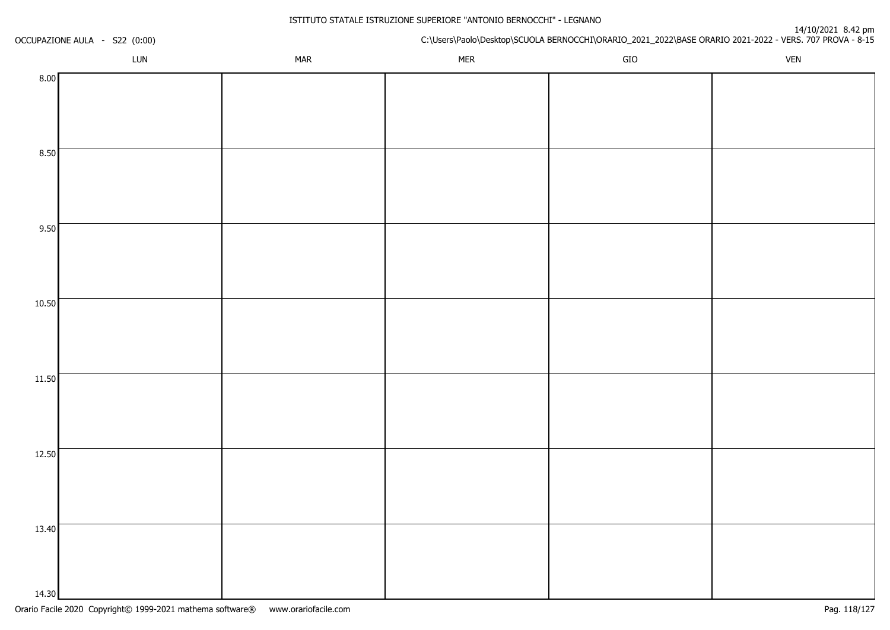ISTITUTO STATALE ISTRUZIONE SUPERIORE "ANTONIO BERNOCCHI" - LEGNANO

OCCUPAZIONE AULA - S22 (0:00)

14/10/2021 8.42 pm

C:\Users\Paolo\Desktop\SCUOLA BERNOCCHI\ORARIO_2021_2022\BASE ORARIO 2021-2022 - VERS. 707 PROVA - 8-15

| | LUN | MAR | MER | GIO | VEN |
|---|---|---|---|---|---|
| 8.00 | | | | | |
| 8.50 | | | | | |
| 9.50 | | | | | |
| 10.50 | | | | | |
| 11.50 | | | | | |
| 12.50 | | | | | |
| 13.40 | | | | | |
| 14.30 | | | | | |

Orario Facile 2020 Copyright© 1999-2021 mathema software® www.orariofacile.com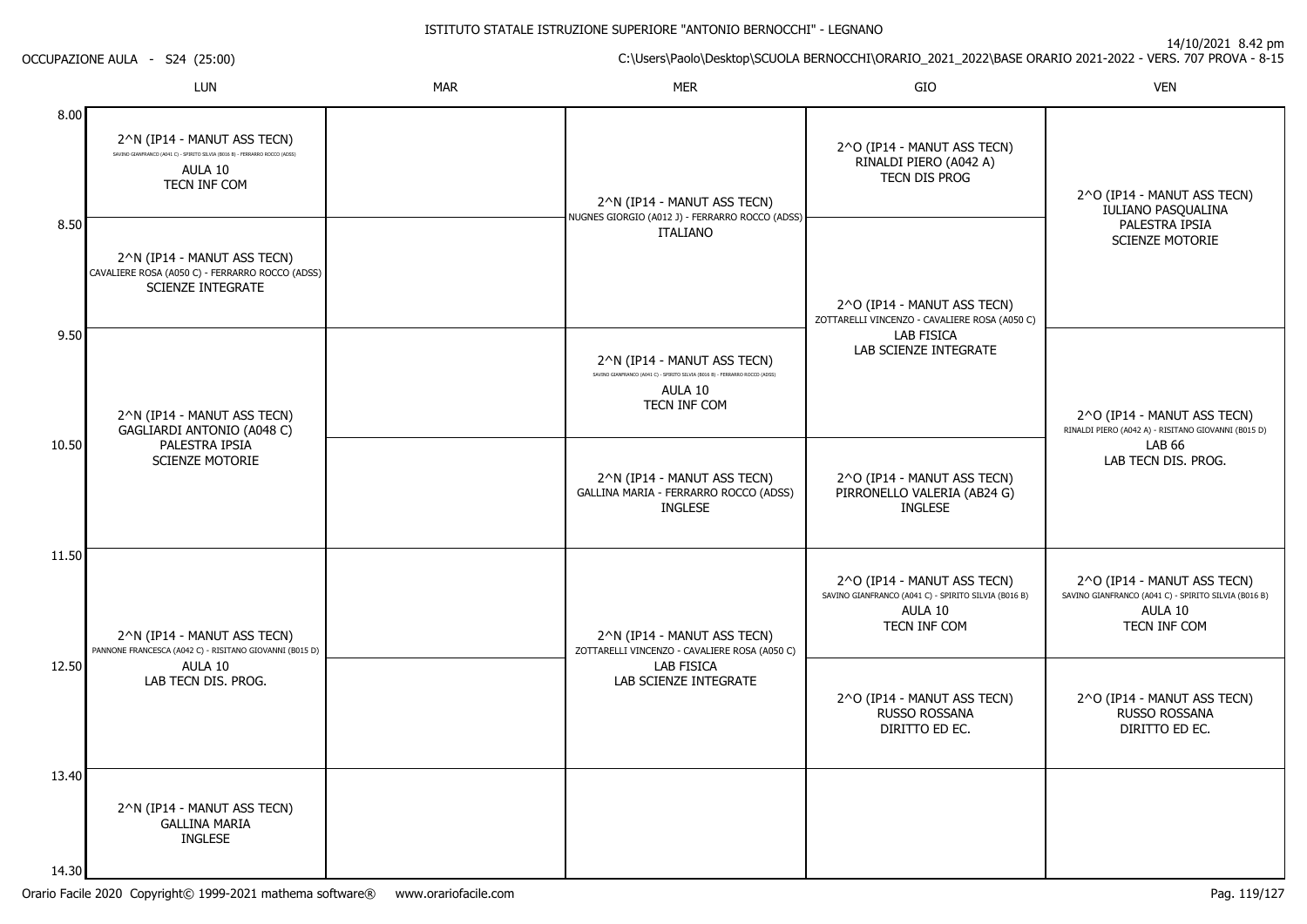ISTITUTO STATALE ISTRUZIONE SUPERIORE "ANTONIO BERNOCCHI" - LEGNANO

OCCUPAZIONE AULA - S24 (25:00)

14/10/2021 8.42 pm

C:\Users\Paolo\Desktop\SCUOLA BERNOCCHI\ORARIO_2021_2022\BASE ORARIO 2021-2022 - VERS. 707 PROVA - 8-15

| | LUN | MAR | MER | GIO | VEN |
|---|---|---|---|---|---|
| 8.00 | 2^N (IP14 - MANUT ASS TECN) SAVINO GIANFRANCO (A041 C) - SPIRITO SILVIA (B016 B) - FERRARRO ROCCO (ADSS) AULA 10 TECN INF COM | | 2^N (IP14 - MANUT ASS TECN) NUGNES GIORGIO (A012 J) - FERRARRO ROCCO (ADSS) ITALIANO | 2^O (IP14 - MANUT ASS TECN) RINALDI PIERO (A042 A) TECN DIS PROG | 2^O (IP14 - MANUT ASS TECN) IULIANO PASQUALINA PALESTRA IPSIA SCIENZE MOTORIE |
| 8.50 | 2^N (IP14 - MANUT ASS TECN) CAVALIERE ROSA (A050 C) - FERRARRO ROCCO (ADSS) SCIENZE INTEGRATE | | | 2^O (IP14 - MANUT ASS TECN) ZOTTARELLI VINCENZO - CAVALIERE ROSA (A050 C) LAB FISICA LAB SCIENZE INTEGRATE | |
| 9.50 | 2^N (IP14 - MANUT ASS TECN) GAGLIARDI ANTONIO (A048 C) PALESTRA IPSIA SCIENZE MOTORIE | | 2^N (IP14 - MANUT ASS TECN) SAVINO GIANFRANCO (A041 C) - SPIRITO SILVIA (B016 B) - FERRARRO ROCCO (ADSS) AULA 10 TECN INF COM | | 2^O (IP14 - MANUT ASS TECN) RINALDI PIERO (A042 A) - RISITANO GIOVANNI (B015 D) LAB 66 LAB TECN DIS. PROG. |
| 10.50 | | | 2^N (IP14 - MANUT ASS TECN) GALLINA MARIA - FERRARRO ROCCO (ADSS) INGLESE | 2^O (IP14 - MANUT ASS TECN) PIRRONELLO VALERIA (AB24 G) INGLESE | |
| 11.50 | 2^N (IP14 - MANUT ASS TECN) PANNONE FRANCESCA (A042 C) - RISITANO GIOVANNI (B015 D) AULA 10 LAB TECN DIS. PROG. | | 2^N (IP14 - MANUT ASS TECN) ZOTTARELLI VINCENZO - CAVALIERE ROSA (A050 C) LAB FISICA LAB SCIENZE INTEGRATE | 2^O (IP14 - MANUT ASS TECN) SAVINO GIANFRANCO (A041 C) - SPIRITO SILVIA (B016 B) AULA 10 TECN INF COM | 2^O (IP14 - MANUT ASS TECN) SAVINO GIANFRANCO (A041 C) - SPIRITO SILVIA (B016 B) AULA 10 TECN INF COM |
| 12.50 | | | | 2^O (IP14 - MANUT ASS TECN) RUSSO ROSSANA DIRITTO ED EC. | 2^O (IP14 - MANUT ASS TECN) RUSSO ROSSANA DIRITTO ED EC. |
| 13.40 - 14.30 | 2^N (IP14 - MANUT ASS TECN) GALLINA MARIA INGLESE | | | | |

Orario Facile 2020 Copyright© 1999-2021 mathema software® www.orariofacile.com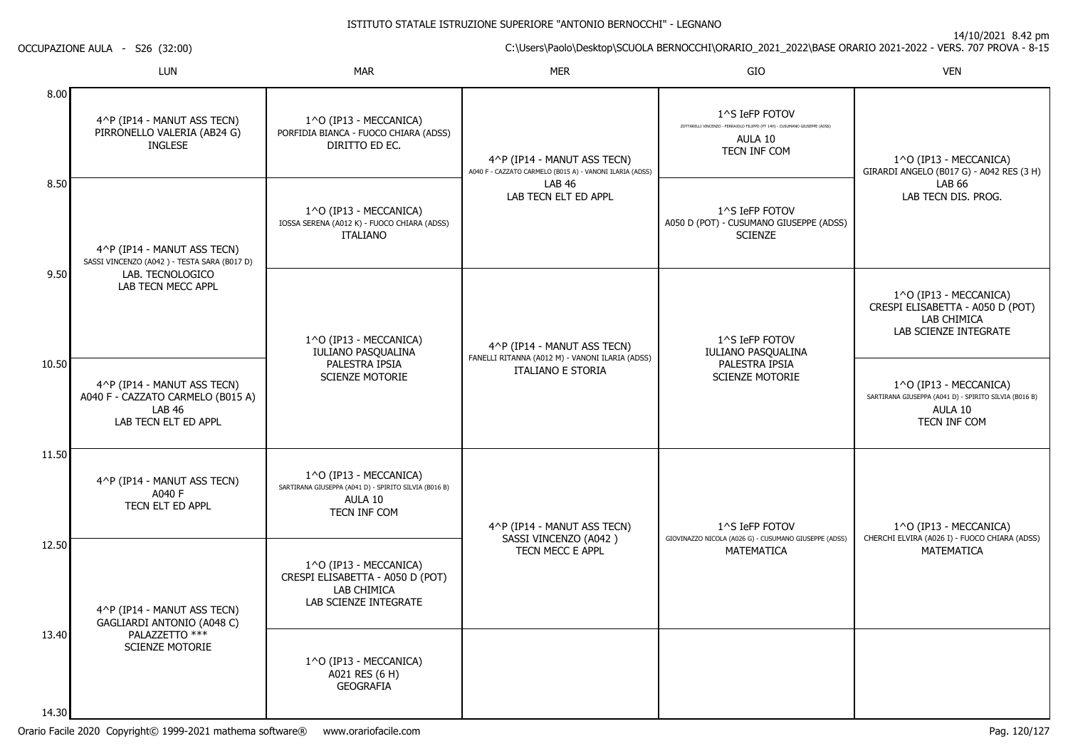ISTITUTO STATALE ISTRUZIONE SUPERIORE "ANTONIO BERNOCCHI" - LEGNANO

14/10/2021 8.42 pm

OCCUPAZIONE AULA - S26 (32:00)

C:\Users\Paolo\Desktop\SCUOLA BERNOCCHI\ORARIO_2021_2022\BASE ORARIO 2021-2022 - VERS. 707 PROVA - 8-15

| | LUN | MAR | MER | GIO | VEN |
|---|---|---|---|---|---|
| 8.00 | 4^P (IP14 - MANUT ASS TECN) PIRRONELLO VALERIA (AB24 G) INGLESE | 1^O (IP13 - MECCANICA) PORFIDIA BIANCA - FUOCO CHIARA (ADSS) DIRITTO ED EC. | 4^P (IP14 - MANUT ASS TECN) A040 F - CAZZATO CARMELO (B015 A) - VANONI ILARIA (ADSS) LAB 46 LAB TECN ELT ED APPL | 1^S IeFP FOTOV ZOTTARELLI VINCENZO - FERRAIOLO FILIPPO (PT 14H) - CUSUMANO GIUSEPPE (ADSS) AULA 10 TECN INF COM | 1^O (IP13 - MECCANICA) GIRARDI ANGELO (B017 G) - A042 RES (3 H) LAB 66 LAB TECN DIS. PROG. |
| 8.50 | 4^P (IP14 - MANUT ASS TECN) SASSI VINCENZO (A042 ) - TESTA SARA (B017 D) LAB. TECNOLOGICO LAB TECN MECC APPL | 1^O (IP13 - MECCANICA) IOSSA SERENA (A012 K) - FUOCO CHIARA (ADSS) ITALIANO | | 1^S IeFP FOTOV A050 D (POT) - CUSUMANO GIUSEPPE (ADSS) SCIENZE | |
| 9.50 | | 1^O (IP13 - MECCANICA) IULIANO PASQUALINA PALESTRA IPSIA SCIENZE MOTORIE | 4^P (IP14 - MANUT ASS TECN) FANELLI RITANNA (A012 M) - VANONI ILARIA (ADSS) ITALIANO E STORIA | 1^S IeFP FOTOV IULIANO PASQUALINA PALESTRA IPSIA SCIENZE MOTORIE | 1^O (IP13 - MECCANICA) CRESPI ELISABETTA - A050 D (POT) LAB CHIMICA LAB SCIENZE INTEGRATE |
| 10.50 | 4^P (IP14 - MANUT ASS TECN) A040 F - CAZZATO CARMELO (B015 A) LAB 46 LAB TECN ELT ED APPL | | | | 1^O (IP13 - MECCANICA) SARTIRANA GIUSEPPA (A041 D) - SPIRITO SILVIA (B016 B) AULA 10 TECN INF COM |
| 11.50 | 4^P (IP14 - MANUT ASS TECN) A040 F TECN ELT ED APPL | 1^O (IP13 - MECCANICA) SARTIRANA GIUSEPPA (A041 D) - SPIRITO SILVIA (B016 B) AULA 10 TECN INF COM | 4^P (IP14 - MANUT ASS TECN) SASSI VINCENZO (A042 ) TECN MECC E APPL | 1^S IeFP FOTOV GIOVINAZZO NICOLA (A026 G) - CUSUMANO GIUSEPPE (ADSS) MATEMATICA | 1^O (IP13 - MECCANICA) CHERCHI ELVIRA (A026 I) - FUOCO CHIARA (ADSS) MATEMATICA |
| 12.50 | 4^P (IP14 - MANUT ASS TECN) GAGLIARDI ANTONIO (A048 C) PALAZZETTO *** SCIENZE MOTORIE | 1^O (IP13 - MECCANICA) CRESPI ELISABETTA - A050 D (POT) LAB CHIMICA LAB SCIENZE INTEGRATE | | | |
| 13.40 | | 1^O (IP13 - MECCANICA) A021 RES (6 H) GEOGRAFIA | | | |
| 14.30 | | | | | |

Orario Facile 2020 Copyright© 1999-2021 mathema software® www.orariofacile.com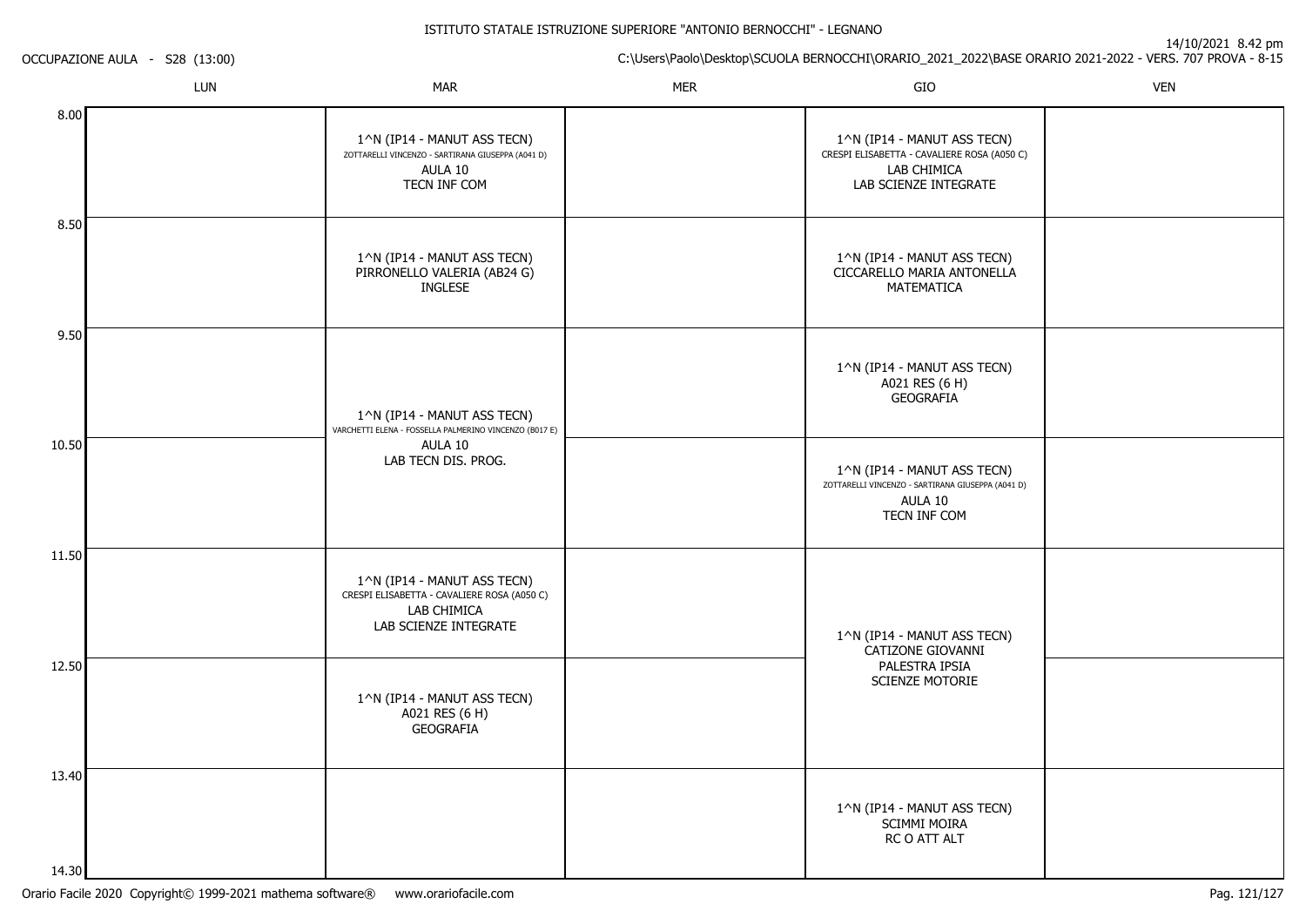ISTITUTO STATALE ISTRUZIONE SUPERIORE "ANTONIO BERNOCCHI" - LEGNANO

OCCUPAZIONE AULA - S28 (13:00)

14/10/2021 8.42 pm

C:\Users\Paolo\Desktop\SCUOLA BERNOCCHI\ORARIO_2021_2022\BASE ORARIO 2021-2022 - VERS. 707 PROVA - 8-15

| | LUN | MAR | MER | GIO | VEN |
|---|---|---|---|---|---|
| 8.00 | | 1^N (IP14 - MANUT ASS TECN) ZOTTARELLI VINCENZO - SARTIRANA GIUSEPPA (A041 D) AULA 10 TECN INF COM | | 1^N (IP14 - MANUT ASS TECN) CRESPI ELISABETTA - CAVALIERE ROSA (A050 C) LAB CHIMICA LAB SCIENZE INTEGRATE | |
| 8.50 | | 1^N (IP14 - MANUT ASS TECN) PIRRONELLO VALERIA (AB24 G) INGLESE | | 1^N (IP14 - MANUT ASS TECN) CICCARELLO MARIA ANTONELLA MATEMATICA | |
| 9.50 | | 1^N (IP14 - MANUT ASS TECN) VARCHETTI ELENA - FOSSELLA PALMERINO VINCENZO (B017 E) AULA 10 LAB TECN DIS. PROG. | | 1^N (IP14 - MANUT ASS TECN) A021 RES (6 H) GEOGRAFIA | |
| 10.50 | | | | 1^N (IP14 - MANUT ASS TECN) ZOTTARELLI VINCENZO - SARTIRANA GIUSEPPA (A041 D) AULA 10 TECN INF COM | |
| 11.50 | | 1^N (IP14 - MANUT ASS TECN) CRESPI ELISABETTA - CAVALIERE ROSA (A050 C) LAB CHIMICA LAB SCIENZE INTEGRATE | | 1^N (IP14 - MANUT ASS TECN) CATIZONE GIOVANNI PALESTRA IPSIA SCIENZE MOTORIE | |
| 12.50 | | 1^N (IP14 - MANUT ASS TECN) A021 RES (6 H) GEOGRAFIA | | | |
| 13.40 | | | | 1^N (IP14 - MANUT ASS TECN) SCIMMI MOIRA RC O ATT ALT | |
| 14.30 | | | | | |

Orario Facile 2020 Copyright© 1999-2021 mathema software® www.orariofacile.com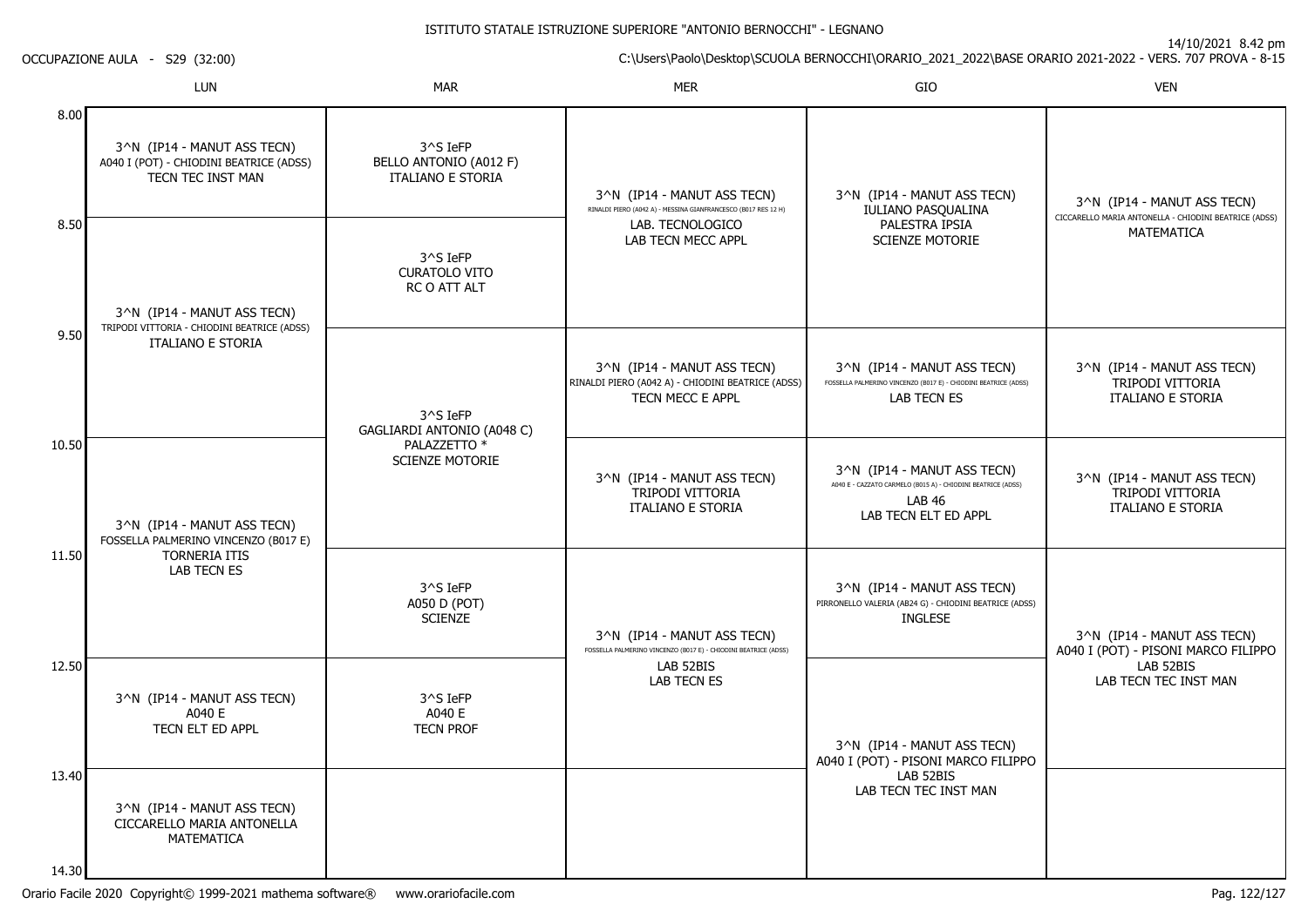ISTITUTO STATALE ISTRUZIONE SUPERIORE "ANTONIO BERNOCCHI" - LEGNANO

14/10/2021 8.42 pm

OCCUPAZIONE AULA - S29 (32:00)

C:\Users\Paolo\Desktop\SCUOLA BERNOCCHI\ORARIO_2021_2022\BASE ORARIO 2021-2022 - VERS. 707 PROVA - 8-15

| | LUN | MAR | MER | GIO | VEN |
|---|---|---|---|---|---|
| 8.00 | 3^N (IP14 - MANUT ASS TECN) A040 I (POT) - CHIODINI BEATRICE (ADSS) TECN TEC INST MAN | 3^S IeFP BELLO ANTONIO (A012 F) ITALIANO E STORIA | 3^N (IP14 - MANUT ASS TECN) RINALDI PIERO (A042 A) - MESSINA GIANFRANCESCO (B017 RES 12 H) LAB. TECNOLOGICO LAB TECN MECC APPL | 3^N (IP14 - MANUT ASS TECN) IULIANO PASQUALINA PALESTRA IPSIA SCIENZE MOTORIE | 3^N (IP14 - MANUT ASS TECN) CICCARELLO MARIA ANTONELLA - CHIODINI BEATRICE (ADSS) MATEMATICA |
| 8.50 | 3^N (IP14 - MANUT ASS TECN) TRIPODI VITTORIA - CHIODINI BEATRICE (ADSS) ITALIANO E STORIA | 3^S IeFP CURATOLO VITO RC O ATT ALT | | | |
| 9.50 | | 3^S IeFP GAGLIARDI ANTONIO (A048 C) PALAZZETTO * SCIENZE MOTORIE | 3^N (IP14 - MANUT ASS TECN) RINALDI PIERO (A042 A) - CHIODINI BEATRICE (ADSS) TECN MECC E APPL | 3^N (IP14 - MANUT ASS TECN) FOSSELLA PALMERINO VINCENZO (B017 E) - CHIODINI BEATRICE (ADSS) LAB TECN ES | 3^N (IP14 - MANUT ASS TECN) TRIPODI VITTORIA ITALIANO E STORIA |
| 10.50 | 3^N (IP14 - MANUT ASS TECN) FOSSELLA PALMERINO VINCENZO (B017 E) TORNERIA ITIS LAB TECN ES | | 3^N (IP14 - MANUT ASS TECN) TRIPODI VITTORIA ITALIANO E STORIA | 3^N (IP14 - MANUT ASS TECN) A040 E - CAZZATO CARMELO (B015 A) - CHIODINI BEATRICE (ADSS) LAB 46 LAB TECN ELT ED APPL | 3^N (IP14 - MANUT ASS TECN) TRIPODI VITTORIA ITALIANO E STORIA |
| 11.50 | | 3^S IeFP A050 D (POT) SCIENZE | 3^N (IP14 - MANUT ASS TECN) FOSSELLA PALMERINO VINCENZO (B017 E) - CHIODINI BEATRICE (ADSS) LAB 52BIS LAB TECN ES | 3^N (IP14 - MANUT ASS TECN) PIRRONELLO VALERIA (AB24 G) - CHIODINI BEATRICE (ADSS) INGLESE | 3^N (IP14 - MANUT ASS TECN) A040 I (POT) - PISONI MARCO FILIPPO LAB 52BIS LAB TECN TEC INST MAN |
| 12.50 | 3^N (IP14 - MANUT ASS TECN) A040 E TECN ELT ED APPL | 3^S IeFP A040 E TECN PROF | | 3^N (IP14 - MANUT ASS TECN) A040 I (POT) - PISONI MARCO FILIPPO LAB 52BIS LAB TECN TEC INST MAN | |
| 13.40 | 3^N (IP14 - MANUT ASS TECN) CICCARELLO MARIA ANTONELLA MATEMATICA | | | | |
| 14.30 | | | | | |

Orario Facile 2020 Copyright© 1999-2021 mathema software® www.orariofacile.com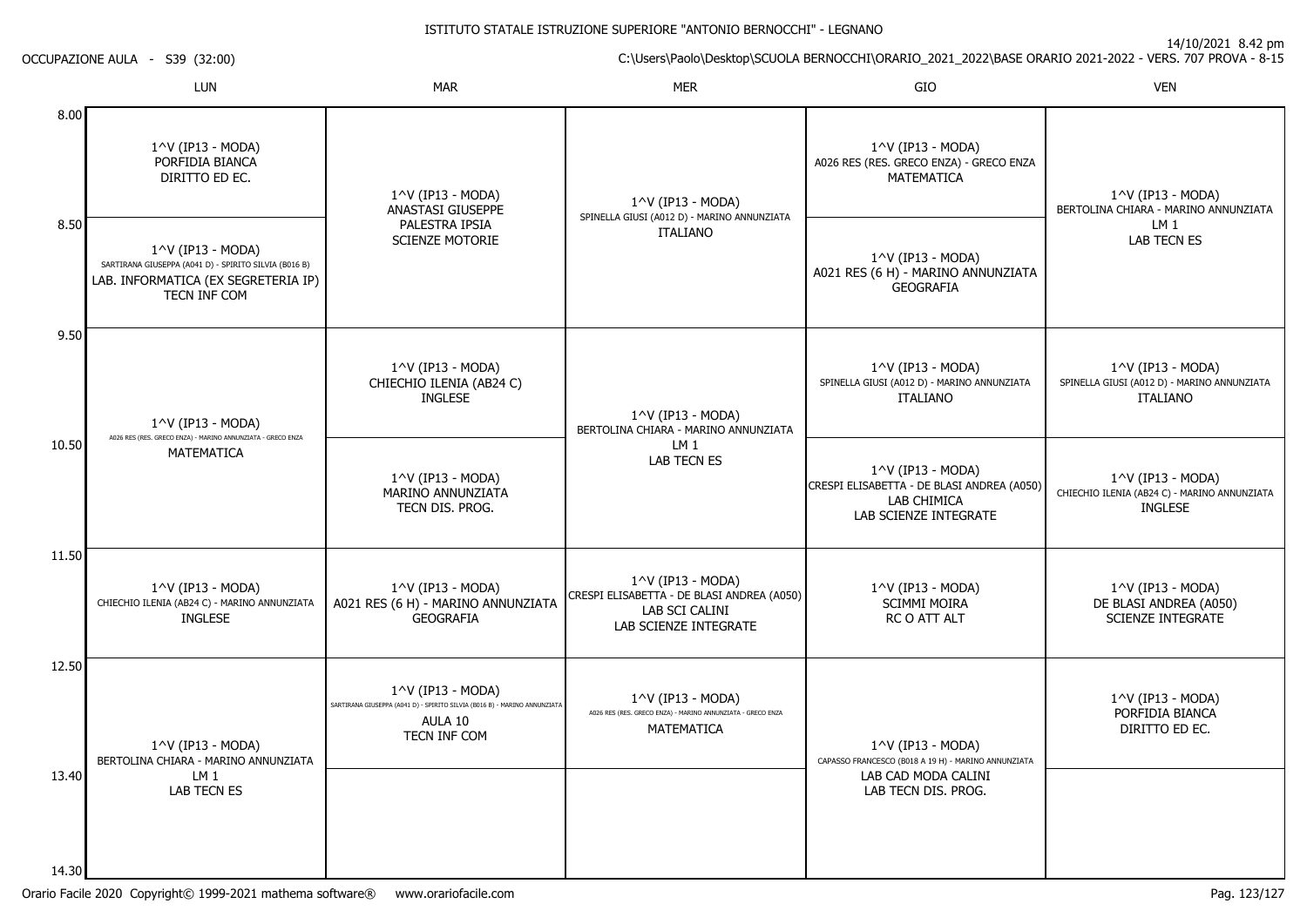ISTITUTO STATALE ISTRUZIONE SUPERIORE "ANTONIO BERNOCCHI" - LEGNANO

OCCUPAZIONE AULA - S39 (32:00)

14/10/2021 8.42 pm

C:\Users\Paolo\Desktop\SCUOLA BERNOCCHI\ORARIO_2021_2022\BASE ORARIO 2021-2022 - VERS. 707 PROVA - 8-15

| | LUN | MAR | MER | GIO | VEN |
|---|---|---|---|---|---|
| 8.00 | 1^V (IP13 - MODA) PORFIDIA BIANCA DIRITTO ED EC. | 1^V (IP13 - MODA) ANASTASI GIUSEPPE PALESTRA IPSIA SCIENZE MOTORIE | 1^V (IP13 - MODA) SPINELLA GIUSI (A012 D) - MARINO ANNUNZIATA ITALIANO | 1^V (IP13 - MODA) A026 RES (RES. GRECO ENZA) - GRECO ENZA MATEMATICA | 1^V (IP13 - MODA) BERTOLINA CHIARA - MARINO ANNUNZIATA LM 1 LAB TECN ES |
| 8.50 | 1^V (IP13 - MODA) SARTIRANA GIUSEPPA (A041 D) - SPIRITO SILVIA (B016 B) LAB. INFORMATICA (EX SEGRETERIA IP) TECN INF COM | | | 1^V (IP13 - MODA) A021 RES (6 H) - MARINO ANNUNZIATA GEOGRAFIA | |
| 9.50 | 1^V (IP13 - MODA) A026 RES (RES. GRECO ENZA) - MARINO ANNUNZIATA - GRECO ENZA MATEMATICA | 1^V (IP13 - MODA) CHIECHIO ILENIA (AB24 C) INGLESE | 1^V (IP13 - MODA) BERTOLINA CHIARA - MARINO ANNUNZIATA LM 1 LAB TECN ES | 1^V (IP13 - MODA) SPINELLA GIUSI (A012 D) - MARINO ANNUNZIATA ITALIANO | 1^V (IP13 - MODA) SPINELLA GIUSI (A012 D) - MARINO ANNUNZIATA ITALIANO |
| 10.50 | | 1^V (IP13 - MODA) MARINO ANNUNZIATA TECN DIS. PROG. | | 1^V (IP13 - MODA) CRESPI ELISABETTA - DE BLASI ANDREA (A050) LAB CHIMICA LAB SCIENZE INTEGRATE | 1^V (IP13 - MODA) CHIECHIO ILENIA (AB24 C) - MARINO ANNUNZIATA INGLESE |
| 11.50 | 1^V (IP13 - MODA) CHIECHIO ILENIA (AB24 C) - MARINO ANNUNZIATA INGLESE | 1^V (IP13 - MODA) A021 RES (6 H) - MARINO ANNUNZIATA GEOGRAFIA | 1^V (IP13 - MODA) CRESPI ELISABETTA - DE BLASI ANDREA (A050) LAB SCI CALINI LAB SCIENZE INTEGRATE | 1^V (IP13 - MODA) SCIMMI MOIRA RC O ATT ALT | 1^V (IP13 - MODA) DE BLASI ANDREA (A050) SCIENZE INTEGRATE |
| 12.50 | 1^V (IP13 - MODA) BERTOLINA CHIARA - MARINO ANNUNZIATA LM 1 LAB TECN ES | 1^V (IP13 - MODA) SARTIRANA GIUSEPPA (A041 D) - SPIRITO SILVIA (B016 B) - MARINO ANNUNZIATA AULA 10 TECN INF COM | 1^V (IP13 - MODA) A026 RES (RES. GRECO ENZA) - MARINO ANNUNZIATA - GRECO ENZA MATEMATICA | 1^V (IP13 - MODA) CAPASSO FRANCESCO (B018 A 19 H) - MARINO ANNUNZIATA LAB CAD MODA CALINI LAB TECN DIS. PROG. | 1^V (IP13 - MODA) PORFIDIA BIANCA DIRITTO ED EC. |
| 13.40 | | | | | |
| 14.30 | | | | | |

Orario Facile 2020 Copyright© 1999-2021 mathema software® www.orariofacile.com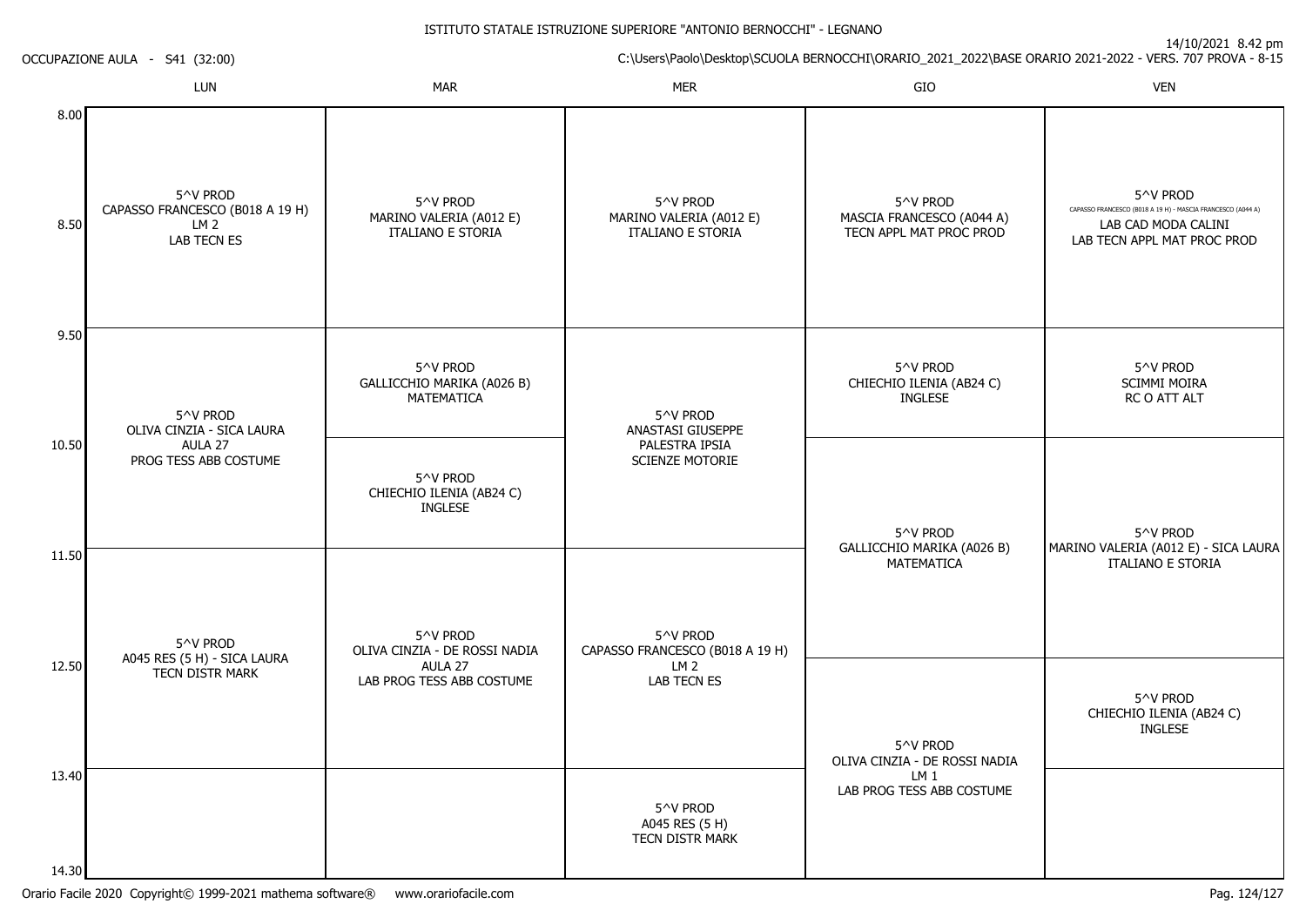ISTITUTO STATALE ISTRUZIONE SUPERIORE "ANTONIO BERNOCCHI" - LEGNANO

14/10/2021 8.42 pm

OCCUPAZIONE AULA - S41 (32:00)

C:\Users\Paolo\Desktop\SCUOLA BERNOCCHI\ORARIO_2021_2022\BASE ORARIO 2021-2022 - VERS. 707 PROVA - 8-15

| | LUN | MAR | MER | GIO | VEN |
|---|---|---|---|---|---|
| 8.00 - 9.50 | 5^V PROD<br>CAPASSO FRANCESCO (B018 A 19 H)<br>LM 2<br>LAB TECN ES | 5^V PROD<br>MARINO VALERIA (A012 E)<br>ITALIANO E STORIA | 5^V PROD<br>MARINO VALERIA (A012 E)<br>ITALIANO E STORIA | 5^V PROD<br>MASCIA FRANCESCO (A044 A)<br>TECN APPL MAT PROC PROD | 5^V PROD<br>CAPASSO FRANCESCO (B018 A 19 H) - MASCIA FRANCESCO (A044 A)<br>LAB CAD MODA CALINI<br>LAB TECN APPL MAT PROC PROD |
| 9.50 - 10.50 | 5^V PROD<br>OLIVA CINZIA - SICA LAURA<br>AULA 27<br>PROG TESS ABB COSTUME | 5^V PROD<br>GALLICCHIO MARIKA (A026 B)<br>MATEMATICA | 5^V PROD<br>ANASTASI GIUSEPPE<br>PALESTRA IPSIA<br>SCIENZE MOTORIE | 5^V PROD<br>CHIECHIO ILENIA (AB24 C)<br>INGLESE | 5^V PROD<br>SCIMMI MOIRA<br>RC O ATT ALT |
| 10.50 - 11.50 | | 5^V PROD<br>CHIECHIO ILENIA (AB24 C)<br>INGLESE | | 5^V PROD<br>GALLICCHIO MARIKA (A026 B)<br>MATEMATICA | 5^V PROD<br>MARINO VALERIA (A012 E) - SICA LAURA<br>ITALIANO E STORIA |
| 11.50 - 12.50 | 5^V PROD<br>A045 RES (5 H) - SICA LAURA<br>TECN DISTR MARK | 5^V PROD<br>OLIVA CINZIA - DE ROSSI NADIA<br>AULA 27<br>LAB PROG TESS ABB COSTUME | 5^V PROD<br>CAPASSO FRANCESCO (B018 A 19 H)<br>LM 2<br>LAB TECN ES | | |
| 12.50 - 13.40 | | | | 5^V PROD<br>OLIVA CINZIA - DE ROSSI NADIA<br>LM 1<br>LAB PROG TESS ABB COSTUME | 5^V PROD<br>CHIECHIO ILENIA (AB24 C)<br>INGLESE |
| 13.40 - 14.30 | | | 5^V PROD<br>A045 RES (5 H)<br>TECN DISTR MARK | | |

Orario Facile 2020 Copyright© 1999-2021 mathema software® www.orariofacile.com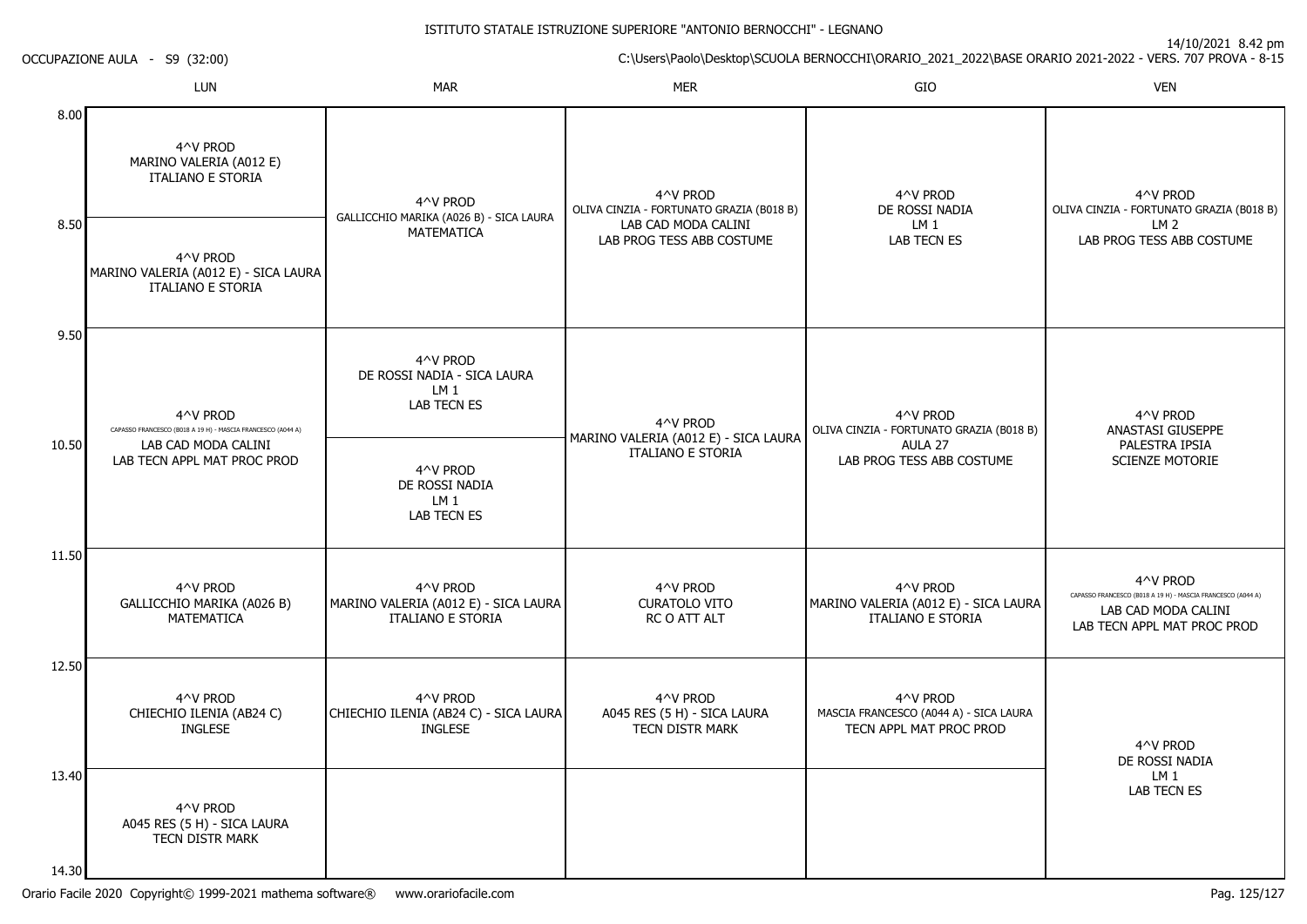ISTITUTO STATALE ISTRUZIONE SUPERIORE "ANTONIO BERNOCCHI" - LEGNANO

OCCUPAZIONE AULA - S9 (32:00)

14/10/2021 8.42 pm

C:\Users\Paolo\Desktop\SCUOLA BERNOCCHI\ORARIO_2021_2022\BASE ORARIO 2021-2022 - VERS. 707 PROVA - 8-15

| | LUN | MAR | MER | GIO | VEN |
|---|---|---|---|---|---|
| 8.00 | 4^V PROD MARINO VALERIA (A012 E) ITALIANO E STORIA | 4^V PROD GALLICCHIO MARIKA (A026 B) - SICA LAURA MATEMATICA | 4^V PROD OLIVA CINZIA - FORTUNATO GRAZIA (B018 B) LAB CAD MODA CALINI LAB PROG TESS ABB COSTUME | 4^V PROD DE ROSSI NADIA LM 1 LAB TECN ES | 4^V PROD OLIVA CINZIA - FORTUNATO GRAZIA (B018 B) LM 2 LAB PROG TESS ABB COSTUME |
| 8.50 | 4^V PROD MARINO VALERIA (A012 E) - SICA LAURA ITALIANO E STORIA | | | | |
| 9.50 | 4^V PROD CAPASSO FRANCESCO (B018 A 19 H) - MASCIA FRANCESCO (A044 A) LAB CAD MODA CALINI LAB TECN APPL MAT PROC PROD | 4^V PROD DE ROSSI NADIA - SICA LAURA LM 1 LAB TECN ES | 4^V PROD MARINO VALERIA (A012 E) - SICA LAURA ITALIANO E STORIA | 4^V PROD OLIVA CINZIA - FORTUNATO GRAZIA (B018 B) AULA 27 LAB PROG TESS ABB COSTUME | 4^V PROD ANASTASI GIUSEPPE PALESTRA IPSIA SCIENZE MOTORIE |
| 10.50 | | 4^V PROD DE ROSSI NADIA LM 1 LAB TECN ES | | | |
| 11.50 | 4^V PROD GALLICCHIO MARIKA (A026 B) MATEMATICA | 4^V PROD MARINO VALERIA (A012 E) - SICA LAURA ITALIANO E STORIA | 4^V PROD CURATOLO VITO RC O ATT ALT | 4^V PROD MARINO VALERIA (A012 E) - SICA LAURA ITALIANO E STORIA | 4^V PROD CAPASSO FRANCESCO (B018 A 19 H) - MASCIA FRANCESCO (A044 A) LAB CAD MODA CALINI LAB TECN APPL MAT PROC PROD |
| 12.50 | 4^V PROD CHIECHIO ILENIA (AB24 C) INGLESE | 4^V PROD CHIECHIO ILENIA (AB24 C) - SICA LAURA INGLESE | 4^V PROD A045 RES (5 H) - SICA LAURA TECN DISTR MARK | 4^V PROD MASCIA FRANCESCO (A044 A) - SICA LAURA TECN APPL MAT PROC PROD | 4^V PROD DE ROSSI NADIA LM 1 LAB TECN ES |
| 13.40 | 4^V PROD A045 RES (5 H) - SICA LAURA TECN DISTR MARK | | | | |
| 14.30 | | | | | |

Orario Facile 2020 Copyright© 1999-2021 mathema software® www.orariofacile.com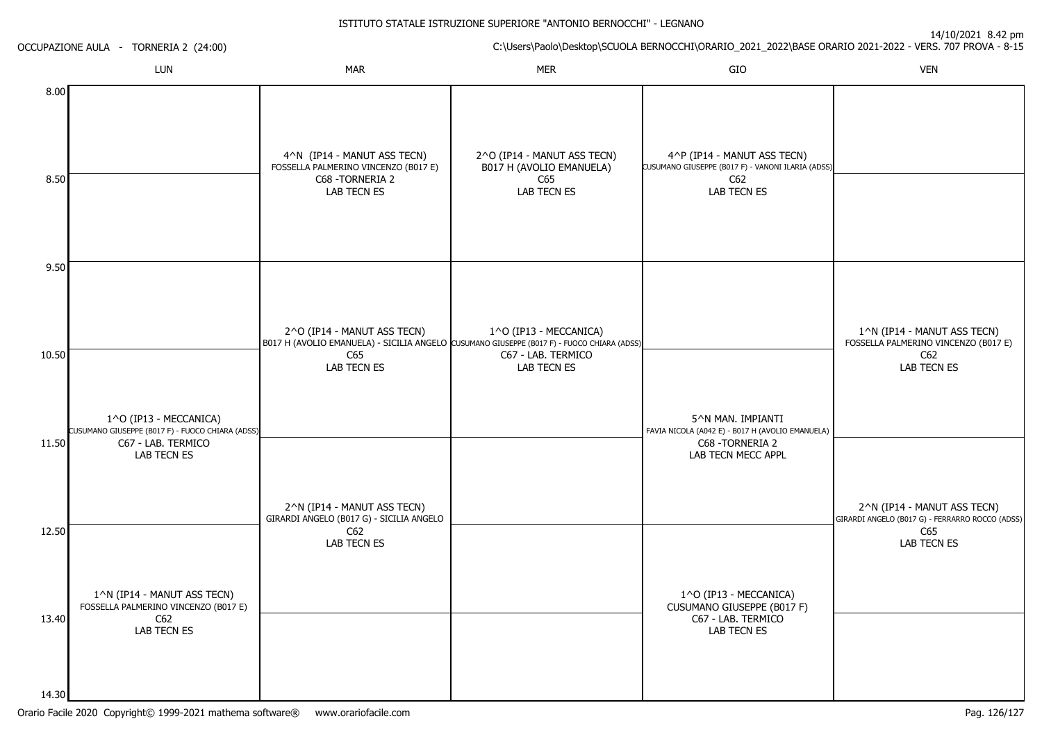ISTITUTO STATALE ISTRUZIONE SUPERIORE "ANTONIO BERNOCCHI" - LEGNANO

OCCUPAZIONE AULA - TORNERIA 2 (24:00)

14/10/2021 8.42 pm

C:\Users\Paolo\Desktop\SCUOLA BERNOCCHI\ORARIO_2021_2022\BASE ORARIO 2021-2022 - VERS. 707 PROVA - 8-15

| Ora | LUN | MAR | MER | GIO | VEN |
|---|---|---|---|---|---|
| 8.00 | | 4^N (IP14 - MANUT ASS TECN) FOSSELLA PALMERINO VINCENZO (B017 E) C68 -TORNERIA 2 LAB TECN ES | 2^O (IP14 - MANUT ASS TECN) B017 H (AVOLIO EMANUELA) C65 LAB TECN ES | 4^P (IP14 - MANUT ASS TECN) CUSUMANO GIUSEPPE (B017 F) - VANONI ILARIA (ADSS) C62 LAB TECN ES | |
| 8.50 | | | | | |
| 9.50 | | 2^O (IP14 - MANUT ASS TECN) B017 H (AVOLIO EMANUELA) - SICILIA ANGELO C65 LAB TECN ES | 1^O (IP13 - MECCANICA) CUSUMANO GIUSEPPE (B017 F) - FUOCO CHIARA (ADSS) C67 - LAB. TERMICO LAB TECN ES | | 1^N (IP14 - MANUT ASS TECN) FOSSELLA PALMERINO VINCENZO (B017 E) C62 LAB TECN ES |
| 10.50 | 1^O (IP13 - MECCANICA) CUSUMANO GIUSEPPE (B017 F) - FUOCO CHIARA (ADSS) C67 - LAB. TERMICO LAB TECN ES | | | 5^N MAN. IMPIANTI FAVIA NICOLA (A042 E) - B017 H (AVOLIO EMANUELA) C68 -TORNERIA 2 LAB TECN MECC APPL | |
| 11.50 | | 2^N (IP14 - MANUT ASS TECN) GIRARDI ANGELO (B017 G) - SICILIA ANGELO C62 LAB TECN ES | | | 2^N (IP14 - MANUT ASS TECN) GIRARDI ANGELO (B017 G) - FERRARRO ROCCO (ADSS) C65 LAB TECN ES |
| 12.50 | 1^N (IP14 - MANUT ASS TECN) FOSSELLA PALMERINO VINCENZO (B017 E) C62 LAB TECN ES | | | 1^O (IP13 - MECCANICA) CUSUMANO GIUSEPPE (B017 F) C67 - LAB. TERMICO LAB TECN ES | |
| 13.40 | | | | | |
| 14.30 | | | | | |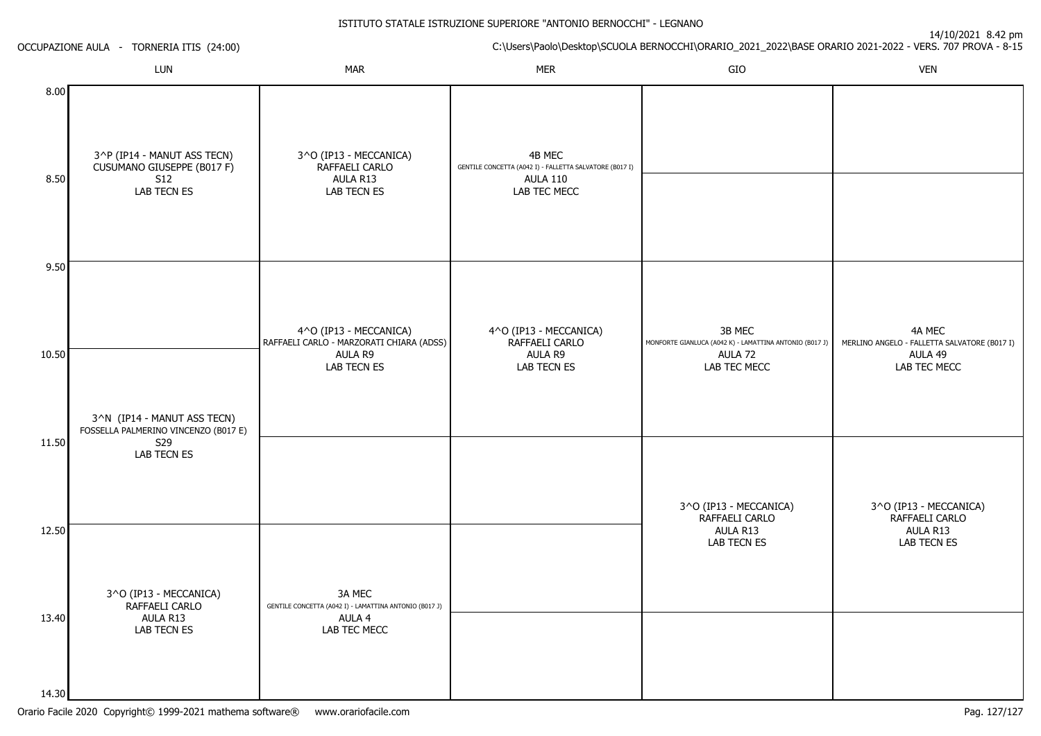ISTITUTO STATALE ISTRUZIONE SUPERIORE "ANTONIO BERNOCCHI" - LEGNANO

OCCUPAZIONE AULA - TORNERIA ITIS (24:00)

14/10/2021 8.42 pm

C:\Users\Paolo\Desktop\SCUOLA BERNOCCHI\ORARIO_2021_2022\BASE ORARIO 2021-2022 - VERS. 707 PROVA - 8-15

| | LUN | MAR | MER | GIO | VEN |
|---|---|---|---|---|---|
| 8.00 | 3^P (IP14 - MANUT ASS TECN) CUSUMANO GIUSEPPE (B017 F) S12 LAB TECN ES | 3^O (IP13 - MECCANICA) RAFFAELI CARLO AULA R13 LAB TECN ES | 4B MEC GENTILE CONCETTA (A042 I) - FALLETTA SALVATORE (B017 I) AULA 110 LAB TEC MECC | | |
| 8.50 | | | | | |
| 9.50 | | 4^O (IP13 - MECCANICA) RAFFAELI CARLO - MARZORATI CHIARA (ADSS) AULA R9 LAB TECN ES | 4^O (IP13 - MECCANICA) RAFFAELI CARLO AULA R9 LAB TECN ES | 3B MEC MONFORTE GIANLUCA (A042 K) - LAMATTINA ANTONIO (B017 J) AULA 72 LAB TEC MECC | 4A MEC MERLINO ANGELO - FALLETTA SALVATORE (B017 I) AULA 49 LAB TEC MECC |
| 10.50 | 3^N (IP14 - MANUT ASS TECN) FOSSELLA PALMERINO VINCENZO (B017 E) S29 LAB TECN ES | | | | |
| 11.50 | | | | 3^O (IP13 - MECCANICA) RAFFAELI CARLO AULA R13 LAB TECN ES | 3^O (IP13 - MECCANICA) RAFFAELI CARLO AULA R13 LAB TECN ES |
| 12.50 | 3^O (IP13 - MECCANICA) RAFFAELI CARLO AULA R13 LAB TECN ES | 3A MEC GENTILE CONCETTA (A042 I) - LAMATTINA ANTONIO (B017 J) AULA 4 LAB TEC MECC | | | |
| 13.40 | | | | | |
| 14.30 | | | | | |

Orario Facile 2020 Copyright© 1999-2021 mathema software® www.orariofacile.com